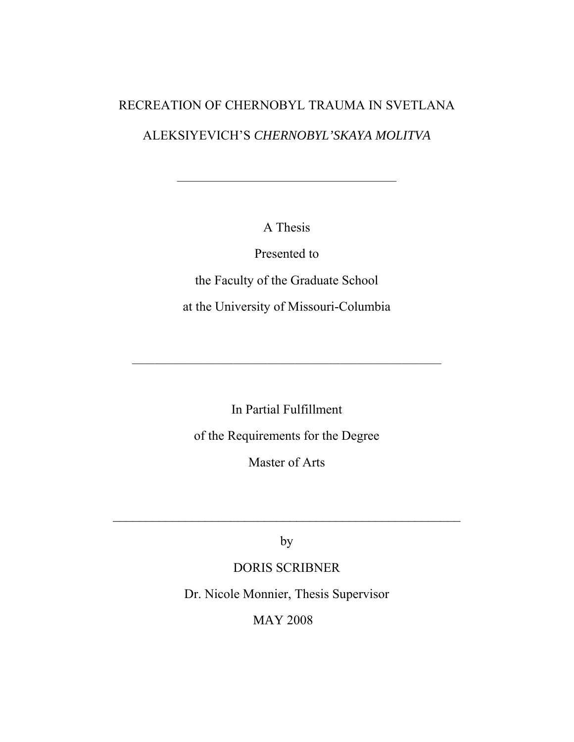# RECREATION OF CHERNOBYL TRAUMA IN SVETLANA ALEKSIYEVICH'S *CHERNOBYL'SKAYA MOLITVA*

---

A Thesis

Presented to

the Faculty of the Graduate School

at the University of Missouri-Columbia

---

In Partial Fulfillment

of the Requirements for the Degree

Master of Arts

---

by

DORIS SCRIBNER

Dr. Nicole Monnier, Thesis Supervisor

MAY 2008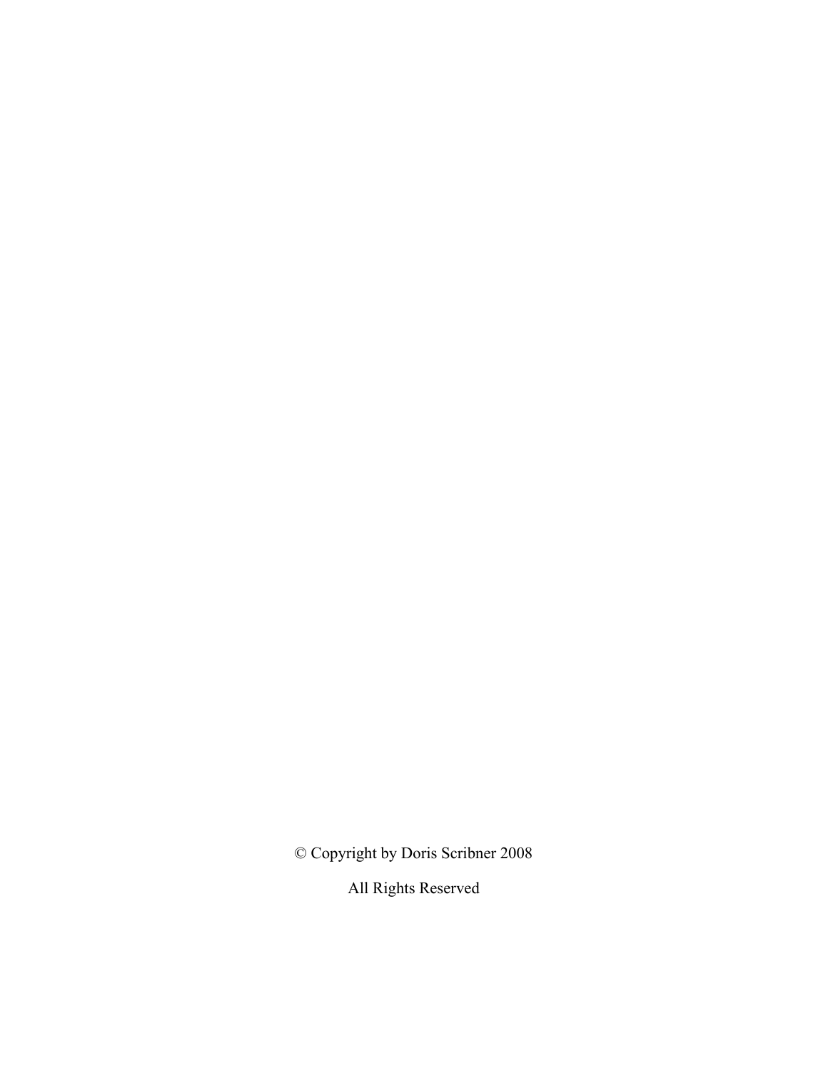© Copyright by Doris Scribner 2008

All Rights Reserved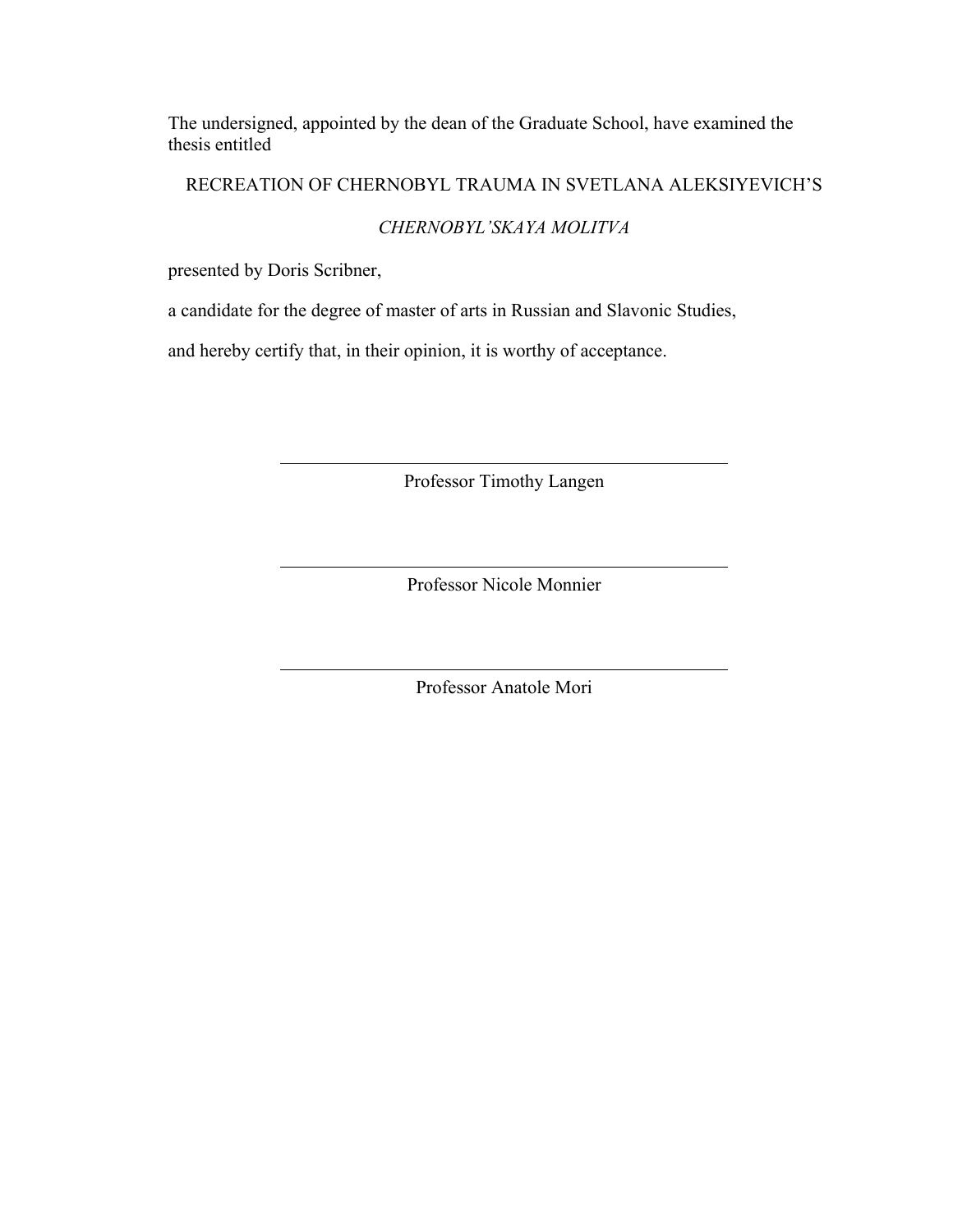The undersigned, appointed by the dean of the Graduate School, have examined the thesis entitled

RECREATION OF CHERNOBYL TRAUMA IN SVETLANA ALEKSIYEVICH'S

*CHERNOBYL'SKAYA MOLITVA*

presented by Doris Scribner,

a candidate for the degree of master of arts in Russian and Slavonic Studies,

and hereby certify that, in their opinion, it is worthy of acceptance.

Professor Timothy Langen

Professor Nicole Monnier

Professor Anatole Mori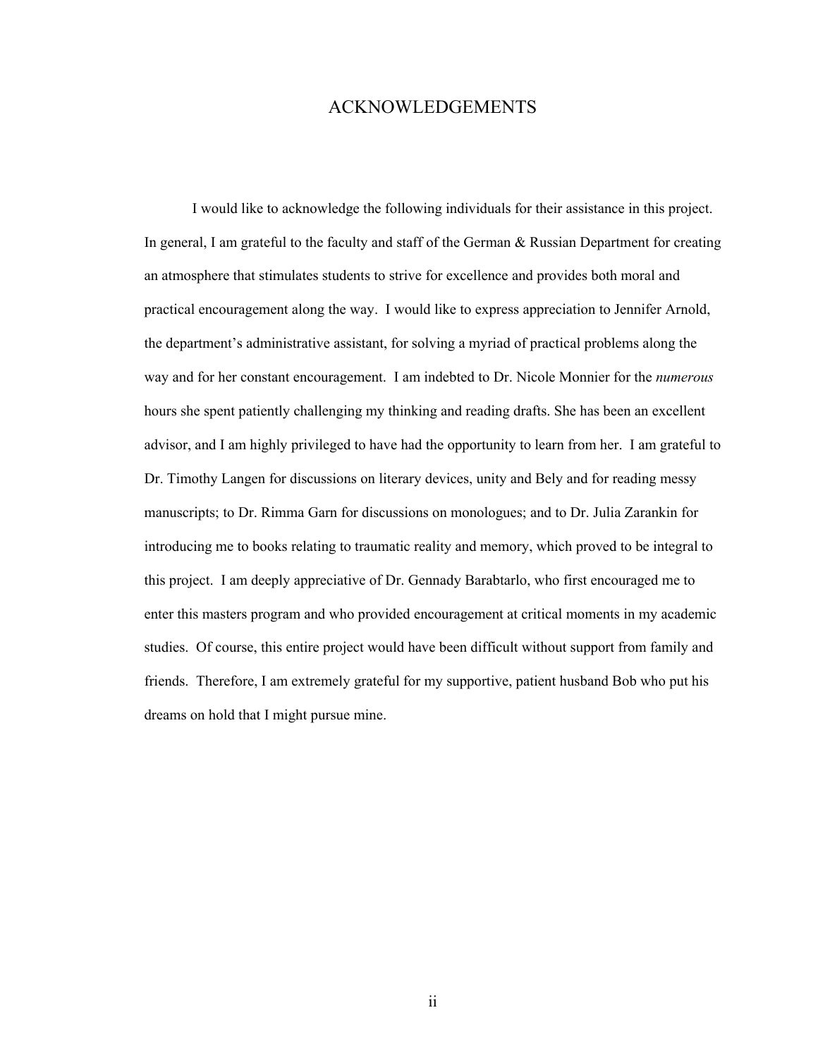# ACKNOWLEDGEMENTS

I would like to acknowledge the following individuals for their assistance in this project. In general, I am grateful to the faculty and staff of the German & Russian Department for creating an atmosphere that stimulates students to strive for excellence and provides both moral and practical encouragement along the way. I would like to express appreciation to Jennifer Arnold, the department's administrative assistant, for solving a myriad of practical problems along the way and for her constant encouragement. I am indebted to Dr. Nicole Monnier for the *numerous* hours she spent patiently challenging my thinking and reading drafts. She has been an excellent advisor, and I am highly privileged to have had the opportunity to learn from her. I am grateful to Dr. Timothy Langen for discussions on literary devices, unity and Bely and for reading messy manuscripts; to Dr. Rimma Garn for discussions on monologues; and to Dr. Julia Zarankin for introducing me to books relating to traumatic reality and memory, which proved to be integral to this project. I am deeply appreciative of Dr. Gennady Barabtarlo, who first encouraged me to enter this masters program and who provided encouragement at critical moments in my academic studies. Of course, this entire project would have been difficult without support from family and friends. Therefore, I am extremely grateful for my supportive, patient husband Bob who put his dreams on hold that I might pursue mine.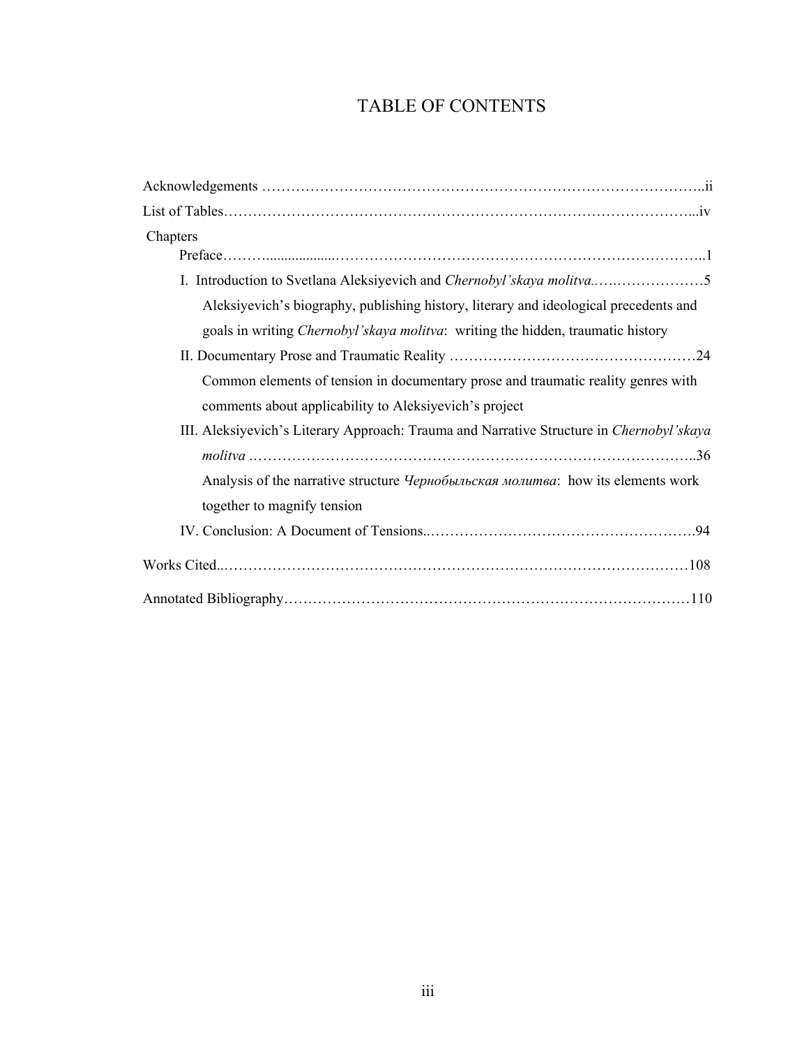# TABLE OF CONTENTS

Acknowledgements ……………………………………………………………………………..ii

List of Tables…………………………………………………………………………………...iv

Chapters

- Preface……….................…………………………………………………………………..1
- I. Introduction to Svetlana Aleksiyevich and *Chernobyl'skaya molitva.*…..………………5
  - Aleksiyevich's biography, publishing history, literary and ideological precedents and goals in writing *Chernobyl'skaya molitva*: writing the hidden, traumatic history
- II. Documentary Prose and Traumatic Reality ……………………………………………24
  - Common elements of tension in documentary prose and traumatic reality genres with comments about applicability to Aleksiyevich's project
- III. Aleksiyevich's Literary Approach: Trauma and Narrative Structure in *Chernobyl'skaya molitva* ……………………………………………………………………………..36
  - Analysis of the narrative structure *Чернобыльская молитва*: how its elements work together to magnify tension
- IV. Conclusion: A Document of Tensions..……………………………………………….94

Works Cited..…………………………………………………………………………………108

Annotated Bibliography………………………………………………………………………110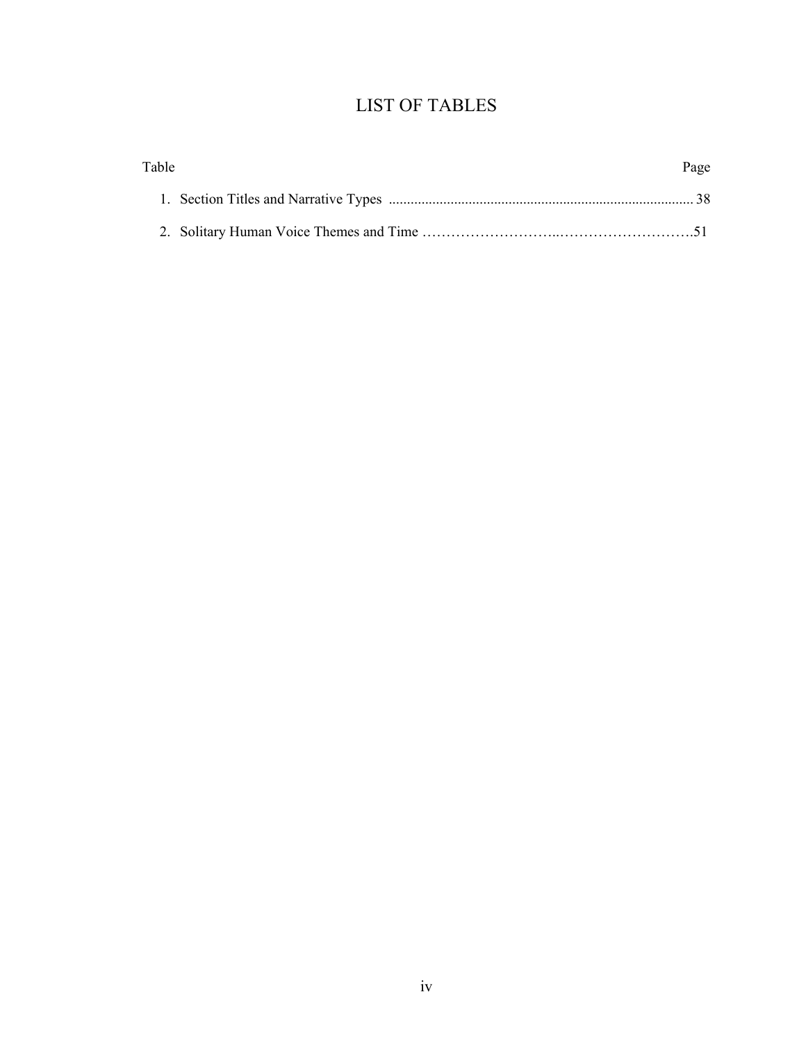# LIST OF TABLES

| Table | Page |
|---|---|
| 1. Section Titles and Narrative Types | 38 |
| 2. Solitary Human Voice Themes and Time | 51 |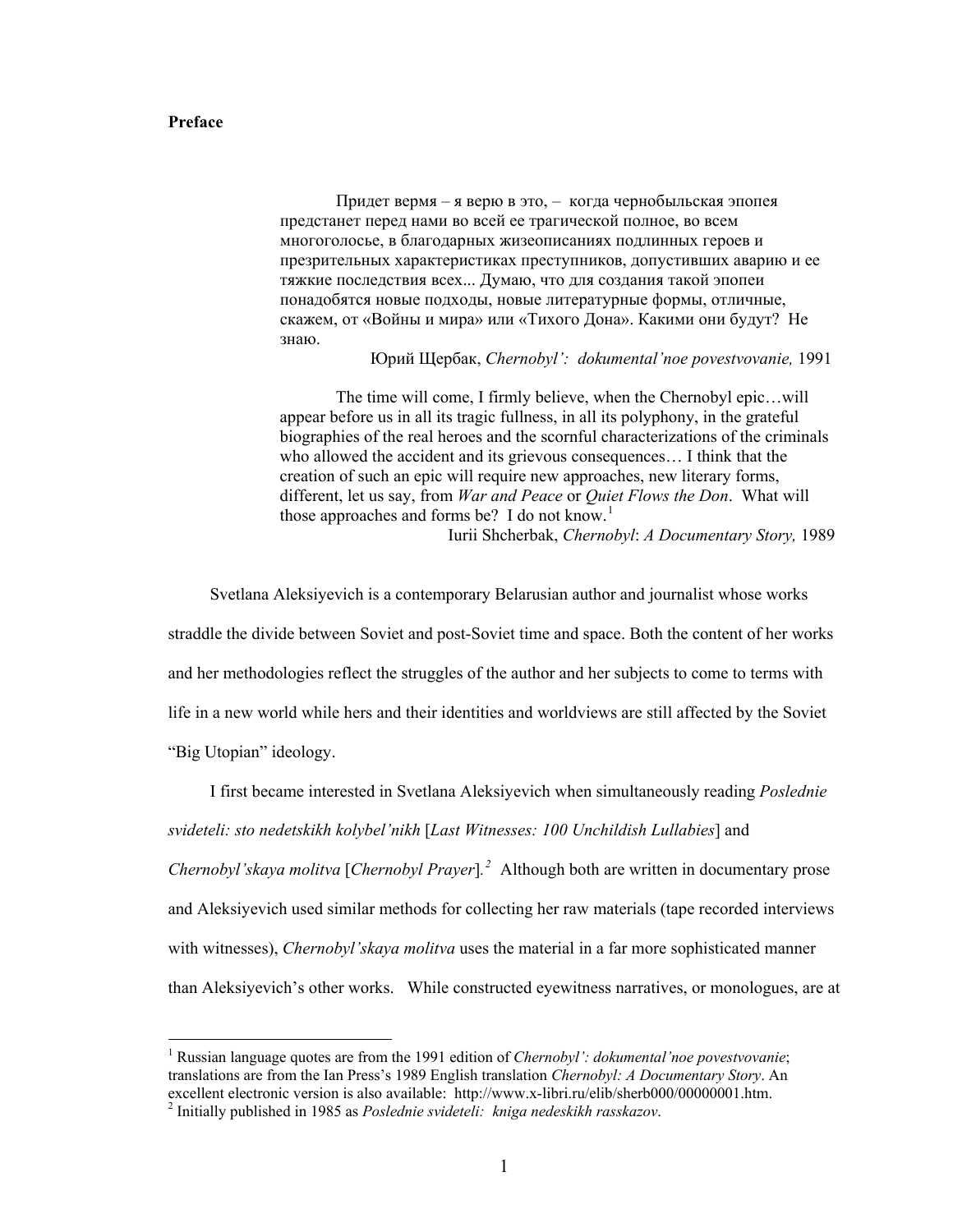**Preface**

> Придет вермя – я верю в это, – когда чернобыльская эпопея предстанет перед нами во всей ее трагической полное, во всем многоголосье, в благодарных жизеописаниях подлинных героев и презрительных характеристиках преступников, допустивших аварию и ее тяжкие последствия всех... Думаю, что для создания такой эпопеи понадобятся новые подходы, новые литературные формы, отличные, скажем, от «Войны и мира» или «Тихого Дона». Какими они будут? Не знаю.
>
> Юрий Щербак, *Chernobyl': dokumental'noe povestvovanie,* 1991

> The time will come, I firmly believe, when the Chernobyl epic…will appear before us in all its tragic fullness, in all its polyphony, in the grateful biographies of the real heroes and the scornful characterizations of the criminals who allowed the accident and its grievous consequences… I think that the creation of such an epic will require new approaches, new literary forms, different, let us say, from *War and Peace* or *Quiet Flows the Don*. What will those approaches and forms be? I do not know.[1]
>
> Iurii Shcherbak, *Chernobyl*: *A Documentary Story,* 1989

Svetlana Aleksiyevich is a contemporary Belarusian author and journalist whose works straddle the divide between Soviet and post-Soviet time and space. Both the content of her works and her methodologies reflect the struggles of the author and her subjects to come to terms with life in a new world while hers and their identities and worldviews are still affected by the Soviet "Big Utopian" ideology.

I first became interested in Svetlana Aleksiyevich when simultaneously reading *Poslednie svideteli: sto nedetskikh kolybel'nikh* [*Last Witnesses: 100 Unchildish Lullabies*] and *Chernobyl'skaya molitva* [*Chernobyl Prayer*].[2] Although both are written in documentary prose and Aleksiyevich used similar methods for collecting her raw materials (tape recorded interviews with witnesses), *Chernobyl'skaya molitva* uses the material in a far more sophisticated manner than Aleksiyevich's other works. While constructed eyewitness narratives, or monologues, are at

---

[1] Russian language quotes are from the 1991 edition of *Chernobyl': dokumental'noe povestvovanie*; translations are from the Ian Press's 1989 English translation *Chernobyl: A Documentary Story*. An excellent electronic version is also available: http://www.x-libri.ru/elib/sherb000/00000001.htm.

[2] Initially published in 1985 as *Poslednie svideteli: kniga nedeskikh rasskazov*.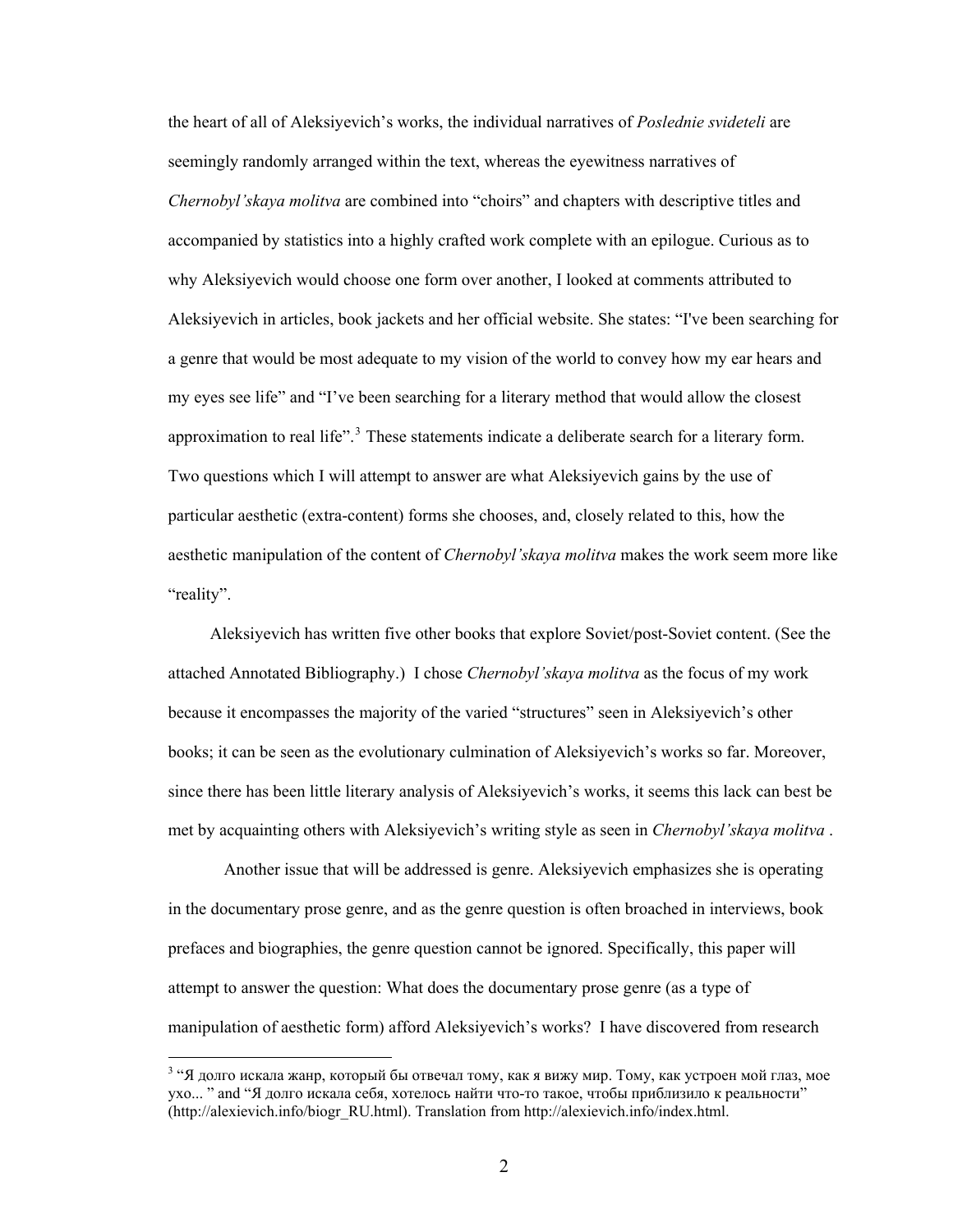the heart of all of Aleksiyevich's works, the individual narratives of *Poslednie svideteli* are seemingly randomly arranged within the text, whereas the eyewitness narratives of *Chernobyl'skaya molitva* are combined into "choirs" and chapters with descriptive titles and accompanied by statistics into a highly crafted work complete with an epilogue. Curious as to why Aleksiyevich would choose one form over another, I looked at comments attributed to Aleksiyevich in articles, book jackets and her official website. She states: "I've been searching for a genre that would be most adequate to my vision of the world to convey how my ear hears and my eyes see life" and "I've been searching for a literary method that would allow the closest approximation to real life".[3] These statements indicate a deliberate search for a literary form. Two questions which I will attempt to answer are what Aleksiyevich gains by the use of particular aesthetic (extra-content) forms she chooses, and, closely related to this, how the aesthetic manipulation of the content of *Chernobyl'skaya molitva* makes the work seem more like "reality".

Aleksiyevich has written five other books that explore Soviet/post-Soviet content. (See the attached Annotated Bibliography.) I chose *Chernobyl'skaya molitva* as the focus of my work because it encompasses the majority of the varied "structures" seen in Aleksiyevich's other books; it can be seen as the evolutionary culmination of Aleksiyevich's works so far. Moreover, since there has been little literary analysis of Aleksiyevich's works, it seems this lack can best be met by acquainting others with Aleksiyevich's writing style as seen in *Chernobyl'skaya molitva* .

Another issue that will be addressed is genre. Aleksiyevich emphasizes she is operating in the documentary prose genre, and as the genre question is often broached in interviews, book prefaces and biographies, the genre question cannot be ignored. Specifically, this paper will attempt to answer the question: What does the documentary prose genre (as a type of manipulation of aesthetic form) afford Aleksiyevich's works? I have discovered from research

[3] "Я долго искала жанр, который бы отвечал тому, как я вижу мир. Тому, как устроен мой глаз, мое ухо... " and "Я долго искала себя, хотелось найти что-то такое, чтобы приблизило к реальности" (http://alexievich.info/biogr_RU.html). Translation from http://alexievich.info/index.html.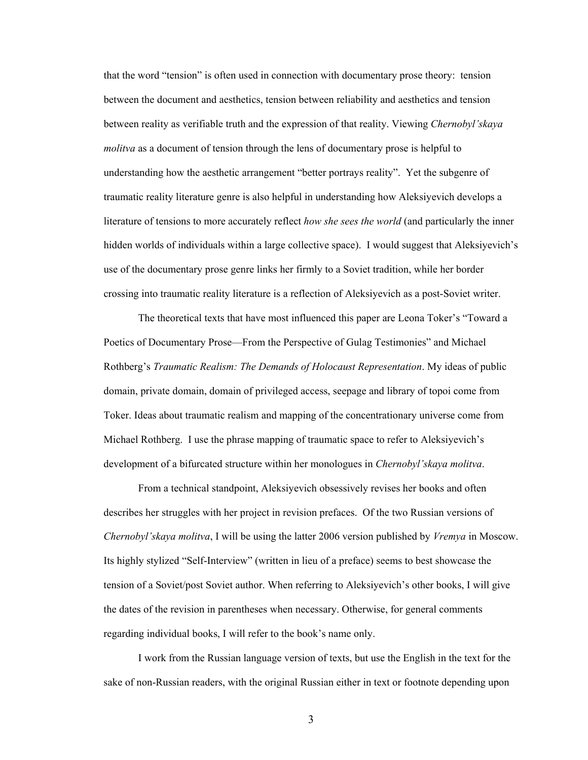that the word "tension" is often used in connection with documentary prose theory: tension between the document and aesthetics, tension between reliability and aesthetics and tension between reality as verifiable truth and the expression of that reality. Viewing *Chernobyl'skaya molitva* as a document of tension through the lens of documentary prose is helpful to understanding how the aesthetic arrangement "better portrays reality". Yet the subgenre of traumatic reality literature genre is also helpful in understanding how Aleksiyevich develops a literature of tensions to more accurately reflect *how she sees the world* (and particularly the inner hidden worlds of individuals within a large collective space). I would suggest that Aleksiyevich's use of the documentary prose genre links her firmly to a Soviet tradition, while her border crossing into traumatic reality literature is a reflection of Aleksiyevich as a post-Soviet writer.

The theoretical texts that have most influenced this paper are Leona Toker's "Toward a Poetics of Documentary Prose—From the Perspective of Gulag Testimonies" and Michael Rothberg's *Traumatic Realism: The Demands of Holocaust Representation*. My ideas of public domain, private domain, domain of privileged access, seepage and library of topoi come from Toker. Ideas about traumatic realism and mapping of the concentrationary universe come from Michael Rothberg. I use the phrase mapping of traumatic space to refer to Aleksiyevich's development of a bifurcated structure within her monologues in *Chernobyl'skaya molitva*.

From a technical standpoint, Aleksiyevich obsessively revises her books and often describes her struggles with her project in revision prefaces. Of the two Russian versions of *Chernobyl'skaya molitva*, I will be using the latter 2006 version published by *Vremya* in Moscow. Its highly stylized "Self-Interview" (written in lieu of a preface) seems to best showcase the tension of a Soviet/post Soviet author. When referring to Aleksiyevich's other books, I will give the dates of the revision in parentheses when necessary. Otherwise, for general comments regarding individual books, I will refer to the book's name only.

I work from the Russian language version of texts, but use the English in the text for the sake of non-Russian readers, with the original Russian either in text or footnote depending upon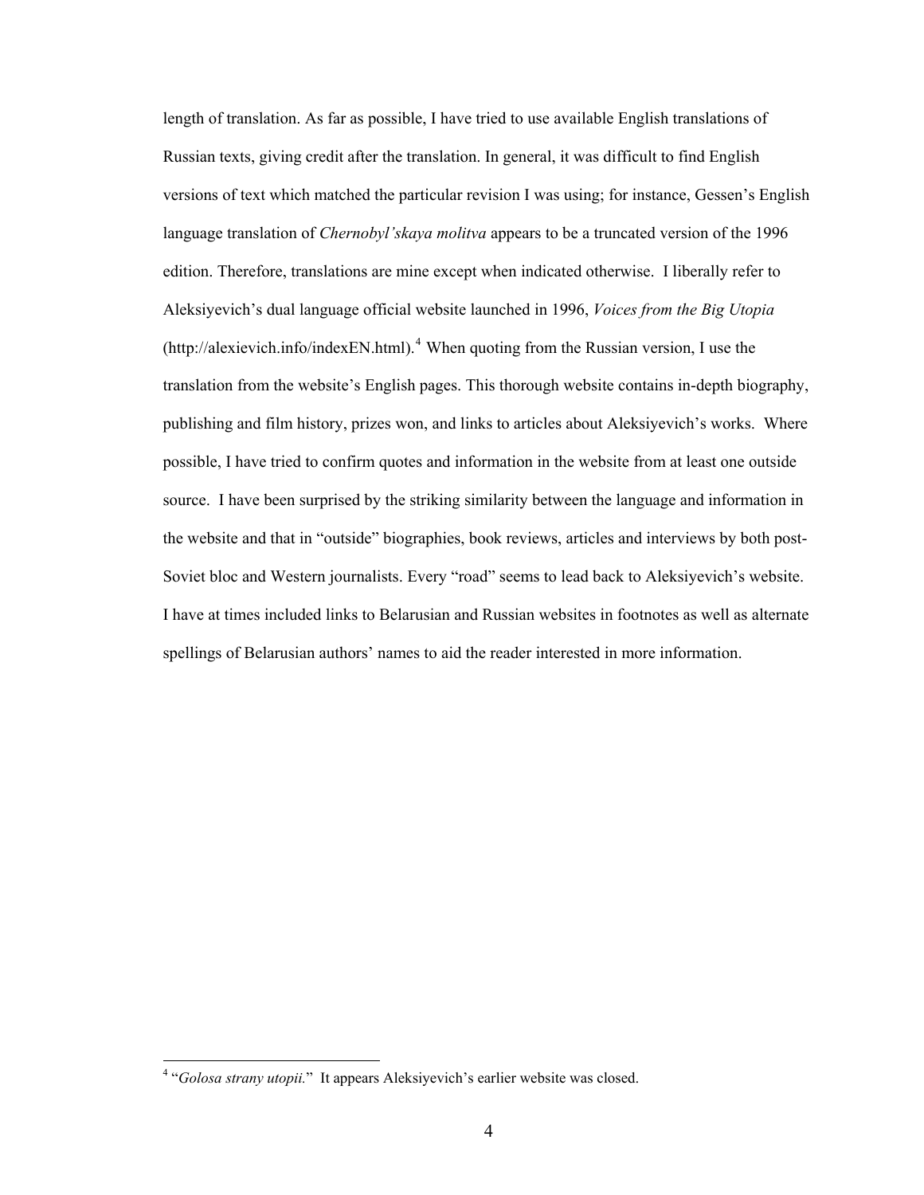length of translation. As far as possible, I have tried to use available English translations of Russian texts, giving credit after the translation. In general, it was difficult to find English versions of text which matched the particular revision I was using; for instance, Gessen's English language translation of *Chernobyl'skaya molitva* appears to be a truncated version of the 1996 edition. Therefore, translations are mine except when indicated otherwise. I liberally refer to Aleksiyevich's dual language official website launched in 1996, *Voices from the Big Utopia* (http://alexievich.info/indexEN.html).[4] When quoting from the Russian version, I use the translation from the website's English pages. This thorough website contains in-depth biography, publishing and film history, prizes won, and links to articles about Aleksiyevich's works. Where possible, I have tried to confirm quotes and information in the website from at least one outside source. I have been surprised by the striking similarity between the language and information in the website and that in "outside" biographies, book reviews, articles and interviews by both post-Soviet bloc and Western journalists. Every "road" seems to lead back to Aleksiyevich's website. I have at times included links to Belarusian and Russian websites in footnotes as well as alternate spellings of Belarusian authors' names to aid the reader interested in more information.

[4] "*Golosa strany utopii.*" It appears Aleksiyevich's earlier website was closed.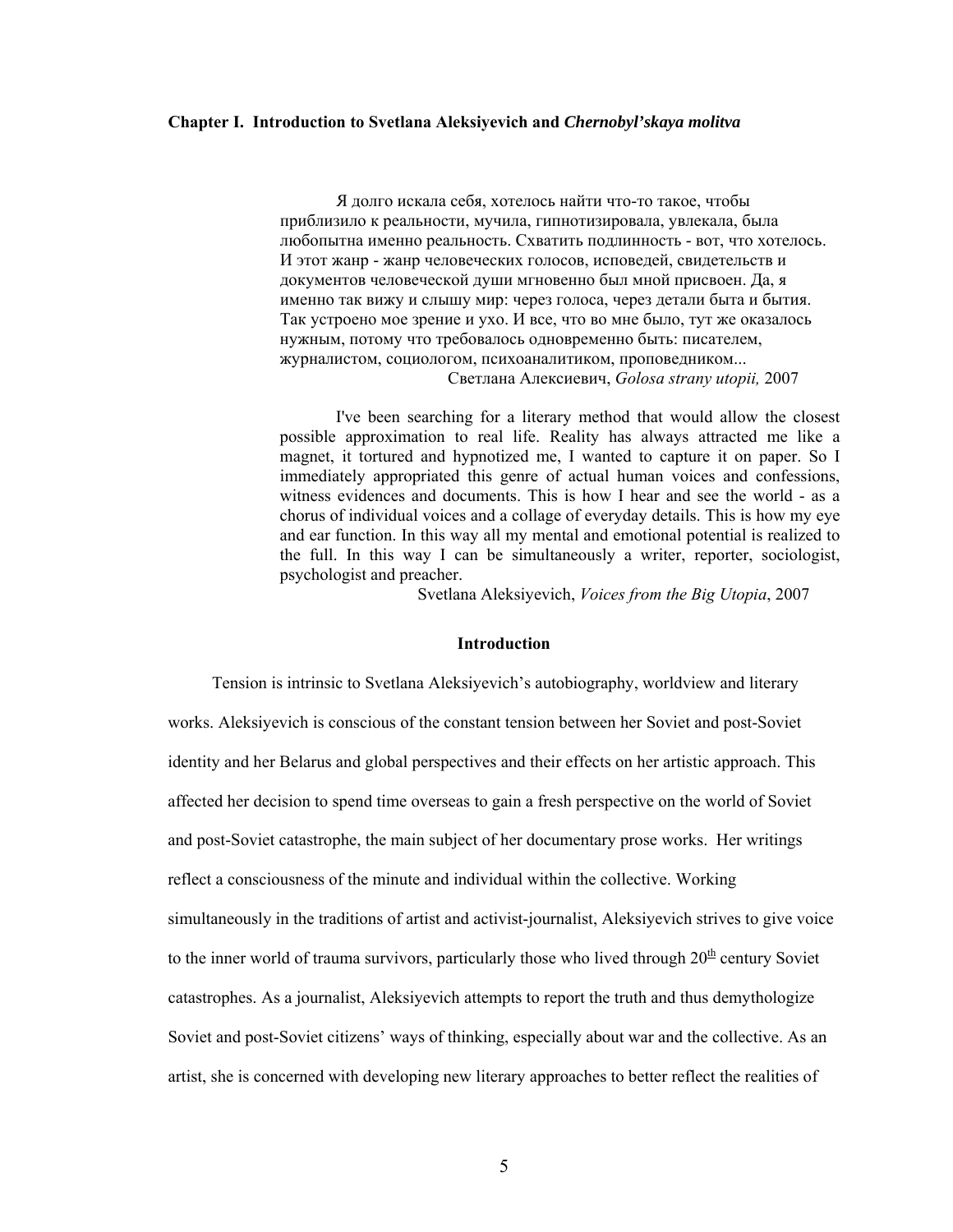## Chapter I. Introduction to Svetlana Aleksiyevich and *Chernobyl'skaya molitva*

> Я долго искала себя, хотелось найти что-то такое, чтобы приблизило к реальности, мучила, гипнотизировала, увлекала, была любопытна именно реальность. Схватить подлинность - вот, что хотелось. И этот жанр - жанр человеческих голосов, исповедей, свидетельств и документов человеческой души мгновенно был мной присвоен. Да, я именно так вижу и слышу мир: через голоса, через детали быта и бытия. Так устроено мое зрение и ухо. И все, что во мне было, тут же оказалось нужным, потому что требовалось одновременно быть: писателем, журналистом, социологом, психоаналитиком, проповедником...
>
> Светлана Алексиевич, *Golosa strany utopii,* 2007

> I've been searching for a literary method that would allow the closest possible approximation to real life. Reality has always attracted me like a magnet, it tortured and hypnotized me, I wanted to capture it on paper. So I immediately appropriated this genre of actual human voices and confessions, witness evidences and documents. This is how I hear and see the world - as a chorus of individual voices and a collage of everyday details. This is how my eye and ear function. In this way all my mental and emotional potential is realized to the full. In this way I can be simultaneously a writer, reporter, sociologist, psychologist and preacher.
>
> Svetlana Aleksiyevich, *Voices from the Big Utopia*, 2007

### Introduction

Tension is intrinsic to Svetlana Aleksiyevich's autobiography, worldview and literary works. Aleksiyevich is conscious of the constant tension between her Soviet and post-Soviet identity and her Belarus and global perspectives and their effects on her artistic approach. This affected her decision to spend time overseas to gain a fresh perspective on the world of Soviet and post-Soviet catastrophe, the main subject of her documentary prose works. Her writings reflect a consciousness of the minute and individual within the collective. Working simultaneously in the traditions of artist and activist-journalist, Aleksiyevich strives to give voice to the inner world of trauma survivors, particularly those who lived through 20th century Soviet catastrophes. As a journalist, Aleksiyevich attempts to report the truth and thus demythologize Soviet and post-Soviet citizens' ways of thinking, especially about war and the collective. As an artist, she is concerned with developing new literary approaches to better reflect the realities of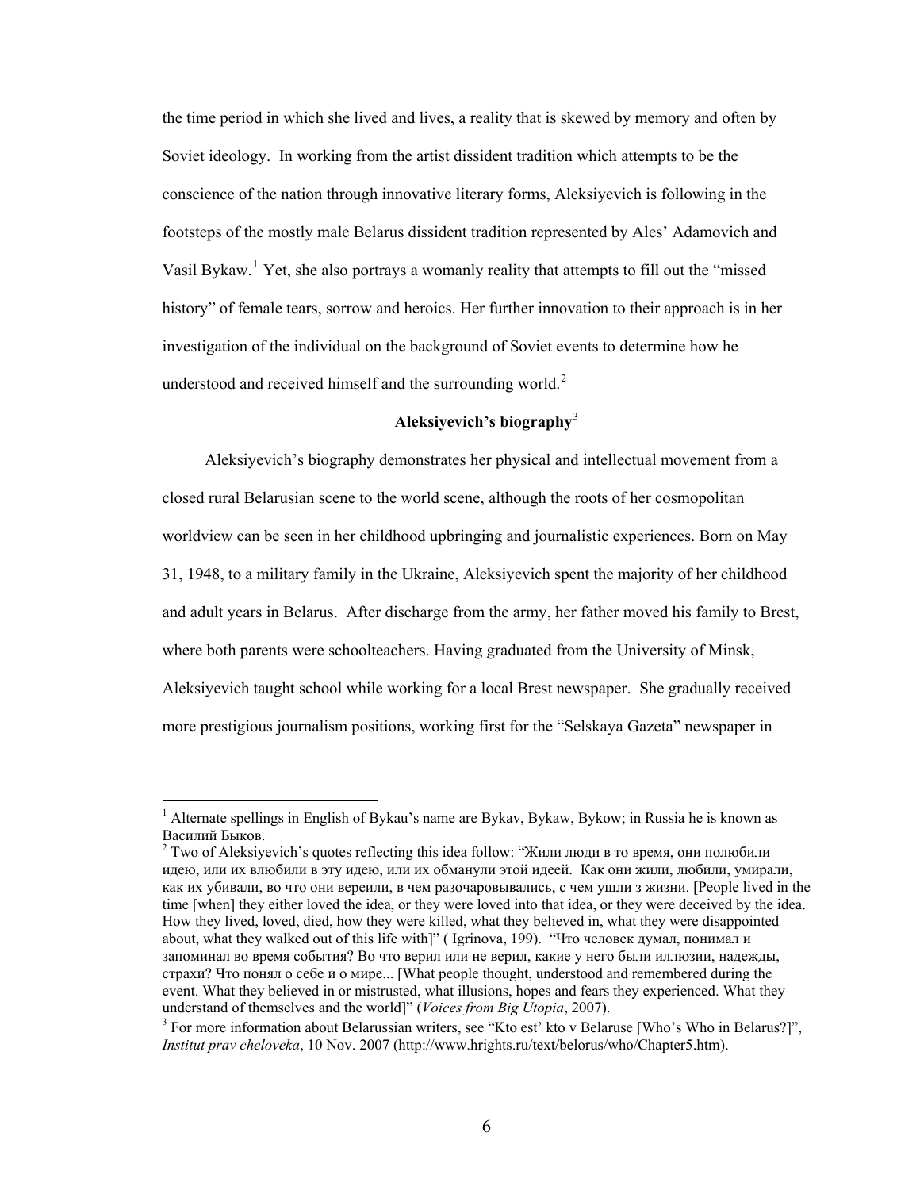the time period in which she lived and lives, a reality that is skewed by memory and often by Soviet ideology. In working from the artist dissident tradition which attempts to be the conscience of the nation through innovative literary forms, Aleksiyevich is following in the footsteps of the mostly male Belarus dissident tradition represented by Ales' Adamovich and Vasil Bykaw.[1] Yet, she also portrays a womanly reality that attempts to fill out the "missed history" of female tears, sorrow and heroics. Her further innovation to their approach is in her investigation of the individual on the background of Soviet events to determine how he understood and received himself and the surrounding world.[2]

**Aleksiyevich's biography**[3]

Aleksiyevich's biography demonstrates her physical and intellectual movement from a closed rural Belarusian scene to the world scene, although the roots of her cosmopolitan worldview can be seen in her childhood upbringing and journalistic experiences. Born on May 31, 1948, to a military family in the Ukraine, Aleksiyevich spent the majority of her childhood and adult years in Belarus. After discharge from the army, her father moved his family to Brest, where both parents were schoolteachers. Having graduated from the University of Minsk, Aleksiyevich taught school while working for a local Brest newspaper. She gradually received more prestigious journalism positions, working first for the "Selskaya Gazeta" newspaper in

---

[1] Alternate spellings in English of Bykau's name are Bykav, Bykaw, Bykow; in Russia he is known as Василий Быков.

[2] Two of Aleksiyevich's quotes reflecting this idea follow: "Жили люди в то время, они полюбили идею, или их влюбили в эту идею, или их обманули этой идеей. Как они жили, любили, умирали, как их убивали, во что они вереили, в чем разочаровывались, с чем ушли з жизни. [People lived in the time [when] they either loved the idea, or they were loved into that idea, or they were deceived by the idea. How they lived, loved, died, how they were killed, what they believed in, what they were disappointed about, what they walked out of this life with]" ( Igrinova, 199). "Что человек думал, понимал и запоминал во время события? Во что верил или не верил, какие у него были иллюзии, надежды, страхи? Что понял о себе и о мире... [What people thought, understood and remembered during the event. What they believed in or mistrusted, what illusions, hopes and fears they experienced. What they understand of themselves and the world]" (*Voices from Big Utopia*, 2007).

[3] For more information about Belarussian writers, see "Kto est' kto v Belaruse [Who's Who in Belarus?]", *Institut prav cheloveka*, 10 Nov. 2007 (http://www.hrights.ru/text/belorus/who/Chapter5.htm).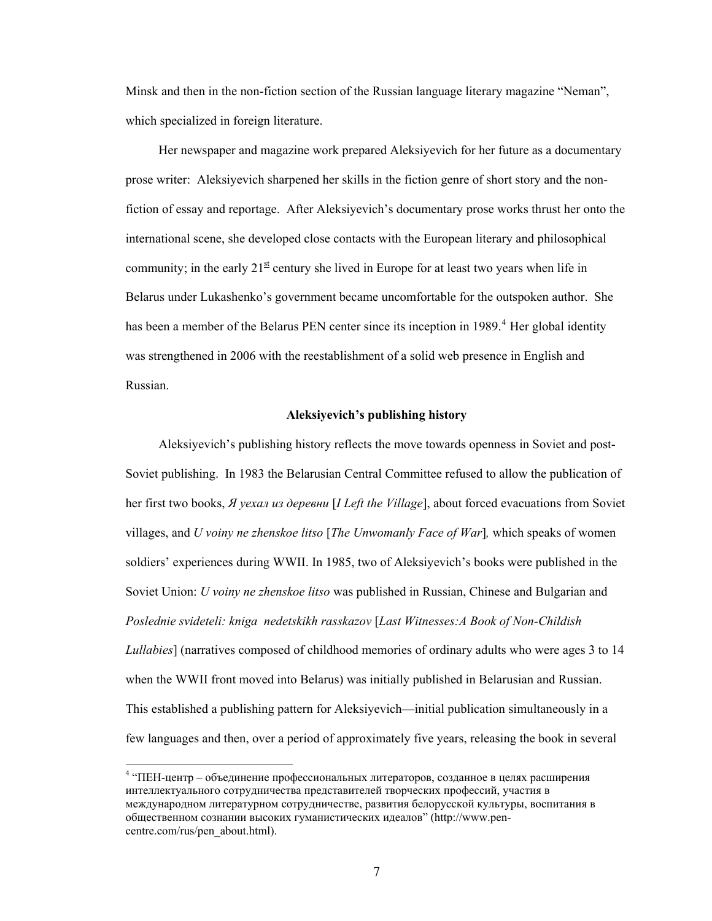Minsk and then in the non-fiction section of the Russian language literary magazine "Neman", which specialized in foreign literature.

Her newspaper and magazine work prepared Aleksiyevich for her future as a documentary prose writer: Aleksiyevich sharpened her skills in the fiction genre of short story and the non-fiction of essay and reportage. After Aleksiyevich's documentary prose works thrust her onto the international scene, she developed close contacts with the European literary and philosophical community; in the early 21st century she lived in Europe for at least two years when life in Belarus under Lukashenko's government became uncomfortable for the outspoken author. She has been a member of the Belarus PEN center since its inception in 1989.[4] Her global identity was strengthened in 2006 with the reestablishment of a solid web presence in English and Russian.

**Aleksiyevich's publishing history**

Aleksiyevich's publishing history reflects the move towards openness in Soviet and post-Soviet publishing. In 1983 the Belarusian Central Committee refused to allow the publication of her first two books, *Я уехал из деревни* [*I Left the Village*], about forced evacuations from Soviet villages, and *U voiny ne zhenskoe litso* [*The Unwomanly Face of War*], which speaks of women soldiers' experiences during WWII. In 1985, two of Aleksiyevich's books were published in the Soviet Union: *U voiny ne zhenskoe litso* was published in Russian, Chinese and Bulgarian and *Poslednie svideteli: kniga nedetskikh rasskazov* [*Last Witnesses:A Book of Non-Childish Lullabies*] (narratives composed of childhood memories of ordinary adults who were ages 3 to 14 when the WWII front moved into Belarus) was initially published in Belarusian and Russian. This established a publishing pattern for Aleksiyevich—initial publication simultaneously in a few languages and then, over a period of approximately five years, releasing the book in several

[4] "ПЕН-центр – объединение профессиональных литераторов, созданное в целях расширения интеллектуального сотрудничества представителей творческих профессий, участия в международном литературном сотрудничестве, развития белорусской культуры, воспитания в общественном сознании высоких гуманистических идеалов" (http://www.pen-centre.com/rus/pen_about.html).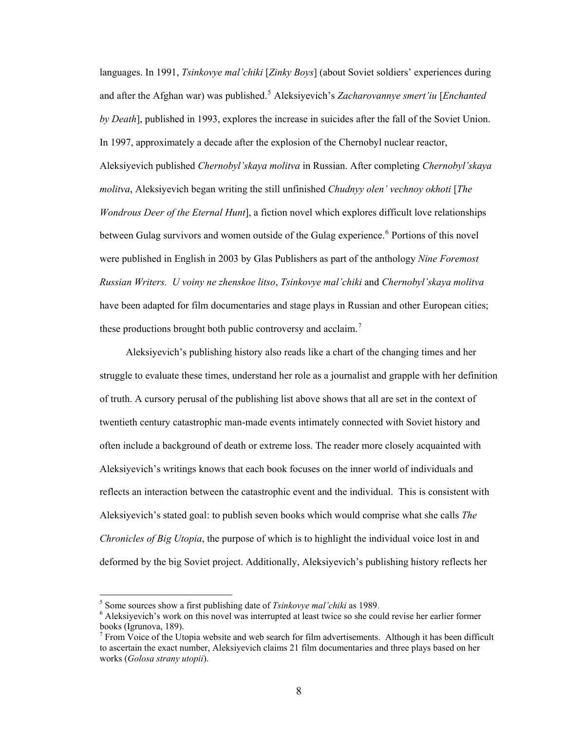languages. In 1991, *Tsinkovye mal'chiki* [*Zinky Boys*] (about Soviet soldiers' experiences during and after the Afghan war) was published.[5] Aleksiyevich's *Zacharovannye smert'iu* [*Enchanted by Death*], published in 1993, explores the increase in suicides after the fall of the Soviet Union. In 1997, approximately a decade after the explosion of the Chernobyl nuclear reactor, Aleksiyevich published *Chernobyl'skaya molitva* in Russian. After completing *Chernobyl'skaya molitva*, Aleksiyevich began writing the still unfinished *Chudnyy olen' vechnoy okhoti* [*The Wondrous Deer of the Eternal Hunt*], a fiction novel which explores difficult love relationships between Gulag survivors and women outside of the Gulag experience.[6] Portions of this novel were published in English in 2003 by Glas Publishers as part of the anthology *Nine Foremost Russian Writers. U voiny ne zhenskoe litso*, *Tsinkovye mal'chiki* and *Chernobyl'skaya molitva* have been adapted for film documentaries and stage plays in Russian and other European cities; these productions brought both public controversy and acclaim.[7]

Aleksiyevich's publishing history also reads like a chart of the changing times and her struggle to evaluate these times, understand her role as a journalist and grapple with her definition of truth. A cursory perusal of the publishing list above shows that all are set in the context of twentieth century catastrophic man-made events intimately connected with Soviet history and often include a background of death or extreme loss. The reader more closely acquainted with Aleksiyevich's writings knows that each book focuses on the inner world of individuals and reflects an interaction between the catastrophic event and the individual. This is consistent with Aleksiyevich's stated goal: to publish seven books which would comprise what she calls *The Chronicles of Big Utopia*, the purpose of which is to highlight the individual voice lost in and deformed by the big Soviet project. Additionally, Aleksiyevich's publishing history reflects her

---

[5] Some sources show a first publishing date of *Tsinkovye mal'chiki* as 1989.

[6] Aleksiyevich's work on this novel was interrupted at least twice so she could revise her earlier former books (Igrunova, 189).

[7] From Voice of the Utopia website and web search for film advertisements. Although it has been difficult to ascertain the exact number, Aleksiyevich claims 21 film documentaries and three plays based on her works (*Golosa strany utopii*).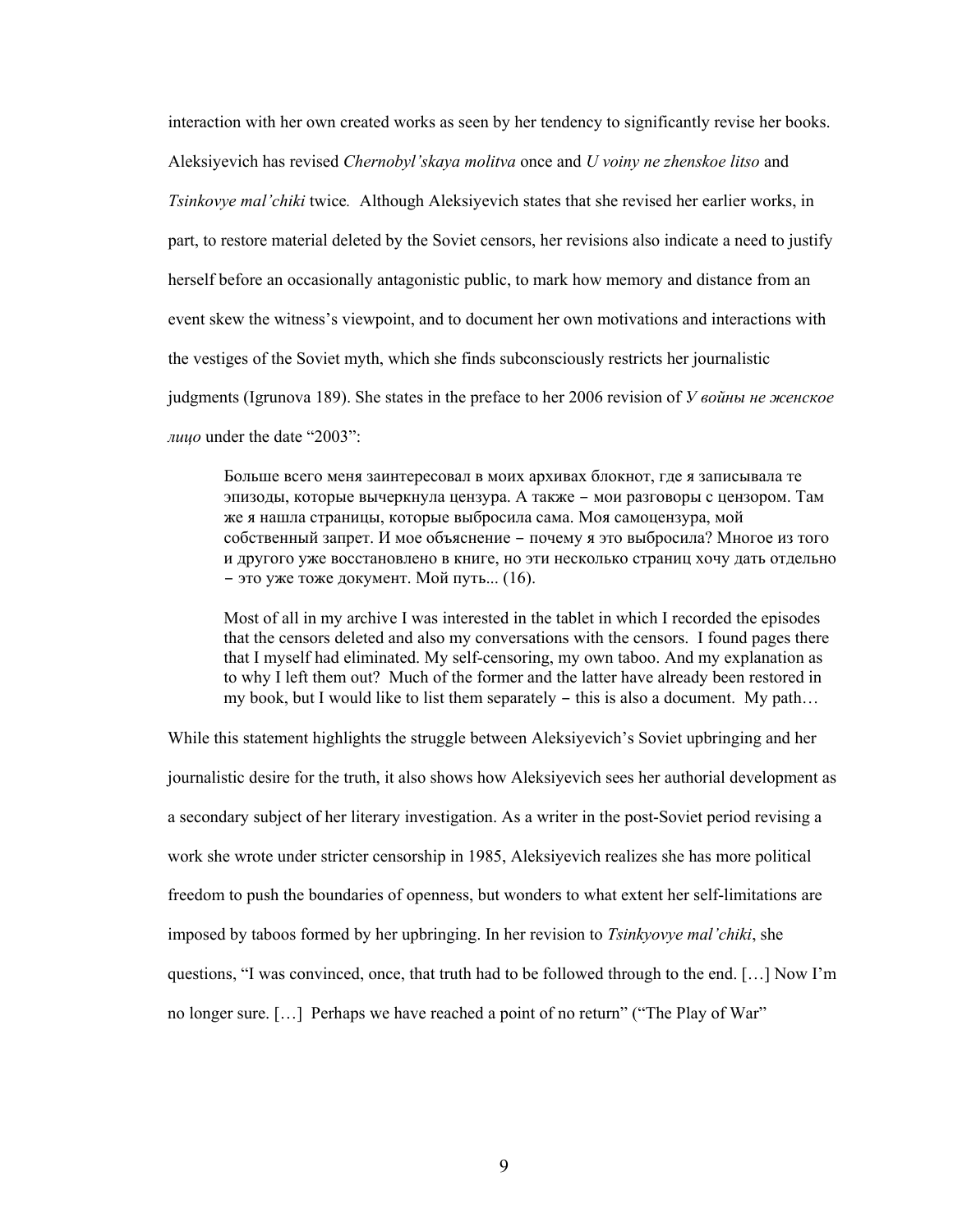interaction with her own created works as seen by her tendency to significantly revise her books. Aleksiyevich has revised *Chernobyl'skaya molitva* once and *U voiny ne zhenskoe litso* and *Tsinkovye mal'chiki* twice. Although Aleksiyevich states that she revised her earlier works, in part, to restore material deleted by the Soviet censors, her revisions also indicate a need to justify herself before an occasionally antagonistic public, to mark how memory and distance from an event skew the witness's viewpoint, and to document her own motivations and interactions with the vestiges of the Soviet myth, which she finds subconsciously restricts her journalistic judgments (Igrunova 189). She states in the preface to her 2006 revision of *У войны не женское лицо* under the date "2003":

> Больше всего меня заинтересовал в моих архивах блокнот, где я записывала те эпизоды, которые вычеркнула цензура. А также – мои разговоры с цензором. Там же я нашла страницы, которые выбросила сама. Моя самоцензура, мой собственный запрет. И мое объяснение – почему я это выбросила? Многое из того и другого уже восстановлено в книге, но эти несколько страниц хочу дать отдельно – это уже тоже документ. Мой путь... (16).
>
> Most of all in my archive I was interested in the tablet in which I recorded the episodes that the censors deleted and also my conversations with the censors. I found pages there that I myself had eliminated. My self-censoring, my own taboo. And my explanation as to why I left them out? Much of the former and the latter have already been restored in my book, but I would like to list them separately – this is also a document. My path…

While this statement highlights the struggle between Aleksiyevich's Soviet upbringing and her journalistic desire for the truth, it also shows how Aleksiyevich sees her authorial development as a secondary subject of her literary investigation. As a writer in the post-Soviet period revising a work she wrote under stricter censorship in 1985, Aleksiyevich realizes she has more political freedom to push the boundaries of openness, but wonders to what extent her self-limitations are imposed by taboos formed by her upbringing. In her revision to *Tsinkyovye mal'chiki*, she questions, "I was convinced, once, that truth had to be followed through to the end. […] Now I'm no longer sure. […] Perhaps we have reached a point of no return" ("The Play of War"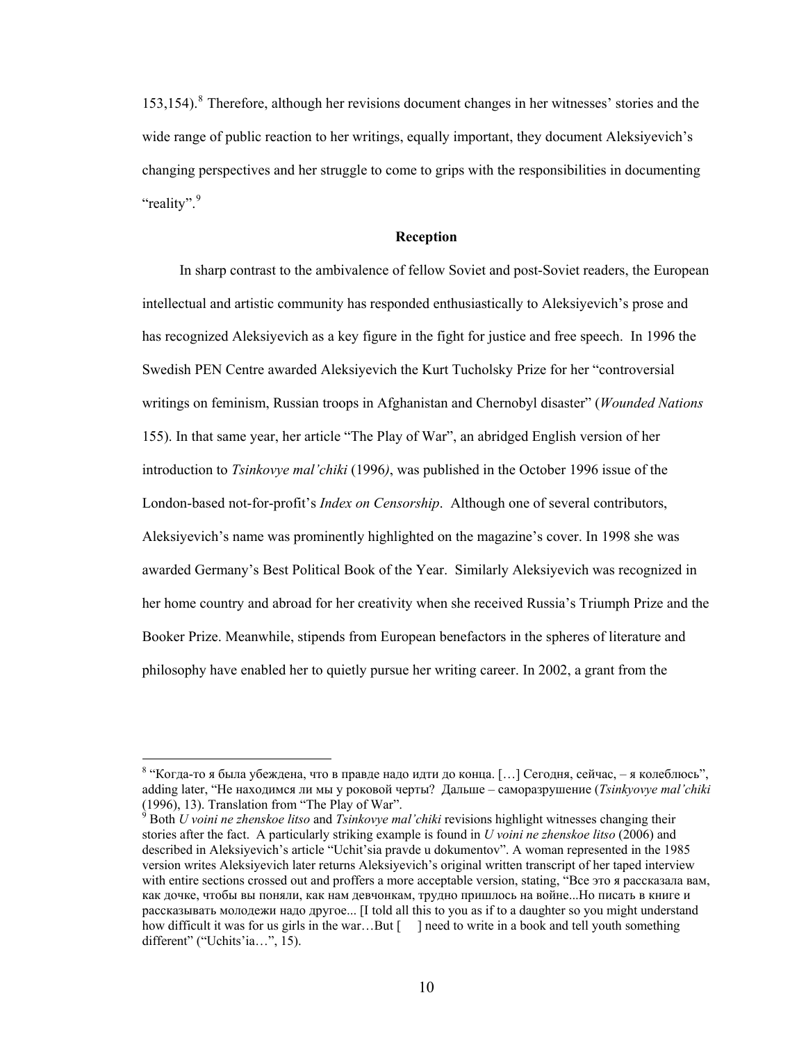153,154).[8] Therefore, although her revisions document changes in her witnesses' stories and the wide range of public reaction to her writings, equally important, they document Aleksiyevich's changing perspectives and her struggle to come to grips with the responsibilities in documenting "reality".[9]

**Reception**

In sharp contrast to the ambivalence of fellow Soviet and post-Soviet readers, the European intellectual and artistic community has responded enthusiastically to Aleksiyevich's prose and has recognized Aleksiyevich as a key figure in the fight for justice and free speech. In 1996 the Swedish PEN Centre awarded Aleksiyevich the Kurt Tucholsky Prize for her "controversial writings on feminism, Russian troops in Afghanistan and Chernobyl disaster" (*Wounded Nations* 155). In that same year, her article "The Play of War", an abridged English version of her introduction to *Tsinkovye mal'chiki* (1996), was published in the October 1996 issue of the London-based not-for-profit's *Index on Censorship*. Although one of several contributors, Aleksiyevich's name was prominently highlighted on the magazine's cover. In 1998 she was awarded Germany's Best Political Book of the Year. Similarly Aleksiyevich was recognized in her home country and abroad for her creativity when she received Russia's Triumph Prize and the Booker Prize. Meanwhile, stipends from European benefactors in the spheres of literature and philosophy have enabled her to quietly pursue her writing career. In 2002, a grant from the

---

[8] "Когда-то я была убеждена, что в правде надо идти до конца. […] Сегодня, сейчас, – я колеблюсь", adding later, "Не находимся ли мы у роковой черты? Дальше – саморазрушение (*Tsinkyovye mal'chiki* (1996), 13). Translation from "The Play of War".

[9] Both *U voini ne zhenskoe litso* and *Tsinkovye mal'chiki* revisions highlight witnesses changing their stories after the fact. A particularly striking example is found in *U voini ne zhenskoe litso* (2006) and described in Aleksiyevich's article "Uchit'sia pravde u dokumentov". A woman represented in the 1985 version writes Aleksiyevich later returns Aleksiyevich's original written transcript of her taped interview with entire sections crossed out and proffers a more acceptable version, stating, "Все это я рассказала вам, как дочке, чтобы вы поняли, как нам девчонкам, трудно пришлось на войне...Но писать в книге и рассказывать молодежи надо другое... [I told all this to you as if to a daughter so you might understand how difficult it was for us girls in the war…But [ ] need to write in a book and tell youth something different" ("Uchits'ia…", 15).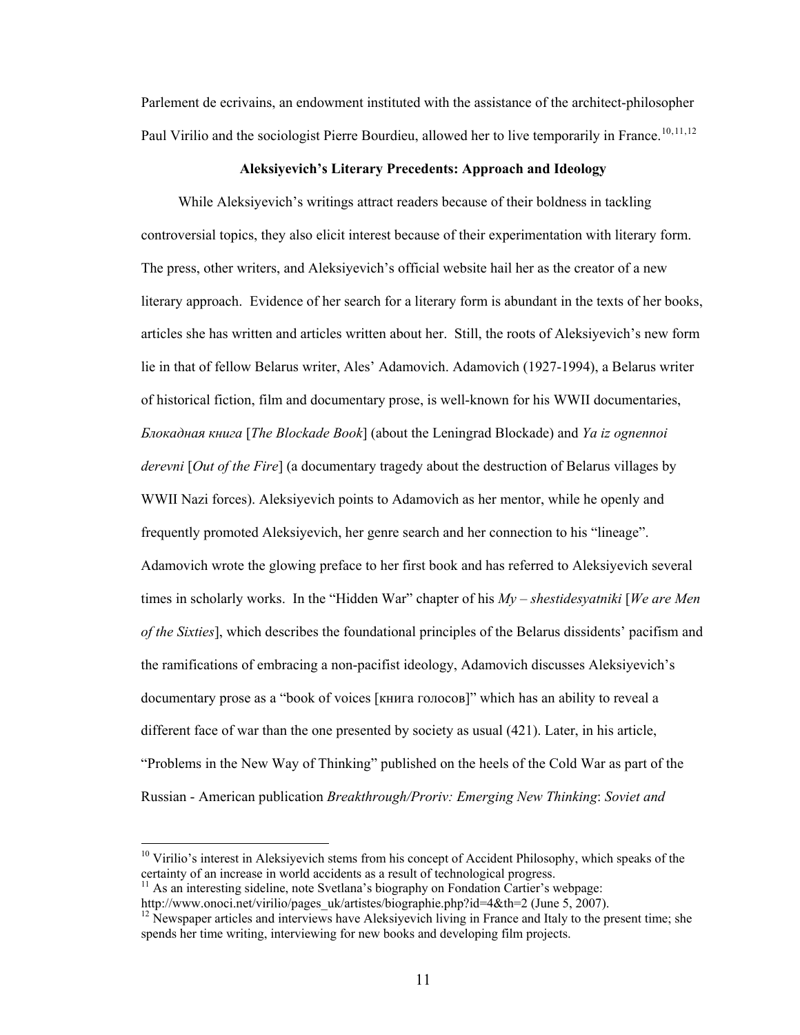Parlement de ecrivains, an endowment instituted with the assistance of the architect-philosopher Paul Virilio and the sociologist Pierre Bourdieu, allowed her to live temporarily in France.[10,11,12]

### Aleksiyevich's Literary Precedents: Approach and Ideology

While Aleksiyevich's writings attract readers because of their boldness in tackling controversial topics, they also elicit interest because of their experimentation with literary form. The press, other writers, and Aleksiyevich's official website hail her as the creator of a new literary approach. Evidence of her search for a literary form is abundant in the texts of her books, articles she has written and articles written about her. Still, the roots of Aleksiyevich's new form lie in that of fellow Belarus writer, Ales' Adamovich. Adamovich (1927-1994), a Belarus writer of historical fiction, film and documentary prose, is well-known for his WWII documentaries, *Блокадная книга* [*The Blockade Book*] (about the Leningrad Blockade) and *Ya iz ognennoi derevni* [*Out of the Fire*] (a documentary tragedy about the destruction of Belarus villages by WWII Nazi forces). Aleksiyevich points to Adamovich as her mentor, while he openly and frequently promoted Aleksiyevich, her genre search and her connection to his "lineage". Adamovich wrote the glowing preface to her first book and has referred to Aleksiyevich several times in scholarly works. In the "Hidden War" chapter of his *My – shestidesyatniki* [*We are Men of the Sixties*], which describes the foundational principles of the Belarus dissidents' pacifism and the ramifications of embracing a non-pacifist ideology, Adamovich discusses Aleksiyevich's documentary prose as a "book of voices [книга голосов]" which has an ability to reveal a different face of war than the one presented by society as usual (421). Later, in his article, "Problems in the New Way of Thinking" published on the heels of the Cold War as part of the Russian - American publication *Breakthrough/Proriv: Emerging New Thinking*: *Soviet and*

---

[10] Virilio's interest in Aleksiyevich stems from his concept of Accident Philosophy, which speaks of the certainty of an increase in world accidents as a result of technological progress.

[11] As an interesting sideline, note Svetlana's biography on Fondation Cartier's webpage: http://www.onoci.net/virilio/pages_uk/artistes/biographie.php?id=4&th=2 (June 5, 2007).

[12] Newspaper articles and interviews have Aleksiyevich living in France and Italy to the present time; she spends her time writing, interviewing for new books and developing film projects.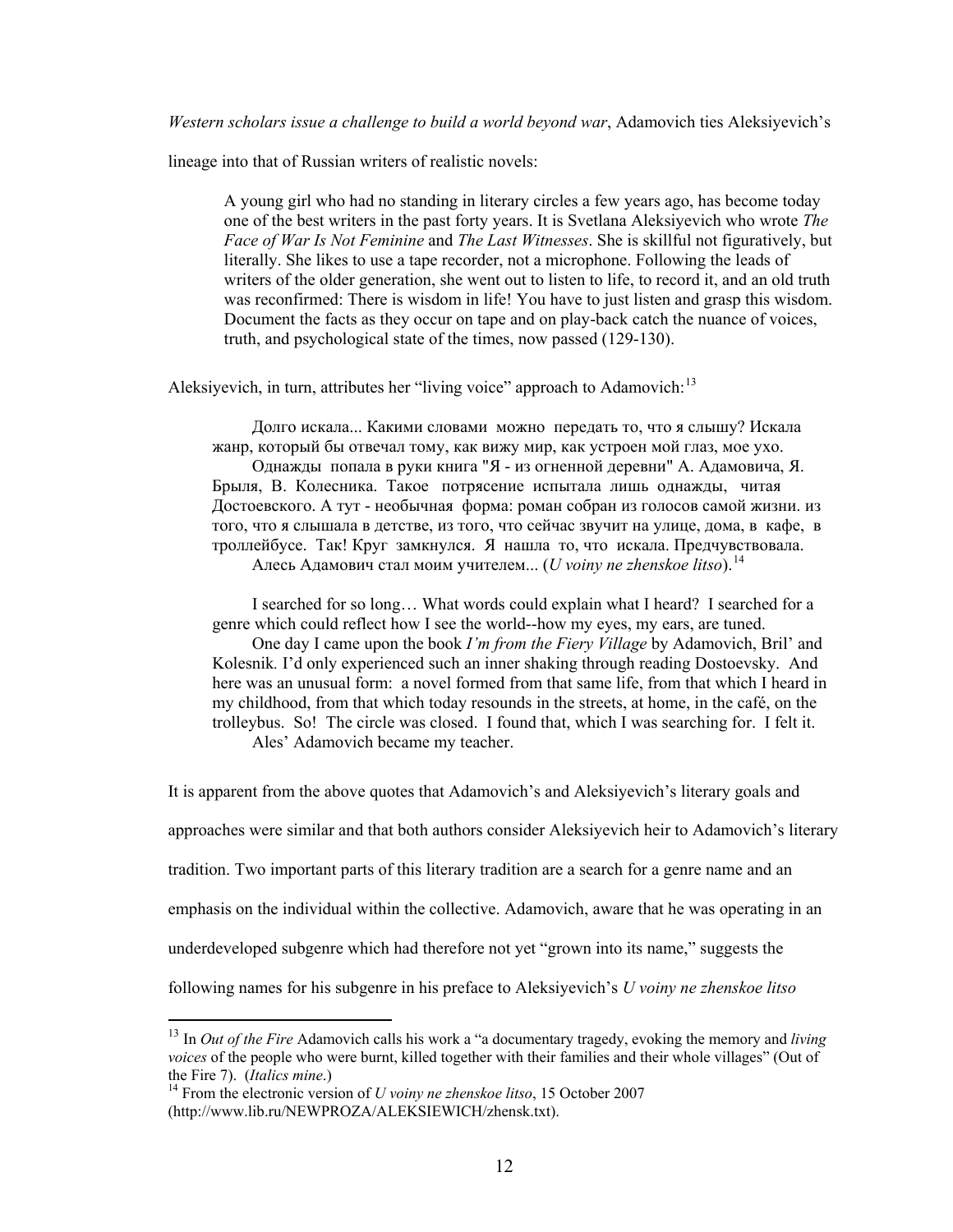*Western scholars issue a challenge to build a world beyond war*, Adamovich ties Aleksiyevich's lineage into that of Russian writers of realistic novels:

> A young girl who had no standing in literary circles a few years ago, has become today one of the best writers in the past forty years. It is Svetlana Aleksiyevich who wrote *The Face of War Is Not Feminine* and *The Last Witnesses*. She is skillful not figuratively, but literally. She likes to use a tape recorder, not a microphone. Following the leads of writers of the older generation, she went out to listen to life, to record it, and an old truth was reconfirmed: There is wisdom in life! You have to just listen and grasp this wisdom. Document the facts as they occur on tape and on play-back catch the nuance of voices, truth, and psychological state of the times, now passed (129-130).

Aleksiyevich, in turn, attributes her "living voice" approach to Adamovich:[13]

> Долго искала... Какими словами можно передать то, что я слышу? Искала жанр, который бы отвечал тому, как вижу мир, как устроен мой глаз, мое ухо.
>
> Однажды попала в руки книга "Я - из огненной деревни" А. Адамовича, Я. Брыля, В. Колесника. Такое потрясение испытала лишь однажды, читая Достоевского. А тут - необычная форма: роман собран из голосов самой жизни. из того, что я слышала в детстве, из того, что сейчас звучит на улице, дома, в кафе, в троллейбусе. Так! Круг замкнулся. Я нашла то, что искала. Предчувствовала.
>
> Алесь Адамович стал моим учителем... (*U voiny ne zhenskoe litso*).[14]

> I searched for so long… What words could explain what I heard? I searched for a genre which could reflect how I see the world--how my eyes, my ears, are tuned.
>
> One day I came upon the book *I'm from the Fiery Village* by Adamovich, Bril' and Kolesnik. I'd only experienced such an inner shaking through reading Dostoevsky. And here was an unusual form: a novel formed from that same life, from that which I heard in my childhood, from that which today resounds in the streets, at home, in the café, on the trolleybus. So! The circle was closed. I found that, which I was searching for. I felt it.
>
> Ales' Adamovich became my teacher.

It is apparent from the above quotes that Adamovich's and Aleksiyevich's literary goals and approaches were similar and that both authors consider Aleksiyevich heir to Adamovich's literary tradition. Two important parts of this literary tradition are a search for a genre name and an emphasis on the individual within the collective. Adamovich, aware that he was operating in an underdeveloped subgenre which had therefore not yet "grown into its name," suggests the following names for his subgenre in his preface to Aleksiyevich's *U voiny ne zhenskoe litso*

---

[13] In *Out of the Fire* Adamovich calls his work a "a documentary tragedy, evoking the memory and *living voices* of the people who were burnt, killed together with their families and their whole villages" (Out of the Fire 7). (*Italics mine*.)

[14] From the electronic version of *U voiny ne zhenskoe litso*, 15 October 2007 (http://www.lib.ru/NEWPROZA/ALEKSIEWICH/zhensk.txt).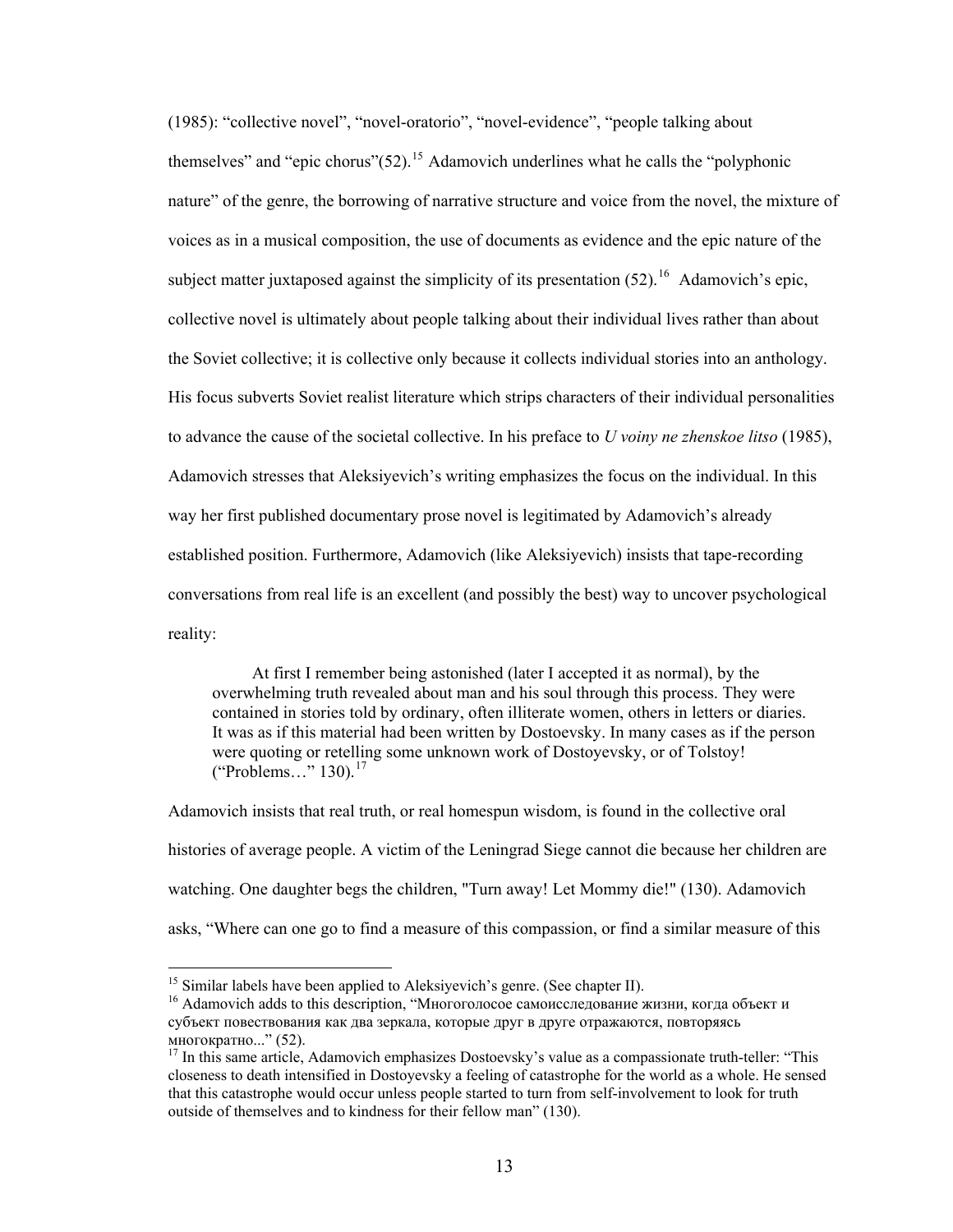(1985): "collective novel", "novel-oratorio", "novel-evidence", "people talking about themselves" and "epic chorus"(52).[15] Adamovich underlines what he calls the "polyphonic nature" of the genre, the borrowing of narrative structure and voice from the novel, the mixture of voices as in a musical composition, the use of documents as evidence and the epic nature of the subject matter juxtaposed against the simplicity of its presentation (52).[16] Adamovich's epic, collective novel is ultimately about people talking about their individual lives rather than about the Soviet collective; it is collective only because it collects individual stories into an anthology. His focus subverts Soviet realist literature which strips characters of their individual personalities to advance the cause of the societal collective. In his preface to *U voiny ne zhenskoe litso* (1985), Adamovich stresses that Aleksiyevich's writing emphasizes the focus on the individual. In this way her first published documentary prose novel is legitimated by Adamovich's already established position. Furthermore, Adamovich (like Aleksiyevich) insists that tape-recording conversations from real life is an excellent (and possibly the best) way to uncover psychological reality:

> At first I remember being astonished (later I accepted it as normal), by the overwhelming truth revealed about man and his soul through this process. They were contained in stories told by ordinary, often illiterate women, others in letters or diaries. It was as if this material had been written by Dostoevsky. In many cases as if the person were quoting or retelling some unknown work of Dostoyevsky, or of Tolstoy! ("Problems…" 130).[17]

Adamovich insists that real truth, or real homespun wisdom, is found in the collective oral histories of average people. A victim of the Leningrad Siege cannot die because her children are watching. One daughter begs the children, "Turn away! Let Mommy die!" (130). Adamovich asks, "Where can one go to find a measure of this compassion, or find a similar measure of this

---

[15] Similar labels have been applied to Aleksiyevich's genre. (See chapter II).

[16] Adamovich adds to this description, "Многоголосое самоисследование жизни, когда объект и субъект повествования как два зеркала, которые друг в друге отражаются, повторяясь многократно..." (52).

[17] In this same article, Adamovich emphasizes Dostoevsky's value as a compassionate truth-teller: "This closeness to death intensified in Dostoyevsky a feeling of catastrophe for the world as a whole. He sensed that this catastrophe would occur unless people started to turn from self-involvement to look for truth outside of themselves and to kindness for their fellow man" (130).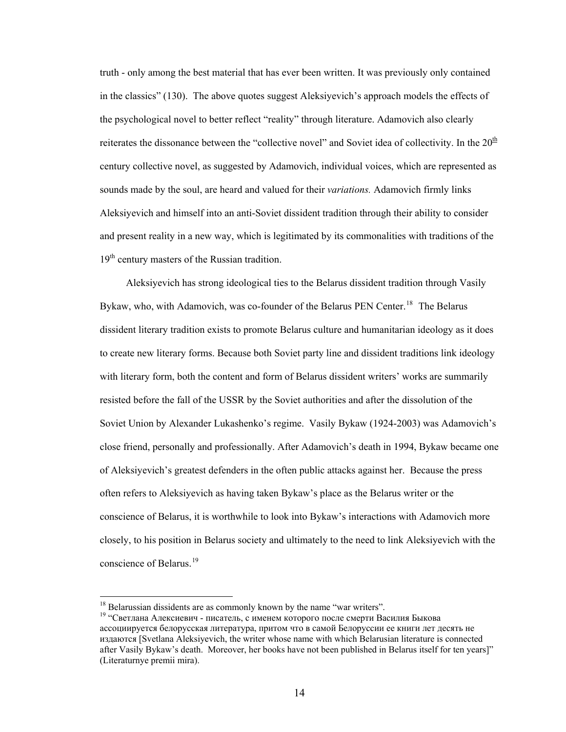truth - only among the best material that has ever been written. It was previously only contained in the classics" (130). The above quotes suggest Aleksiyevich's approach models the effects of the psychological novel to better reflect "reality" through literature. Adamovich also clearly reiterates the dissonance between the "collective novel" and Soviet idea of collectivity. In the 20th century collective novel, as suggested by Adamovich, individual voices, which are represented as sounds made by the soul, are heard and valued for their *variations.* Adamovich firmly links Aleksiyevich and himself into an anti-Soviet dissident tradition through their ability to consider and present reality in a new way, which is legitimated by its commonalities with traditions of the 19th century masters of the Russian tradition.

Aleksiyevich has strong ideological ties to the Belarus dissident tradition through Vasily Bykaw, who, with Adamovich, was co-founder of the Belarus PEN Center.[18] The Belarus dissident literary tradition exists to promote Belarus culture and humanitarian ideology as it does to create new literary forms. Because both Soviet party line and dissident traditions link ideology with literary form, both the content and form of Belarus dissident writers' works are summarily resisted before the fall of the USSR by the Soviet authorities and after the dissolution of the Soviet Union by Alexander Lukashenko's regime. Vasily Bykaw (1924-2003) was Adamovich's close friend, personally and professionally. After Adamovich's death in 1994, Bykaw became one of Aleksiyevich's greatest defenders in the often public attacks against her. Because the press often refers to Aleksiyevich as having taken Bykaw's place as the Belarus writer or the conscience of Belarus, it is worthwhile to look into Bykaw's interactions with Adamovich more closely, to his position in Belarus society and ultimately to the need to link Aleksiyevich with the conscience of Belarus.[19]

---

[18] Belarussian dissidents are as commonly known by the name "war writers".

[19] "Светлана Алексиевич - писатель, с именем которого после смерти Василия Быкова ассоциируется белорусская литература, притом что в самой Белоруссии ее книги лет десять не издаются [Svetlana Aleksiyevich, the writer whose name with which Belarusian literature is connected after Vasily Bykaw's death. Moreover, her books have not been published in Belarus itself for ten years]" (Literaturnye premii mira).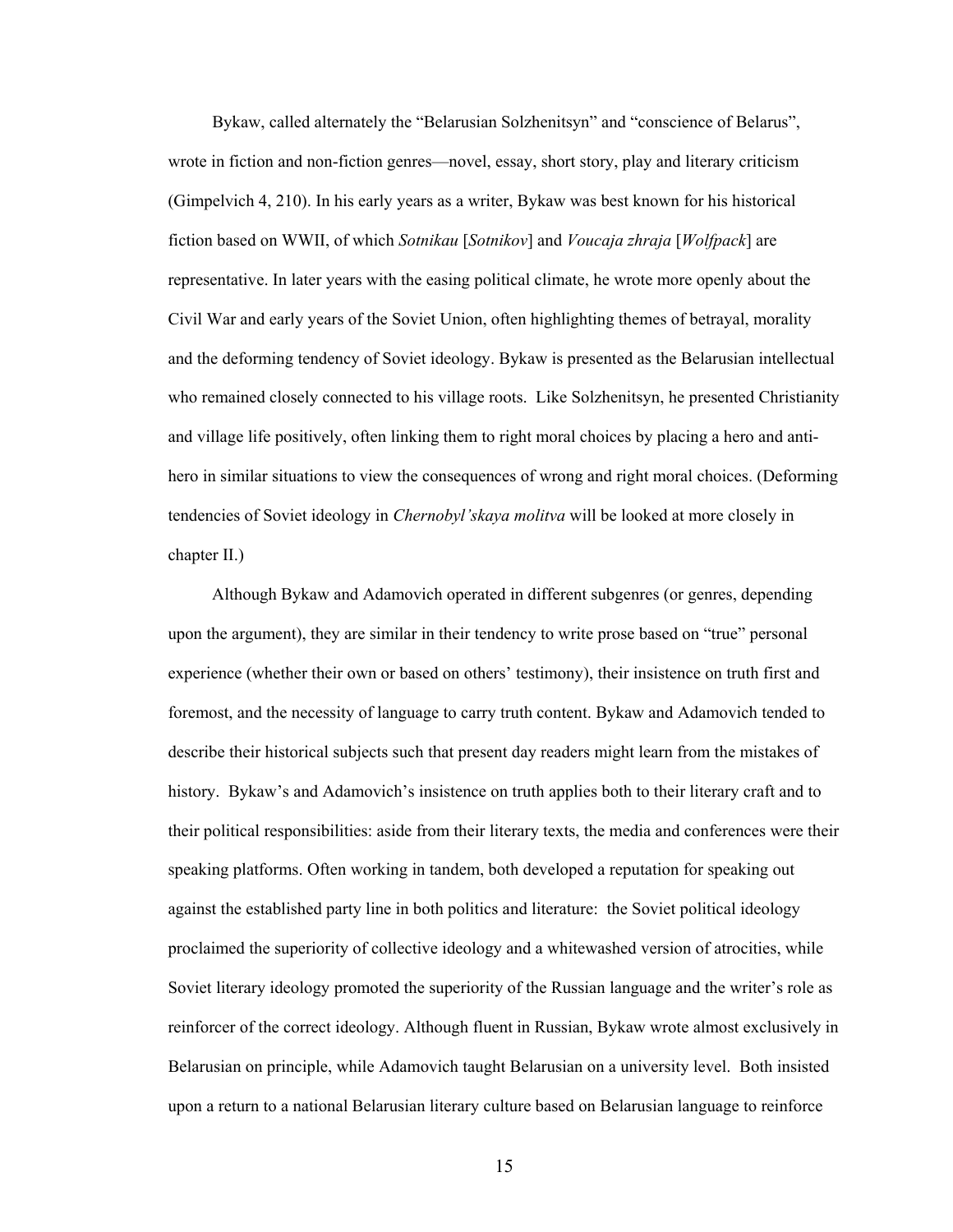Bykaw, called alternately the "Belarusian Solzhenitsyn" and "conscience of Belarus", wrote in fiction and non-fiction genres—novel, essay, short story, play and literary criticism (Gimpelvich 4, 210). In his early years as a writer, Bykaw was best known for his historical fiction based on WWII, of which *Sotnikau* [*Sotnikov*] and *Voucaja zhraja* [*Wolfpack*] are representative. In later years with the easing political climate, he wrote more openly about the Civil War and early years of the Soviet Union, often highlighting themes of betrayal, morality and the deforming tendency of Soviet ideology. Bykaw is presented as the Belarusian intellectual who remained closely connected to his village roots. Like Solzhenitsyn, he presented Christianity and village life positively, often linking them to right moral choices by placing a hero and anti-hero in similar situations to view the consequences of wrong and right moral choices. (Deforming tendencies of Soviet ideology in *Chernobyl'skaya molitva* will be looked at more closely in chapter II.)

Although Bykaw and Adamovich operated in different subgenres (or genres, depending upon the argument), they are similar in their tendency to write prose based on "true" personal experience (whether their own or based on others' testimony), their insistence on truth first and foremost, and the necessity of language to carry truth content. Bykaw and Adamovich tended to describe their historical subjects such that present day readers might learn from the mistakes of history. Bykaw's and Adamovich's insistence on truth applies both to their literary craft and to their political responsibilities: aside from their literary texts, the media and conferences were their speaking platforms. Often working in tandem, both developed a reputation for speaking out against the established party line in both politics and literature: the Soviet political ideology proclaimed the superiority of collective ideology and a whitewashed version of atrocities, while Soviet literary ideology promoted the superiority of the Russian language and the writer's role as reinforcer of the correct ideology. Although fluent in Russian, Bykaw wrote almost exclusively in Belarusian on principle, while Adamovich taught Belarusian on a university level. Both insisted upon a return to a national Belarusian literary culture based on Belarusian language to reinforce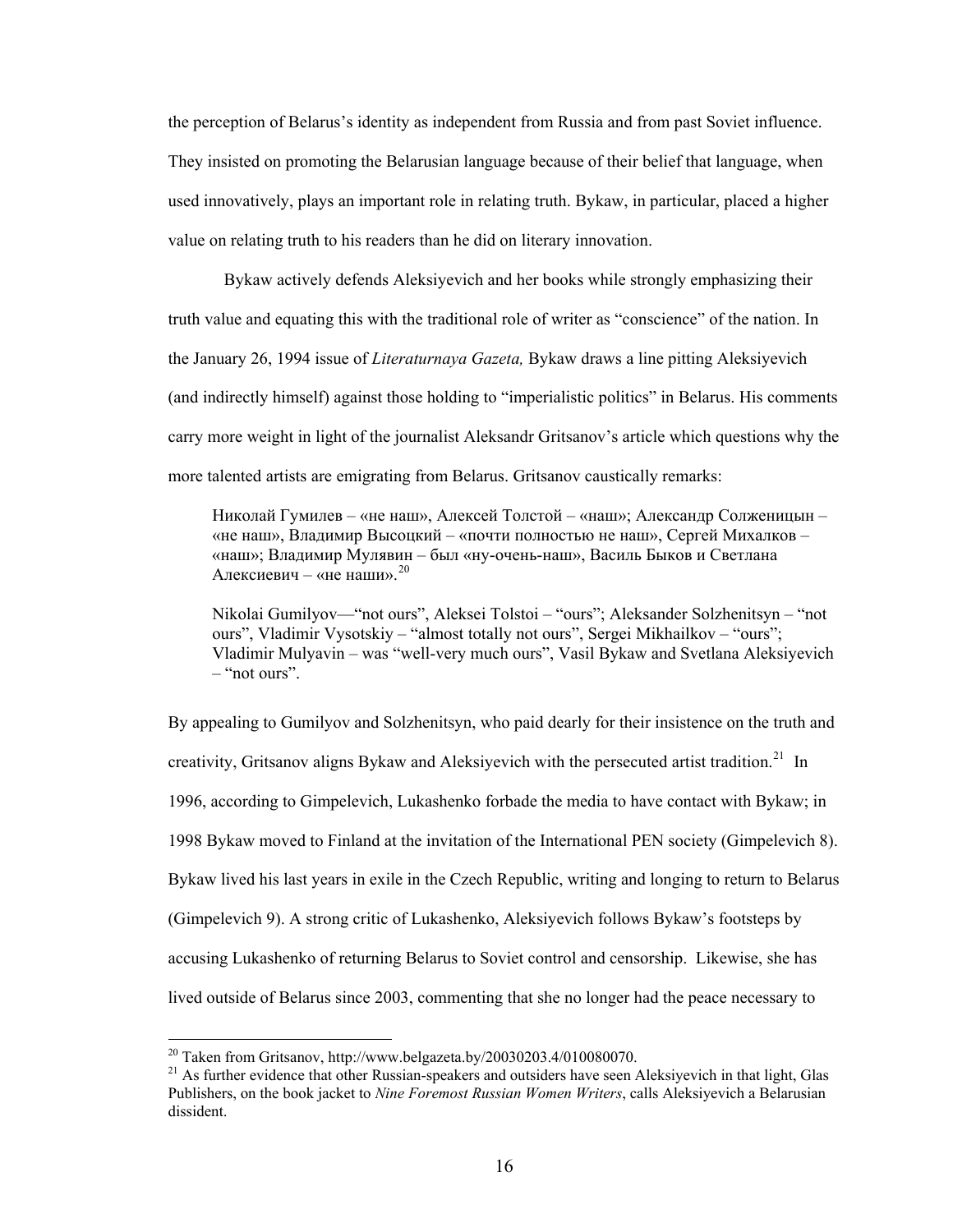the perception of Belarus's identity as independent from Russia and from past Soviet influence. They insisted on promoting the Belarusian language because of their belief that language, when used innovatively, plays an important role in relating truth. Bykaw, in particular, placed a higher value on relating truth to his readers than he did on literary innovation.

Bykaw actively defends Aleksiyevich and her books while strongly emphasizing their truth value and equating this with the traditional role of writer as "conscience" of the nation. In the January 26, 1994 issue of *Literaturnaya Gazeta,* Bykaw draws a line pitting Aleksiyevich (and indirectly himself) against those holding to "imperialistic politics" in Belarus. His comments carry more weight in light of the journalist Aleksandr Gritsanov's article which questions why the more talented artists are emigrating from Belarus. Gritsanov caustically remarks:

> Николай Гумилев – «не наш», Алексей Толстой – «наш»; Александр Солженицын – «не наш», Владимир Высоцкий – «почти полностью не наш», Сергей Михалков – «наш»; Владимир Мулявин – был «ну-очень-наш», Василь Быков и Светлана Алексиевич – «не наши».[20]
>
> Nikolai Gumilyov—"not ours", Aleksei Tolstoi – "ours"; Aleksander Solzhenitsyn – "not ours", Vladimir Vysotskiy – "almost totally not ours", Sergei Mikhailkov – "ours"; Vladimir Mulyavin – was "well-very much ours", Vasil Bykaw and Svetlana Aleksiyevich – "not ours".

By appealing to Gumilyov and Solzhenitsyn, who paid dearly for their insistence on the truth and creativity, Gritsanov aligns Bykaw and Aleksiyevich with the persecuted artist tradition.[21] In 1996, according to Gimpelevich, Lukashenko forbade the media to have contact with Bykaw; in 1998 Bykaw moved to Finland at the invitation of the International PEN society (Gimpelevich 8). Bykaw lived his last years in exile in the Czech Republic, writing and longing to return to Belarus (Gimpelevich 9). A strong critic of Lukashenko, Aleksiyevich follows Bykaw's footsteps by accusing Lukashenko of returning Belarus to Soviet control and censorship. Likewise, she has lived outside of Belarus since 2003, commenting that she no longer had the peace necessary to

---

[20] Taken from Gritsanov, http://www.belgazeta.by/20030203.4/010080070.

[21] As further evidence that other Russian-speakers and outsiders have seen Aleksiyevich in that light, Glas Publishers, on the book jacket to *Nine Foremost Russian Women Writers*, calls Aleksiyevich a Belarusian dissident.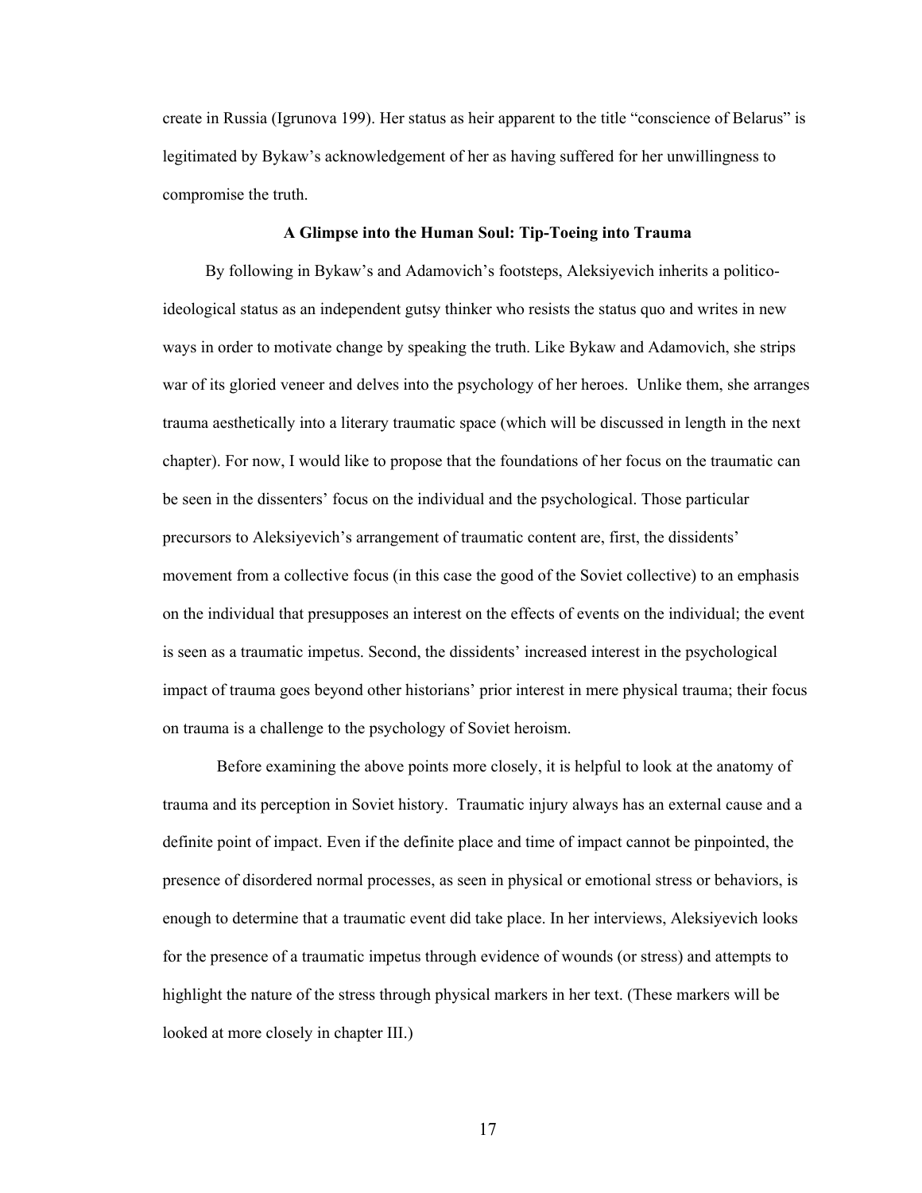create in Russia (Igrunova 199). Her status as heir apparent to the title "conscience of Belarus" is legitimated by Bykaw's acknowledgement of her as having suffered for her unwillingness to compromise the truth.

### A Glimpse into the Human Soul: Tip-Toeing into Trauma

By following in Bykaw's and Adamovich's footsteps, Aleksiyevich inherits a politico-ideological status as an independent gutsy thinker who resists the status quo and writes in new ways in order to motivate change by speaking the truth. Like Bykaw and Adamovich, she strips war of its gloried veneer and delves into the psychology of her heroes. Unlike them, she arranges trauma aesthetically into a literary traumatic space (which will be discussed in length in the next chapter). For now, I would like to propose that the foundations of her focus on the traumatic can be seen in the dissenters' focus on the individual and the psychological. Those particular precursors to Aleksiyevich's arrangement of traumatic content are, first, the dissidents' movement from a collective focus (in this case the good of the Soviet collective) to an emphasis on the individual that presupposes an interest on the effects of events on the individual; the event is seen as a traumatic impetus. Second, the dissidents' increased interest in the psychological impact of trauma goes beyond other historians' prior interest in mere physical trauma; their focus on trauma is a challenge to the psychology of Soviet heroism.

Before examining the above points more closely, it is helpful to look at the anatomy of trauma and its perception in Soviet history. Traumatic injury always has an external cause and a definite point of impact. Even if the definite place and time of impact cannot be pinpointed, the presence of disordered normal processes, as seen in physical or emotional stress or behaviors, is enough to determine that a traumatic event did take place. In her interviews, Aleksiyevich looks for the presence of a traumatic impetus through evidence of wounds (or stress) and attempts to highlight the nature of the stress through physical markers in her text. (These markers will be looked at more closely in chapter III.)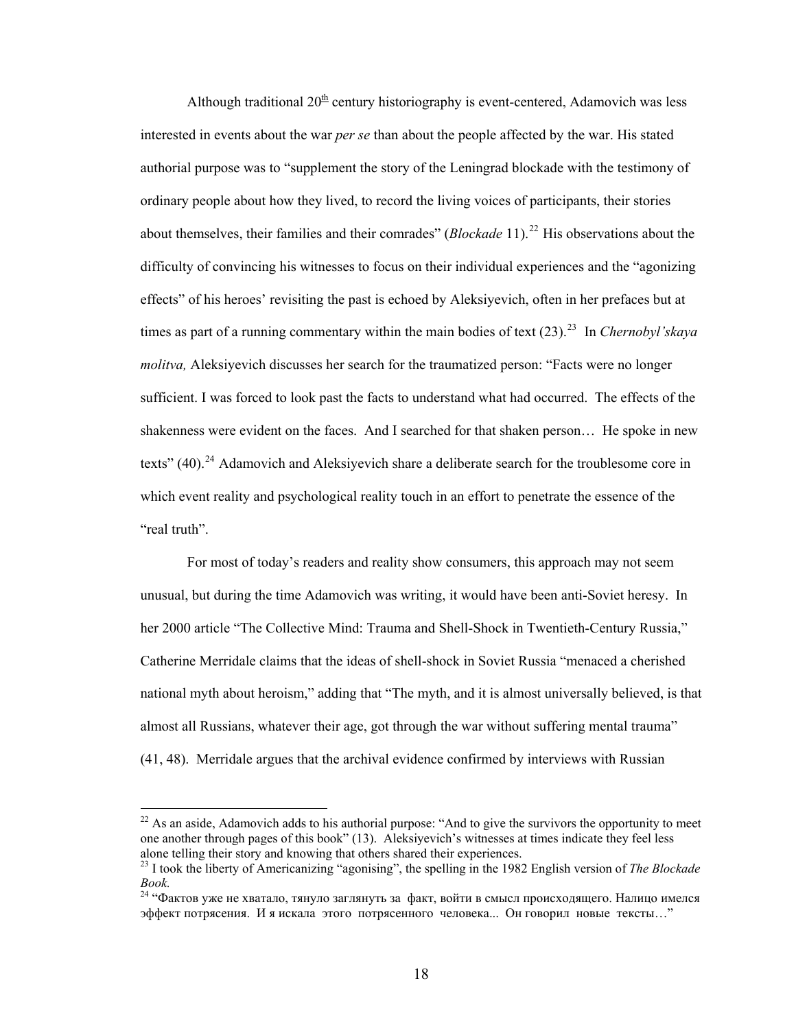Although traditional 20th century historiography is event-centered, Adamovich was less interested in events about the war *per se* than about the people affected by the war. His stated authorial purpose was to "supplement the story of the Leningrad blockade with the testimony of ordinary people about how they lived, to record the living voices of participants, their stories about themselves, their families and their comrades" (*Blockade* 11).[22] His observations about the difficulty of convincing his witnesses to focus on their individual experiences and the "agonizing effects" of his heroes' revisiting the past is echoed by Aleksiyevich, often in her prefaces but at times as part of a running commentary within the main bodies of text (23).[23] In *Chernobyl'skaya molitva,* Aleksiyevich discusses her search for the traumatized person: "Facts were no longer sufficient. I was forced to look past the facts to understand what had occurred. The effects of the shakenness were evident on the faces. And I searched for that shaken person… He spoke in new texts" (40).[24] Adamovich and Aleksiyevich share a deliberate search for the troublesome core in which event reality and psychological reality touch in an effort to penetrate the essence of the "real truth".

For most of today's readers and reality show consumers, this approach may not seem unusual, but during the time Adamovich was writing, it would have been anti-Soviet heresy. In her 2000 article "The Collective Mind: Trauma and Shell-Shock in Twentieth-Century Russia," Catherine Merridale claims that the ideas of shell-shock in Soviet Russia "menaced a cherished national myth about heroism," adding that "The myth, and it is almost universally believed, is that almost all Russians, whatever their age, got through the war without suffering mental trauma" (41, 48). Merridale argues that the archival evidence confirmed by interviews with Russian

---

[22] As an aside, Adamovich adds to his authorial purpose: "And to give the survivors the opportunity to meet one another through pages of this book" (13). Aleksiyevich's witnesses at times indicate they feel less alone telling their story and knowing that others shared their experiences.

[23] I took the liberty of Americanizing "agonising", the spelling in the 1982 English version of *The Blockade Book.*

[24] "Фактов уже не хватало, тянуло заглянуть за факт, войти в смысл происходящего. Налицо имелся эффект потрясения. И я искала этого потрясенного человека... Он говорил новые тексты…"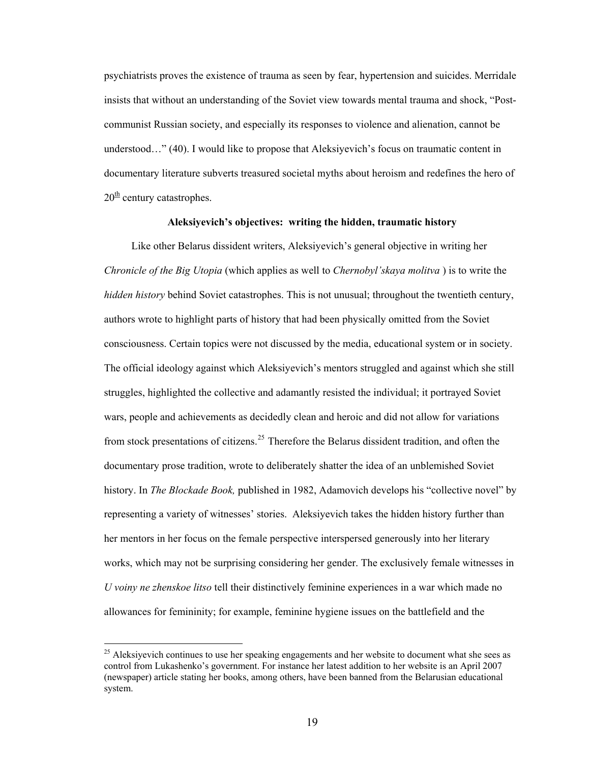psychiatrists proves the existence of trauma as seen by fear, hypertension and suicides. Merridale insists that without an understanding of the Soviet view towards mental trauma and shock, "Post-communist Russian society, and especially its responses to violence and alienation, cannot be understood…" (40). I would like to propose that Aleksiyevich's focus on traumatic content in documentary literature subverts treasured societal myths about heroism and redefines the hero of 20th century catastrophes.

### Aleksiyevich's objectives: writing the hidden, traumatic history

Like other Belarus dissident writers, Aleksiyevich's general objective in writing her *Chronicle of the Big Utopia* (which applies as well to *Chernobyl'skaya molitva* ) is to write the *hidden history* behind Soviet catastrophes. This is not unusual; throughout the twentieth century, authors wrote to highlight parts of history that had been physically omitted from the Soviet consciousness. Certain topics were not discussed by the media, educational system or in society. The official ideology against which Aleksiyevich's mentors struggled and against which she still struggles, highlighted the collective and adamantly resisted the individual; it portrayed Soviet wars, people and achievements as decidedly clean and heroic and did not allow for variations from stock presentations of citizens.[25] Therefore the Belarus dissident tradition, and often the documentary prose tradition, wrote to deliberately shatter the idea of an unblemished Soviet history. In *The Blockade Book,* published in 1982, Adamovich develops his "collective novel" by representing a variety of witnesses' stories. Aleksiyevich takes the hidden history further than her mentors in her focus on the female perspective interspersed generously into her literary works, which may not be surprising considering her gender. The exclusively female witnesses in *U voiny ne zhenskoe litso* tell their distinctively feminine experiences in a war which made no allowances for femininity; for example, feminine hygiene issues on the battlefield and the

---

[25] Aleksiyevich continues to use her speaking engagements and her website to document what she sees as control from Lukashenko's government. For instance her latest addition to her website is an April 2007 (newspaper) article stating her books, among others, have been banned from the Belarusian educational system.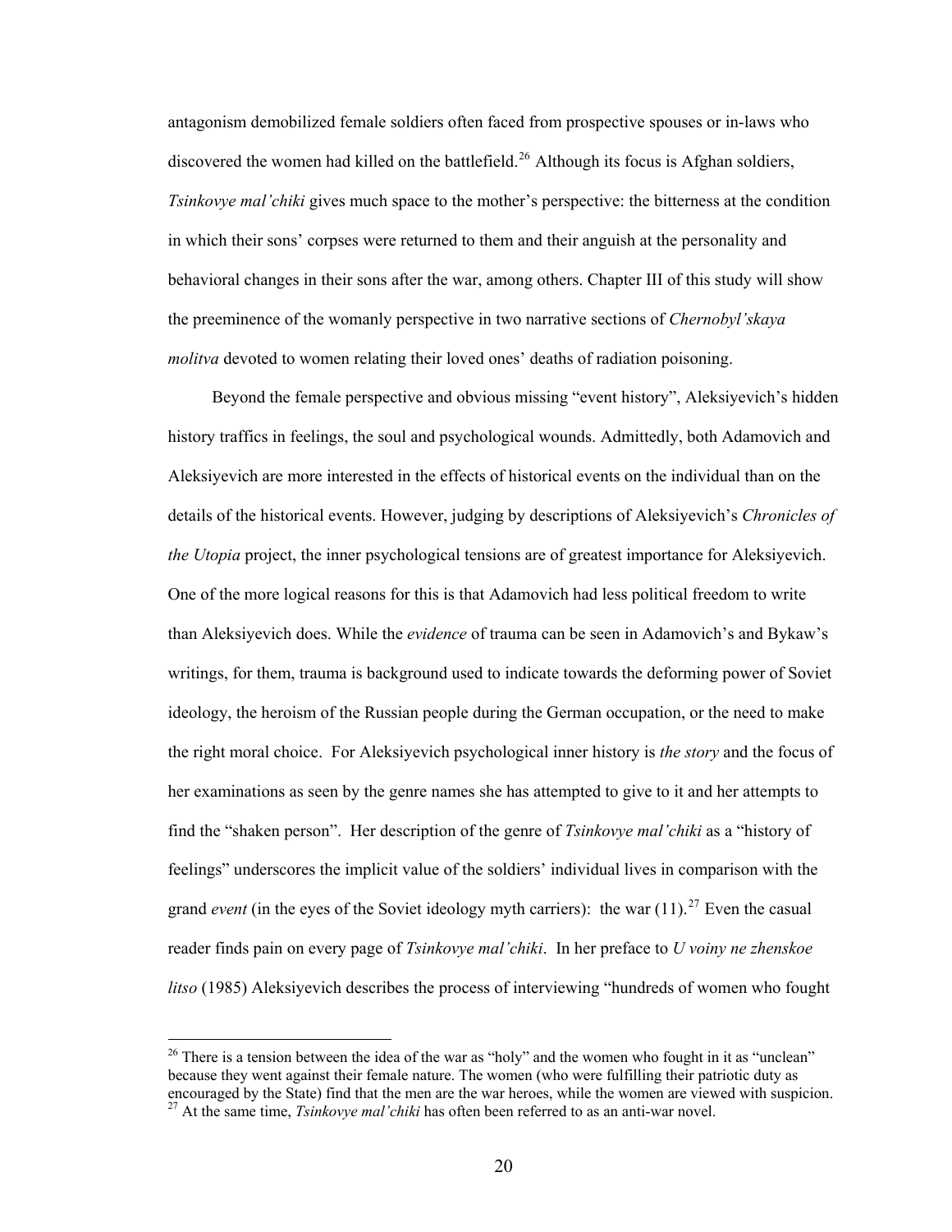antagonism demobilized female soldiers often faced from prospective spouses or in-laws who discovered the women had killed on the battlefield.[26] Although its focus is Afghan soldiers, *Tsinkovye mal'chiki* gives much space to the mother's perspective: the bitterness at the condition in which their sons' corpses were returned to them and their anguish at the personality and behavioral changes in their sons after the war, among others. Chapter III of this study will show the preeminence of the womanly perspective in two narrative sections of *Chernobyl'skaya molitva* devoted to women relating their loved ones' deaths of radiation poisoning.

Beyond the female perspective and obvious missing "event history", Aleksiyevich's hidden history traffics in feelings, the soul and psychological wounds. Admittedly, both Adamovich and Aleksiyevich are more interested in the effects of historical events on the individual than on the details of the historical events. However, judging by descriptions of Aleksiyevich's *Chronicles of the Utopia* project, the inner psychological tensions are of greatest importance for Aleksiyevich. One of the more logical reasons for this is that Adamovich had less political freedom to write than Aleksiyevich does. While the *evidence* of trauma can be seen in Adamovich's and Bykaw's writings, for them, trauma is background used to indicate towards the deforming power of Soviet ideology, the heroism of the Russian people during the German occupation, or the need to make the right moral choice. For Aleksiyevich psychological inner history is *the story* and the focus of her examinations as seen by the genre names she has attempted to give to it and her attempts to find the "shaken person". Her description of the genre of *Tsinkovye mal'chiki* as a "history of feelings" underscores the implicit value of the soldiers' individual lives in comparison with the grand *event* (in the eyes of the Soviet ideology myth carriers): the war (11).[27] Even the casual reader finds pain on every page of *Tsinkovye mal'chiki*. In her preface to *U voiny ne zhenskoe litso* (1985) Aleksiyevich describes the process of interviewing "hundreds of women who fought

---

[26] There is a tension between the idea of the war as "holy" and the women who fought in it as "unclean" because they went against their female nature. The women (who were fulfilling their patriotic duty as encouraged by the State) find that the men are the war heroes, while the women are viewed with suspicion.

[27] At the same time, *Tsinkovye mal'chiki* has often been referred to as an anti-war novel.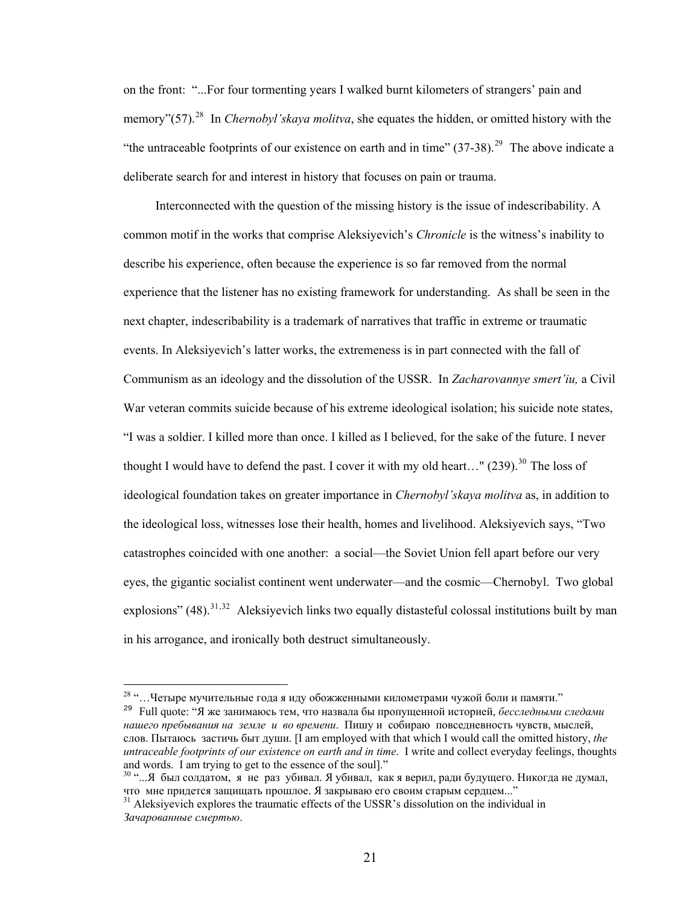on the front: "...For four tormenting years I walked burnt kilometers of strangers' pain and memory"(57).[28] In *Chernobyl'skaya molitva*, she equates the hidden, or omitted history with the "the untraceable footprints of our existence on earth and in time" (37-38).[29] The above indicate a deliberate search for and interest in history that focuses on pain or trauma.

Interconnected with the question of the missing history is the issue of indescribability. A common motif in the works that comprise Aleksiyevich's *Chronicle* is the witness's inability to describe his experience, often because the experience is so far removed from the normal experience that the listener has no existing framework for understanding. As shall be seen in the next chapter, indescribability is a trademark of narratives that traffic in extreme or traumatic events. In Aleksiyevich's latter works, the extremeness is in part connected with the fall of Communism as an ideology and the dissolution of the USSR. In *Zacharovannye smert'iu,* a Civil War veteran commits suicide because of his extreme ideological isolation; his suicide note states, "I was a soldier. I killed more than once. I killed as I believed, for the sake of the future. I never thought I would have to defend the past. I cover it with my old heart…" (239).[30] The loss of ideological foundation takes on greater importance in *Chernobyl'skaya molitva* as, in addition to the ideological loss, witnesses lose their health, homes and livelihood. Aleksiyevich says, "Two catastrophes coincided with one another: a social—the Soviet Union fell apart before our very eyes, the gigantic socialist continent went underwater—and the cosmic—Chernobyl. Two global explosions" (48).[31,32] Aleksiyevich links two equally distasteful colossal institutions built by man in his arrogance, and ironically both destruct simultaneously.

---

[28] "…Четыре мучительные года я иду обожженными километрами чужой боли и памяти."

[29] Full quote: "Я же занимаюсь тем, что назвала бы пропущенной историей, *бесследными следами нашего пребывания на земле и во времени*. Пишу и собираю повседневность чувств, мыслей, слов. Пытаюсь застичь быт души. [I am employed with that which I would call the omitted history, *the untraceable footprints of our existence on earth and in time*. I write and collect everyday feelings, thoughts and words. I am trying to get to the essence of the soul]."

[30] "...Я был солдатом, я не раз убивал. Я убивал, как я верил, ради будущего. Никогда не думал, что мне придется защищать прошлое. Я закрываю его своим старым сердцем..."

[31] Aleksiyevich explores the traumatic effects of the USSR's dissolution on the individual in *Зачарованные смертью*.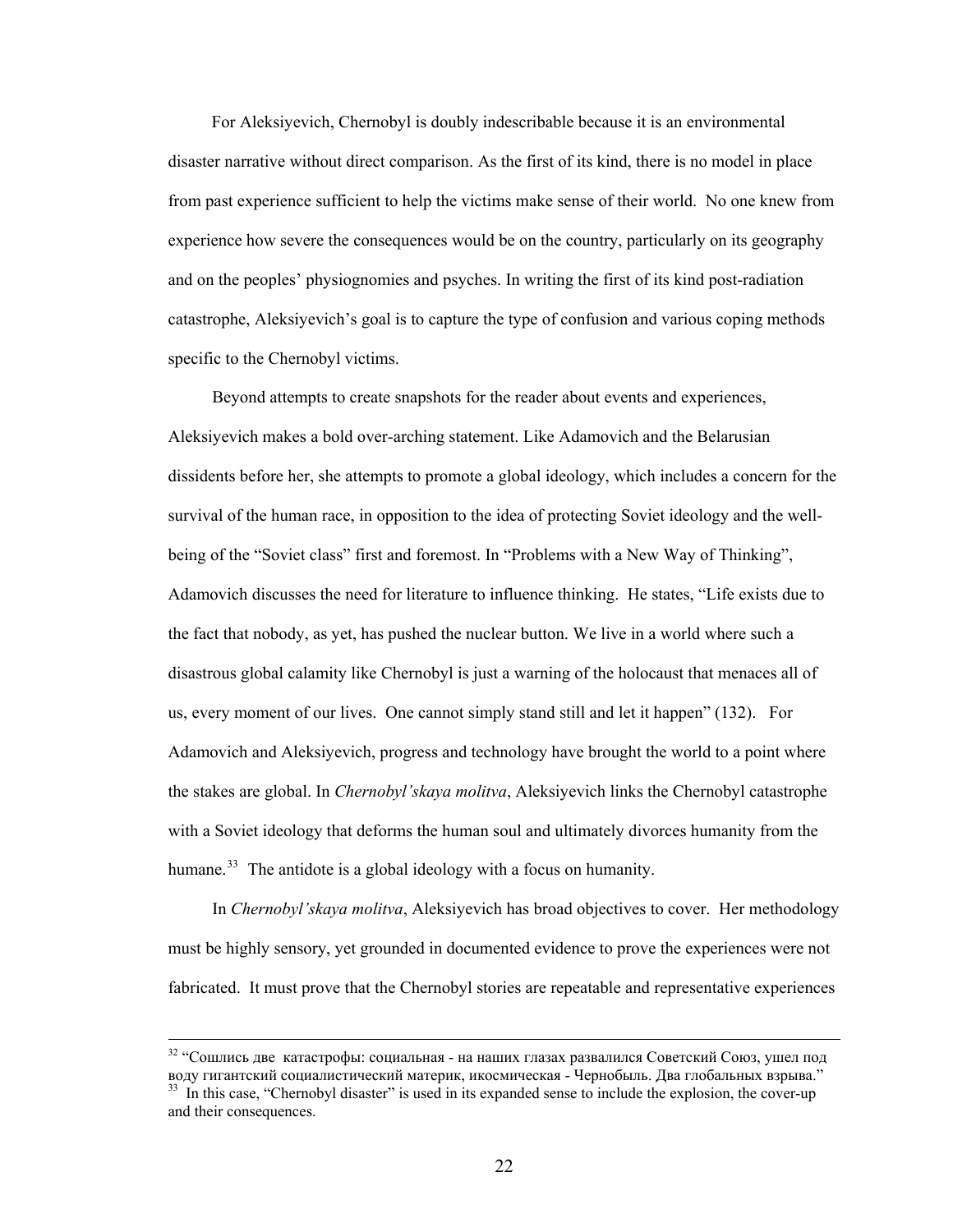For Aleksiyevich, Chernobyl is doubly indescribable because it is an environmental disaster narrative without direct comparison. As the first of its kind, there is no model in place from past experience sufficient to help the victims make sense of their world. No one knew from experience how severe the consequences would be on the country, particularly on its geography and on the peoples' physiognomies and psyches. In writing the first of its kind post-radiation catastrophe, Aleksiyevich's goal is to capture the type of confusion and various coping methods specific to the Chernobyl victims.

Beyond attempts to create snapshots for the reader about events and experiences, Aleksiyevich makes a bold over-arching statement. Like Adamovich and the Belarusian dissidents before her, she attempts to promote a global ideology, which includes a concern for the survival of the human race, in opposition to the idea of protecting Soviet ideology and the well-being of the "Soviet class" first and foremost. In "Problems with a New Way of Thinking", Adamovich discusses the need for literature to influence thinking. He states, "Life exists due to the fact that nobody, as yet, has pushed the nuclear button. We live in a world where such a disastrous global calamity like Chernobyl is just a warning of the holocaust that menaces all of us, every moment of our lives. One cannot simply stand still and let it happen" (132). For Adamovich and Aleksiyevich, progress and technology have brought the world to a point where the stakes are global. In *Chernobyl'skaya molitva*, Aleksiyevich links the Chernobyl catastrophe with a Soviet ideology that deforms the human soul and ultimately divorces humanity from the humane.[33] The antidote is a global ideology with a focus on humanity.

In *Chernobyl'skaya molitva*, Aleksiyevich has broad objectives to cover. Her methodology must be highly sensory, yet grounded in documented evidence to prove the experiences were not fabricated. It must prove that the Chernobyl stories are repeatable and representative experiences

---

[32] "Сошлись две катастрофы: социальная - на наших глазах развалился Советский Союз, ушел под воду гигантский социалистический материк, икосмическая - Чернобыль. Два глобальных взрыва."

[33] In this case, "Chernobyl disaster" is used in its expanded sense to include the explosion, the cover-up and their consequences.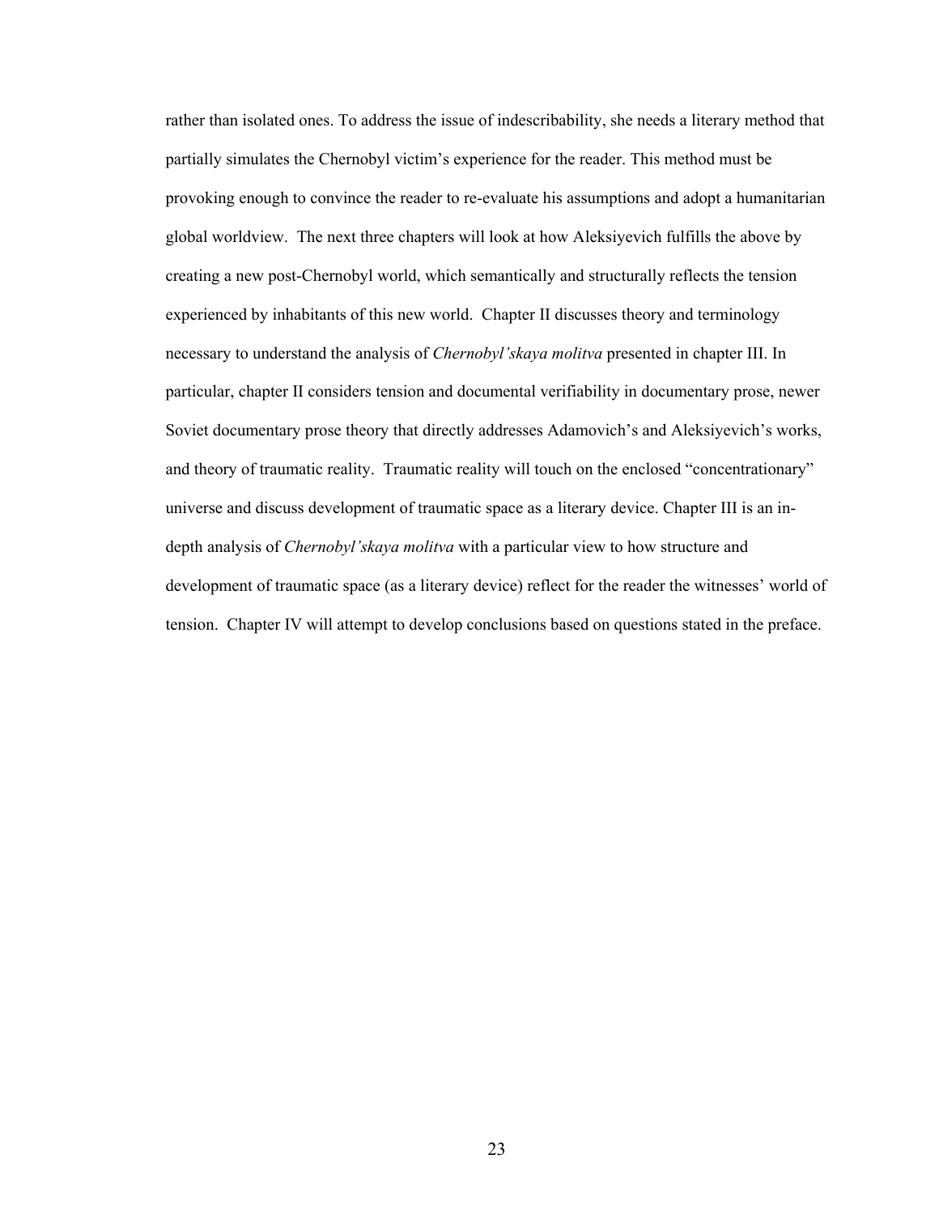rather than isolated ones. To address the issue of indescribability, she needs a literary method that partially simulates the Chernobyl victim's experience for the reader. This method must be provoking enough to convince the reader to re-evaluate his assumptions and adopt a humanitarian global worldview. The next three chapters will look at how Aleksiyevich fulfills the above by creating a new post-Chernobyl world, which semantically and structurally reflects the tension experienced by inhabitants of this new world. Chapter II discusses theory and terminology necessary to understand the analysis of *Chernobyl'skaya molitva* presented in chapter III. In particular, chapter II considers tension and documental verifiability in documentary prose, newer Soviet documentary prose theory that directly addresses Adamovich's and Aleksiyevich's works, and theory of traumatic reality. Traumatic reality will touch on the enclosed "concentrationary" universe and discuss development of traumatic space as a literary device. Chapter III is an in-depth analysis of *Chernobyl'skaya molitva* with a particular view to how structure and development of traumatic space (as a literary device) reflect for the reader the witnesses' world of tension. Chapter IV will attempt to develop conclusions based on questions stated in the preface.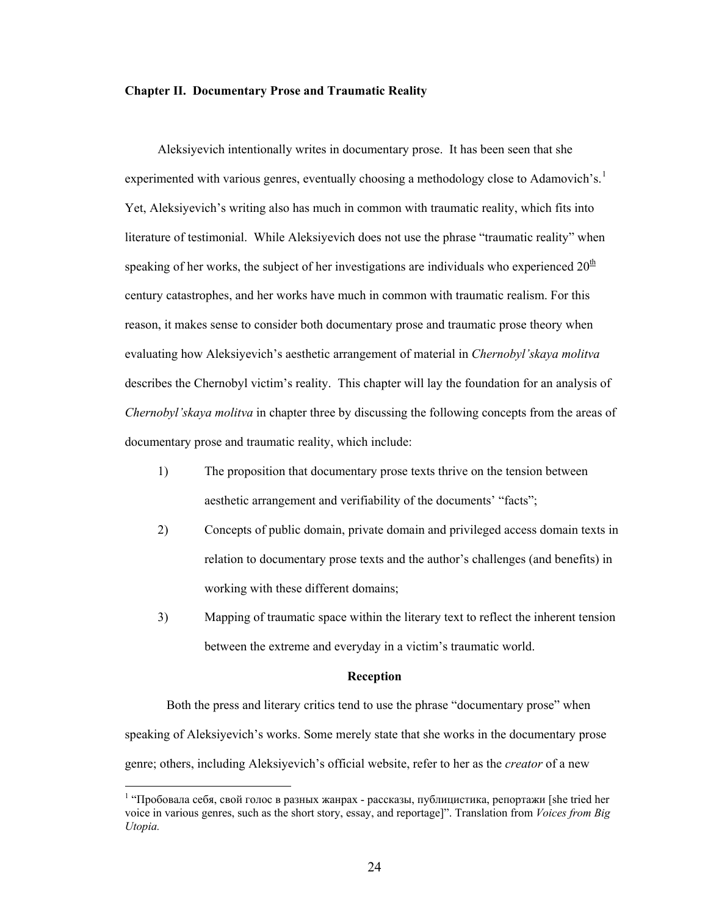## Chapter II. Documentary Prose and Traumatic Reality

Aleksiyevich intentionally writes in documentary prose. It has been seen that she experimented with various genres, eventually choosing a methodology close to Adamovich's.[1] Yet, Aleksiyevich's writing also has much in common with traumatic reality, which fits into literature of testimonial. While Aleksiyevich does not use the phrase "traumatic reality" when speaking of her works, the subject of her investigations are individuals who experienced 20th century catastrophes, and her works have much in common with traumatic realism. For this reason, it makes sense to consider both documentary prose and traumatic prose theory when evaluating how Aleksiyevich's aesthetic arrangement of material in *Chernobyl'skaya molitva* describes the Chernobyl victim's reality. This chapter will lay the foundation for an analysis of *Chernobyl'skaya molitva* in chapter three by discussing the following concepts from the areas of documentary prose and traumatic reality, which include:

1) The proposition that documentary prose texts thrive on the tension between aesthetic arrangement and verifiability of the documents' "facts";

2) Concepts of public domain, private domain and privileged access domain texts in relation to documentary prose texts and the author's challenges (and benefits) in working with these different domains;

3) Mapping of traumatic space within the literary text to reflect the inherent tension between the extreme and everyday in a victim's traumatic world.

### Reception

Both the press and literary critics tend to use the phrase "documentary prose" when speaking of Aleksiyevich's works. Some merely state that she works in the documentary prose genre; others, including Aleksiyevich's official website, refer to her as the *creator* of a new

---

[1] "Пробовала себя, свой голос в разных жанрах - рассказы, публицистика, репортажи [she tried her voice in various genres, such as the short story, essay, and reportage]". Translation from *Voices from Big Utopia.*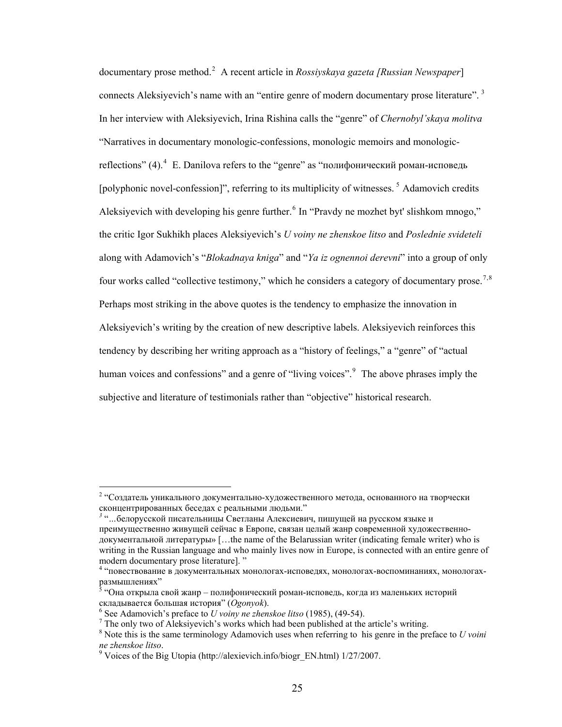documentary prose method.[2] A recent article in *Rossiyskaya gazeta [Russian Newspaper*] connects Aleksiyevich's name with an "entire genre of modern documentary prose literature". [3] In her interview with Aleksiyevich, Irina Rishina calls the "genre" of *Chernobyl'skaya molitva* "Narratives in documentary monologic-confessions, monologic memoirs and monologic-reflections" (4).[4] E. Danilova refers to the "genre" as "полифонический роман-исповедь [polyphonic novel-confession]", referring to its multiplicity of witnesses. [5] Adamovich credits Aleksiyevich with developing his genre further.[6] In "Pravdy ne mozhet byt' slishkom mnogo," the critic Igor Sukhikh places Aleksiyevich's *U voiny ne zhenskoe litso* and *Poslednie svideteli* along with Adamovich's "*Blokadnaya kniga*" and "*Ya iz ognennoi derevni*" into a group of only four works called "collective testimony," which he considers a category of documentary prose.[7,8] Perhaps most striking in the above quotes is the tendency to emphasize the innovation in Aleksiyevich's writing by the creation of new descriptive labels. Aleksiyevich reinforces this tendency by describing her writing approach as a "history of feelings," a "genre" of "actual human voices and confessions" and a genre of "living voices".[9] The above phrases imply the subjective and literature of testimonials rather than "objective" historical research.

---

[2] "Создатель уникального документально-художественного метода, основанного на творчески сконцентрированных беседах с реальными людьми."

[3] "...белорусской писательницы Светланы Алексиевич, пишущей на русском языке и преимущественно живущей сейчас в Европе, связан целый жанр современной художественно-документальной литературы» […the name of the Belarussian writer (indicating female writer) who is writing in the Russian language and who mainly lives now in Europe, is connected with an entire genre of modern documentary prose literature]. "

[4] "повествование в документальных монологах-исповедях, монологах-воспоминаниях, монологах-размышлениях"

[5] "Она открыла свой жанр – полифонический роман-исповедь, когда из маленьких историй складывается большая история" (*Ogonyok*).

[6] See Adamovich's preface to *U voiny ne zhenskoe litso* (1985), (49-54).

[7] The only two of Aleksiyevich's works which had been published at the article's writing.

[8] Note this is the same terminology Adamovich uses when referring to his genre in the preface to *U voini ne zhenskoe litso*.

[9] Voices of the Big Utopia (http://alexievich.info/biogr_EN.html) 1/27/2007.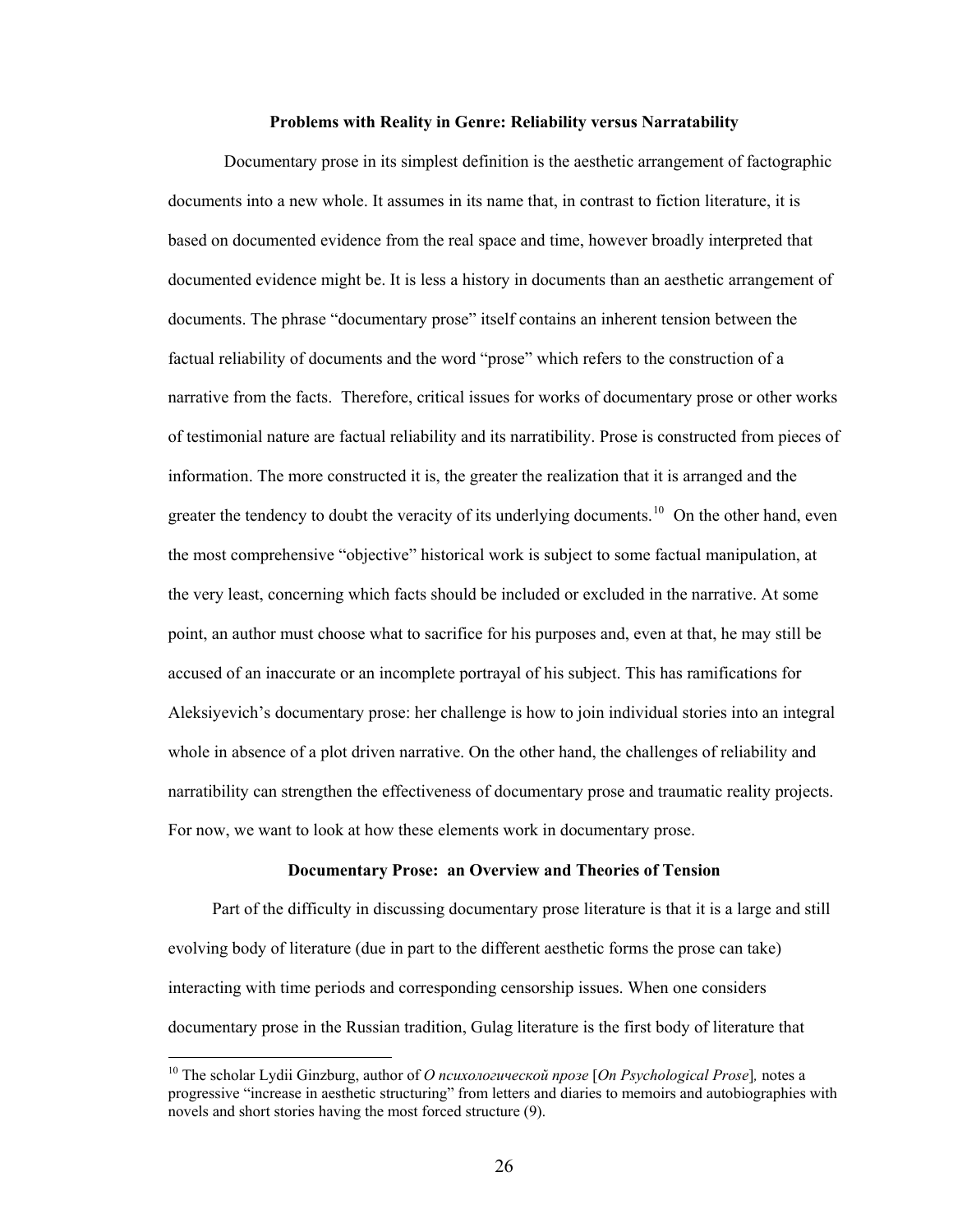## Problems with Reality in Genre: Reliability versus Narratability

Documentary prose in its simplest definition is the aesthetic arrangement of factographic documents into a new whole. It assumes in its name that, in contrast to fiction literature, it is based on documented evidence from the real space and time, however broadly interpreted that documented evidence might be. It is less a history in documents than an aesthetic arrangement of documents. The phrase "documentary prose" itself contains an inherent tension between the factual reliability of documents and the word "prose" which refers to the construction of a narrative from the facts. Therefore, critical issues for works of documentary prose or other works of testimonial nature are factual reliability and its narratability. Prose is constructed from pieces of information. The more constructed it is, the greater the realization that it is arranged and the greater the tendency to doubt the veracity of its underlying documents.[10] On the other hand, even the most comprehensive "objective" historical work is subject to some factual manipulation, at the very least, concerning which facts should be included or excluded in the narrative. At some point, an author must choose what to sacrifice for his purposes and, even at that, he may still be accused of an inaccurate or an incomplete portrayal of his subject. This has ramifications for Aleksiyevich's documentary prose: her challenge is how to join individual stories into an integral whole in absence of a plot driven narrative. On the other hand, the challenges of reliability and narratibility can strengthen the effectiveness of documentary prose and traumatic reality projects. For now, we want to look at how these elements work in documentary prose.

## Documentary Prose: an Overview and Theories of Tension

Part of the difficulty in discussing documentary prose literature is that it is a large and still evolving body of literature (due in part to the different aesthetic forms the prose can take) interacting with time periods and corresponding censorship issues. When one considers documentary prose in the Russian tradition, Gulag literature is the first body of literature that

---

[10] The scholar Lydii Ginzburg, author of *О психологической прозе* [*On Psychological Prose*], notes a progressive "increase in aesthetic structuring" from letters and diaries to memoirs and autobiographies with novels and short stories having the most forced structure (9).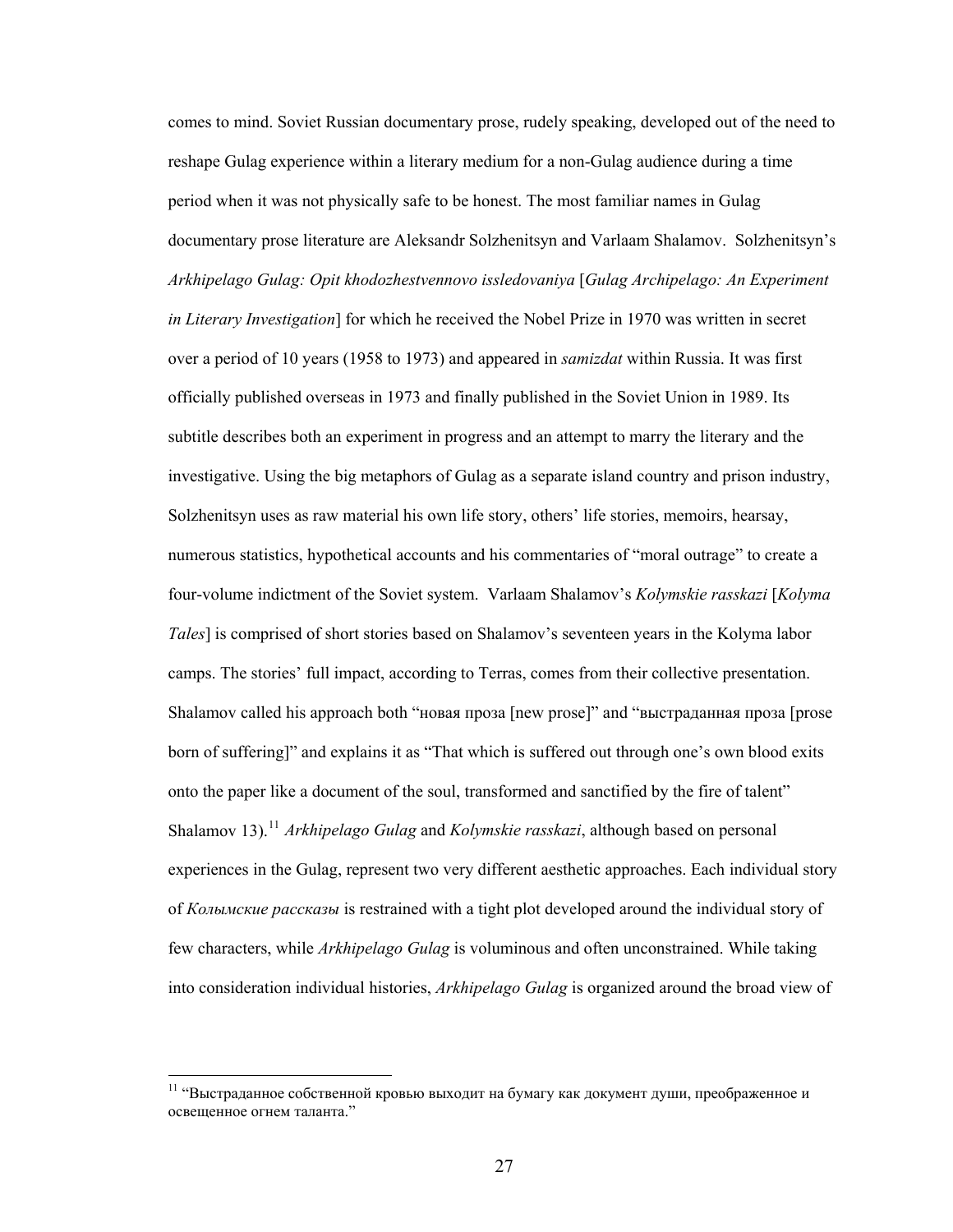comes to mind. Soviet Russian documentary prose, rudely speaking, developed out of the need to reshape Gulag experience within a literary medium for a non-Gulag audience during a time period when it was not physically safe to be honest. The most familiar names in Gulag documentary prose literature are Aleksandr Solzhenitsyn and Varlaam Shalamov. Solzhenitsyn's *Arkhipelago Gulag: Opit khodozhestvennovo issledovaniya* [*Gulag Archipelago: An Experiment in Literary Investigation*] for which he received the Nobel Prize in 1970 was written in secret over a period of 10 years (1958 to 1973) and appeared in *samizdat* within Russia. It was first officially published overseas in 1973 and finally published in the Soviet Union in 1989. Its subtitle describes both an experiment in progress and an attempt to marry the literary and the investigative. Using the big metaphors of Gulag as a separate island country and prison industry, Solzhenitsyn uses as raw material his own life story, others' life stories, memoirs, hearsay, numerous statistics, hypothetical accounts and his commentaries of "moral outrage" to create a four-volume indictment of the Soviet system. Varlaam Shalamov's *Kolymskie rasskazi* [*Kolyma Tales*] is comprised of short stories based on Shalamov's seventeen years in the Kolyma labor camps. The stories' full impact, according to Terras, comes from their collective presentation. Shalamov called his approach both "новая проза [new prose]" and "выстраданная проза [prose born of suffering]" and explains it as "That which is suffered out through one's own blood exits onto the paper like a document of the soul, transformed and sanctified by the fire of talent" Shalamov 13).[11] *Arkhipelago Gulag* and *Kolymskie rasskazi*, although based on personal experiences in the Gulag, represent two very different aesthetic approaches. Each individual story of *Колымские рассказы* is restrained with a tight plot developed around the individual story of few characters, while *Arkhipelago Gulag* is voluminous and often unconstrained. While taking into consideration individual histories, *Arkhipelago Gulag* is organized around the broad view of

[11] "Выстраданное собственной кровью выходит на бумагу как документ души, преображенное и освещенное огнем таланта."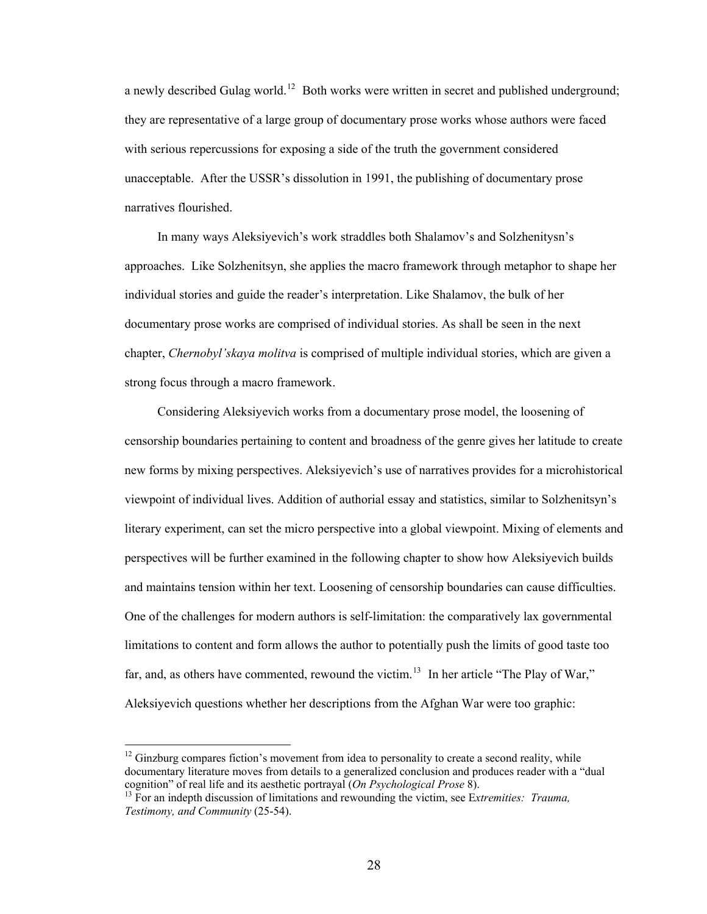a newly described Gulag world.[12] Both works were written in secret and published underground; they are representative of a large group of documentary prose works whose authors were faced with serious repercussions for exposing a side of the truth the government considered unacceptable. After the USSR's dissolution in 1991, the publishing of documentary prose narratives flourished.

In many ways Aleksiyevich's work straddles both Shalamov's and Solzhenitysn's approaches. Like Solzhenitsyn, she applies the macro framework through metaphor to shape her individual stories and guide the reader's interpretation. Like Shalamov, the bulk of her documentary prose works are comprised of individual stories. As shall be seen in the next chapter, *Chernobyl'skaya molitva* is comprised of multiple individual stories, which are given a strong focus through a macro framework.

Considering Aleksiyevich works from a documentary prose model, the loosening of censorship boundaries pertaining to content and broadness of the genre gives her latitude to create new forms by mixing perspectives. Aleksiyevich's use of narratives provides for a microhistorical viewpoint of individual lives. Addition of authorial essay and statistics, similar to Solzhenitsyn's literary experiment, can set the micro perspective into a global viewpoint. Mixing of elements and perspectives will be further examined in the following chapter to show how Aleksiyevich builds and maintains tension within her text. Loosening of censorship boundaries can cause difficulties. One of the challenges for modern authors is self-limitation: the comparatively lax governmental limitations to content and form allows the author to potentially push the limits of good taste too far, and, as others have commented, rewound the victim.[13] In her article "The Play of War," Aleksiyevich questions whether her descriptions from the Afghan War were too graphic:

---

[12] Ginzburg compares fiction's movement from idea to personality to create a second reality, while documentary literature moves from details to a generalized conclusion and produces reader with a "dual cognition" of real life and its aesthetic portrayal (*On Psychological Prose* 8).

[13] For an indepth discussion of limitations and rewounding the victim, see E*xtremities: Trauma, Testimony, and Community* (25-54).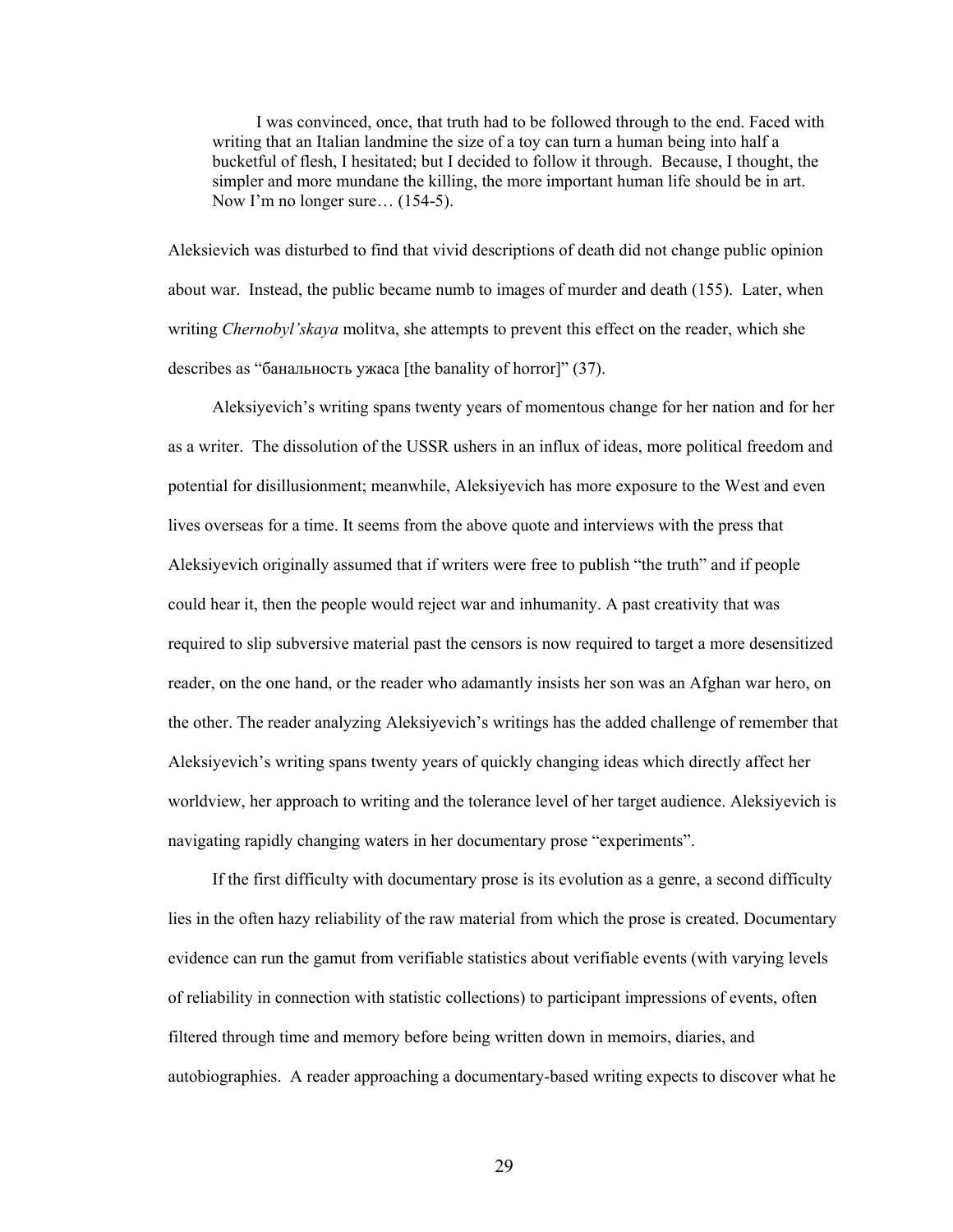> I was convinced, once, that truth had to be followed through to the end. Faced with writing that an Italian landmine the size of a toy can turn a human being into half a bucketful of flesh, I hesitated; but I decided to follow it through. Because, I thought, the simpler and more mundane the killing, the more important human life should be in art. Now I'm no longer sure… (154-5).

Aleksievich was disturbed to find that vivid descriptions of death did not change public opinion about war. Instead, the public became numb to images of murder and death (155). Later, when writing *Chernobyl'skaya* molitva, she attempts to prevent this effect on the reader, which she describes as "банальность ужаса [the banality of horror]" (37).

Aleksiyevich's writing spans twenty years of momentous change for her nation and for her as a writer. The dissolution of the USSR ushers in an influx of ideas, more political freedom and potential for disillusionment; meanwhile, Aleksiyevich has more exposure to the West and even lives overseas for a time. It seems from the above quote and interviews with the press that Aleksiyevich originally assumed that if writers were free to publish "the truth" and if people could hear it, then the people would reject war and inhumanity. A past creativity that was required to slip subversive material past the censors is now required to target a more desensitized reader, on the one hand, or the reader who adamantly insists her son was an Afghan war hero, on the other. The reader analyzing Aleksiyevich's writings has the added challenge of remember that Aleksiyevich's writing spans twenty years of quickly changing ideas which directly affect her worldview, her approach to writing and the tolerance level of her target audience. Aleksiyevich is navigating rapidly changing waters in her documentary prose "experiments".

If the first difficulty with documentary prose is its evolution as a genre, a second difficulty lies in the often hazy reliability of the raw material from which the prose is created. Documentary evidence can run the gamut from verifiable statistics about verifiable events (with varying levels of reliability in connection with statistic collections) to participant impressions of events, often filtered through time and memory before being written down in memoirs, diaries, and autobiographies. A reader approaching a documentary-based writing expects to discover what he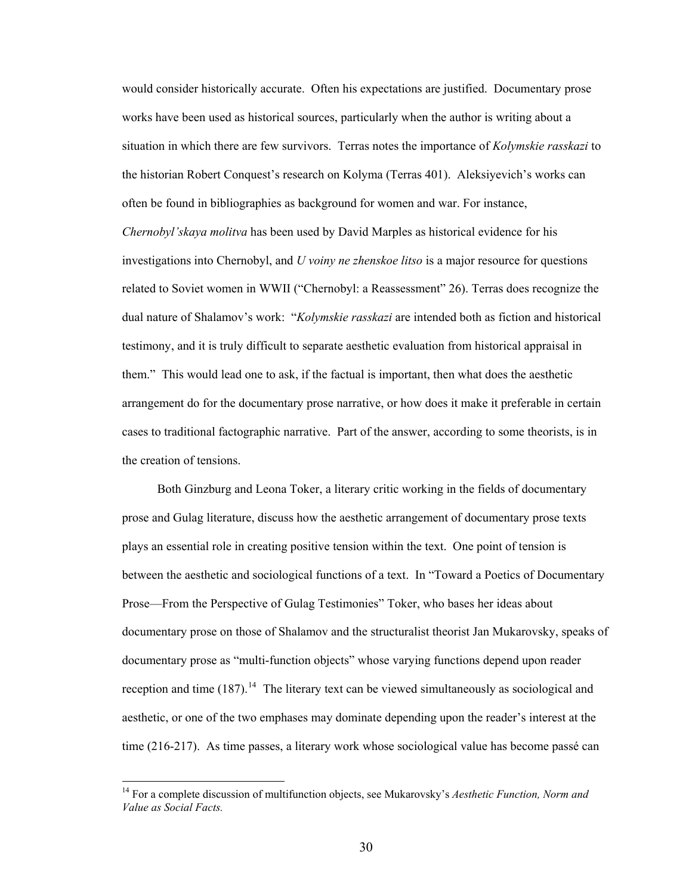would consider historically accurate. Often his expectations are justified. Documentary prose works have been used as historical sources, particularly when the author is writing about a situation in which there are few survivors. Terras notes the importance of *Kolymskie rasskazi* to the historian Robert Conquest's research on Kolyma (Terras 401). Aleksiyevich's works can often be found in bibliographies as background for women and war. For instance, *Chernobyl'skaya molitva* has been used by David Marples as historical evidence for his investigations into Chernobyl, and *U voiny ne zhenskoe litso* is a major resource for questions related to Soviet women in WWII ("Chernobyl: a Reassessment" 26). Terras does recognize the dual nature of Shalamov's work: "*Kolymskie rasskazi* are intended both as fiction and historical testimony, and it is truly difficult to separate aesthetic evaluation from historical appraisal in them." This would lead one to ask, if the factual is important, then what does the aesthetic arrangement do for the documentary prose narrative, or how does it make it preferable in certain cases to traditional factographic narrative. Part of the answer, according to some theorists, is in the creation of tensions.

Both Ginzburg and Leona Toker, a literary critic working in the fields of documentary prose and Gulag literature, discuss how the aesthetic arrangement of documentary prose texts plays an essential role in creating positive tension within the text. One point of tension is between the aesthetic and sociological functions of a text. In "Toward a Poetics of Documentary Prose—From the Perspective of Gulag Testimonies" Toker, who bases her ideas about documentary prose on those of Shalamov and the structuralist theorist Jan Mukarovsky, speaks of documentary prose as "multi-function objects" whose varying functions depend upon reader reception and time (187).[14] The literary text can be viewed simultaneously as sociological and aesthetic, or one of the two emphases may dominate depending upon the reader's interest at the time (216-217). As time passes, a literary work whose sociological value has become passé can

[14] For a complete discussion of multifunction objects, see Mukarovsky's *Aesthetic Function, Norm and Value as Social Facts.*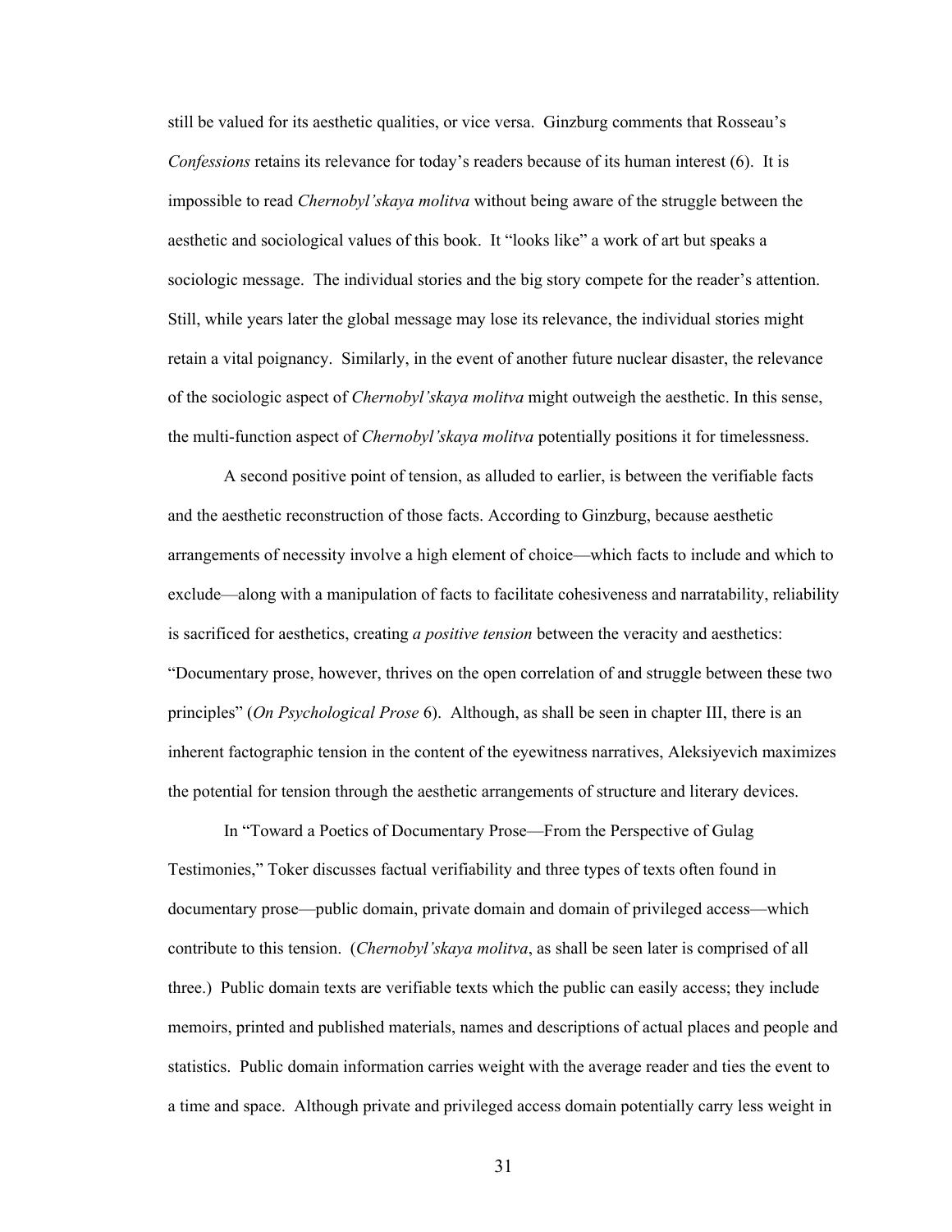still be valued for its aesthetic qualities, or vice versa. Ginzburg comments that Rosseau's *Confessions* retains its relevance for today's readers because of its human interest (6). It is impossible to read *Chernobyl'skaya molitva* without being aware of the struggle between the aesthetic and sociological values of this book. It "looks like" a work of art but speaks a sociologic message. The individual stories and the big story compete for the reader's attention. Still, while years later the global message may lose its relevance, the individual stories might retain a vital poignancy. Similarly, in the event of another future nuclear disaster, the relevance of the sociologic aspect of *Chernobyl'skaya molitva* might outweigh the aesthetic. In this sense, the multi-function aspect of *Chernobyl'skaya molitva* potentially positions it for timelessness.

A second positive point of tension, as alluded to earlier, is between the verifiable facts and the aesthetic reconstruction of those facts. According to Ginzburg, because aesthetic arrangements of necessity involve a high element of choice—which facts to include and which to exclude—along with a manipulation of facts to facilitate cohesiveness and narratability, reliability is sacrificed for aesthetics, creating *a positive tension* between the veracity and aesthetics: "Documentary prose, however, thrives on the open correlation of and struggle between these two principles" (*On Psychological Prose* 6). Although, as shall be seen in chapter III, there is an inherent factographic tension in the content of the eyewitness narratives, Aleksiyevich maximizes the potential for tension through the aesthetic arrangements of structure and literary devices.

In "Toward a Poetics of Documentary Prose—From the Perspective of Gulag Testimonies," Toker discusses factual verifiability and three types of texts often found in documentary prose—public domain, private domain and domain of privileged access—which contribute to this tension. (*Chernobyl'skaya molitva*, as shall be seen later is comprised of all three.) Public domain texts are verifiable texts which the public can easily access; they include memoirs, printed and published materials, names and descriptions of actual places and people and statistics. Public domain information carries weight with the average reader and ties the event to a time and space. Although private and privileged access domain potentially carry less weight in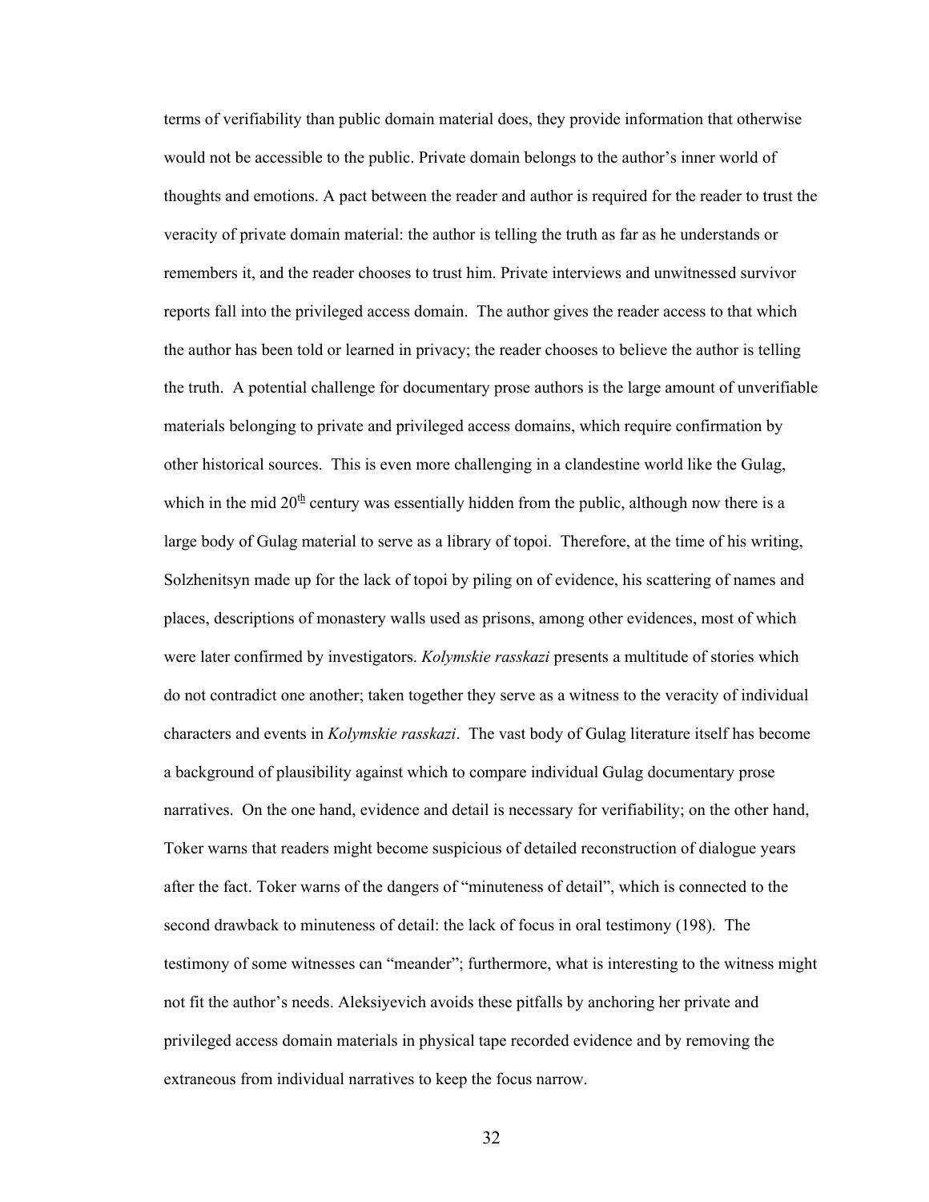terms of verifiability than public domain material does, they provide information that otherwise would not be accessible to the public. Private domain belongs to the author's inner world of thoughts and emotions. A pact between the reader and author is required for the reader to trust the veracity of private domain material: the author is telling the truth as far as he understands or remembers it, and the reader chooses to trust him. Private interviews and unwitnessed survivor reports fall into the privileged access domain. The author gives the reader access to that which the author has been told or learned in privacy; the reader chooses to believe the author is telling the truth. A potential challenge for documentary prose authors is the large amount of unverifiable materials belonging to private and privileged access domains, which require confirmation by other historical sources. This is even more challenging in a clandestine world like the Gulag, which in the mid 20th century was essentially hidden from the public, although now there is a large body of Gulag material to serve as a library of topoi. Therefore, at the time of his writing, Solzhenitsyn made up for the lack of topoi by piling on of evidence, his scattering of names and places, descriptions of monastery walls used as prisons, among other evidences, most of which were later confirmed by investigators. *Kolymskie rasskazi* presents a multitude of stories which do not contradict one another; taken together they serve as a witness to the veracity of individual characters and events in *Kolymskie rasskazi*. The vast body of Gulag literature itself has become a background of plausibility against which to compare individual Gulag documentary prose narratives. On the one hand, evidence and detail is necessary for verifiability; on the other hand, Toker warns that readers might become suspicious of detailed reconstruction of dialogue years after the fact. Toker warns of the dangers of "minuteness of detail", which is connected to the second drawback to minuteness of detail: the lack of focus in oral testimony (198). The testimony of some witnesses can "meander"; furthermore, what is interesting to the witness might not fit the author's needs. Aleksiyevich avoids these pitfalls by anchoring her private and privileged access domain materials in physical tape recorded evidence and by removing the extraneous from individual narratives to keep the focus narrow.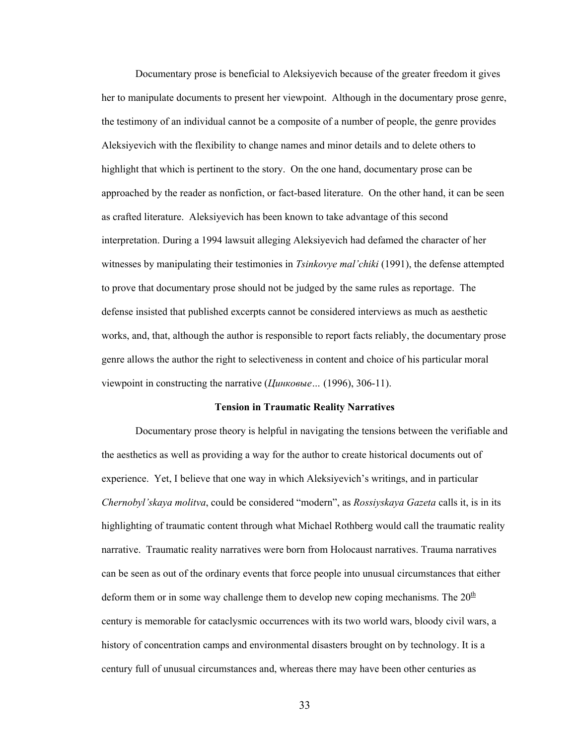Documentary prose is beneficial to Aleksiyevich because of the greater freedom it gives her to manipulate documents to present her viewpoint. Although in the documentary prose genre, the testimony of an individual cannot be a composite of a number of people, the genre provides Aleksiyevich with the flexibility to change names and minor details and to delete others to highlight that which is pertinent to the story. On the one hand, documentary prose can be approached by the reader as nonfiction, or fact-based literature. On the other hand, it can be seen as crafted literature. Aleksiyevich has been known to take advantage of this second interpretation. During a 1994 lawsuit alleging Aleksiyevich had defamed the character of her witnesses by manipulating their testimonies in *Tsinkovye mal'chiki* (1991), the defense attempted to prove that documentary prose should not be judged by the same rules as reportage. The defense insisted that published excerpts cannot be considered interviews as much as aesthetic works, and, that, although the author is responsible to report facts reliably, the documentary prose genre allows the author the right to selectiveness in content and choice of his particular moral viewpoint in constructing the narrative (*Цинковые…* (1996), 306-11).

**Tension in Traumatic Reality Narratives**

Documentary prose theory is helpful in navigating the tensions between the verifiable and the aesthetics as well as providing a way for the author to create historical documents out of experience. Yet, I believe that one way in which Aleksiyevich's writings, and in particular *Chernobyl'skaya molitva*, could be considered "modern", as *Rossiyskaya Gazeta* calls it, is in its highlighting of traumatic content through what Michael Rothberg would call the traumatic reality narrative. Traumatic reality narratives were born from Holocaust narratives. Trauma narratives can be seen as out of the ordinary events that force people into unusual circumstances that either deform them or in some way challenge them to develop new coping mechanisms. The 20th century is memorable for cataclysmic occurrences with its two world wars, bloody civil wars, a history of concentration camps and environmental disasters brought on by technology. It is a century full of unusual circumstances and, whereas there may have been other centuries as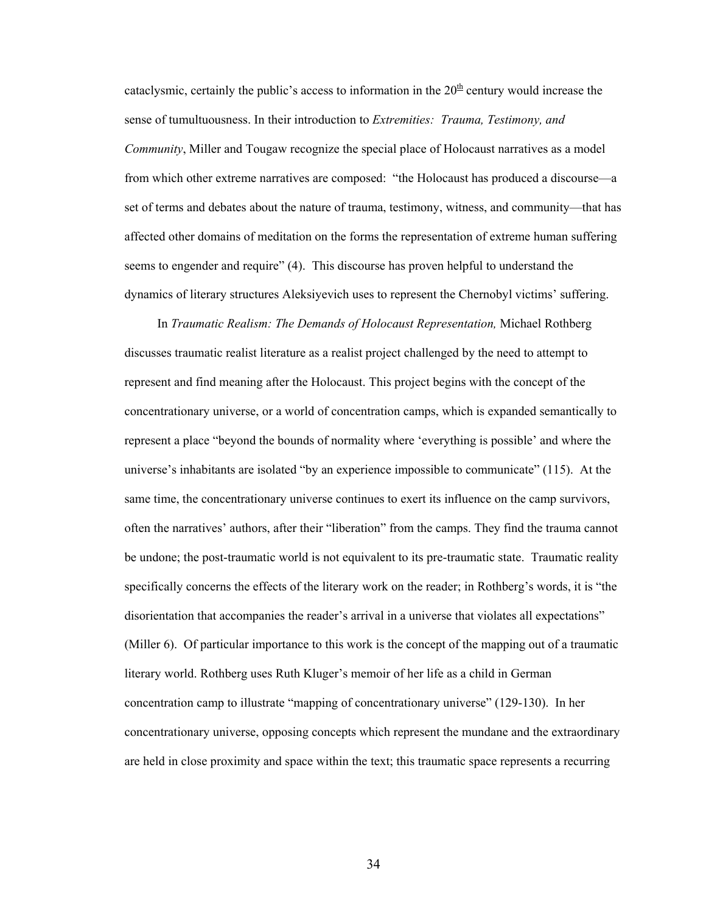cataclysmic, certainly the public's access to information in the 20th century would increase the sense of tumultuousness. In their introduction to *Extremities: Trauma, Testimony, and Community*, Miller and Tougaw recognize the special place of Holocaust narratives as a model from which other extreme narratives are composed: "the Holocaust has produced a discourse—a set of terms and debates about the nature of trauma, testimony, witness, and community—that has affected other domains of meditation on the forms the representation of extreme human suffering seems to engender and require" (4). This discourse has proven helpful to understand the dynamics of literary structures Aleksiyevich uses to represent the Chernobyl victims' suffering.

In *Traumatic Realism: The Demands of Holocaust Representation,* Michael Rothberg discusses traumatic realist literature as a realist project challenged by the need to attempt to represent and find meaning after the Holocaust. This project begins with the concept of the concentrationary universe, or a world of concentration camps, which is expanded semantically to represent a place "beyond the bounds of normality where 'everything is possible' and where the universe's inhabitants are isolated "by an experience impossible to communicate" (115). At the same time, the concentrationary universe continues to exert its influence on the camp survivors, often the narratives' authors, after their "liberation" from the camps. They find the trauma cannot be undone; the post-traumatic world is not equivalent to its pre-traumatic state. Traumatic reality specifically concerns the effects of the literary work on the reader; in Rothberg's words, it is "the disorientation that accompanies the reader's arrival in a universe that violates all expectations" (Miller 6). Of particular importance to this work is the concept of the mapping out of a traumatic literary world. Rothberg uses Ruth Kluger's memoir of her life as a child in German concentration camp to illustrate "mapping of concentrationary universe" (129-130). In her concentrationary universe, opposing concepts which represent the mundane and the extraordinary are held in close proximity and space within the text; this traumatic space represents a recurring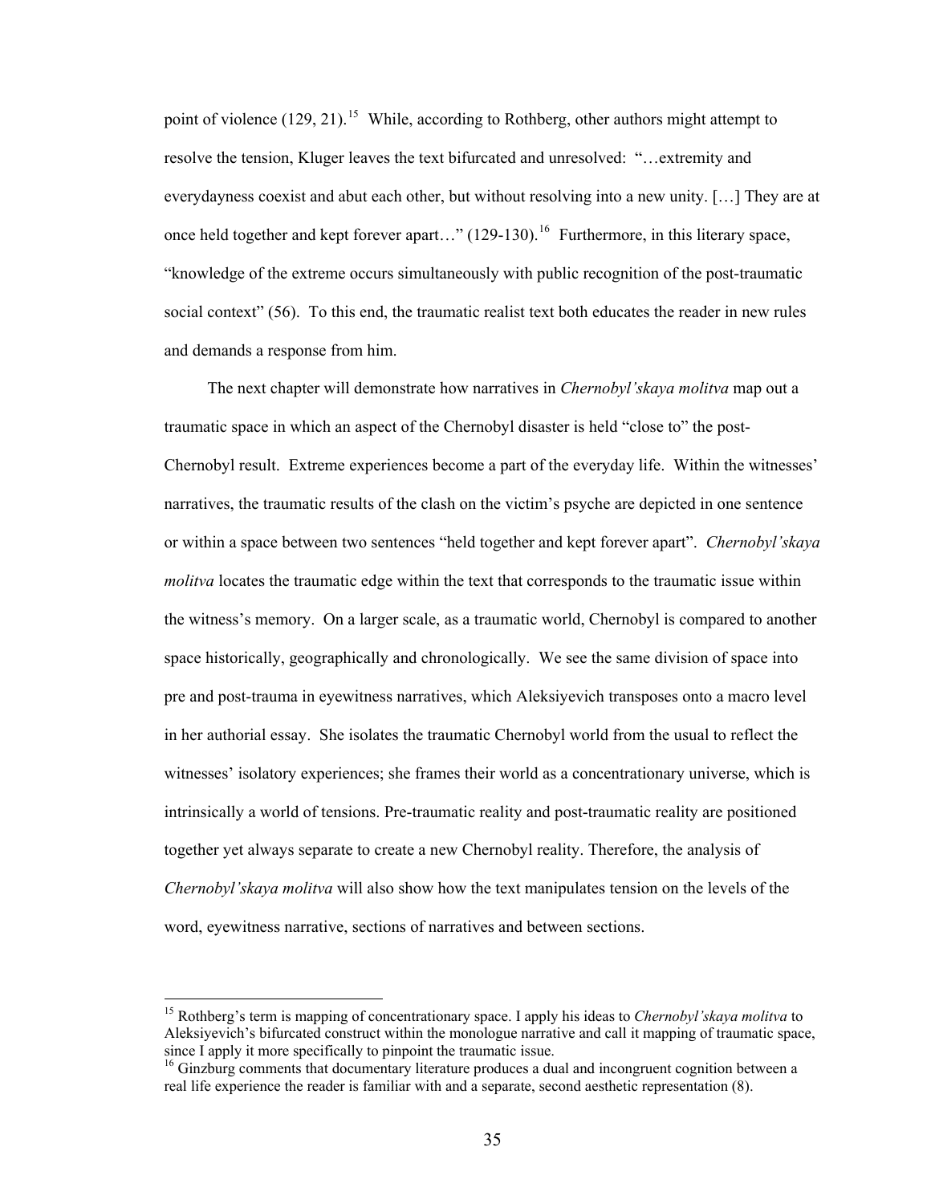point of violence (129, 21).[15] While, according to Rothberg, other authors might attempt to resolve the tension, Kluger leaves the text bifurcated and unresolved: "…extremity and everydayness coexist and abut each other, but without resolving into a new unity. […] They are at once held together and kept forever apart…" (129-130).[16] Furthermore, in this literary space, "knowledge of the extreme occurs simultaneously with public recognition of the post-traumatic social context" (56). To this end, the traumatic realist text both educates the reader in new rules and demands a response from him.

The next chapter will demonstrate how narratives in *Chernobyl'skaya molitva* map out a traumatic space in which an aspect of the Chernobyl disaster is held "close to" the post-Chernobyl result. Extreme experiences become a part of the everyday life. Within the witnesses' narratives, the traumatic results of the clash on the victim's psyche are depicted in one sentence or within a space between two sentences "held together and kept forever apart". *Chernobyl'skaya molitva* locates the traumatic edge within the text that corresponds to the traumatic issue within the witness's memory. On a larger scale, as a traumatic world, Chernobyl is compared to another space historically, geographically and chronologically. We see the same division of space into pre and post-trauma in eyewitness narratives, which Aleksiyevich transposes onto a macro level in her authorial essay. She isolates the traumatic Chernobyl world from the usual to reflect the witnesses' isolatory experiences; she frames their world as a concentrationary universe, which is intrinsically a world of tensions. Pre-traumatic reality and post-traumatic reality are positioned together yet always separate to create a new Chernobyl reality. Therefore, the analysis of *Chernobyl'skaya molitva* will also show how the text manipulates tension on the levels of the word, eyewitness narrative, sections of narratives and between sections.

---

[15] Rothberg's term is mapping of concentrationary space. I apply his ideas to *Chernobyl'skaya molitva* to Aleksiyevich's bifurcated construct within the monologue narrative and call it mapping of traumatic space, since I apply it more specifically to pinpoint the traumatic issue.

[16] Ginzburg comments that documentary literature produces a dual and incongruent cognition between a real life experience the reader is familiar with and a separate, second aesthetic representation (8).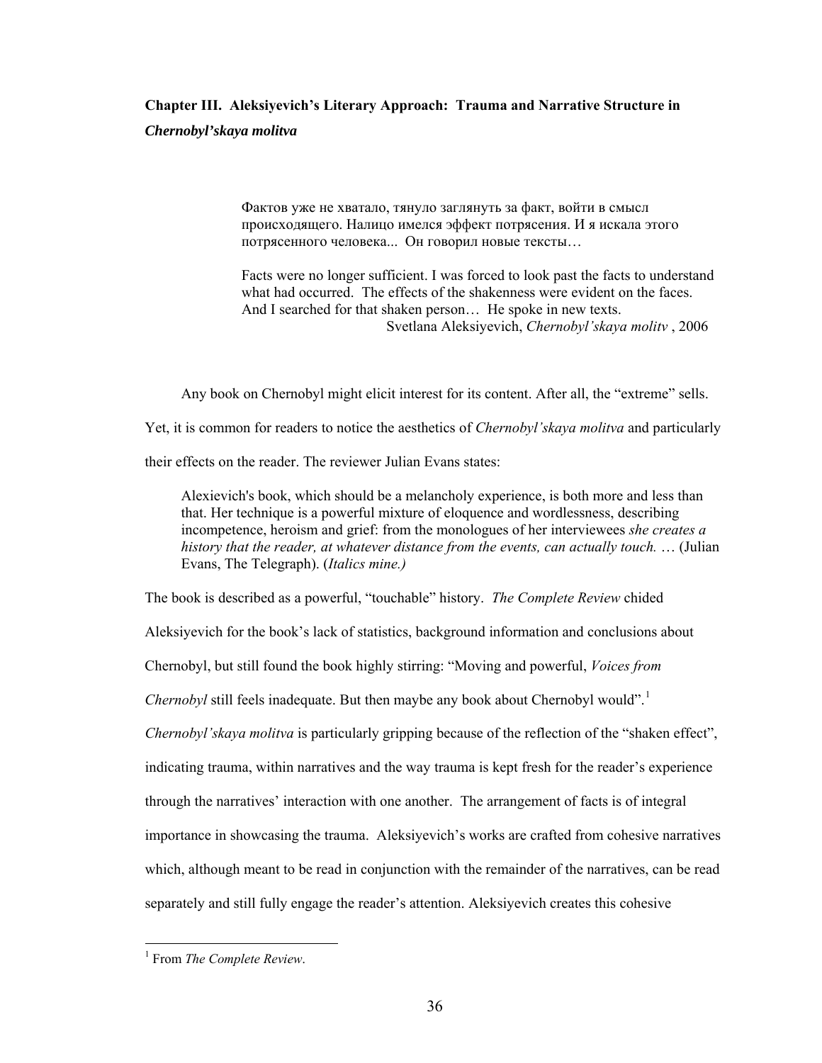## Chapter III. Aleksiyevich's Literary Approach: Trauma and Narrative Structure in *Chernobyl'skaya molitva*

> Фактов уже не хватало, тянуло заглянуть за факт, войти в смысл происходящего. Налицо имелся эффект потрясения. И я искала этого потрясенного человека... Он говорил новые тексты…
>
> Facts were no longer sufficient. I was forced to look past the facts to understand what had occurred. The effects of the shakenness were evident on the faces. And I searched for that shaken person… He spoke in new texts.
>
> Svetlana Aleksiyevich, *Chernobyl'skaya molitv* , 2006

Any book on Chernobyl might elicit interest for its content. After all, the "extreme" sells. Yet, it is common for readers to notice the aesthetics of *Chernobyl'skaya molitva* and particularly their effects on the reader. The reviewer Julian Evans states:

> Alexievich's book, which should be a melancholy experience, is both more and less than that. Her technique is a powerful mixture of eloquence and wordlessness, describing incompetence, heroism and grief: from the monologues of her interviewees *she creates a history that the reader, at whatever distance from the events, can actually touch.* … (Julian Evans, The Telegraph). (*Italics mine.)*

The book is described as a powerful, "touchable" history. *The Complete Review* chided Aleksiyevich for the book's lack of statistics, background information and conclusions about Chernobyl, but still found the book highly stirring: "Moving and powerful, *Voices from Chernobyl* still feels inadequate. But then maybe any book about Chernobyl would".[1] *Chernobyl'skaya molitva* is particularly gripping because of the reflection of the "shaken effect", indicating trauma, within narratives and the way trauma is kept fresh for the reader's experience through the narratives' interaction with one another. The arrangement of facts is of integral importance in showcasing the trauma. Aleksiyevich's works are crafted from cohesive narratives which, although meant to be read in conjunction with the remainder of the narratives, can be read separately and still fully engage the reader's attention. Aleksiyevich creates this cohesive

[1] From *The Complete Review*.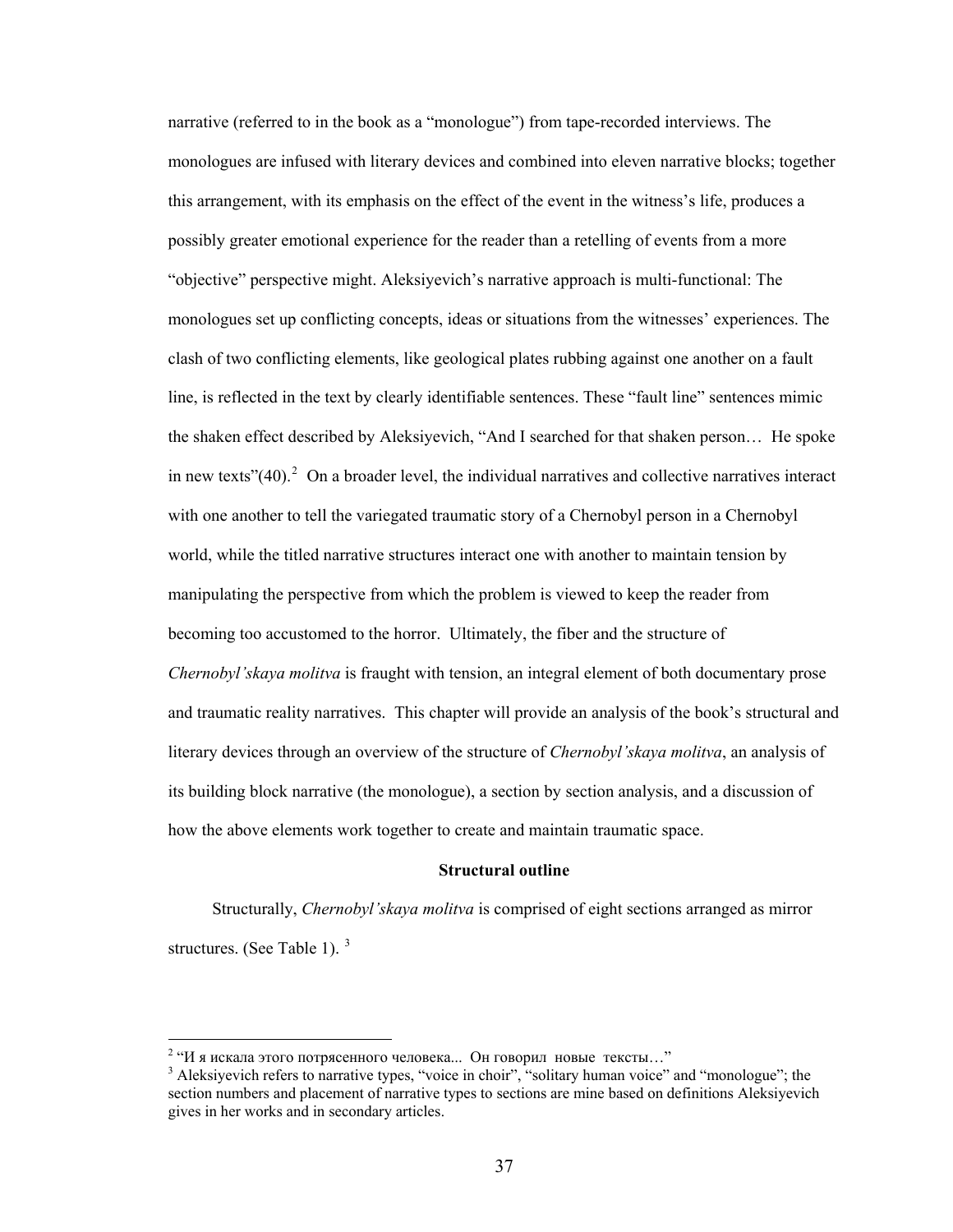narrative (referred to in the book as a "monologue") from tape-recorded interviews. The monologues are infused with literary devices and combined into eleven narrative blocks; together this arrangement, with its emphasis on the effect of the event in the witness's life, produces a possibly greater emotional experience for the reader than a retelling of events from a more "objective" perspective might. Aleksiyevich's narrative approach is multi-functional: The monologues set up conflicting concepts, ideas or situations from the witnesses' experiences. The clash of two conflicting elements, like geological plates rubbing against one another on a fault line, is reflected in the text by clearly identifiable sentences. These "fault line" sentences mimic the shaken effect described by Aleksiyevich, "And I searched for that shaken person… He spoke in new texts"(40).[2] On a broader level, the individual narratives and collective narratives interact with one another to tell the variegated traumatic story of a Chernobyl person in a Chernobyl world, while the titled narrative structures interact one with another to maintain tension by manipulating the perspective from which the problem is viewed to keep the reader from becoming too accustomed to the horror. Ultimately, the fiber and the structure of *Chernobyl'skaya molitva* is fraught with tension, an integral element of both documentary prose and traumatic reality narratives. This chapter will provide an analysis of the book's structural and literary devices through an overview of the structure of *Chernobyl'skaya molitva*, an analysis of its building block narrative (the monologue), a section by section analysis, and a discussion of how the above elements work together to create and maintain traumatic space.

**Structural outline**

Structurally, *Chernobyl'skaya molitva* is comprised of eight sections arranged as mirror structures. (See Table 1). [3]

---

[2] "И я искала этого потрясенного человека... Он говорил новые тексты…"

[3] Aleksiyevich refers to narrative types, "voice in choir", "solitary human voice" and "monologue"; the section numbers and placement of narrative types to sections are mine based on definitions Aleksiyevich gives in her works and in secondary articles.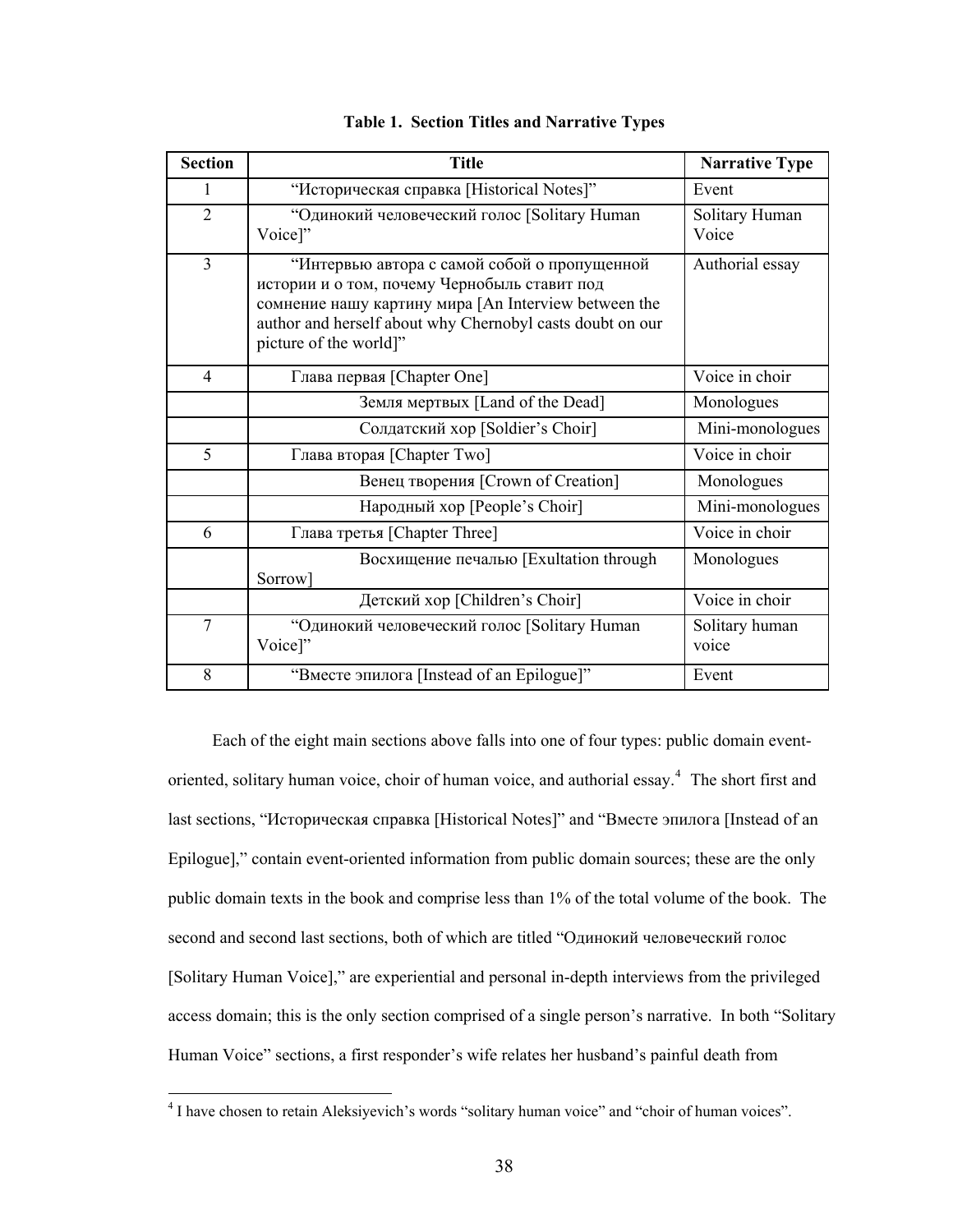**Table 1. Section Titles and Narrative Types**

| Section | Title | Narrative Type |
|---|---|---|
| 1 | "Историческая справка [Historical Notes]" | Event |
| 2 | "Одинокий человеческий голос [Solitary Human Voice]" | Solitary Human Voice |
| 3 | "Интервью автора с самой собой о пропущенной истории и о том, почему Чернобыль ставит под сомнение нашу картину мира [An Interview between the author and herself about why Chernobyl casts doubt on our picture of the world]" | Authorial essay |
| 4 | Глава первая [Chapter One] | Voice in choir |
| | Земля мертвых [Land of the Dead] | Monologues |
| | Солдатский хор [Soldier's Choir] | Mini-monologues |
| 5 | Глава вторая [Chapter Two] | Voice in choir |
| | Венец творения [Crown of Creation] | Monologues |
| | Народный хор [People's Choir] | Mini-monologues |
| 6 | Глава третья [Chapter Three] | Voice in choir |
| | Восхищение печалью [Exultation through Sorrow] | Monologues |
| | Детский хор [Children's Choir] | Voice in choir |
| 7 | "Одинокий человеческий голос [Solitary Human Voice]" | Solitary human voice |
| 8 | "Вместе эпилога [Instead of an Epilogue]" | Event |

Each of the eight main sections above falls into one of four types: public domain event-oriented, solitary human voice, choir of human voice, and authorial essay.[4] The short first and last sections, "Историческая справка [Historical Notes]" and "Вместе эпилога [Instead of an Epilogue]," contain event-oriented information from public domain sources; these are the only public domain texts in the book and comprise less than 1% of the total volume of the book. The second and second last sections, both of which are titled "Одинокий человеческий голос [Solitary Human Voice]," are experiential and personal in-depth interviews from the privileged access domain; this is the only section comprised of a single person's narrative. In both "Solitary Human Voice" sections, a first responder's wife relates her husband's painful death from

[4] I have chosen to retain Aleksiyevich's words "solitary human voice" and "choir of human voices".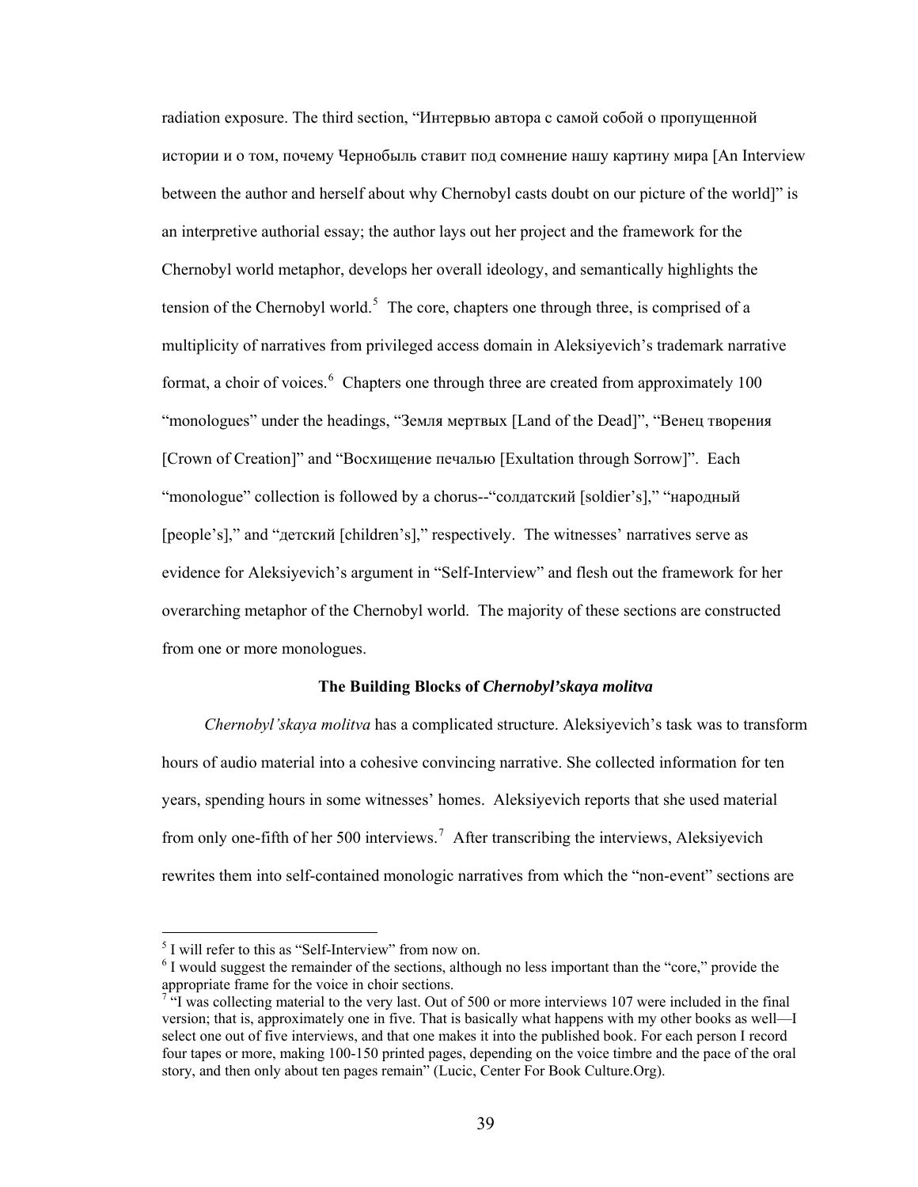radiation exposure. The third section, "Интервью автора с самой собой о пропущенной истории и о том, почему Чернобыль ставит под сомнение нашу картину мира [An Interview between the author and herself about why Chernobyl casts doubt on our picture of the world]" is an interpretive authorial essay; the author lays out her project and the framework for the Chernobyl world metaphor, develops her overall ideology, and semantically highlights the tension of the Chernobyl world.[5] The core, chapters one through three, is comprised of a multiplicity of narratives from privileged access domain in Aleksiyevich's trademark narrative format, a choir of voices.[6] Chapters one through three are created from approximately 100 "monologues" under the headings, "Земля мертвых [Land of the Dead]", "Венец творения [Crown of Creation]" and "Восхищение печалью [Exultation through Sorrow]". Each "monologue" collection is followed by a chorus--"солдатский [soldier's]," "народный [people's]," and "детский [children's]," respectively. The witnesses' narratives serve as evidence for Aleksiyevich's argument in "Self-Interview" and flesh out the framework for her overarching metaphor of the Chernobyl world. The majority of these sections are constructed from one or more monologues.

### The Building Blocks of *Chernobyl'skaya molitva*

*Chernobyl'skaya molitva* has a complicated structure. Aleksiyevich's task was to transform hours of audio material into a cohesive convincing narrative. She collected information for ten years, spending hours in some witnesses' homes. Aleksiyevich reports that she used material from only one-fifth of her 500 interviews.[7] After transcribing the interviews, Aleksiyevich rewrites them into self-contained monologic narratives from which the "non-event" sections are

---

[5] I will refer to this as "Self-Interview" from now on.

[6] I would suggest the remainder of the sections, although no less important than the "core," provide the appropriate frame for the voice in choir sections.

[7] "I was collecting material to the very last. Out of 500 or more interviews 107 were included in the final version; that is, approximately one in five. That is basically what happens with my other books as well—I select one out of five interviews, and that one makes it into the published book. For each person I record four tapes or more, making 100-150 printed pages, depending on the voice timbre and the pace of the oral story, and then only about ten pages remain" (Lucic, Center For Book Culture.Org).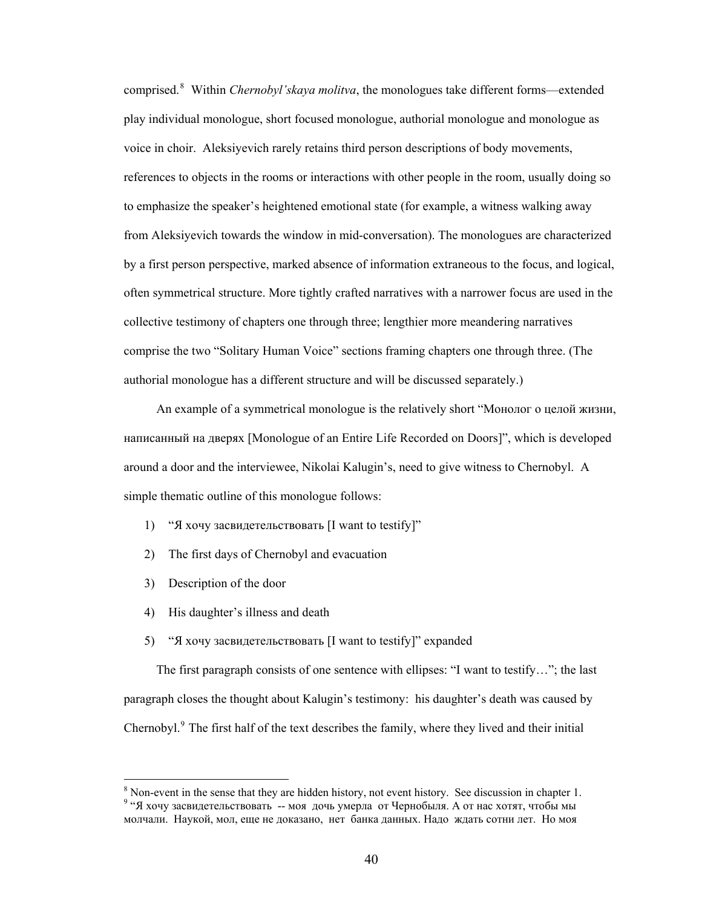comprised.[8] Within *Chernobyl'skaya molitva*, the monologues take different forms—extended play individual monologue, short focused monologue, authorial monologue and monologue as voice in choir. Aleksiyevich rarely retains third person descriptions of body movements, references to objects in the rooms or interactions with other people in the room, usually doing so to emphasize the speaker's heightened emotional state (for example, a witness walking away from Aleksiyevich towards the window in mid-conversation). The monologues are characterized by a first person perspective, marked absence of information extraneous to the focus, and logical, often symmetrical structure. More tightly crafted narratives with a narrower focus are used in the collective testimony of chapters one through three; lengthier more meandering narratives comprise the two "Solitary Human Voice" sections framing chapters one through three. (The authorial monologue has a different structure and will be discussed separately.)

An example of a symmetrical monologue is the relatively short "Монолог о целой жизни, написанный на дверях [Monologue of an Entire Life Recorded on Doors]", which is developed around a door and the interviewee, Nikolai Kalugin's, need to give witness to Chernobyl. A simple thematic outline of this monologue follows:

1) "Я хочу засвидетельствовать [I want to testify]"
2) The first days of Chernobyl and evacuation
3) Description of the door
4) His daughter's illness and death
5) "Я хочу засвидетельствовать [I want to testify]" expanded

The first paragraph consists of one sentence with ellipses: "I want to testify…"; the last paragraph closes the thought about Kalugin's testimony: his daughter's death was caused by Chernobyl.[9] The first half of the text describes the family, where they lived and their initial

[8] Non-event in the sense that they are hidden history, not event history. See discussion in chapter 1.

[9] "Я хочу засвидетельствовать -- моя дочь умерла от Чернобыля. А от нас хотят, чтобы мы молчали. Наукой, мол, еще не доказано, нет банка данных. Надо ждать сотни лет. Но моя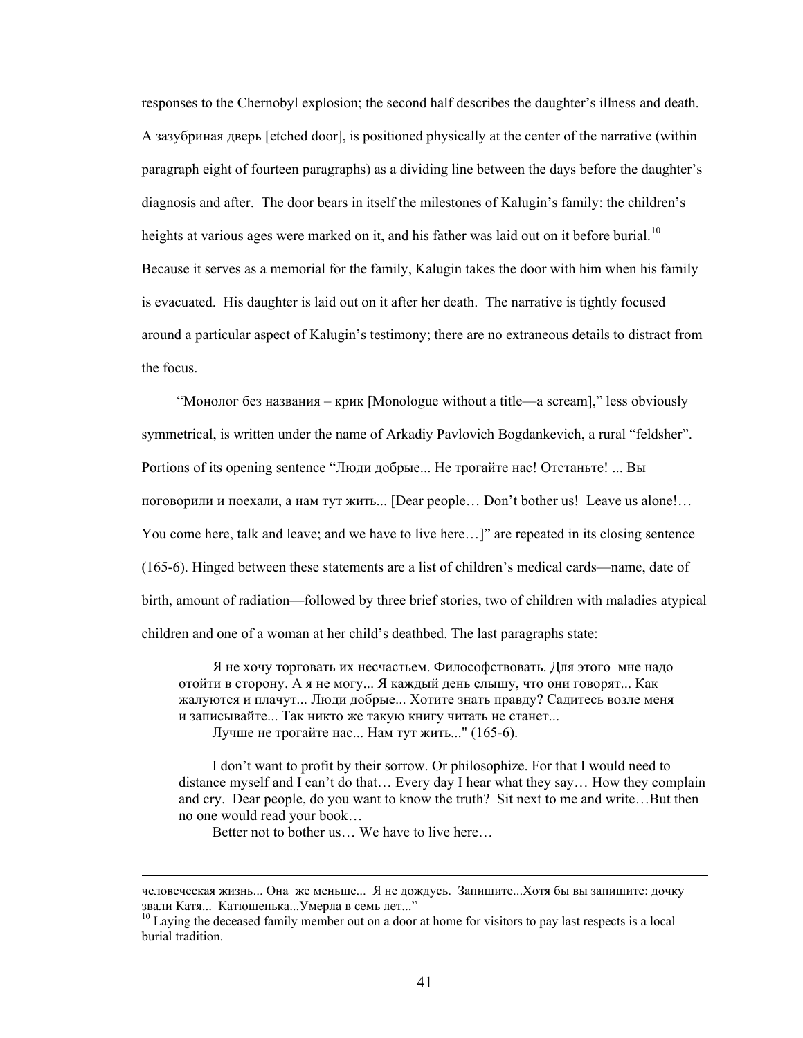responses to the Chernobyl explosion; the second half describes the daughter's illness and death. A зазубриная дверь [etched door], is positioned physically at the center of the narrative (within paragraph eight of fourteen paragraphs) as a dividing line between the days before the daughter's diagnosis and after. The door bears in itself the milestones of Kalugin's family: the children's heights at various ages were marked on it, and his father was laid out on it before burial.[10] Because it serves as a memorial for the family, Kalugin takes the door with him when his family is evacuated. His daughter is laid out on it after her death. The narrative is tightly focused around a particular aspect of Kalugin's testimony; there are no extraneous details to distract from the focus.

"Монолог без названия – крик [Monologue without a title—a scream]," less obviously symmetrical, is written under the name of Arkadiy Pavlovich Bogdankevich, a rural "feldsher". Portions of its opening sentence "Люди добрые... Не трогайте нас! Отстаньте! ... Вы поговорили и поехали, а нам тут жить... [Dear people… Don't bother us! Leave us alone!… You come here, talk and leave; and we have to live here…]" are repeated in its closing sentence (165-6). Hinged between these statements are a list of children's medical cards—name, date of birth, amount of radiation—followed by three brief stories, two of children with maladies atypical children and one of a woman at her child's deathbed. The last paragraphs state:

> Я не хочу торговать их несчастьем. Философствовать. Для этого мне надо отойти в сторону. А я не могу... Я каждый день слышу, что они говорят... Как жалуются и плачут... Люди добрые... Хотите знать правду? Садитесь возле меня и записывайте... Так никто же такую книгу читать не станет...
>
> Лучше не трогайте нас... Нам тут жить..." (165-6).

> I don't want to profit by their sorrow. Or philosophize. For that I would need to distance myself and I can't do that… Every day I hear what they say… How they complain and cry. Dear people, do you want to know the truth? Sit next to me and write…But then no one would read your book…
>
> Better not to bother us… We have to live here…

---

человеческая жизнь... Она же меньше... Я не дождусь. Запишите...Хотя бы вы запишите: дочку звали Катя... Катюшенька...Умерла в семь лет..."

[10] Laying the deceased family member out on a door at home for visitors to pay last respects is a local burial tradition.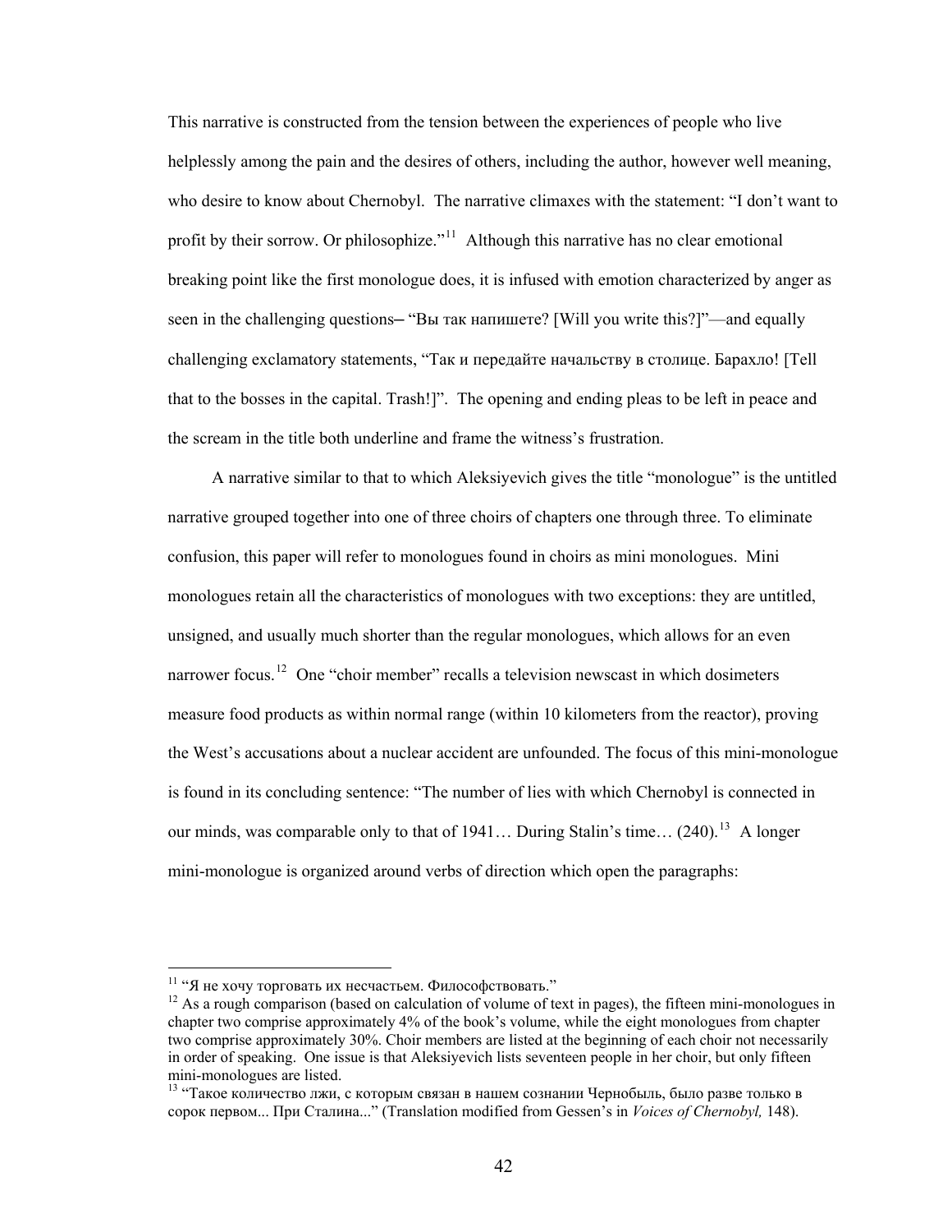This narrative is constructed from the tension between the experiences of people who live helplessly among the pain and the desires of others, including the author, however well meaning, who desire to know about Chernobyl. The narrative climaxes with the statement: "I don't want to profit by their sorrow. Or philosophize."[11] Although this narrative has no clear emotional breaking point like the first monologue does, it is infused with emotion characterized by anger as seen in the challenging questions– "Вы так напишете? [Will you write this?]"—and equally challenging exclamatory statements, "Так и передайте начальству в столице. Барахло! [Tell that to the bosses in the capital. Trash!]". The opening and ending pleas to be left in peace and the scream in the title both underline and frame the witness's frustration.

A narrative similar to that to which Aleksiyevich gives the title "monologue" is the untitled narrative grouped together into one of three choirs of chapters one through three. To eliminate confusion, this paper will refer to monologues found in choirs as mini monologues. Mini monologues retain all the characteristics of monologues with two exceptions: they are untitled, unsigned, and usually much shorter than the regular monologues, which allows for an even narrower focus.[12] One "choir member" recalls a television newscast in which dosimeters measure food products as within normal range (within 10 kilometers from the reactor), proving the West's accusations about a nuclear accident are unfounded. The focus of this mini-monologue is found in its concluding sentence: "The number of lies with which Chernobyl is connected in our minds, was comparable only to that of 1941… During Stalin's time… (240).[13] A longer mini-monologue is organized around verbs of direction which open the paragraphs:

---

[11] "Я не хочу торговать их несчастьем. Философствовать."

[12] As a rough comparison (based on calculation of volume of text in pages), the fifteen mini-monologues in chapter two comprise approximately 4% of the book's volume, while the eight monologues from chapter two comprise approximately 30%. Choir members are listed at the beginning of each choir not necessarily in order of speaking. One issue is that Aleksiyevich lists seventeen people in her choir, but only fifteen mini-monologues are listed.

[13] "Такое количество лжи, с которым связан в нашем сознании Чернобыль, было разве только в сорок первом... При Сталина..." (Translation modified from Gessen's in *Voices of Chernobyl,* 148).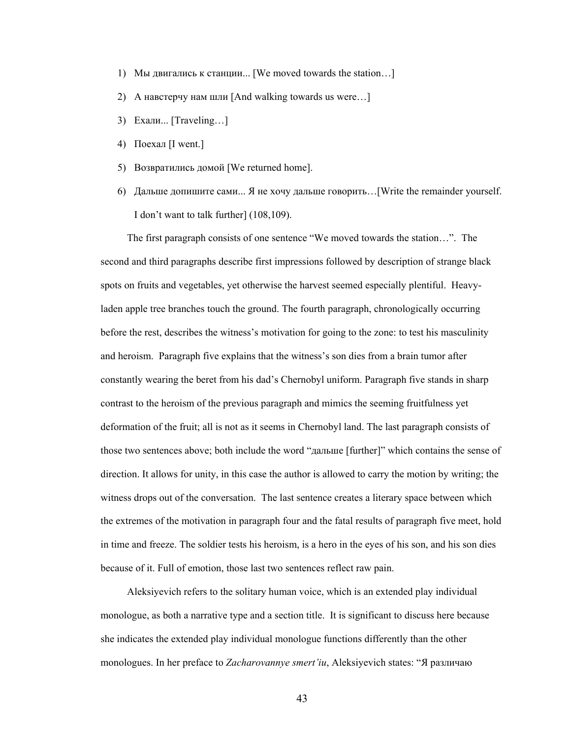1) Мы двигались к станции... [We moved towards the station…]
2) А навстерчу нам шли [And walking towards us were…]
3) Ехали... [Traveling…]
4) Поехал [I went.]
5) Возвратились домой [We returned home].
6) Дальше допишите сами... Я не хочу дальше говорить…[Write the remainder yourself. I don't want to talk further] (108,109).

The first paragraph consists of one sentence "We moved towards the station…". The second and third paragraphs describe first impressions followed by description of strange black spots on fruits and vegetables, yet otherwise the harvest seemed especially plentiful. Heavy-laden apple tree branches touch the ground. The fourth paragraph, chronologically occurring before the rest, describes the witness's motivation for going to the zone: to test his masculinity and heroism. Paragraph five explains that the witness's son dies from a brain tumor after constantly wearing the beret from his dad's Chernobyl uniform. Paragraph five stands in sharp contrast to the heroism of the previous paragraph and mimics the seeming fruitfulness yet deformation of the fruit; all is not as it seems in Chernobyl land. The last paragraph consists of those two sentences above; both include the word "дальше [further]" which contains the sense of direction. It allows for unity, in this case the author is allowed to carry the motion by writing; the witness drops out of the conversation. The last sentence creates a literary space between which the extremes of the motivation in paragraph four and the fatal results of paragraph five meet, hold in time and freeze. The soldier tests his heroism, is a hero in the eyes of his son, and his son dies because of it. Full of emotion, those last two sentences reflect raw pain.

Aleksiyevich refers to the solitary human voice, which is an extended play individual monologue, as both a narrative type and a section title. It is significant to discuss here because she indicates the extended play individual monologue functions differently than the other monologues. In her preface to *Zacharovannye smert'iu*, Aleksiyevich states: "Я различаю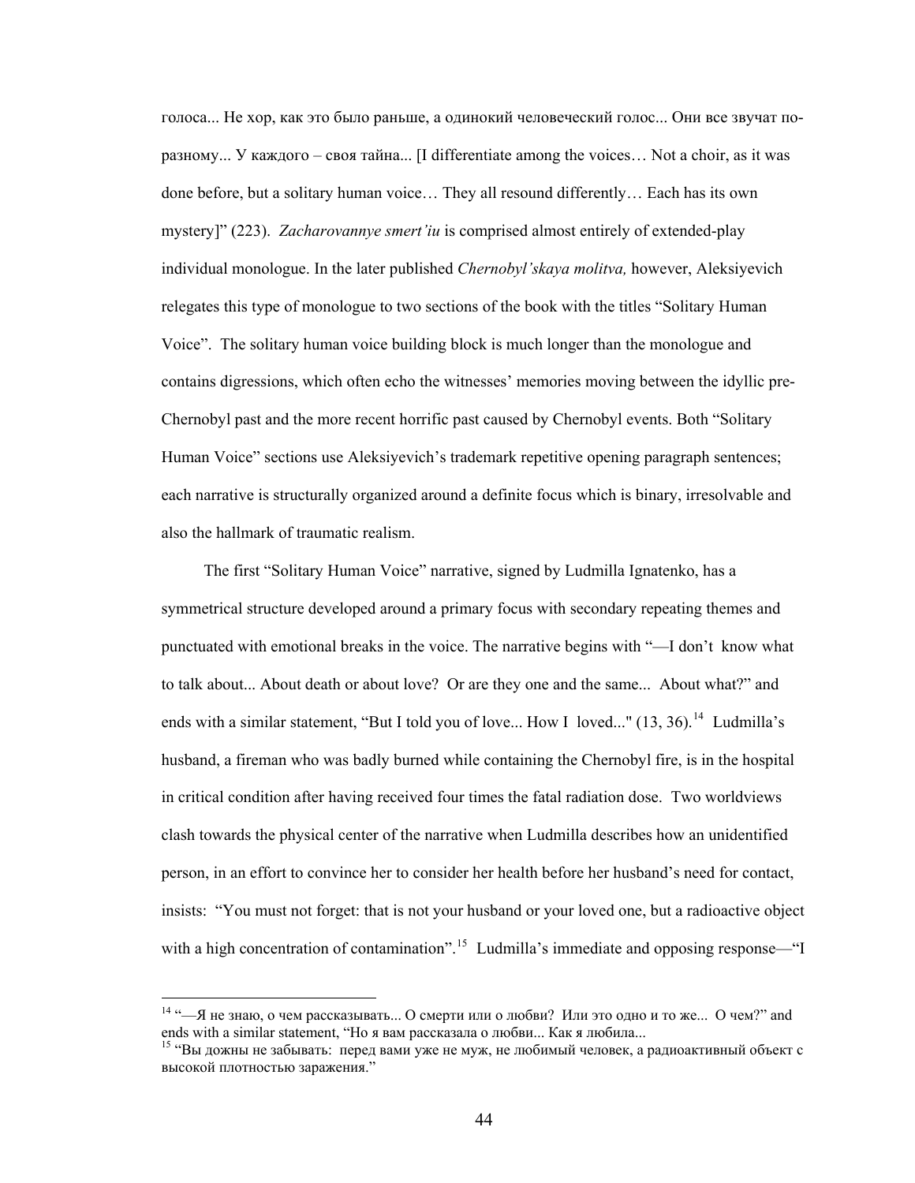голоса... Не хор, как это было раньше, а одинокий человеческий голос... Они все звучат по-разному... У каждого – своя тайна... [I differentiate among the voices… Not a choir, as it was done before, but a solitary human voice… They all resound differently… Each has its own mystery]" (223). *Zacharovannye smert'iu* is comprised almost entirely of extended-play individual monologue. In the later published *Chernobyl'skaya molitva,* however, Aleksiyevich relegates this type of monologue to two sections of the book with the titles "Solitary Human Voice". The solitary human voice building block is much longer than the monologue and contains digressions, which often echo the witnesses' memories moving between the idyllic pre-Chernobyl past and the more recent horrific past caused by Chernobyl events. Both "Solitary Human Voice" sections use Aleksiyevich's trademark repetitive opening paragraph sentences; each narrative is structurally organized around a definite focus which is binary, irresolvable and also the hallmark of traumatic realism.

The first "Solitary Human Voice" narrative, signed by Ludmilla Ignatenko, has a symmetrical structure developed around a primary focus with secondary repeating themes and punctuated with emotional breaks in the voice. The narrative begins with "—I don't know what to talk about... About death or about love? Or are they one and the same... About what?" and ends with a similar statement, "But I told you of love... How I loved..." (13, 36).[14] Ludmilla's husband, a fireman who was badly burned while containing the Chernobyl fire, is in the hospital in critical condition after having received four times the fatal radiation dose. Two worldviews clash towards the physical center of the narrative when Ludmilla describes how an unidentified person, in an effort to convince her to consider her health before her husband's need for contact, insists: "You must not forget: that is not your husband or your loved one, but a radioactive object with a high concentration of contamination".[15] Ludmilla's immediate and opposing response—"I

---

[14] "—Я не знаю, о чем рассказывать... О смерти или о любви? Или это одно и то же... О чем?" and ends with a similar statement, "Но я вам рассказала о любви... Как я любила...

[15] "Вы дожны не забывать: перед вами уже не муж, не любимый человек, а радиоактивный объект с высокой плотностью заражения."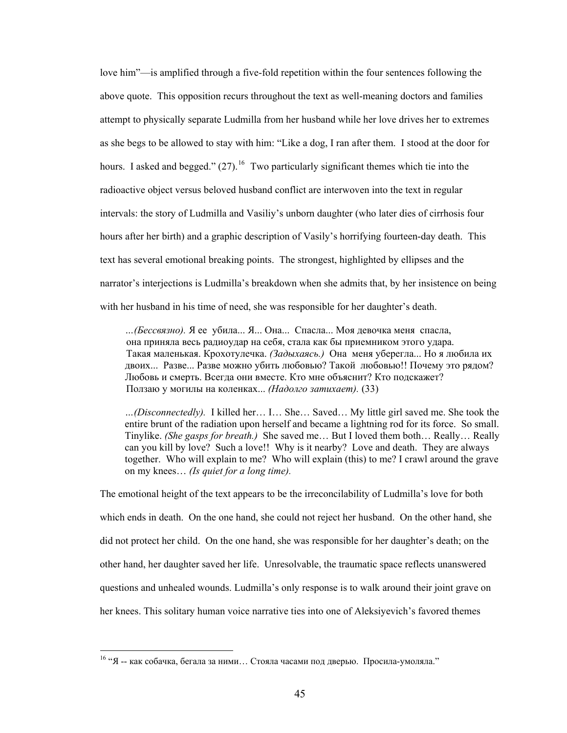love him"—is amplified through a five-fold repetition within the four sentences following the above quote. This opposition recurs throughout the text as well-meaning doctors and families attempt to physically separate Ludmilla from her husband while her love drives her to extremes as she begs to be allowed to stay with him: "Like a dog, I ran after them. I stood at the door for hours. I asked and begged." (27).[16] Two particularly significant themes which tie into the radioactive object versus beloved husband conflict are interwoven into the text in regular intervals: the story of Ludmilla and Vasiliy's unborn daughter (who later dies of cirrhosis four hours after her birth) and a graphic description of Vasily's horrifying fourteen-day death. This text has several emotional breaking points. The strongest, highlighted by ellipses and the narrator's interjections is Ludmilla's breakdown when she admits that, by her insistence on being with her husband in his time of need, she was responsible for her daughter's death.

> …*(Бессвязно).* Я ее убила... Я... Она... Спасла... Моя девочка меня спасла, она приняла весь радиоудар на себя, стала как бы приемником этого удара. Такая маленькая. Крохотулечка. *(Задыхаясь.)* Она меня уберегла... Но я любила их двоих... Разве... Разве можно убить любовью? Такой любовью!! Почему это рядом? Любовь и смерть. Всегда они вместе. Кто мне объяснит? Кто подскажет? Ползаю у могилы на коленках... *(Надолго затихает).* (33)

> …*(Disconnectedly).* I killed her… I… She… Saved… My little girl saved me. She took the entire brunt of the radiation upon herself and became a lightning rod for its force. So small. Tinylike. *(She gasps for breath.)* She saved me… But I loved them both… Really… Really can you kill by love? Such a love!! Why is it nearby? Love and death. They are always together. Who will explain to me? Who will explain (this) to me? I crawl around the grave on my knees… *(Is quiet for a long time).*

The emotional height of the text appears to be the irreconcilability of Ludmilla's love for both which ends in death. On the one hand, she could not reject her husband. On the other hand, she did not protect her child. On the one hand, she was responsible for her daughter's death; on the other hand, her daughter saved her life. Unresolvable, the traumatic space reflects unanswered questions and unhealed wounds. Ludmilla's only response is to walk around their joint grave on her knees. This solitary human voice narrative ties into one of Aleksiyevich's favored themes

---

[16] "Я -- как собачка, бегала за ними… Стояла часами под дверью. Просила-умоляла."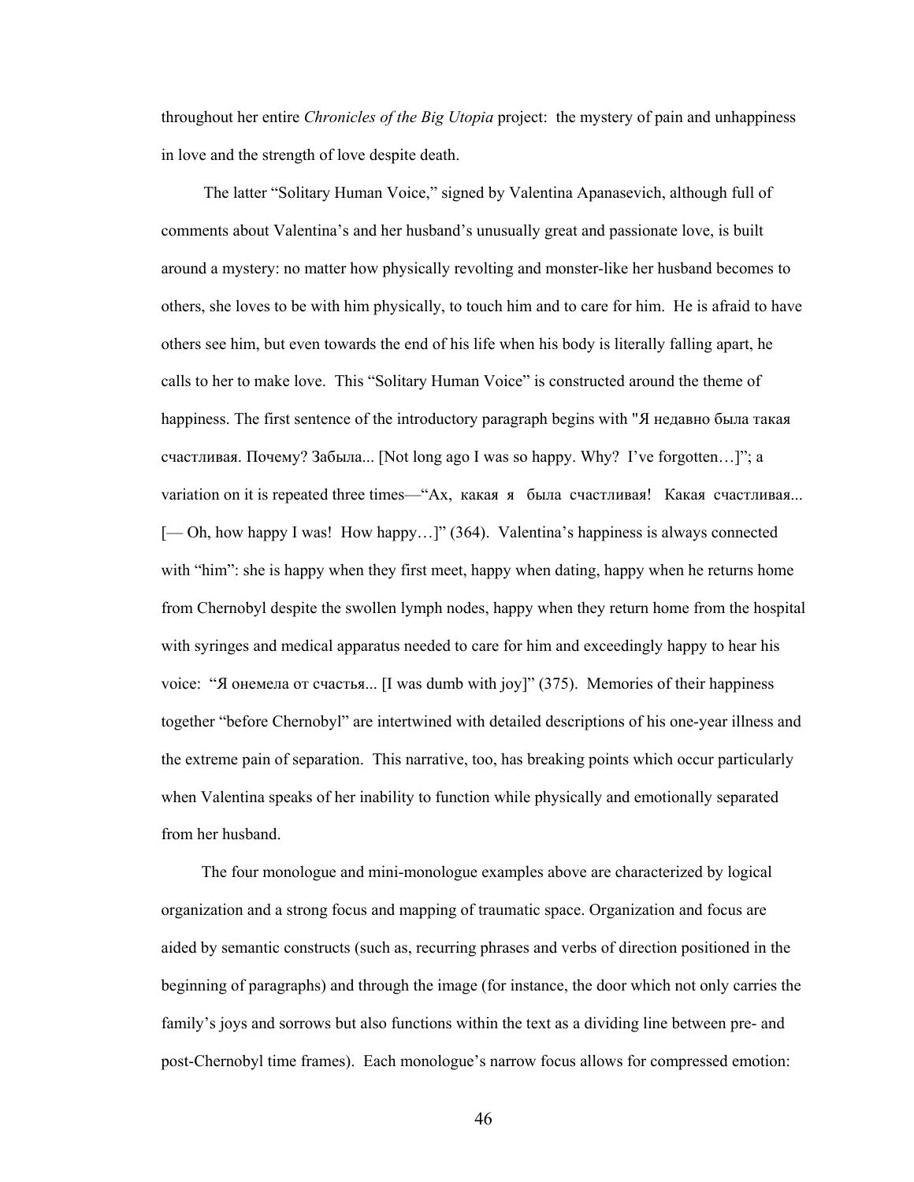throughout her entire *Chronicles of the Big Utopia* project: the mystery of pain and unhappiness in love and the strength of love despite death.

The latter "Solitary Human Voice," signed by Valentina Apanasevich, although full of comments about Valentina's and her husband's unusually great and passionate love, is built around a mystery: no matter how physically revolting and monster-like her husband becomes to others, she loves to be with him physically, to touch him and to care for him. He is afraid to have others see him, but even towards the end of his life when his body is literally falling apart, he calls to her to make love. This "Solitary Human Voice" is constructed around the theme of happiness. The first sentence of the introductory paragraph begins with "Я недавно была такая счастливая. Почему? Забыла... [Not long ago I was so happy. Why? I've forgotten…]"; a variation on it is repeated three times—"Ах, какая я была счастливая! Какая счастливая... [— Oh, how happy I was! How happy…]" (364). Valentina's happiness is always connected with "him": she is happy when they first meet, happy when dating, happy when he returns home from Chernobyl despite the swollen lymph nodes, happy when they return home from the hospital with syringes and medical apparatus needed to care for him and exceedingly happy to hear his voice: "Я онемела от счастья... [I was dumb with joy]" (375). Memories of their happiness together "before Chernobyl" are intertwined with detailed descriptions of his one-year illness and the extreme pain of separation. This narrative, too, has breaking points which occur particularly when Valentina speaks of her inability to function while physically and emotionally separated from her husband.

The four monologue and mini-monologue examples above are characterized by logical organization and a strong focus and mapping of traumatic space. Organization and focus are aided by semantic constructs (such as, recurring phrases and verbs of direction positioned in the beginning of paragraphs) and through the image (for instance, the door which not only carries the family's joys and sorrows but also functions within the text as a dividing line between pre- and post-Chernobyl time frames). Each monologue's narrow focus allows for compressed emotion: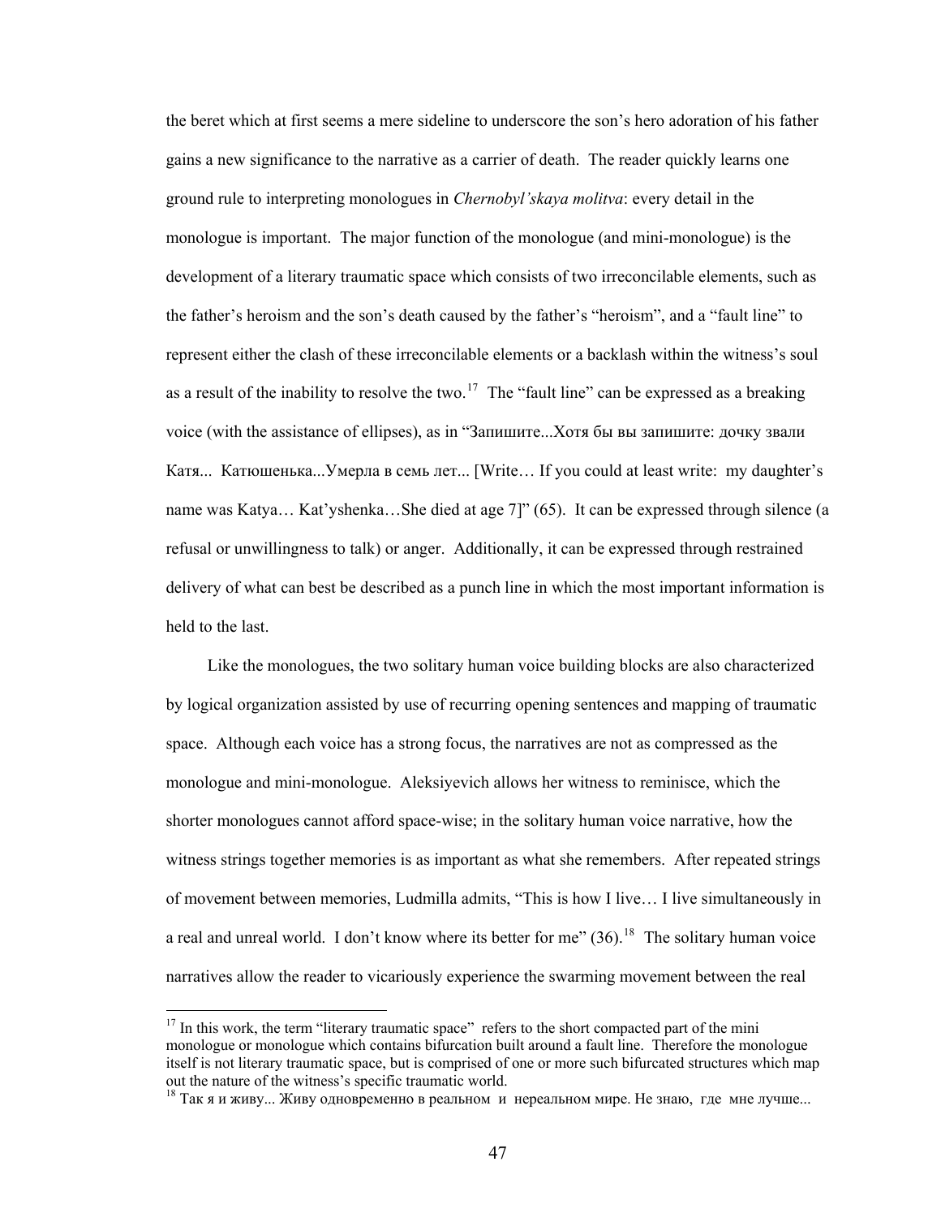the beret which at first seems a mere sideline to underscore the son's hero adoration of his father gains a new significance to the narrative as a carrier of death. The reader quickly learns one ground rule to interpreting monologues in *Chernobyl'skaya molitva*: every detail in the monologue is important. The major function of the monologue (and mini-monologue) is the development of a literary traumatic space which consists of two irreconcilable elements, such as the father's heroism and the son's death caused by the father's "heroism", and a "fault line" to represent either the clash of these irreconcilable elements or a backlash within the witness's soul as a result of the inability to resolve the two.[17] The "fault line" can be expressed as a breaking voice (with the assistance of ellipses), as in "Запишите...Хотя бы вы запишите: дочку звали Катя... Катюшенька...Умерла в семь лет... [Write… If you could at least write: my daughter's name was Katya… Kat'yshenka…She died at age 7]" (65). It can be expressed through silence (a refusal or unwillingness to talk) or anger. Additionally, it can be expressed through restrained delivery of what can best be described as a punch line in which the most important information is held to the last.

Like the monologues, the two solitary human voice building blocks are also characterized by logical organization assisted by use of recurring opening sentences and mapping of traumatic space. Although each voice has a strong focus, the narratives are not as compressed as the monologue and mini-monologue. Aleksiyevich allows her witness to reminisce, which the shorter monologues cannot afford space-wise; in the solitary human voice narrative, how the witness strings together memories is as important as what she remembers. After repeated strings of movement between memories, Ludmilla admits, "This is how I live… I live simultaneously in a real and unreal world. I don't know where its better for me" (36).[18] The solitary human voice narratives allow the reader to vicariously experience the swarming movement between the real

---

[17] In this work, the term "literary traumatic space" refers to the short compacted part of the mini monologue or monologue which contains bifurcation built around a fault line. Therefore the monologue itself is not literary traumatic space, but is comprised of one or more such bifurcated structures which map out the nature of the witness's specific traumatic world.

[18] Так я и живу... Живу одновременно в реальном и нереальном мире. Не знаю, где мне лучше...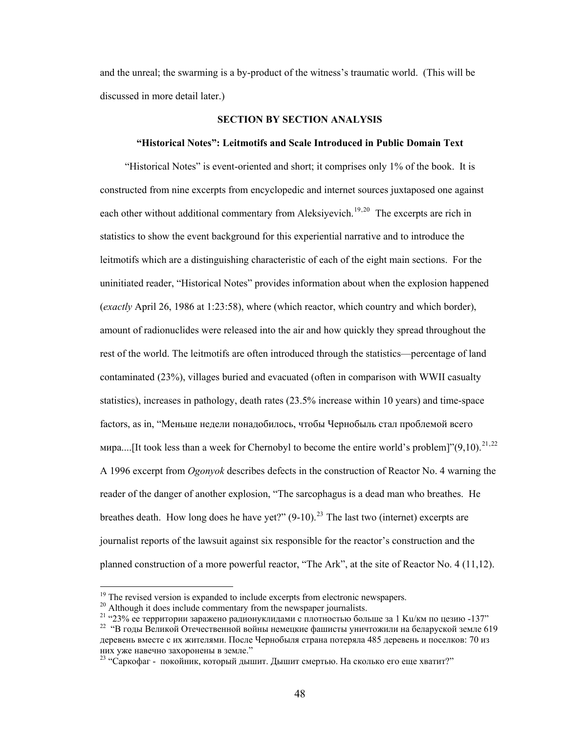and the unreal; the swarming is a by-product of the witness's traumatic world. (This will be discussed in more detail later.)

## SECTION BY SECTION ANALYSIS

### "Historical Notes": Leitmotifs and Scale Introduced in Public Domain Text

"Historical Notes" is event-oriented and short; it comprises only 1% of the book. It is constructed from nine excerpts from encyclopedic and internet sources juxtaposed one against each other without additional commentary from Aleksiyevich.[19,20] The excerpts are rich in statistics to show the event background for this experiential narrative and to introduce the leitmotifs which are a distinguishing characteristic of each of the eight main sections. For the uninitiated reader, "Historical Notes" provides information about when the explosion happened (*exactly* April 26, 1986 at 1:23:58), where (which reactor, which country and which border), amount of radionuclides were released into the air and how quickly they spread throughout the rest of the world. The leitmotifs are often introduced through the statistics—percentage of land contaminated (23%), villages buried and evacuated (often in comparison with WWII casualty statistics), increases in pathology, death rates (23.5% increase within 10 years) and time-space factors, as in, "Меньше недели понадобилось, чтобы Чернобыль стал проблемой всего мира....[It took less than a week for Chernobyl to become the entire world's problem]"(9,10).[21,22] A 1996 excerpt from *Ogonyok* describes defects in the construction of Reactor No. 4 warning the reader of the danger of another explosion, "The sarcophagus is a dead man who breathes. He breathes death. How long does he have yet?" (9-10).[23] The last two (internet) excerpts are journalist reports of the lawsuit against six responsible for the reactor's construction and the planned construction of a more powerful reactor, "The Ark", at the site of Reactor No. 4 (11,12).

---

[19] The revised version is expanded to include excerpts from electronic newspapers.

[20] Although it does include commentary from the newspaper journalists.

[21] "23% ее территории заражено радионуклидами с плотностью больше за 1 Ku/км по цезию -137"

[22] "В годы Великой Отечественной войны немецкие фашисты уничтожили на беларуской земле 619 деревень вместе с их жителями. После Чернобыля страна потеряла 485 деревень и поселков: 70 из них уже навечно захоронены в земле."

[23] "Саркофаг - покойник, который дышит. Дышит смертью. На сколько его еще хватит?"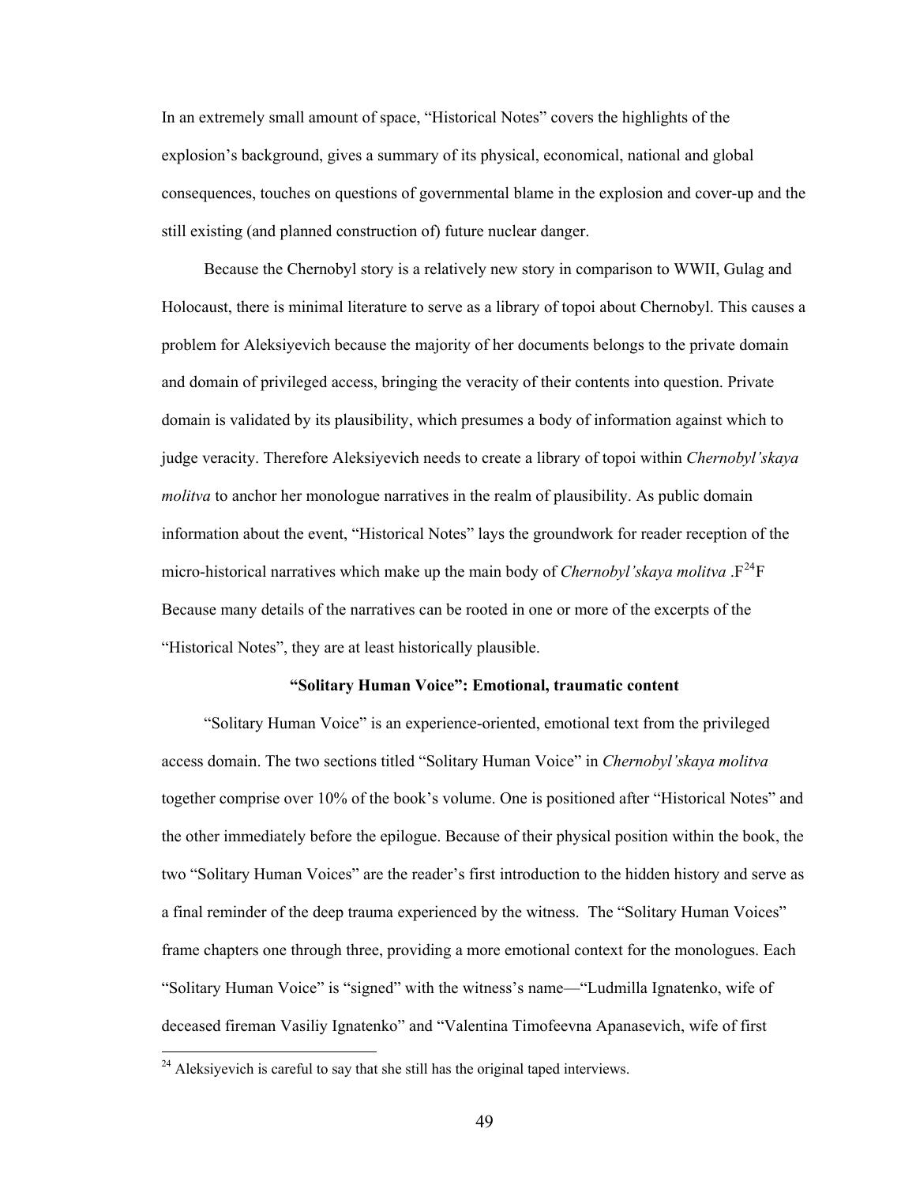In an extremely small amount of space, "Historical Notes" covers the highlights of the explosion's background, gives a summary of its physical, economical, national and global consequences, touches on questions of governmental blame in the explosion and cover-up and the still existing (and planned construction of) future nuclear danger.

Because the Chernobyl story is a relatively new story in comparison to WWII, Gulag and Holocaust, there is minimal literature to serve as a library of topoi about Chernobyl. This causes a problem for Aleksiyevich because the majority of her documents belongs to the private domain and domain of privileged access, bringing the veracity of their contents into question. Private domain is validated by its plausibility, which presumes a body of information against which to judge veracity. Therefore Aleksiyevich needs to create a library of topoi within *Chernobyl'skaya molitva* to anchor her monologue narratives in the realm of plausibility. As public domain information about the event, "Historical Notes" lays the groundwork for reader reception of the micro-historical narratives which make up the main body of *Chernobyl'skaya molitva*.[24] Because many details of the narratives can be rooted in one or more of the excerpts of the "Historical Notes", they are at least historically plausible.

**"Solitary Human Voice": Emotional, traumatic content**

"Solitary Human Voice" is an experience-oriented, emotional text from the privileged access domain. The two sections titled "Solitary Human Voice" in *Chernobyl'skaya molitva* together comprise over 10% of the book's volume. One is positioned after "Historical Notes" and the other immediately before the epilogue. Because of their physical position within the book, the two "Solitary Human Voices" are the reader's first introduction to the hidden history and serve as a final reminder of the deep trauma experienced by the witness. The "Solitary Human Voices" frame chapters one through three, providing a more emotional context for the monologues. Each "Solitary Human Voice" is "signed" with the witness's name—"Ludmilla Ignatenko, wife of deceased fireman Vasiliy Ignatenko" and "Valentina Timofeevna Apanasevich, wife of first

[24] Aleksiyevich is careful to say that she still has the original taped interviews.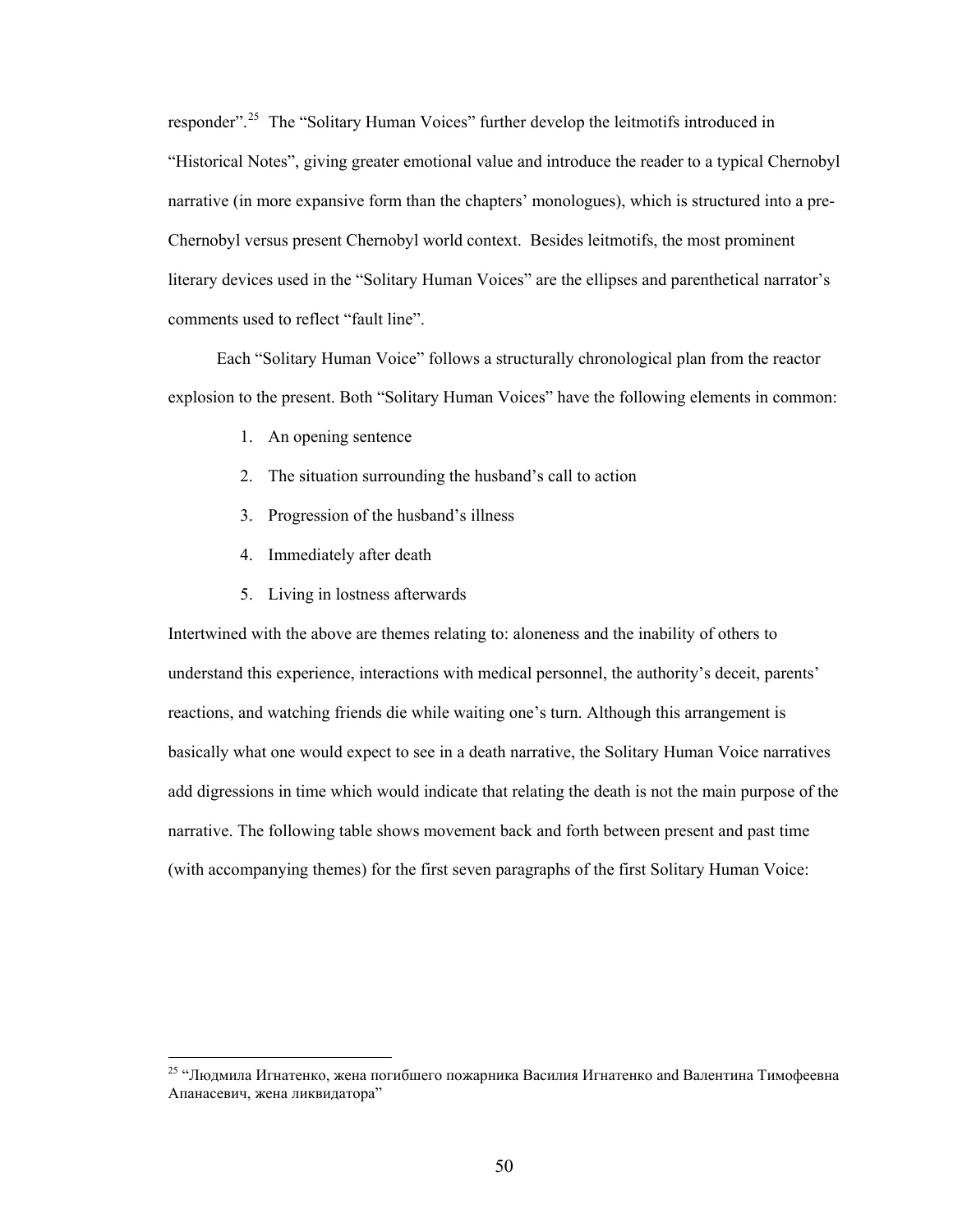responder".[25] The "Solitary Human Voices" further develop the leitmotifs introduced in "Historical Notes", giving greater emotional value and introduce the reader to a typical Chernobyl narrative (in more expansive form than the chapters' monologues), which is structured into a pre-Chernobyl versus present Chernobyl world context. Besides leitmotifs, the most prominent literary devices used in the "Solitary Human Voices" are the ellipses and parenthetical narrator's comments used to reflect "fault line".

Each "Solitary Human Voice" follows a structurally chronological plan from the reactor explosion to the present. Both "Solitary Human Voices" have the following elements in common:

1. An opening sentence
2. The situation surrounding the husband's call to action
3. Progression of the husband's illness
4. Immediately after death
5. Living in lostness afterwards

Intertwined with the above are themes relating to: aloneness and the inability of others to understand this experience, interactions with medical personnel, the authority's deceit, parents' reactions, and watching friends die while waiting one's turn. Although this arrangement is basically what one would expect to see in a death narrative, the Solitary Human Voice narratives add digressions in time which would indicate that relating the death is not the main purpose of the narrative. The following table shows movement back and forth between present and past time (with accompanying themes) for the first seven paragraphs of the first Solitary Human Voice:

---

[25] "Людмила Игнатенко, жена погибшего пожарника Василия Игнатенко and Валентина Тимофеевна Апанасевич, жена ликвидатора"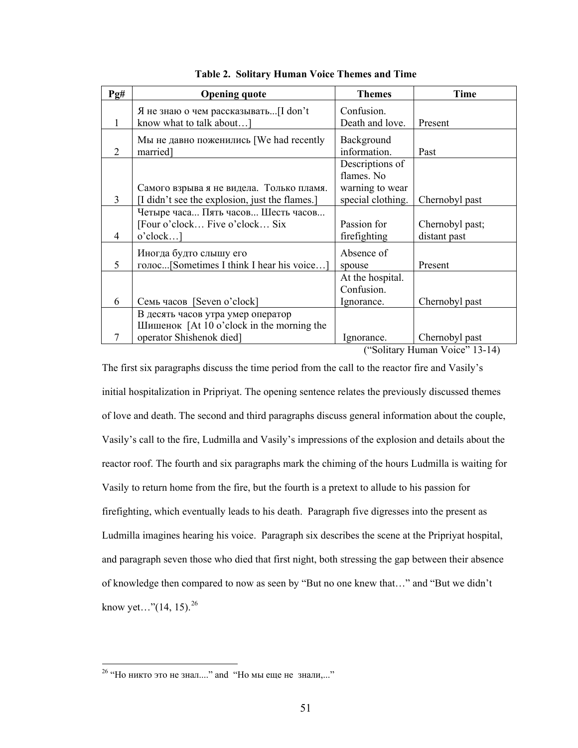**Table 2. Solitary Human Voice Themes and Time**

| Pg# | Opening quote | Themes | Time |
|---|---|---|---|
| 1 | Я не знаю о чем рассказывать...[I don't know what to talk about…] | Confusion. Death and love. | Present |
| 2 | Мы не давно поженились [We had recently married] | Background information. | Past |
| 3 | Самого взрыва я не видела. Только пламя. [I didn't see the explosion, just the flames.] | Descriptions of flames. No warning to wear special clothing. | Chernobyl past |
| 4 | Четыре часа... Пять часов... Шесть часов... [Four o'clock… Five o'clock… Six o'clock…] | Passion for firefighting | Chernobyl past; distant past |
| 5 | Иногда будто слышу его голос...[Sometimes I think I hear his voice…] | Absence of spouse | Present |
| 6 | Семь часов [Seven o'clock] | At the hospital. Confusion. Ignorance. | Chernobyl past |
| 7 | В десять часов утра умер оператор Шишенок [At 10 o'clock in the morning the operator Shishenok died] | Ignorance. | Chernobyl past |

("Solitary Human Voice" 13-14)

The first six paragraphs discuss the time period from the call to the reactor fire and Vasily's initial hospitalization in Pripriyat. The opening sentence relates the previously discussed themes of love and death. The second and third paragraphs discuss general information about the couple, Vasily's call to the fire, Ludmilla and Vasily's impressions of the explosion and details about the reactor roof. The fourth and six paragraphs mark the chiming of the hours Ludmilla is waiting for Vasily to return home from the fire, but the fourth is a pretext to allude to his passion for firefighting, which eventually leads to his death. Paragraph five digresses into the present as Ludmilla imagines hearing his voice. Paragraph six describes the scene at the Pripriyat hospital, and paragraph seven those who died that first night, both stressing the gap between their absence of knowledge then compared to now as seen by "But no one knew that…" and "But we didn't know yet…"(14, 15).[26]

[26] "Но никто это не знал...." and "Но мы еще не знали,..."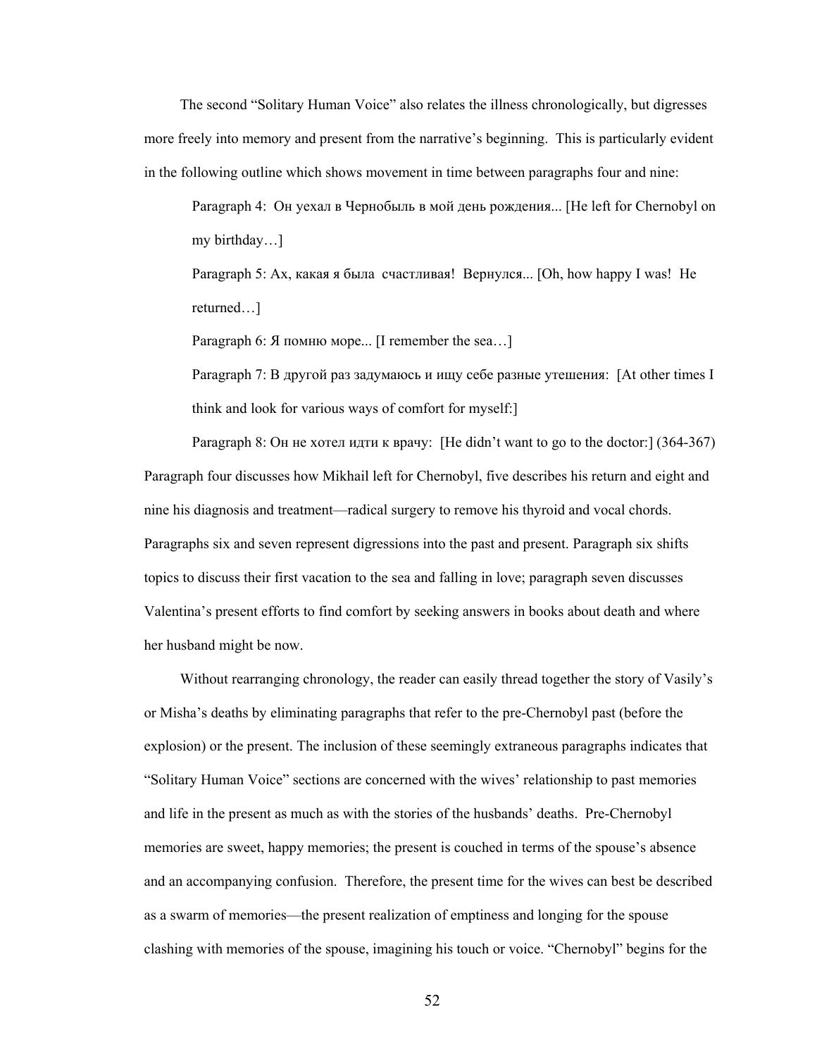The second “Solitary Human Voice” also relates the illness chronologically, but digresses more freely into memory and present from the narrative’s beginning. This is particularly evident in the following outline which shows movement in time between paragraphs four and nine:

> Paragraph 4: Он уехал в Чернобыль в мой день рождения... [He left for Chernobyl on my birthday…]
>
> Paragraph 5: Ах, какая я была счастливая! Вернулся... [Oh, how happy I was! He returned…]
>
> Paragraph 6: Я помню море... [I remember the sea…]
>
> Paragraph 7: В другой раз задумаюсь и ищу себе разные утешения: [At other times I think and look for various ways of comfort for myself:]
>
> Paragraph 8: Он не хотел идти к врачу: [He didn’t want to go to the doctor:] (364-367)

Paragraph four discusses how Mikhail left for Chernobyl, five describes his return and eight and nine his diagnosis and treatment—radical surgery to remove his thyroid and vocal chords. Paragraphs six and seven represent digressions into the past and present. Paragraph six shifts topics to discuss their first vacation to the sea and falling in love; paragraph seven discusses Valentina’s present efforts to find comfort by seeking answers in books about death and where her husband might be now.

Without rearranging chronology, the reader can easily thread together the story of Vasily’s or Misha’s deaths by eliminating paragraphs that refer to the pre-Chernobyl past (before the explosion) or the present. The inclusion of these seemingly extraneous paragraphs indicates that “Solitary Human Voice” sections are concerned with the wives’ relationship to past memories and life in the present as much as with the stories of the husbands’ deaths. Pre-Chernobyl memories are sweet, happy memories; the present is couched in terms of the spouse’s absence and an accompanying confusion. Therefore, the present time for the wives can best be described as a swarm of memories—the present realization of emptiness and longing for the spouse clashing with memories of the spouse, imagining his touch or voice. “Chernobyl” begins for the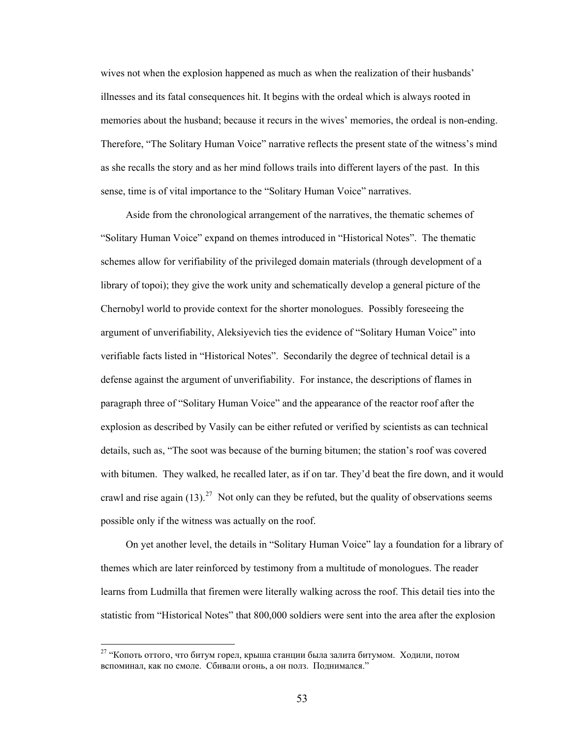wives not when the explosion happened as much as when the realization of their husbands' illnesses and its fatal consequences hit. It begins with the ordeal which is always rooted in memories about the husband; because it recurs in the wives' memories, the ordeal is non-ending. Therefore, "The Solitary Human Voice" narrative reflects the present state of the witness's mind as she recalls the story and as her mind follows trails into different layers of the past. In this sense, time is of vital importance to the "Solitary Human Voice" narratives.

Aside from the chronological arrangement of the narratives, the thematic schemes of "Solitary Human Voice" expand on themes introduced in "Historical Notes". The thematic schemes allow for verifiability of the privileged domain materials (through development of a library of topoi); they give the work unity and schematically develop a general picture of the Chernobyl world to provide context for the shorter monologues. Possibly foreseeing the argument of unverifiability, Aleksiyevich ties the evidence of "Solitary Human Voice" into verifiable facts listed in "Historical Notes". Secondarily the degree of technical detail is a defense against the argument of unverifiability. For instance, the descriptions of flames in paragraph three of "Solitary Human Voice" and the appearance of the reactor roof after the explosion as described by Vasily can be either refuted or verified by scientists as can technical details, such as, "The soot was because of the burning bitumen; the station's roof was covered with bitumen. They walked, he recalled later, as if on tar. They'd beat the fire down, and it would crawl and rise again (13).[27] Not only can they be refuted, but the quality of observations seems possible only if the witness was actually on the roof.

On yet another level, the details in "Solitary Human Voice" lay a foundation for a library of themes which are later reinforced by testimony from a multitude of monologues. The reader learns from Ludmilla that firemen were literally walking across the roof. This detail ties into the statistic from "Historical Notes" that 800,000 soldiers were sent into the area after the explosion

---

[27] "Копоть оттого, что битум горел, крыша станции была залита битумом. Ходили, потом вспоминал, как по смоле. Сбивали огонь, а он полз. Поднимался."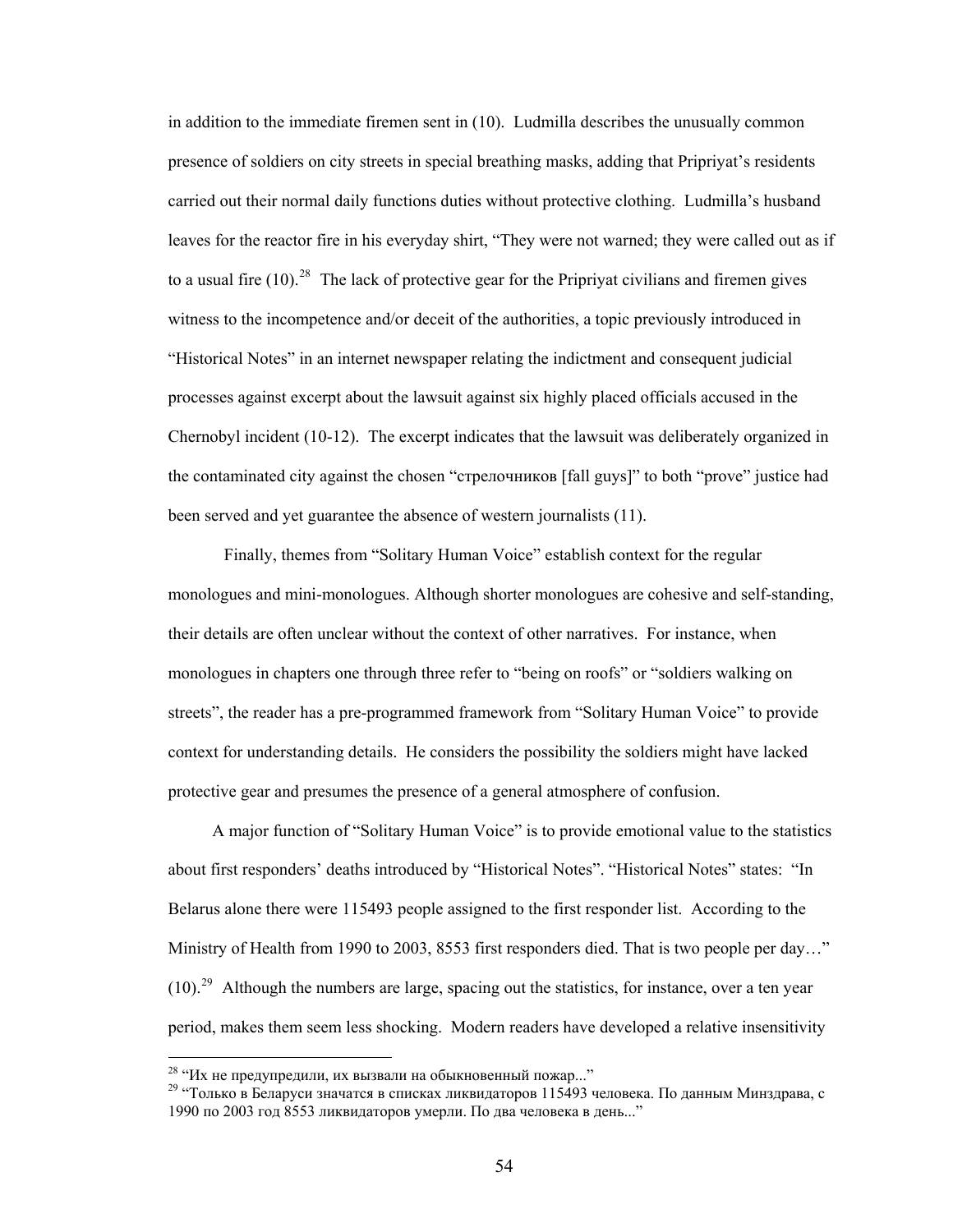in addition to the immediate firemen sent in (10). Ludmilla describes the unusually common presence of soldiers on city streets in special breathing masks, adding that Pripriyat's residents carried out their normal daily functions duties without protective clothing. Ludmilla's husband leaves for the reactor fire in his everyday shirt, "They were not warned; they were called out as if to a usual fire (10).[28] The lack of protective gear for the Pripriyat civilians and firemen gives witness to the incompetence and/or deceit of the authorities, a topic previously introduced in "Historical Notes" in an internet newspaper relating the indictment and consequent judicial processes against excerpt about the lawsuit against six highly placed officials accused in the Chernobyl incident (10-12). The excerpt indicates that the lawsuit was deliberately organized in the contaminated city against the chosen "стрелочников [fall guys]" to both "prove" justice had been served and yet guarantee the absence of western journalists (11).

Finally, themes from "Solitary Human Voice" establish context for the regular monologues and mini-monologues. Although shorter monologues are cohesive and self-standing, their details are often unclear without the context of other narratives. For instance, when monologues in chapters one through three refer to "being on roofs" or "soldiers walking on streets", the reader has a pre-programmed framework from "Solitary Human Voice" to provide context for understanding details. He considers the possibility the soldiers might have lacked protective gear and presumes the presence of a general atmosphere of confusion.

A major function of "Solitary Human Voice" is to provide emotional value to the statistics about first responders' deaths introduced by "Historical Notes". "Historical Notes" states: "In Belarus alone there were 115493 people assigned to the first responder list. According to the Ministry of Health from 1990 to 2003, 8553 first responders died. That is two people per day…" (10).[29] Although the numbers are large, spacing out the statistics, for instance, over a ten year period, makes them seem less shocking. Modern readers have developed a relative insensitivity

---

[28] "Их не предупредили, их вызвали на обыкновенный пожар..."

[29] "Только в Беларуси значатся в списках ликвидаторов 115493 человека. По данным Минздрава, с 1990 по 2003 год 8553 ликвидаторов умерли. По два человека в день..."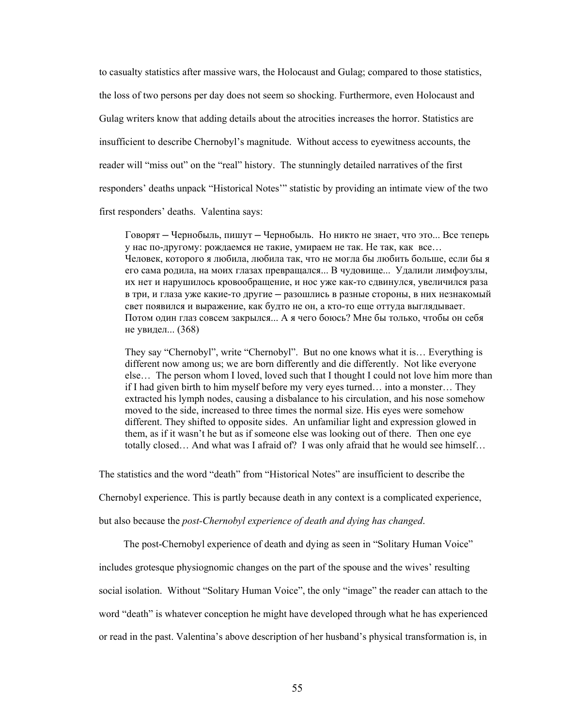to casualty statistics after massive wars, the Holocaust and Gulag; compared to those statistics, the loss of two persons per day does not seem so shocking. Furthermore, even Holocaust and Gulag writers know that adding details about the atrocities increases the horror. Statistics are insufficient to describe Chernobyl's magnitude. Without access to eyewitness accounts, the reader will "miss out" on the "real" history. The stunningly detailed narratives of the first responders' deaths unpack "Historical Notes'" statistic by providing an intimate view of the two first responders' deaths. Valentina says:

> Говорят ─ Чернобыль, пишут ─ Чернобыль. Но никто не знает, что это... Все теперь у нас по-другому: рождаемся не такие, умираем не так. Не так, как все… Человек, которого я любила, любила так, что не могла бы любить больше, если бы я его сама родила, на моих глазах превращался... В чудовище... Удалили лимфоузлы, их нет и нарушилось кровообращение, и нос уже как-то сдвинулся, увеличился раза в три, и глаза уже какие-то другие ─ разошлись в разные стороны, в них незнакомый свет появился и выражение, как будто не он, а кто-то еще оттуда выглядывает. Потом один глаз совсем закрылся... А я чего боюсь? Мне бы только, чтобы он себя не увидел... (368)

> They say "Chernobyl", write "Chernobyl". But no one knows what it is… Everything is different now among us; we are born differently and die differently. Not like everyone else… The person whom I loved, loved such that I thought I could not love him more than if I had given birth to him myself before my very eyes turned… into a monster… They extracted his lymph nodes, causing a disbalance to his circulation, and his nose somehow moved to the side, increased to three times the normal size. His eyes were somehow different. They shifted to opposite sides. An unfamiliar light and expression glowed in them, as if it wasn't he but as if someone else was looking out of there. Then one eye totally closed… And what was I afraid of? I was only afraid that he would see himself…

The statistics and the word "death" from "Historical Notes" are insufficient to describe the Chernobyl experience. This is partly because death in any context is a complicated experience, but also because the *post-Chernobyl experience of death and dying has changed*.

The post-Chernobyl experience of death and dying as seen in "Solitary Human Voice" includes grotesque physiognomic changes on the part of the spouse and the wives' resulting social isolation. Without "Solitary Human Voice", the only "image" the reader can attach to the word "death" is whatever conception he might have developed through what he has experienced or read in the past. Valentina's above description of her husband's physical transformation is, in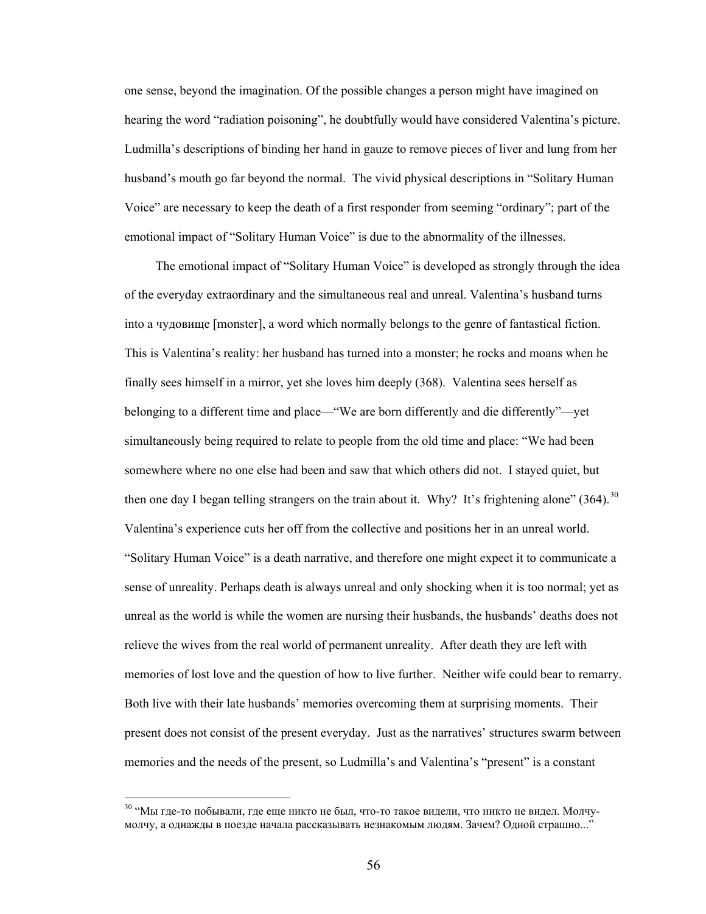one sense, beyond the imagination. Of the possible changes a person might have imagined on hearing the word "radiation poisoning", he doubtfully would have considered Valentina's picture. Ludmilla's descriptions of binding her hand in gauze to remove pieces of liver and lung from her husband's mouth go far beyond the normal. The vivid physical descriptions in "Solitary Human Voice" are necessary to keep the death of a first responder from seeming "ordinary"; part of the emotional impact of "Solitary Human Voice" is due to the abnormality of the illnesses.

The emotional impact of "Solitary Human Voice" is developed as strongly through the idea of the everyday extraordinary and the simultaneous real and unreal. Valentina's husband turns into a чудовище [monster], a word which normally belongs to the genre of fantastical fiction. This is Valentina's reality: her husband has turned into a monster; he rocks and moans when he finally sees himself in a mirror, yet she loves him deeply (368). Valentina sees herself as belonging to a different time and place—"We are born differently and die differently"—yet simultaneously being required to relate to people from the old time and place: "We had been somewhere where no one else had been and saw that which others did not. I stayed quiet, but then one day I began telling strangers on the train about it. Why? It's frightening alone" (364).[30] Valentina's experience cuts her off from the collective and positions her in an unreal world. "Solitary Human Voice" is a death narrative, and therefore one might expect it to communicate a sense of unreality. Perhaps death is always unreal and only shocking when it is too normal; yet as unreal as the world is while the women are nursing their husbands, the husbands' deaths does not relieve the wives from the real world of permanent unreality. After death they are left with memories of lost love and the question of how to live further. Neither wife could bear to remarry. Both live with their late husbands' memories overcoming them at surprising moments. Their present does not consist of the present everyday. Just as the narratives' structures swarm between memories and the needs of the present, so Ludmilla's and Valentina's "present" is a constant

---

[30] "Мы где-то побывали, где еще никто не был, что-то такое видели, что никто не видел. Молчу-молчу, а однажды в поезде начала рассказывать незнакомым людям. Зачем? Одной страшно..."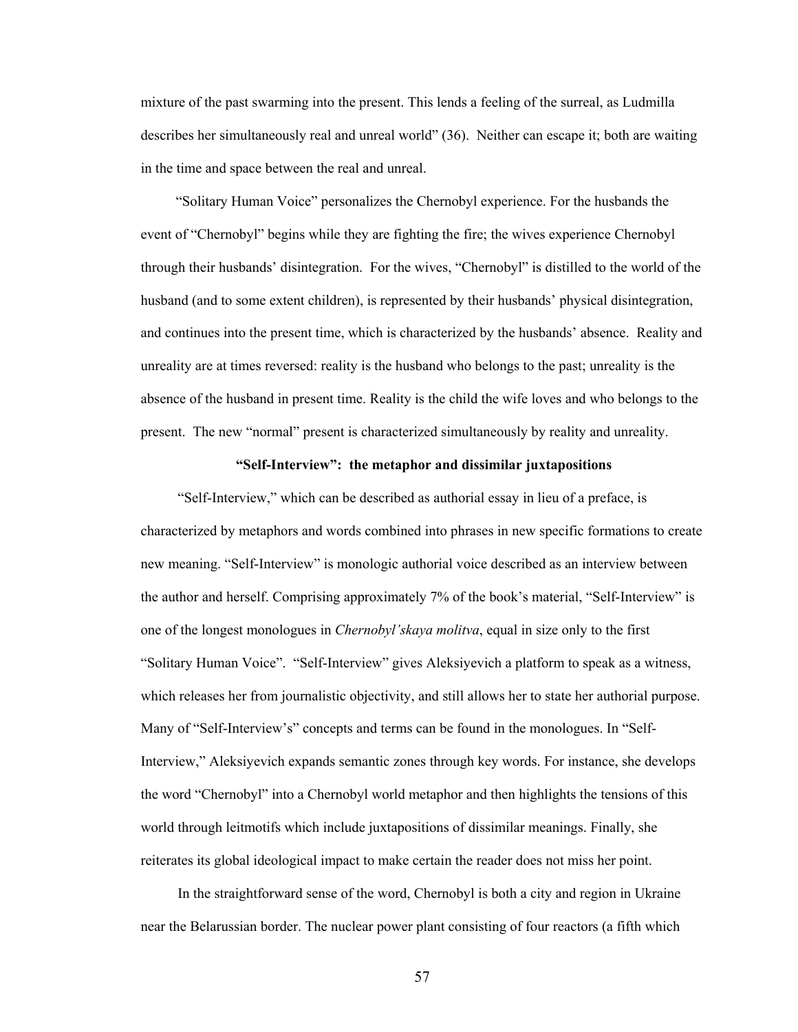mixture of the past swarming into the present. This lends a feeling of the surreal, as Ludmilla describes her simultaneously real and unreal world" (36). Neither can escape it; both are waiting in the time and space between the real and unreal.

"Solitary Human Voice" personalizes the Chernobyl experience. For the husbands the event of "Chernobyl" begins while they are fighting the fire; the wives experience Chernobyl through their husbands' disintegration. For the wives, "Chernobyl" is distilled to the world of the husband (and to some extent children), is represented by their husbands' physical disintegration, and continues into the present time, which is characterized by the husbands' absence. Reality and unreality are at times reversed: reality is the husband who belongs to the past; unreality is the absence of the husband in present time. Reality is the child the wife loves and who belongs to the present. The new "normal" present is characterized simultaneously by reality and unreality.

### "Self-Interview": the metaphor and dissimilar juxtapositions

"Self-Interview," which can be described as authorial essay in lieu of a preface, is characterized by metaphors and words combined into phrases in new specific formations to create new meaning. "Self-Interview" is monologic authorial voice described as an interview between the author and herself. Comprising approximately 7% of the book's material, "Self-Interview" is one of the longest monologues in *Chernobyl'skaya molitva*, equal in size only to the first "Solitary Human Voice". "Self-Interview" gives Aleksiyevich a platform to speak as a witness, which releases her from journalistic objectivity, and still allows her to state her authorial purpose. Many of "Self-Interview's" concepts and terms can be found in the monologues. In "Self-Interview," Aleksiyevich expands semantic zones through key words. For instance, she develops the word "Chernobyl" into a Chernobyl world metaphor and then highlights the tensions of this world through leitmotifs which include juxtapositions of dissimilar meanings. Finally, she reiterates its global ideological impact to make certain the reader does not miss her point.

In the straightforward sense of the word, Chernobyl is both a city and region in Ukraine near the Belarussian border. The nuclear power plant consisting of four reactors (a fifth which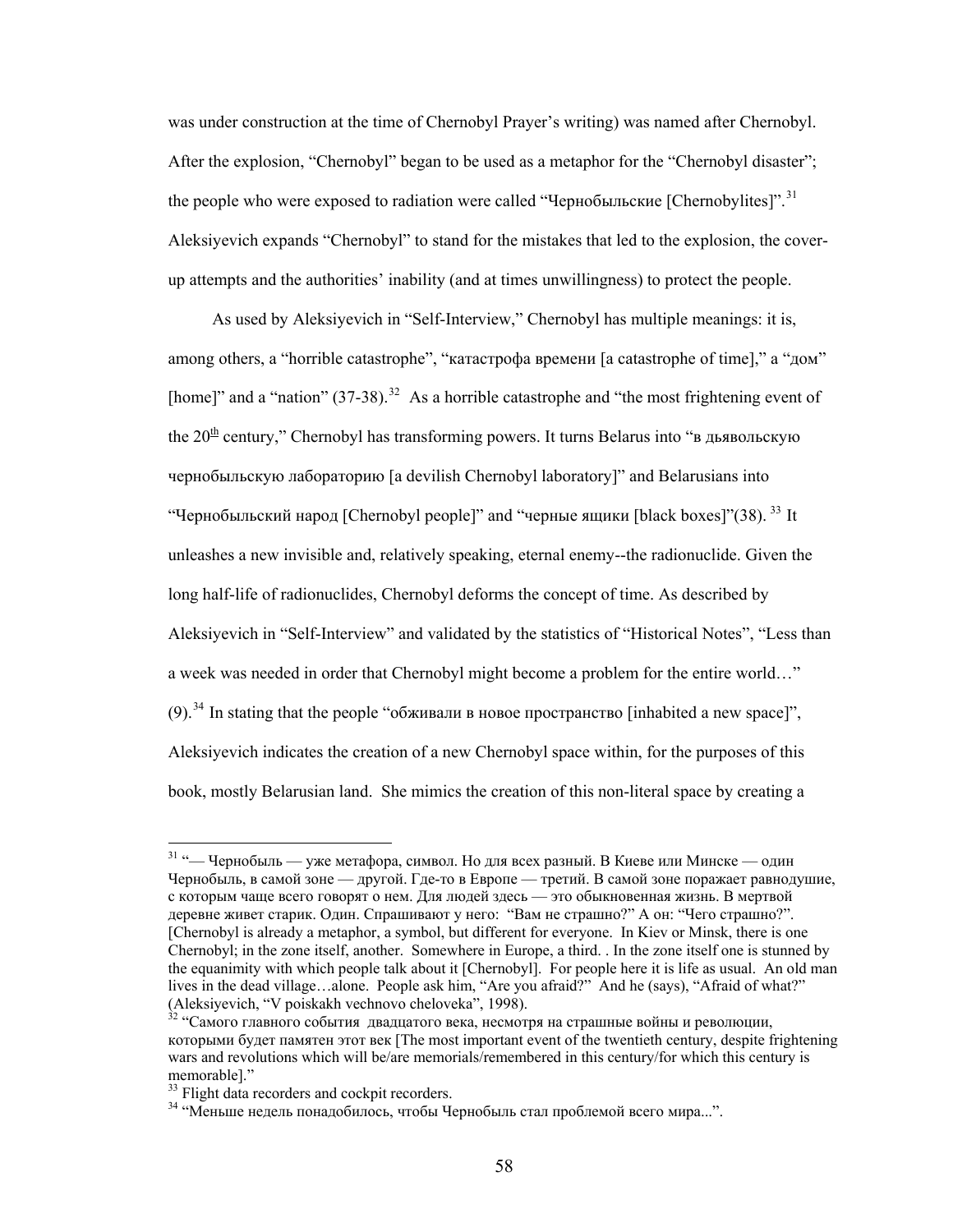was under construction at the time of Chernobyl Prayer's writing) was named after Chernobyl. After the explosion, "Chernobyl" began to be used as a metaphor for the "Chernobyl disaster"; the people who were exposed to radiation were called "Чернобыльские [Chernobylites]".[31] Aleksiyevich expands "Chernobyl" to stand for the mistakes that led to the explosion, the cover-up attempts and the authorities' inability (and at times unwillingness) to protect the people.

As used by Aleksiyevich in "Self-Interview," Chernobyl has multiple meanings: it is, among others, a "horrible catastrophe", "катастрофа времени [a catastrophe of time]," a "дом" [home]" and a "nation" (37-38).[32] As a horrible catastrophe and "the most frightening event of the 20th century," Chernobyl has transforming powers. It turns Belarus into "в дьявольскую чернобыльскую лабораторию [a devilish Chernobyl laboratory]" and Belarusians into "Чернобыльский народ [Chernobyl people]" and "черные ящики [black boxes]"(38).[33] It unleashes a new invisible and, relatively speaking, eternal enemy--the radionuclide. Given the long half-life of radionuclides, Chernobyl deforms the concept of time. As described by Aleksiyevich in "Self-Interview" and validated by the statistics of "Historical Notes", "Less than a week was needed in order that Chernobyl might become a problem for the entire world…" (9).[34] In stating that the people "обживали в новое пространство [inhabited a new space]", Aleksiyevich indicates the creation of a new Chernobyl space within, for the purposes of this book, mostly Belarusian land. She mimics the creation of this non-literal space by creating a

---

[31] "— Чернобыль — уже метафора, символ. Но для всех разный. В Киеве или Минске — один Чернобыль, в самой зоне — другой. Где-то в Европе — третий. В самой зоне поражает равнодушие, с которым чаще всего говорят о нем. Для людей здесь — это обыкновенная жизнь. В мертвой деревне живет старик. Один. Спрашивают у него: "Вам не страшно?" А он: "Чего страшно?". [Chernobyl is already a metaphor, a symbol, but different for everyone. In Kiev or Minsk, there is one Chernobyl; in the zone itself, another. Somewhere in Europe, a third. . In the zone itself one is stunned by the equanimity with which people talk about it [Chernobyl]. For people here it is life as usual. An old man lives in the dead village…alone. People ask him, "Are you afraid?" And he (says), "Afraid of what?" (Aleksiyevich, "V poiskakh vechnovo cheloveka", 1998).

[32] "Самого главного события двадцатого века, несмотря на страшные войны и революции, которыми будет памятен этот век [The most important event of the twentieth century, despite frightening wars and revolutions which will be/are memorials/remembered in this century/for which this century is memorable]."

[33] Flight data recorders and cockpit recorders.

[34] "Меньше недель понадобилось, чтобы Чернобыль стал проблемой всего мира...".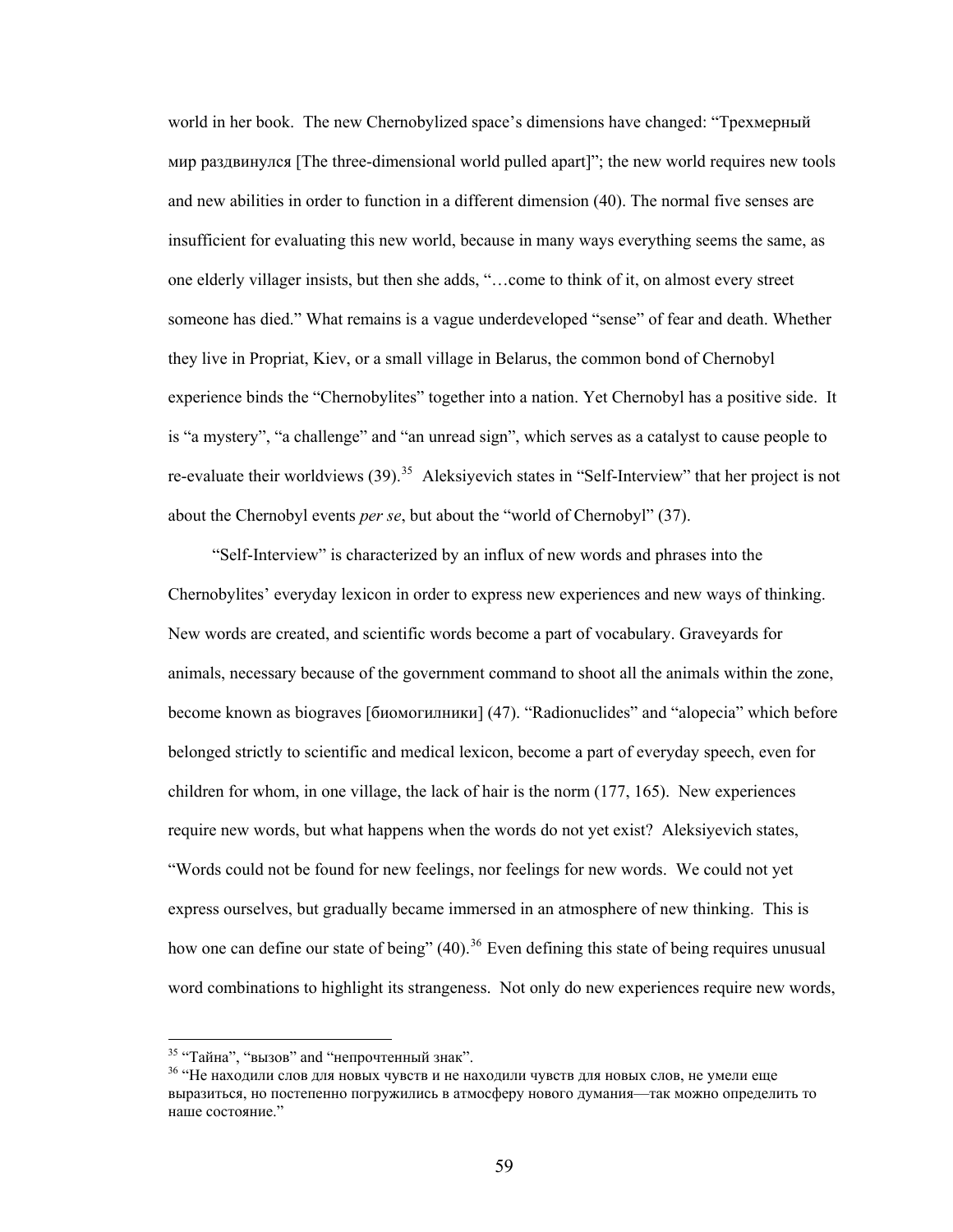world in her book. The new Chernobylized space's dimensions have changed: "Трехмерный мир раздвинулся [The three-dimensional world pulled apart]"; the new world requires new tools and new abilities in order to function in a different dimension (40). The normal five senses are insufficient for evaluating this new world, because in many ways everything seems the same, as one elderly villager insists, but then she adds, "…come to think of it, on almost every street someone has died." What remains is a vague underdeveloped "sense" of fear and death. Whether they live in Propriat, Kiev, or a small village in Belarus, the common bond of Chernobyl experience binds the "Chernobylites" together into a nation. Yet Chernobyl has a positive side. It is "a mystery", "a challenge" and "an unread sign", which serves as a catalyst to cause people to re-evaluate their worldviews (39).[35] Aleksiyevich states in "Self-Interview" that her project is not about the Chernobyl events *per se*, but about the "world of Chernobyl" (37).

"Self-Interview" is characterized by an influx of new words and phrases into the Chernobylites' everyday lexicon in order to express new experiences and new ways of thinking. New words are created, and scientific words become a part of vocabulary. Graveyards for animals, necessary because of the government command to shoot all the animals within the zone, become known as biograves [биомогилники] (47). "Radionuclides" and "alopecia" which before belonged strictly to scientific and medical lexicon, become a part of everyday speech, even for children for whom, in one village, the lack of hair is the norm (177, 165). New experiences require new words, but what happens when the words do not yet exist? Aleksiyevich states, "Words could not be found for new feelings, nor feelings for new words. We could not yet express ourselves, but gradually became immersed in an atmosphere of new thinking. This is how one can define our state of being" (40).[36] Even defining this state of being requires unusual word combinations to highlight its strangeness. Not only do new experiences require new words,

[35] "Тайна", "вызов" and "непрочтенный знак".

[36] "Не находили слов для новых чувств и не находили чувств для новых слов, не умели еще выразиться, но постепенно погрузились в атмосферу нового думания—так можно определить то наше состояние."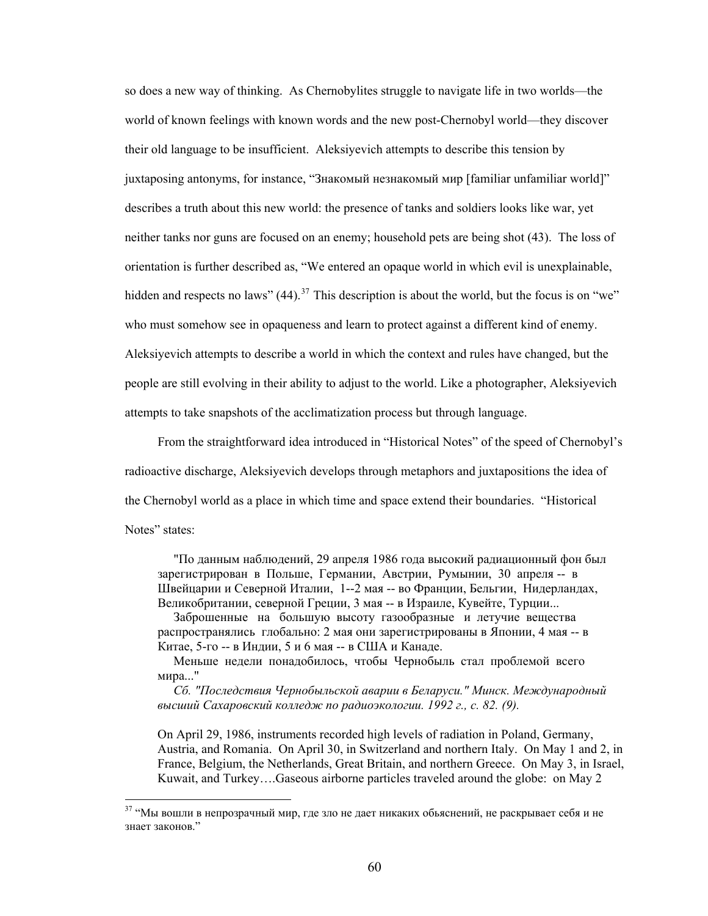so does a new way of thinking. As Chernobylites struggle to navigate life in two worlds—the world of known feelings with known words and the new post-Chernobyl world—they discover their old language to be insufficient. Aleksiyevich attempts to describe this tension by juxtaposing antonyms, for instance, "Знакомый незнакомый мир [familiar unfamiliar world]" describes a truth about this new world: the presence of tanks and soldiers looks like war, yet neither tanks nor guns are focused on an enemy; household pets are being shot (43). The loss of orientation is further described as, "We entered an opaque world in which evil is unexplainable, hidden and respects no laws" (44).[37] This description is about the world, but the focus is on "we" who must somehow see in opaqueness and learn to protect against a different kind of enemy. Aleksiyevich attempts to describe a world in which the context and rules have changed, but the people are still evolving in their ability to adjust to the world. Like a photographer, Aleksiyevich attempts to take snapshots of the acclimatization process but through language.

From the straightforward idea introduced in "Historical Notes" of the speed of Chernobyl's radioactive discharge, Aleksiyevich develops through metaphors and juxtapositions the idea of the Chernobyl world as a place in which time and space extend their boundaries. "Historical Notes" states:

> "По данным наблюдений, 29 апреля 1986 года высокий радиационный фон был зарегистрирован в Польше, Германии, Австрии, Румынии, 30 апреля -- в Швейцарии и Северной Италии, 1--2 мая -- во Франции, Бельгии, Нидерландах, Великобритании, северной Греции, 3 мая -- в Израиле, Кувейте, Турции...
>
> Заброшенные на большую высоту газообразные и летучие вещества распространялись глобально: 2 мая они зарегистрированы в Японии, 4 мая -- в Китае, 5-го -- в Индии, 5 и 6 мая -- в США и Канаде.
>
> Меньше недели понадобилось, чтобы Чернобыль стал проблемой всего мира..."
>
> *Сб. "Последствия Чернобыльской аварии в Беларуси." Минск. Международный высший Сахаровский колледж по радиоэкологии. 1992 г., с. 82. (9).*

> On April 29, 1986, instruments recorded high levels of radiation in Poland, Germany, Austria, and Romania. On April 30, in Switzerland and northern Italy. On May 1 and 2, in France, Belgium, the Netherlands, Great Britain, and northern Greece. On May 3, in Israel, Kuwait, and Turkey….Gaseous airborne particles traveled around the globe: on May 2

[37] "Мы вошли в непрозрачный мир, где зло не дает никаких обьяснений, не раскрывает себя и не знает законов."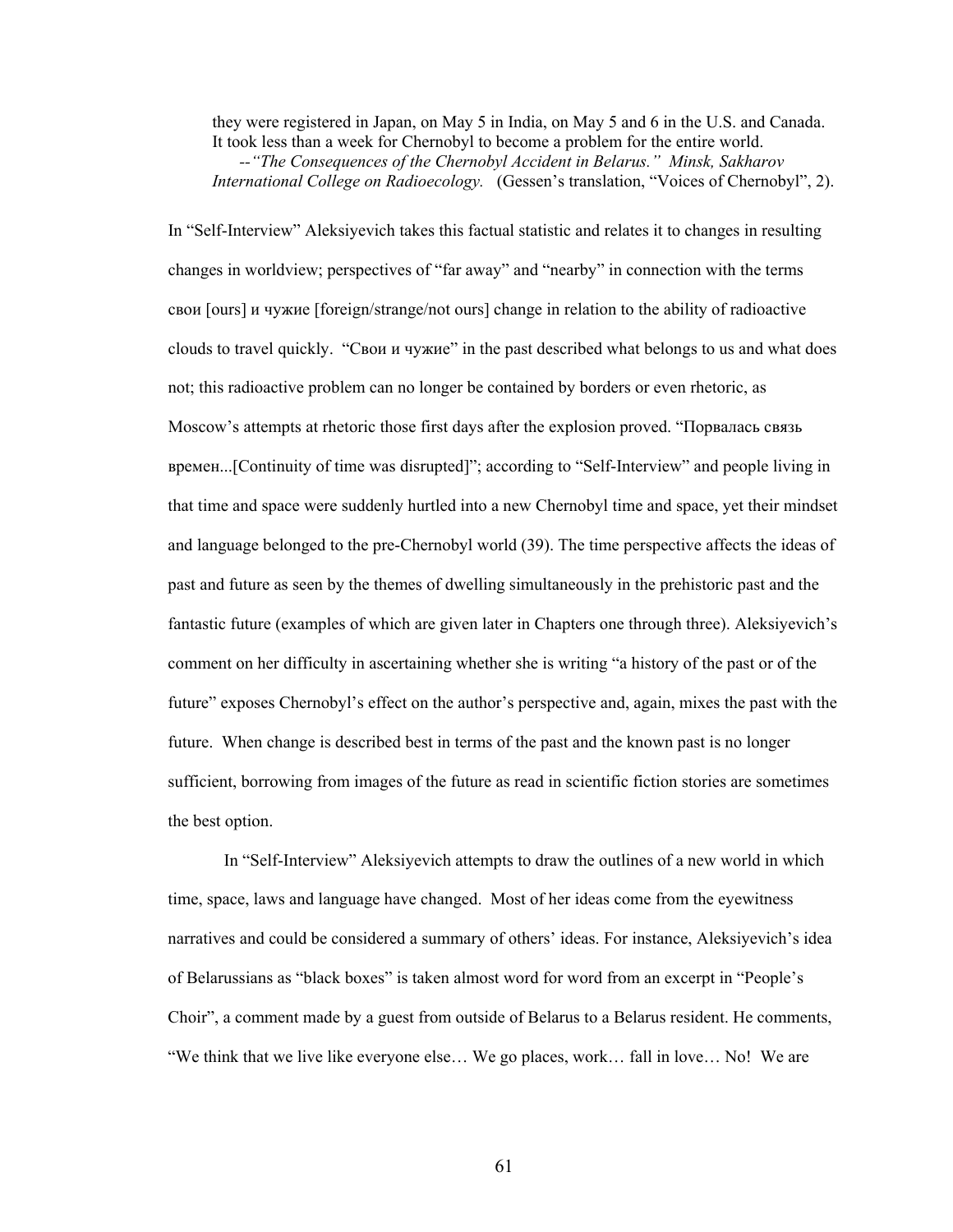they were registered in Japan, on May 5 in India, on May 5 and 6 in the U.S. and Canada. It took less than a week for Chernobyl to become a problem for the entire world.
--*"The Consequences of the Chernobyl Accident in Belarus." Minsk, Sakharov International College on Radioecology.* (Gessen's translation, "Voices of Chernobyl", 2).

In "Self-Interview" Aleksiyevich takes this factual statistic and relates it to changes in resulting changes in worldview; perspectives of "far away" and "nearby" in connection with the terms свои [ours] и чужие [foreign/strange/not ours] change in relation to the ability of radioactive clouds to travel quickly. "Свои и чужие" in the past described what belongs to us and what does not; this radioactive problem can no longer be contained by borders or even rhetoric, as Moscow's attempts at rhetoric those first days after the explosion proved. "Порвалась связь времен...[Continuity of time was disrupted]"; according to "Self-Interview" and people living in that time and space were suddenly hurtled into a new Chernobyl time and space, yet their mindset and language belonged to the pre-Chernobyl world (39). The time perspective affects the ideas of past and future as seen by the themes of dwelling simultaneously in the prehistoric past and the fantastic future (examples of which are given later in Chapters one through three). Aleksiyevich's comment on her difficulty in ascertaining whether she is writing "a history of the past or of the future" exposes Chernobyl's effect on the author's perspective and, again, mixes the past with the future. When change is described best in terms of the past and the known past is no longer sufficient, borrowing from images of the future as read in scientific fiction stories are sometimes the best option.

In "Self-Interview" Aleksiyevich attempts to draw the outlines of a new world in which time, space, laws and language have changed. Most of her ideas come from the eyewitness narratives and could be considered a summary of others' ideas. For instance, Aleksiyevich's idea of Belarussians as "black boxes" is taken almost word for word from an excerpt in "People's Choir", a comment made by a guest from outside of Belarus to a Belarus resident. He comments, "We think that we live like everyone else… We go places, work… fall in love… No! We are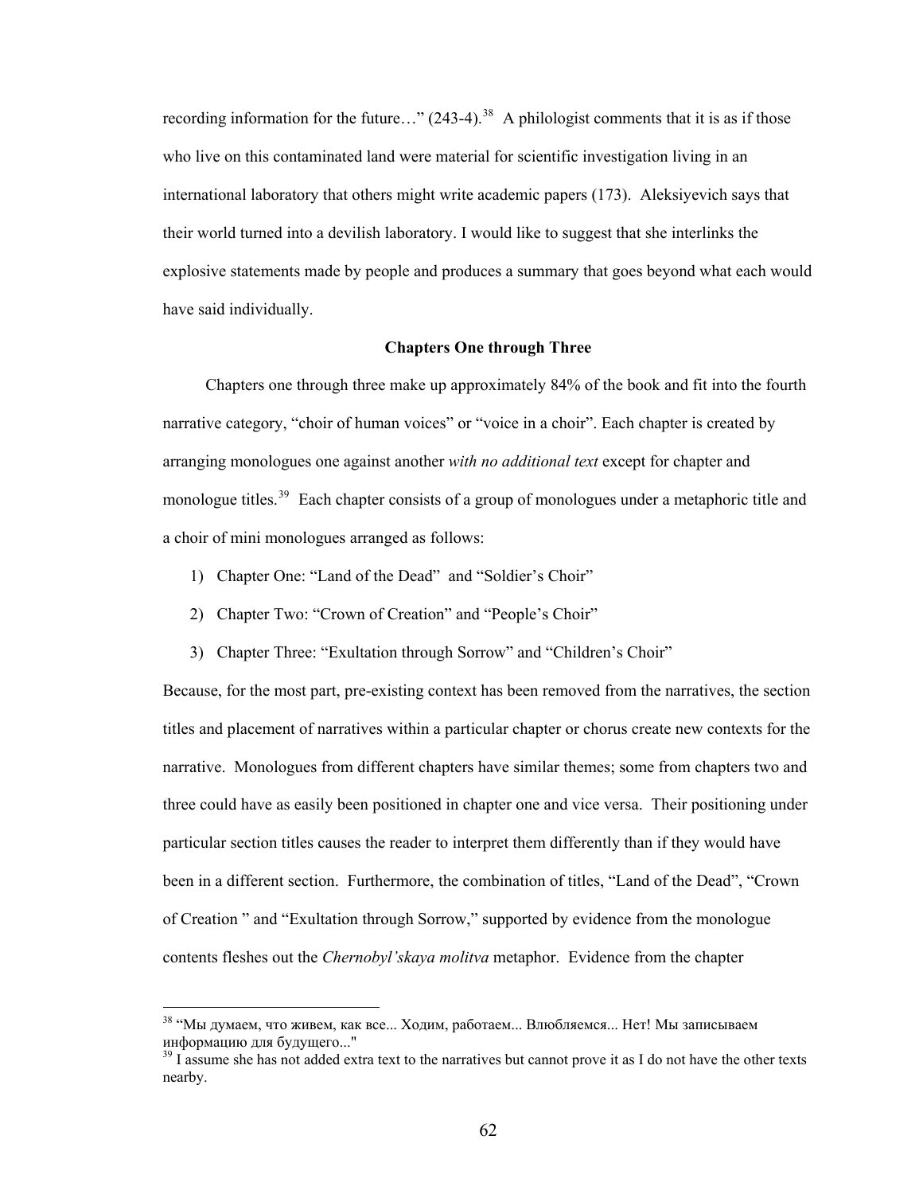recording information for the future…" (243-4).[38] A philologist comments that it is as if those who live on this contaminated land were material for scientific investigation living in an international laboratory that others might write academic papers (173). Aleksiyevich says that their world turned into a devilish laboratory. I would like to suggest that she interlinks the explosive statements made by people and produces a summary that goes beyond what each would have said individually.

### Chapters One through Three

Chapters one through three make up approximately 84% of the book and fit into the fourth narrative category, "choir of human voices" or "voice in a choir". Each chapter is created by arranging monologues one against another *with no additional text* except for chapter and monologue titles.[39] Each chapter consists of a group of monologues under a metaphoric title and a choir of mini monologues arranged as follows:

1) Chapter One: "Land of the Dead" and "Soldier's Choir"
2) Chapter Two: "Crown of Creation" and "People's Choir"
3) Chapter Three: "Exultation through Sorrow" and "Children's Choir"

Because, for the most part, pre-existing context has been removed from the narratives, the section titles and placement of narratives within a particular chapter or chorus create new contexts for the narrative. Monologues from different chapters have similar themes; some from chapters two and three could have as easily been positioned in chapter one and vice versa. Their positioning under particular section titles causes the reader to interpret them differently than if they would have been in a different section. Furthermore, the combination of titles, "Land of the Dead", "Crown of Creation " and "Exultation through Sorrow," supported by evidence from the monologue contents fleshes out the *Chernobyl'skaya molitva* metaphor. Evidence from the chapter

---

[38] "Мы думаем, что живем, как все... Ходим, работаем... Влюбляемся... Нет! Мы записываем информацию для будущего..."

[39] I assume she has not added extra text to the narratives but cannot prove it as I do not have the other texts nearby.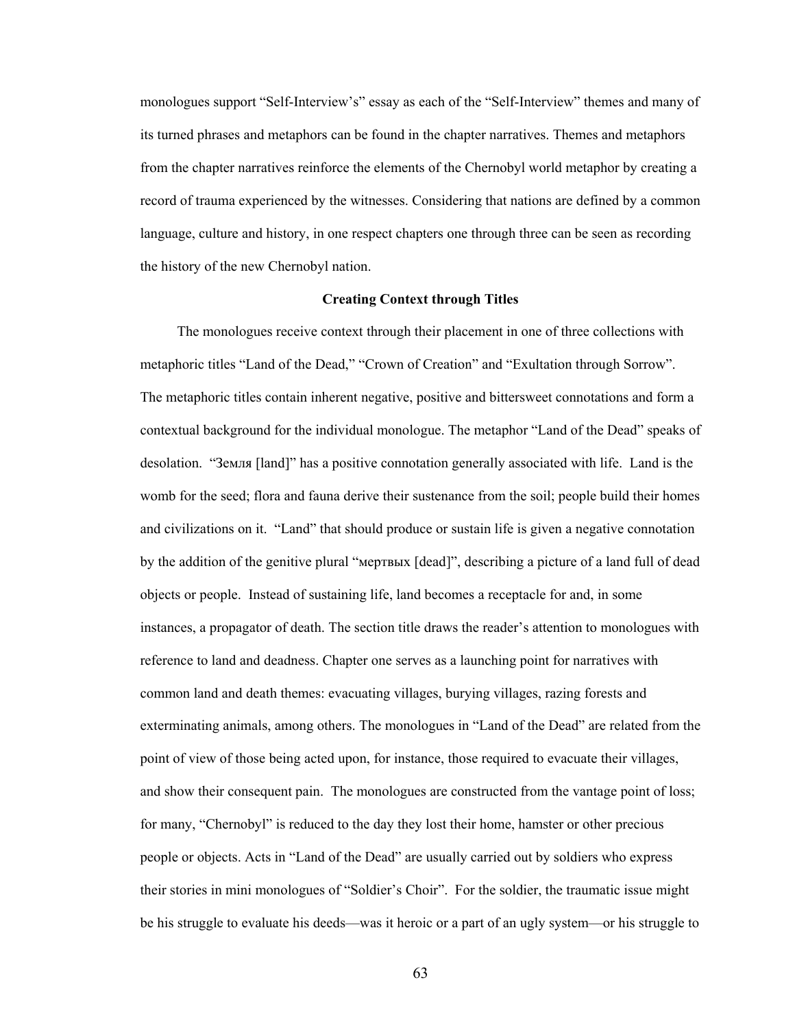monologues support “Self-Interview’s” essay as each of the “Self-Interview” themes and many of its turned phrases and metaphors can be found in the chapter narratives. Themes and metaphors from the chapter narratives reinforce the elements of the Chernobyl world metaphor by creating a record of trauma experienced by the witnesses. Considering that nations are defined by a common language, culture and history, in one respect chapters one through three can be seen as recording the history of the new Chernobyl nation.

**Creating Context through Titles**

The monologues receive context through their placement in one of three collections with metaphoric titles “Land of the Dead,” “Crown of Creation” and “Exultation through Sorrow”. The metaphoric titles contain inherent negative, positive and bittersweet connotations and form a contextual background for the individual monologue. The metaphor “Land of the Dead” speaks of desolation. “Земля [land]” has a positive connotation generally associated with life. Land is the womb for the seed; flora and fauna derive their sustenance from the soil; people build their homes and civilizations on it. “Land” that should produce or sustain life is given a negative connotation by the addition of the genitive plural “мертвых [dead]”, describing a picture of a land full of dead objects or people. Instead of sustaining life, land becomes a receptacle for and, in some instances, a propagator of death. The section title draws the reader’s attention to monologues with reference to land and deadness. Chapter one serves as a launching point for narratives with common land and death themes: evacuating villages, burying villages, razing forests and exterminating animals, among others. The monologues in “Land of the Dead” are related from the point of view of those being acted upon, for instance, those required to evacuate their villages, and show their consequent pain. The monologues are constructed from the vantage point of loss; for many, “Chernobyl” is reduced to the day they lost their home, hamster or other precious people or objects. Acts in “Land of the Dead” are usually carried out by soldiers who express their stories in mini monologues of “Soldier’s Choir”. For the soldier, the traumatic issue might be his struggle to evaluate his deeds—was it heroic or a part of an ugly system—or his struggle to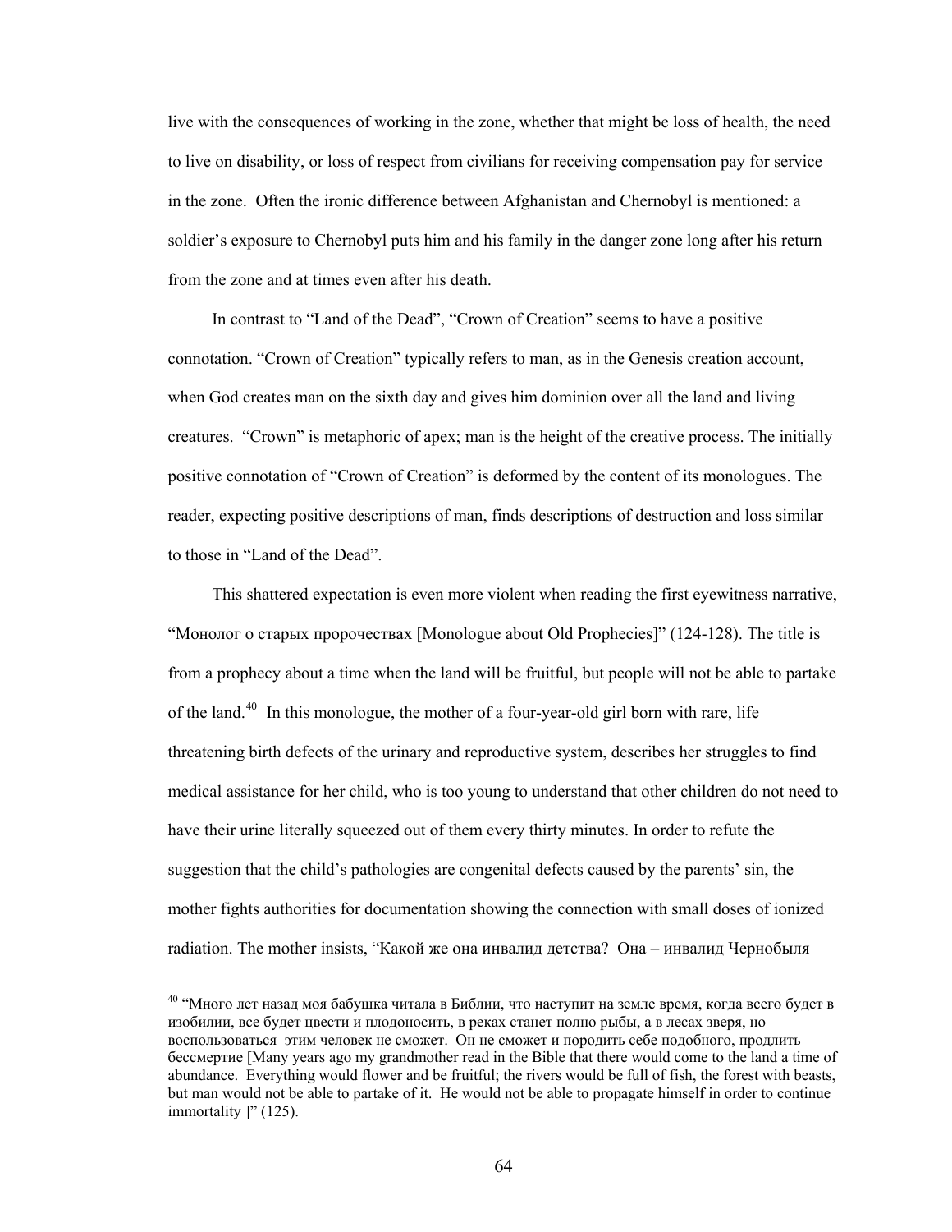live with the consequences of working in the zone, whether that might be loss of health, the need to live on disability, or loss of respect from civilians for receiving compensation pay for service in the zone. Often the ironic difference between Afghanistan and Chernobyl is mentioned: a soldier's exposure to Chernobyl puts him and his family in the danger zone long after his return from the zone and at times even after his death.

In contrast to "Land of the Dead", "Crown of Creation" seems to have a positive connotation. "Crown of Creation" typically refers to man, as in the Genesis creation account, when God creates man on the sixth day and gives him dominion over all the land and living creatures. "Crown" is metaphoric of apex; man is the height of the creative process. The initially positive connotation of "Crown of Creation" is deformed by the content of its monologues. The reader, expecting positive descriptions of man, finds descriptions of destruction and loss similar to those in "Land of the Dead".

This shattered expectation is even more violent when reading the first eyewitness narrative, "Монолог о старых пророчествах [Monologue about Old Prophecies]" (124-128). The title is from a prophecy about a time when the land will be fruitful, but people will not be able to partake of the land.[40] In this monologue, the mother of a four-year-old girl born with rare, life threatening birth defects of the urinary and reproductive system, describes her struggles to find medical assistance for her child, who is too young to understand that other children do not need to have their urine literally squeezed out of them every thirty minutes. In order to refute the suggestion that the child's pathologies are congenital defects caused by the parents' sin, the mother fights authorities for documentation showing the connection with small doses of ionized radiation. The mother insists, "Какой же она инвалид детства? Она – инвалид Чернобыля

[40] "Много лет назад моя бабушка читала в Библии, что наступит на земле время, когда всего будет в изобилии, все будет цвести и плодоносить, в реках станет полно рыбы, а в лесах зверя, но воспользоваться этим человек не сможет. Он не сможет и породить себе подобного, продлить бессмертие [Many years ago my grandmother read in the Bible that there would come to the land a time of abundance. Everything would flower and be fruitful; the rivers would be full of fish, the forest with beasts, but man would not be able to partake of it. He would not be able to propagate himself in order to continue immortality ]" (125).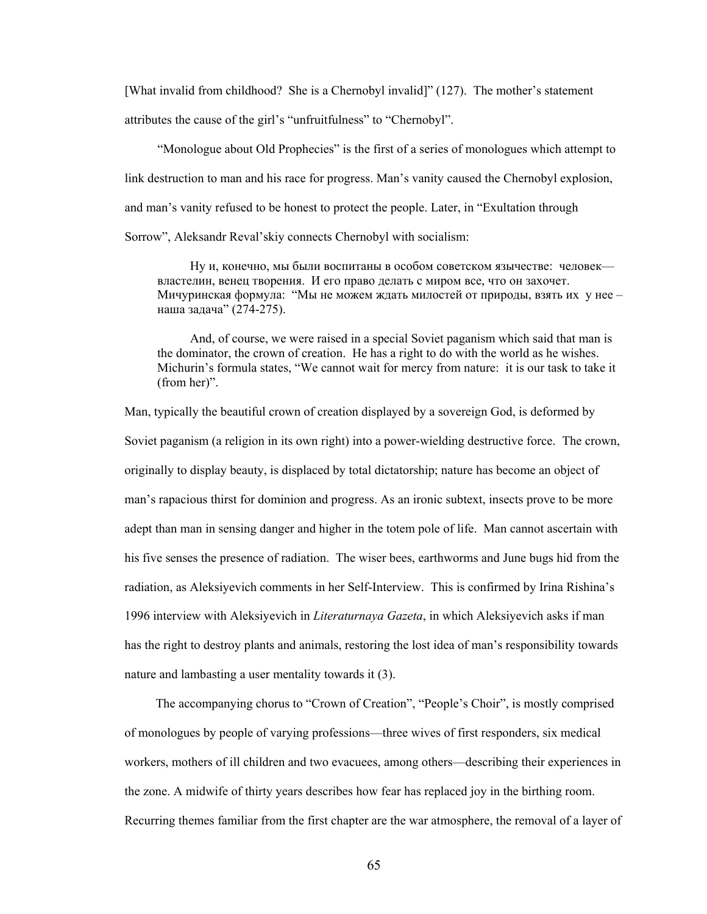[What invalid from childhood? She is a Chernobyl invalid]" (127). The mother's statement attributes the cause of the girl's "unfruitfulness" to "Chernobyl".

"Monologue about Old Prophecies" is the first of a series of monologues which attempt to link destruction to man and his race for progress. Man's vanity caused the Chernobyl explosion, and man's vanity refused to be honest to protect the people. Later, in "Exultation through Sorrow", Aleksandr Reval'skiy connects Chernobyl with socialism:

> Ну и, конечно, мы были воспитаны в особом советском язычестве: человек—властелин, венец творения. И его право делать с миром все, что он захочет. Мичуринская формула: "Мы не можем ждать милостей от природы, взять их у нее – наша задача" (274-275).
>
> And, of course, we were raised in a special Soviet paganism which said that man is the dominator, the crown of creation. He has a right to do with the world as he wishes. Michurin's formula states, "We cannot wait for mercy from nature: it is our task to take it (from her)".

Man, typically the beautiful crown of creation displayed by a sovereign God, is deformed by Soviet paganism (a religion in its own right) into a power-wielding destructive force. The crown, originally to display beauty, is displaced by total dictatorship; nature has become an object of man's rapacious thirst for dominion and progress. As an ironic subtext, insects prove to be more adept than man in sensing danger and higher in the totem pole of life. Man cannot ascertain with his five senses the presence of radiation. The wiser bees, earthworms and June bugs hid from the radiation, as Aleksiyevich comments in her Self-Interview. This is confirmed by Irina Rishina's 1996 interview with Aleksiyevich in *Literaturnaya Gazeta*, in which Aleksiyevich asks if man has the right to destroy plants and animals, restoring the lost idea of man's responsibility towards nature and lambasting a user mentality towards it (3).

The accompanying chorus to "Crown of Creation", "People's Choir", is mostly comprised of monologues by people of varying professions—three wives of first responders, six medical workers, mothers of ill children and two evacuees, among others—describing their experiences in the zone. A midwife of thirty years describes how fear has replaced joy in the birthing room. Recurring themes familiar from the first chapter are the war atmosphere, the removal of a layer of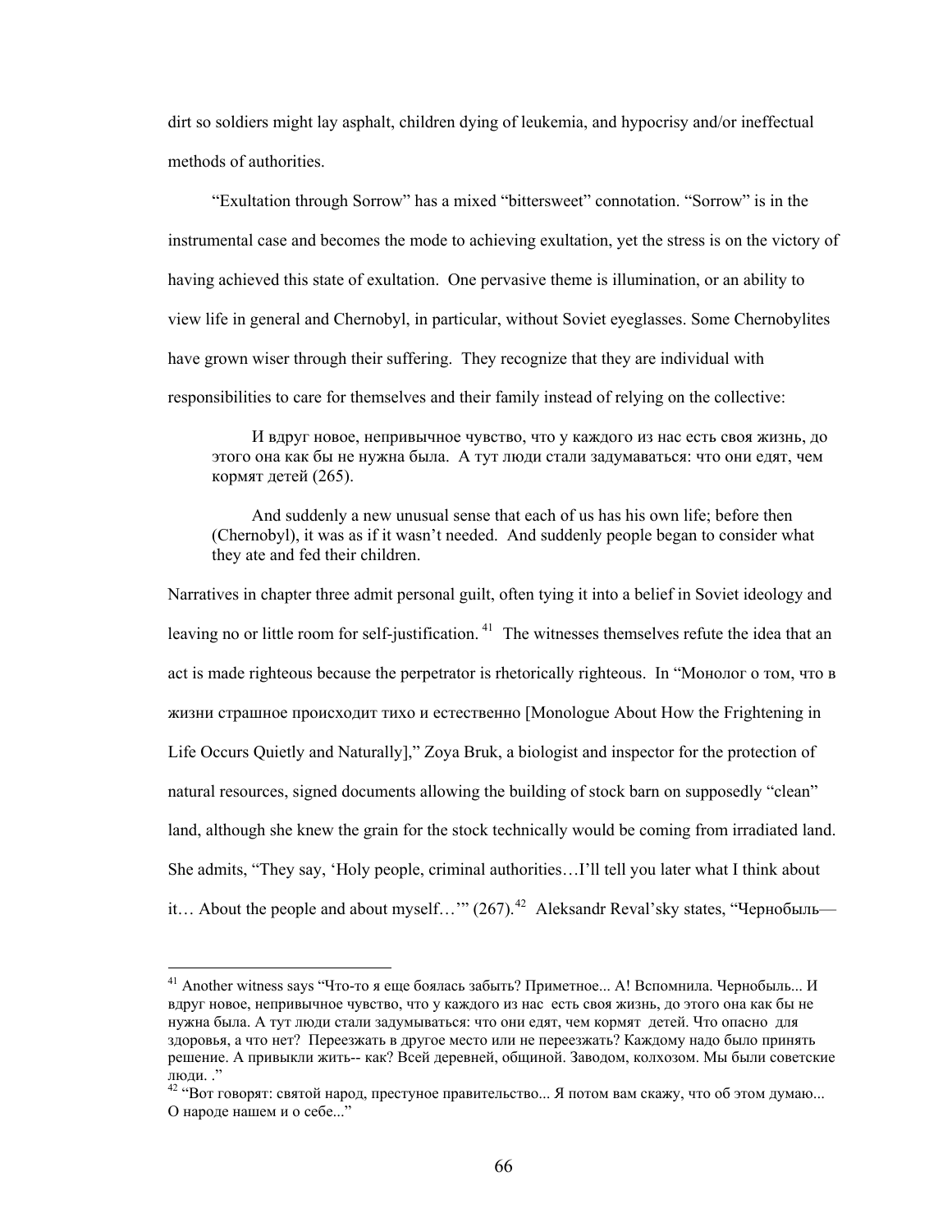dirt so soldiers might lay asphalt, children dying of leukemia, and hypocrisy and/or ineffectual methods of authorities.

"Exultation through Sorrow" has a mixed "bittersweet" connotation. "Sorrow" is in the instrumental case and becomes the mode to achieving exultation, yet the stress is on the victory of having achieved this state of exultation. One pervasive theme is illumination, or an ability to view life in general and Chernobyl, in particular, without Soviet eyeglasses. Some Chernobylites have grown wiser through their suffering. They recognize that they are individual with responsibilities to care for themselves and their family instead of relying on the collective:

> И вдруг новое, непривычное чувство, что у каждого из нас есть своя жизнь, до этого она как бы не нужна была. А тут люди стали задумываться: что они едят, чем кормят детей (265).
>
> And suddenly a new unusual sense that each of us has his own life; before then (Chernobyl), it was as if it wasn't needed. And suddenly people began to consider what they ate and fed their children.

Narratives in chapter three admit personal guilt, often tying it into a belief in Soviet ideology and leaving no or little room for self-justification.[41] The witnesses themselves refute the idea that an act is made righteous because the perpetrator is rhetorically righteous. In "Монолог о том, что в жизни страшное происходит тихо и естественно [Monologue About How the Frightening in Life Occurs Quietly and Naturally]," Zoya Bruk, a biologist and inspector for the protection of natural resources, signed documents allowing the building of stock barn on supposedly "clean" land, although she knew the grain for the stock technically would be coming from irradiated land. She admits, "They say, 'Holy people, criminal authorities…I'll tell you later what I think about it… About the people and about myself…'" (267).[42] Aleksandr Reval'sky states, "Чернобыль—

---

[41] Another witness says "Что-то я еще боялась забыть? Приметное... А! Вспомнила. Чернобыль... И вдруг новое, непривычное чувство, что у каждого из нас есть своя жизнь, до этого она как бы не нужна была. А тут люди стали задумываться: что они едят, чем кормят детей. Что опасно для здоровья, а что нет? Переезжать в другое место или не переезжать? Каждому надо было принять решение. А привыкли жить-- как? Всей деревней, общиной. Заводом, колхозом. Мы были советские люди. ."

[42] "Вот говорят: святой народ, престуное правительство... Я потом вам скажу, что об этом думаю... О народе нашем и о себе..."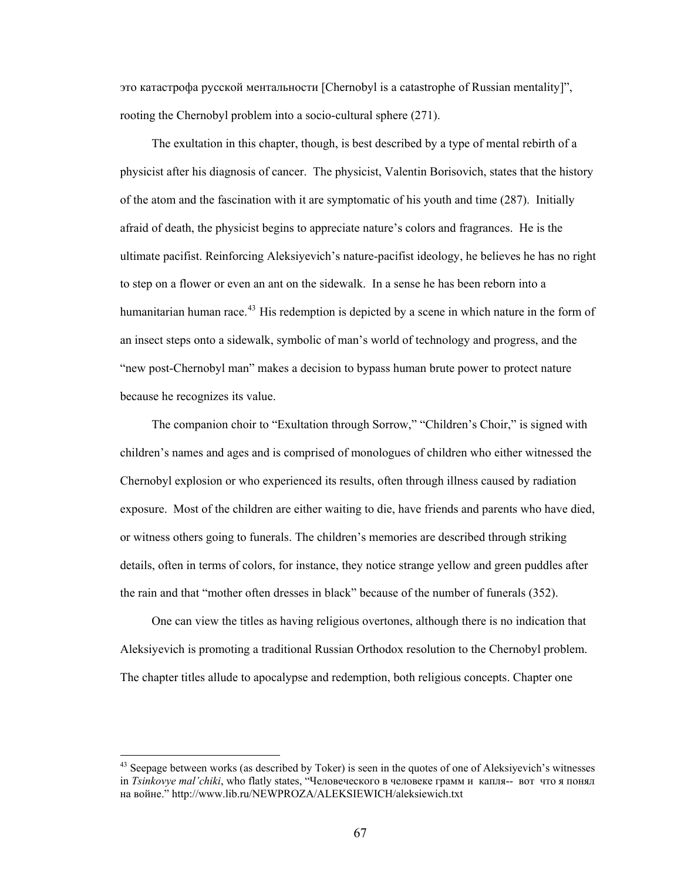это катастрофа русской ментальности [Chernobyl is a catastrophe of Russian mentality]", rooting the Chernobyl problem into a socio-cultural sphere (271).

The exultation in this chapter, though, is best described by a type of mental rebirth of a physicist after his diagnosis of cancer. The physicist, Valentin Borisovich, states that the history of the atom and the fascination with it are symptomatic of his youth and time (287). Initially afraid of death, the physicist begins to appreciate nature's colors and fragrances. He is the ultimate pacifist. Reinforcing Aleksiyevich's nature-pacifist ideology, he believes he has no right to step on a flower or even an ant on the sidewalk. In a sense he has been reborn into a humanitarian human race.[43] His redemption is depicted by a scene in which nature in the form of an insect steps onto a sidewalk, symbolic of man's world of technology and progress, and the "new post-Chernobyl man" makes a decision to bypass human brute power to protect nature because he recognizes its value.

The companion choir to "Exultation through Sorrow," "Children's Choir," is signed with children's names and ages and is comprised of monologues of children who either witnessed the Chernobyl explosion or who experienced its results, often through illness caused by radiation exposure. Most of the children are either waiting to die, have friends and parents who have died, or witness others going to funerals. The children's memories are described through striking details, often in terms of colors, for instance, they notice strange yellow and green puddles after the rain and that "mother often dresses in black" because of the number of funerals (352).

One can view the titles as having religious overtones, although there is no indication that Aleksiyevich is promoting a traditional Russian Orthodox resolution to the Chernobyl problem. The chapter titles allude to apocalypse and redemption, both religious concepts. Chapter one

---

[43] Seepage between works (as described by Toker) is seen in the quotes of one of Aleksiyevich's witnesses in *Tsinkovye mal'chiki*, who flatly states, "Человеческого в человеке грамм и капля-- вот что я понял на войне." http://www.lib.ru/NEWPROZA/ALEKSIEWICH/aleksiewich.txt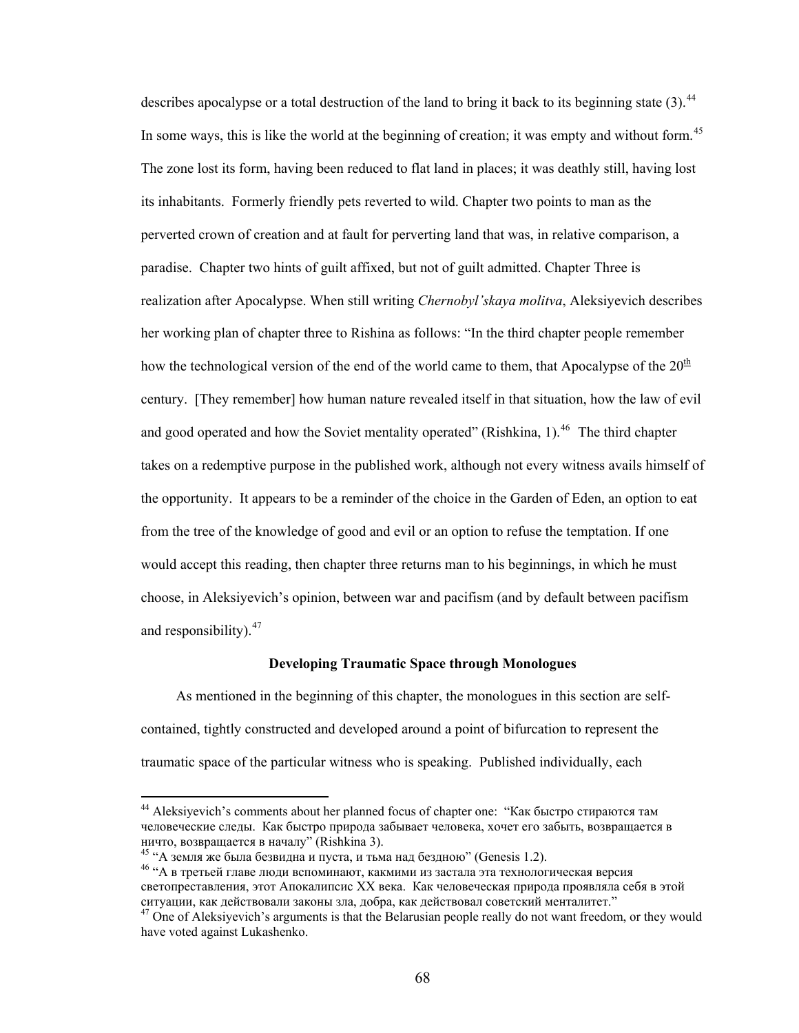describes apocalypse or a total destruction of the land to bring it back to its beginning state (3).[44] In some ways, this is like the world at the beginning of creation; it was empty and without form.[45] The zone lost its form, having been reduced to flat land in places; it was deathly still, having lost its inhabitants. Formerly friendly pets reverted to wild. Chapter two points to man as the perverted crown of creation and at fault for perverting land that was, in relative comparison, a paradise. Chapter two hints of guilt affixed, but not of guilt admitted. Chapter Three is realization after Apocalypse. When still writing *Chernobyl'skaya molitva*, Aleksiyevich describes her working plan of chapter three to Rishina as follows: "In the third chapter people remember how the technological version of the end of the world came to them, that Apocalypse of the 20th century. [They remember] how human nature revealed itself in that situation, how the law of evil and good operated and how the Soviet mentality operated" (Rishkina, 1).[46] The third chapter takes on a redemptive purpose in the published work, although not every witness avails himself of the opportunity. It appears to be a reminder of the choice in the Garden of Eden, an option to eat from the tree of the knowledge of good and evil or an option to refuse the temptation. If one would accept this reading, then chapter three returns man to his beginnings, in which he must choose, in Aleksiyevich's opinion, between war and pacifism (and by default between pacifism and responsibility).[47]

### Developing Traumatic Space through Monologues

As mentioned in the beginning of this chapter, the monologues in this section are self-contained, tightly constructed and developed around a point of bifurcation to represent the traumatic space of the particular witness who is speaking. Published individually, each

---

[44] Aleksiyevich's comments about her planned focus of chapter one: "Как быстро стираются там человеческие следы. Как быстро природа забывает человека, хочет его забыть, возвращается в ничто, возвращается в началу" (Rishkina 3).

[45] "А земля же была безвидна и пуста, и тьма над бездною" (Genesis 1.2).

[46] "А в третьей главе люди вспоминают, какмими из застала эта технологическая версия светопреставления, этот Апокалипсис XX века. Как человеческая природа проявляла себя в этой ситуации, как действовали законы зла, добра, как действовал советский менталитет."

[47] One of Aleksiyevich's arguments is that the Belarusian people really do not want freedom, or they would have voted against Lukashenko.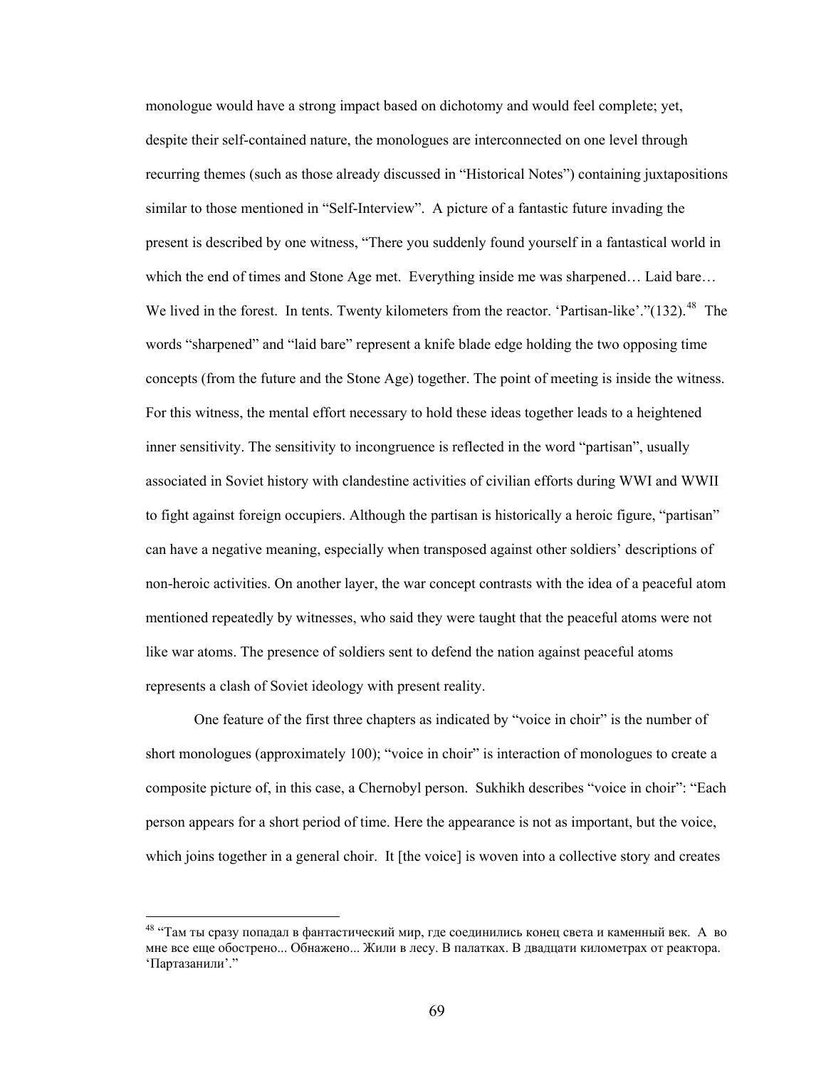monologue would have a strong impact based on dichotomy and would feel complete; yet, despite their self-contained nature, the monologues are interconnected on one level through recurring themes (such as those already discussed in "Historical Notes") containing juxtapositions similar to those mentioned in "Self-Interview". A picture of a fantastic future invading the present is described by one witness, "There you suddenly found yourself in a fantastical world in which the end of times and Stone Age met. Everything inside me was sharpened… Laid bare… We lived in the forest. In tents. Twenty kilometers from the reactor. 'Partisan-like'."(132).[48] The words "sharpened" and "laid bare" represent a knife blade edge holding the two opposing time concepts (from the future and the Stone Age) together. The point of meeting is inside the witness. For this witness, the mental effort necessary to hold these ideas together leads to a heightened inner sensitivity. The sensitivity to incongruence is reflected in the word "partisan", usually associated in Soviet history with clandestine activities of civilian efforts during WWI and WWII to fight against foreign occupiers. Although the partisan is historically a heroic figure, "partisan" can have a negative meaning, especially when transposed against other soldiers' descriptions of non-heroic activities. On another layer, the war concept contrasts with the idea of a peaceful atom mentioned repeatedly by witnesses, who said they were taught that the peaceful atoms were not like war atoms. The presence of soldiers sent to defend the nation against peaceful atoms represents a clash of Soviet ideology with present reality.

One feature of the first three chapters as indicated by "voice in choir" is the number of short monologues (approximately 100); "voice in choir" is interaction of monologues to create a composite picture of, in this case, a Chernobyl person. Sukhikh describes "voice in choir": "Each person appears for a short period of time. Here the appearance is not as important, but the voice, which joins together in a general choir. It [the voice] is woven into a collective story and creates

---

[48] "Там ты сразу попадал в фантастический мир, где соединились конец света и каменный век. А во мне все еще обострено... Обнажено... Жили в лесу. В палатках. В двадцати километрах от реактора. 'Партазанили'."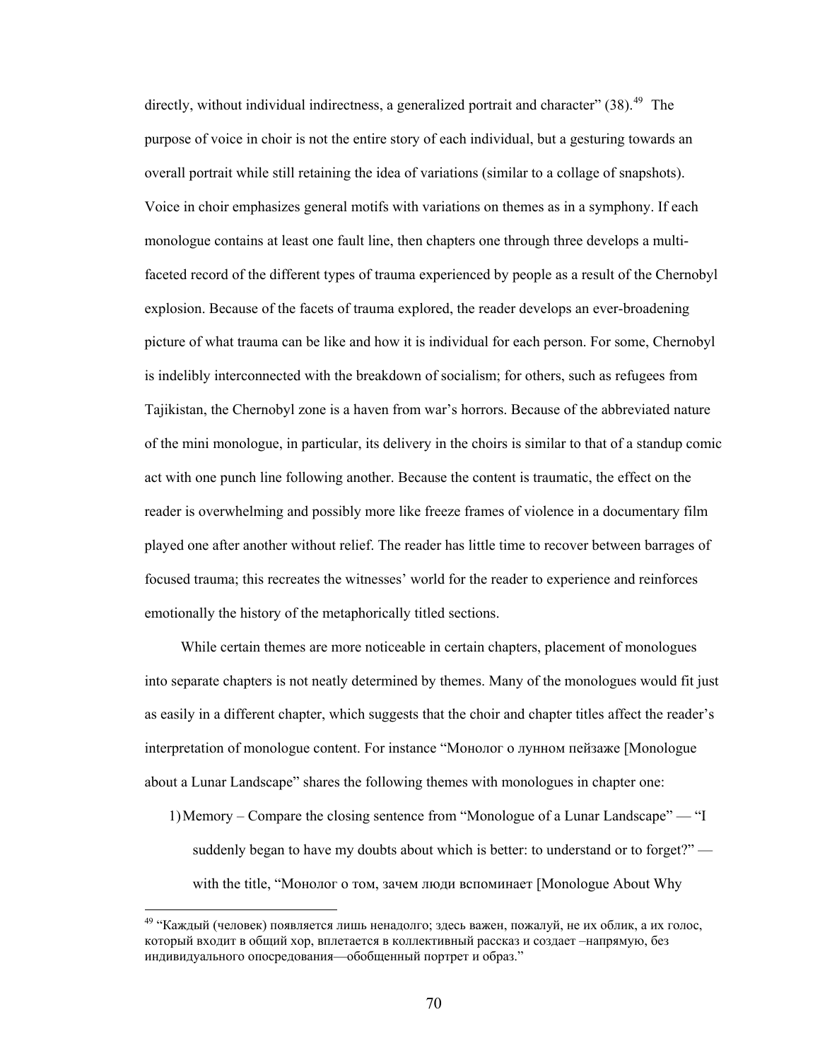directly, without individual indirectness, a generalized portrait and character" (38).[49] The purpose of voice in choir is not the entire story of each individual, but a gesturing towards an overall portrait while still retaining the idea of variations (similar to a collage of snapshots). Voice in choir emphasizes general motifs with variations on themes as in a symphony. If each monologue contains at least one fault line, then chapters one through three develops a multi-faceted record of the different types of trauma experienced by people as a result of the Chernobyl explosion. Because of the facets of trauma explored, the reader develops an ever-broadening picture of what trauma can be like and how it is individual for each person. For some, Chernobyl is indelibly interconnected with the breakdown of socialism; for others, such as refugees from Tajikistan, the Chernobyl zone is a haven from war's horrors. Because of the abbreviated nature of the mini monologue, in particular, its delivery in the choirs is similar to that of a standup comic act with one punch line following another. Because the content is traumatic, the effect on the reader is overwhelming and possibly more like freeze frames of violence in a documentary film played one after another without relief. The reader has little time to recover between barrages of focused trauma; this recreates the witnesses' world for the reader to experience and reinforces emotionally the history of the metaphorically titled sections.

While certain themes are more noticeable in certain chapters, placement of monologues into separate chapters is not neatly determined by themes. Many of the monologues would fit just as easily in a different chapter, which suggests that the choir and chapter titles affect the reader's interpretation of monologue content. For instance "Монолог о лунном пейзаже [Monologue about a Lunar Landscape" shares the following themes with monologues in chapter one:

1) Memory – Compare the closing sentence from "Monologue of a Lunar Landscape" — "I suddenly began to have my doubts about which is better: to understand or to forget?" — with the title, "Монолог о том, зачем люди вспоминает [Monologue About Why

[49] "Каждый (человек) появляется лишь ненадолго; здесь важен, пожалуй, не их облик, а их голос, который входит в общий хор, вплетается в коллективный рассказ и создает –напрямую, без индивидуального опосредования—обобщенный портрет и образ."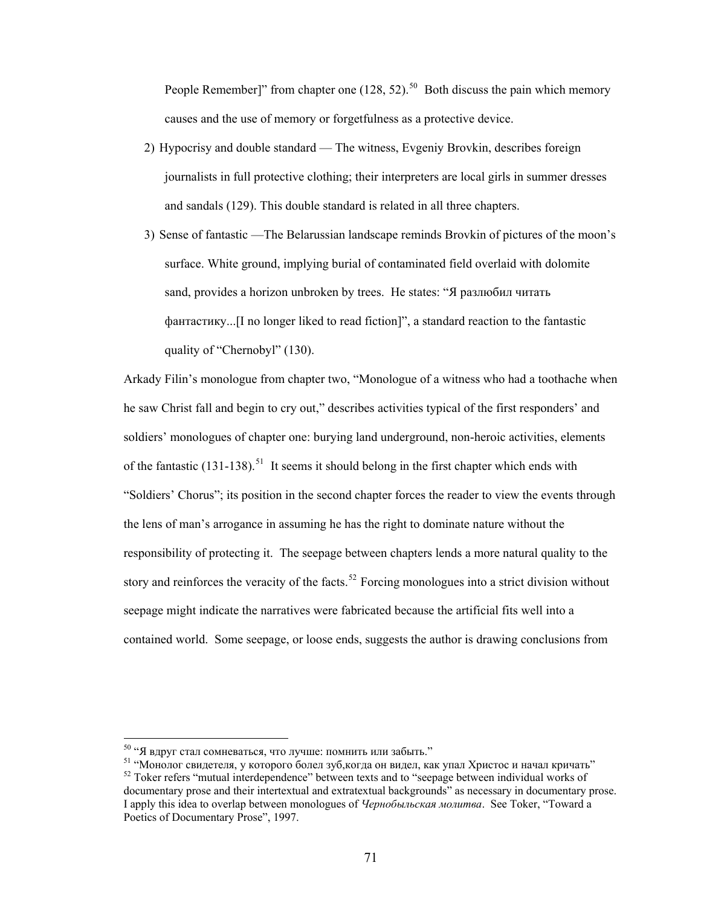People Remember]" from chapter one (128, 52).[50] Both discuss the pain which memory causes and the use of memory or forgetfulness as a protective device.

2) Hypocrisy and double standard — The witness, Evgeniy Brovkin, describes foreign journalists in full protective clothing; their interpreters are local girls in summer dresses and sandals (129). This double standard is related in all three chapters.

3) Sense of fantastic —The Belarussian landscape reminds Brovkin of pictures of the moon's surface. White ground, implying burial of contaminated field overlaid with dolomite sand, provides a horizon unbroken by trees. He states: "Я разлюбил читать фантастику...[I no longer liked to read fiction]", a standard reaction to the fantastic quality of "Chernobyl" (130).

Arkady Filin's monologue from chapter two, "Monologue of a witness who had a toothache when he saw Christ fall and begin to cry out," describes activities typical of the first responders' and soldiers' monologues of chapter one: burying land underground, non-heroic activities, elements of the fantastic (131-138).[51] It seems it should belong in the first chapter which ends with "Soldiers' Chorus"; its position in the second chapter forces the reader to view the events through the lens of man's arrogance in assuming he has the right to dominate nature without the responsibility of protecting it. The seepage between chapters lends a more natural quality to the story and reinforces the veracity of the facts.[52] Forcing monologues into a strict division without seepage might indicate the narratives were fabricated because the artificial fits well into a contained world. Some seepage, or loose ends, suggests the author is drawing conclusions from

---

[50] "Я вдруг стал сомневаться, что лучше: помнить или забыть."

[51] "Монолог свидетеля, у которого болел зуб,когда он видел, как упал Христос и начал кричать"

[52] Toker refers "mutual interdependence" between texts and to "seepage between individual works of documentary prose and their intertextual and extratextual backgrounds" as necessary in documentary prose. I apply this idea to overlap between monologues of *Чернобыльская молитва*. See Toker, "Toward a Poetics of Documentary Prose", 1997.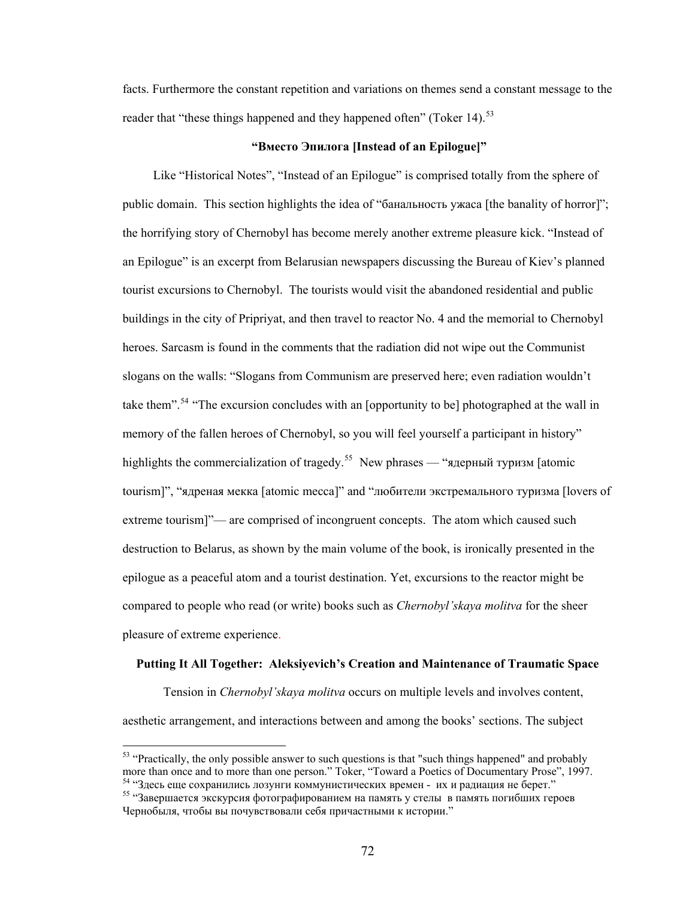facts. Furthermore the constant repetition and variations on themes send a constant message to the reader that "these things happened and they happened often" (Toker 14).[53]

### "Вместо Эпилога [Instead of an Epilogue]"

Like "Historical Notes", "Instead of an Epilogue" is comprised totally from the sphere of public domain. This section highlights the idea of "банальность ужаса [the banality of horror]"; the horrifying story of Chernobyl has become merely another extreme pleasure kick. "Instead of an Epilogue" is an excerpt from Belarusian newspapers discussing the Bureau of Kiev's planned tourist excursions to Chernobyl. The tourists would visit the abandoned residential and public buildings in the city of Pripriyat, and then travel to reactor No. 4 and the memorial to Chernobyl heroes. Sarcasm is found in the comments that the radiation did not wipe out the Communist slogans on the walls: "Slogans from Communism are preserved here; even radiation wouldn't take them".[54] "The excursion concludes with an [opportunity to be] photographed at the wall in memory of the fallen heroes of Chernobyl, so you will feel yourself a participant in history" highlights the commercialization of tragedy.[55] New phrases — "ядерный туризм [atomic tourism]", "ядреная мекка [atomic mecca]" and "любители экстремального туризма [lovers of extreme tourism]"— are comprised of incongruent concepts. The atom which caused such destruction to Belarus, as shown by the main volume of the book, is ironically presented in the epilogue as a peaceful atom and a tourist destination. Yet, excursions to the reactor might be compared to people who read (or write) books such as *Chernobyl'skaya molitva* for the sheer pleasure of extreme experience.

### Putting It All Together: Aleksiyevich's Creation and Maintenance of Traumatic Space

Tension in *Chernobyl'skaya molitva* occurs on multiple levels and involves content, aesthetic arrangement, and interactions between and among the books' sections. The subject

---

[53] "Practically, the only possible answer to such questions is that "such things happened" and probably more than once and to more than one person." Toker, "Toward a Poetics of Documentary Prose", 1997.

[54] "Здесь еще сохранились лозунги коммунистических времен - их и радиация не берет."

[55] "Завершается экскурсия фотографированием на память у стелы в память погибших героев Чернобыля, чтобы вы почувствовали себя причастными к истории."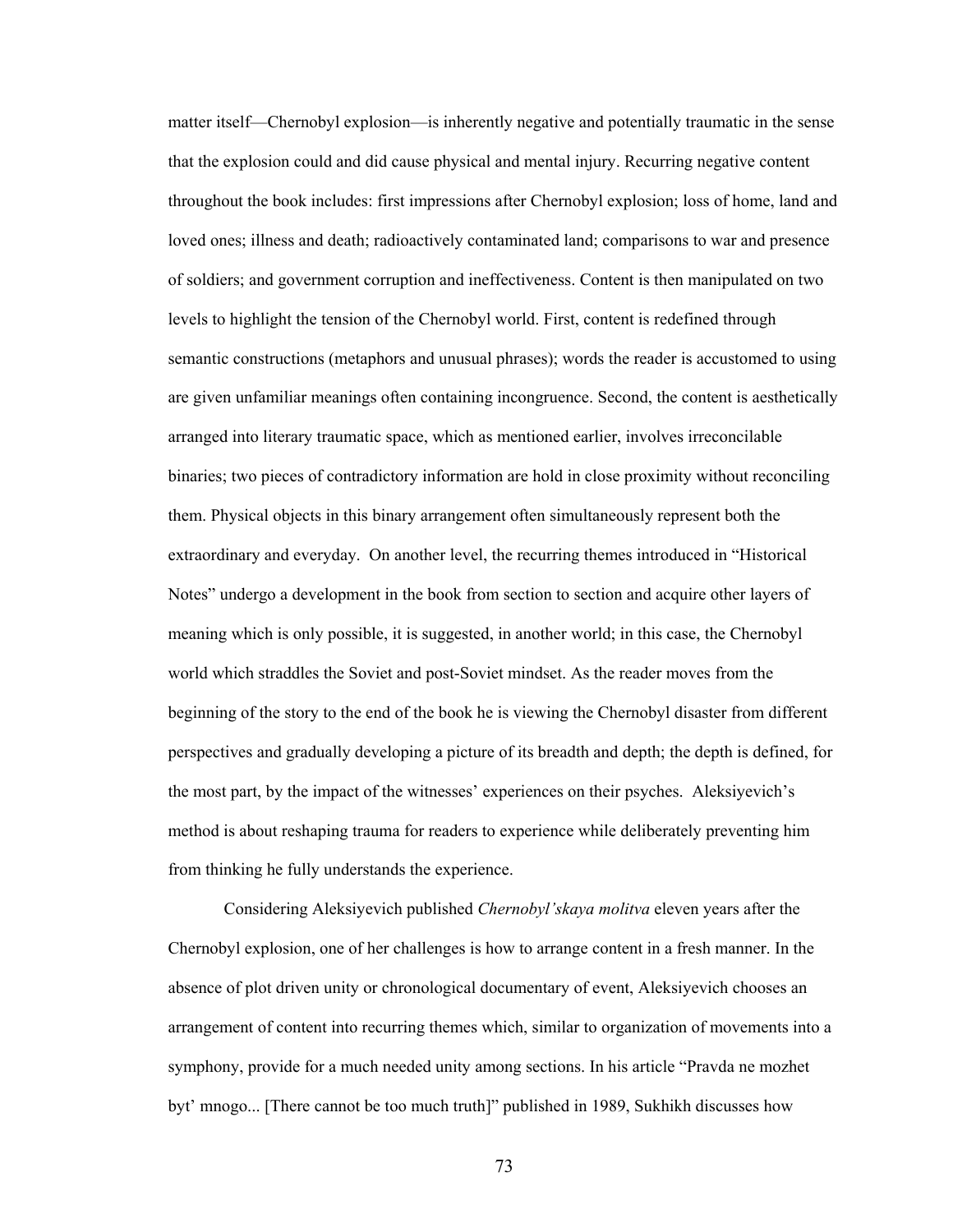matter itself—Chernobyl explosion—is inherently negative and potentially traumatic in the sense that the explosion could and did cause physical and mental injury. Recurring negative content throughout the book includes: first impressions after Chernobyl explosion; loss of home, land and loved ones; illness and death; radioactively contaminated land; comparisons to war and presence of soldiers; and government corruption and ineffectiveness. Content is then manipulated on two levels to highlight the tension of the Chernobyl world. First, content is redefined through semantic constructions (metaphors and unusual phrases); words the reader is accustomed to using are given unfamiliar meanings often containing incongruence. Second, the content is aesthetically arranged into literary traumatic space, which as mentioned earlier, involves irreconcilable binaries; two pieces of contradictory information are hold in close proximity without reconciling them. Physical objects in this binary arrangement often simultaneously represent both the extraordinary and everyday.  On another level, the recurring themes introduced in "Historical Notes" undergo a development in the book from section to section and acquire other layers of meaning which is only possible, it is suggested, in another world; in this case, the Chernobyl world which straddles the Soviet and post-Soviet mindset. As the reader moves from the beginning of the story to the end of the book he is viewing the Chernobyl disaster from different perspectives and gradually developing a picture of its breadth and depth; the depth is defined, for the most part, by the impact of the witnesses' experiences on their psyches.  Aleksiyevich's method is about reshaping trauma for readers to experience while deliberately preventing him from thinking he fully understands the experience.

Considering Aleksiyevich published *Chernobyl'skaya molitva* eleven years after the Chernobyl explosion, one of her challenges is how to arrange content in a fresh manner. In the absence of plot driven unity or chronological documentary of event, Aleksiyevich chooses an arrangement of content into recurring themes which, similar to organization of movements into a symphony, provide for a much needed unity among sections. In his article "Pravda ne mozhet byt' mnogo... [There cannot be too much truth]" published in 1989, Sukhikh discusses how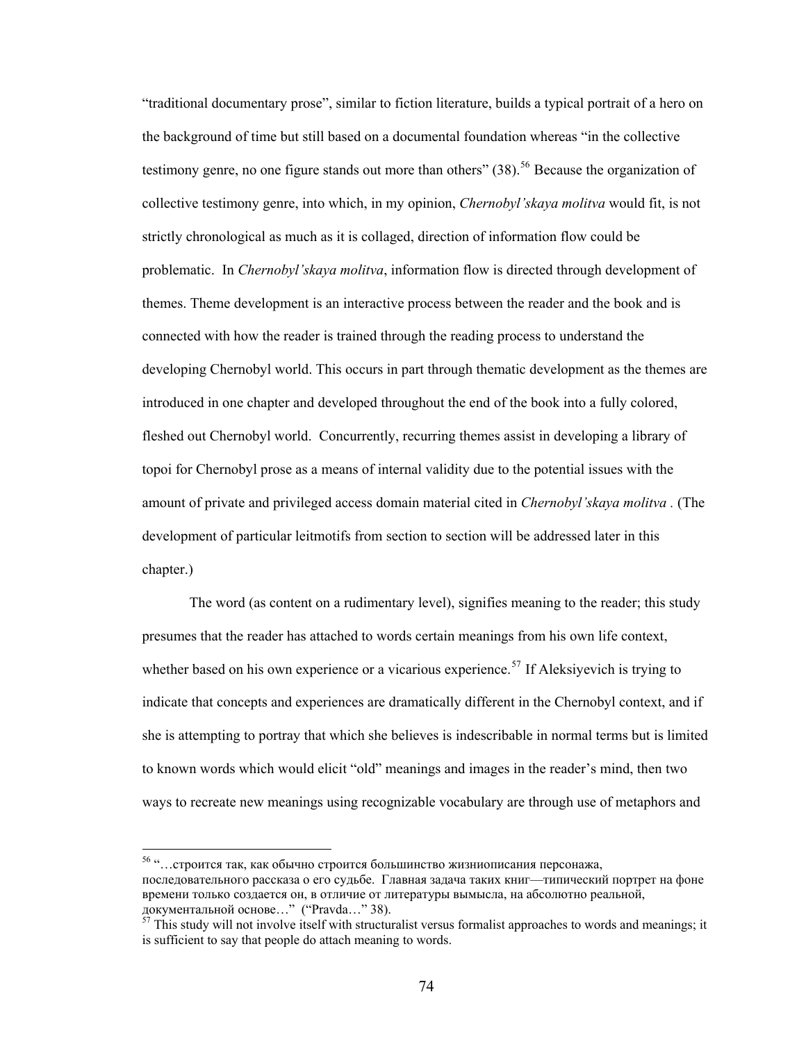"traditional documentary prose", similar to fiction literature, builds a typical portrait of a hero on the background of time but still based on a documental foundation whereas "in the collective testimony genre, no one figure stands out more than others" (38).[56] Because the organization of collective testimony genre, into which, in my opinion, *Chernobyl'skaya molitva* would fit, is not strictly chronological as much as it is collaged, direction of information flow could be problematic. In *Chernobyl'skaya molitva*, information flow is directed through development of themes. Theme development is an interactive process between the reader and the book and is connected with how the reader is trained through the reading process to understand the developing Chernobyl world. This occurs in part through thematic development as the themes are introduced in one chapter and developed throughout the end of the book into a fully colored, fleshed out Chernobyl world. Concurrently, recurring themes assist in developing a library of topoi for Chernobyl prose as a means of internal validity due to the potential issues with the amount of private and privileged access domain material cited in *Chernobyl'skaya molitva* . (The development of particular leitmotifs from section to section will be addressed later in this chapter.)

The word (as content on a rudimentary level), signifies meaning to the reader; this study presumes that the reader has attached to words certain meanings from his own life context, whether based on his own experience or a vicarious experience.[57] If Aleksiyevich is trying to indicate that concepts and experiences are dramatically different in the Chernobyl context, and if she is attempting to portray that which she believes is indescribable in normal terms but is limited to known words which would elicit "old" meanings and images in the reader's mind, then two ways to recreate new meanings using recognizable vocabulary are through use of metaphors and

---

[56] "…строится так, как обычно строится большинство жизниописания персонажа, последовательного рассказа о его судьбе. Главная задача таких книг—типический портрет на фоне времени только создается он, в отличие от литературы вымысла, на абсолютно реальной, документальной основе…" ("Pravda…" 38).

[57] This study will not involve itself with structuralist versus formalist approaches to words and meanings; it is sufficient to say that people do attach meaning to words.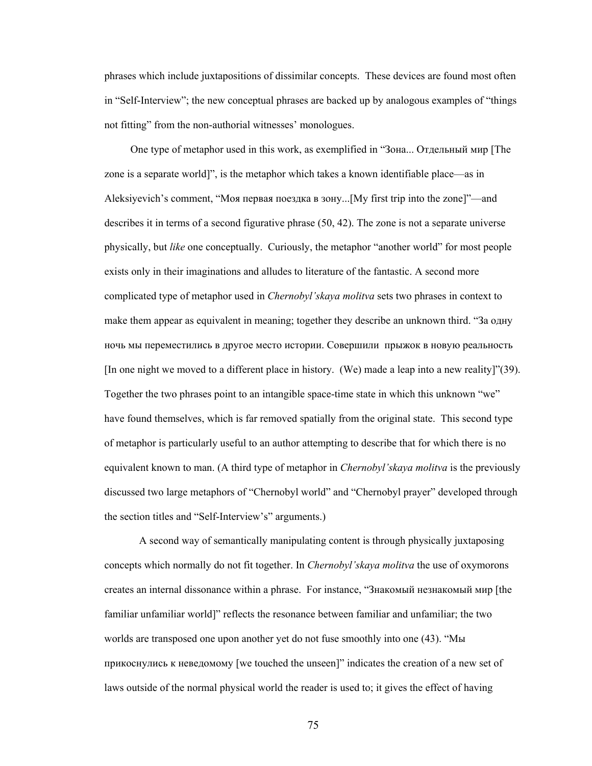phrases which include juxtapositions of dissimilar concepts. These devices are found most often in "Self-Interview"; the new conceptual phrases are backed up by analogous examples of "things not fitting" from the non-authorial witnesses' monologues.

One type of metaphor used in this work, as exemplified in "Зона... Отдельный мир [The zone is a separate world]", is the metaphor which takes a known identifiable place—as in Aleksiyevich's comment, "Моя первая поездка в зону...[My first trip into the zone]"—and describes it in terms of a second figurative phrase (50, 42). The zone is not a separate universe physically, but *like* one conceptually. Curiously, the metaphor "another world" for most people exists only in their imaginations and alludes to literature of the fantastic. A second more complicated type of metaphor used in *Chernobyl'skaya molitva* sets two phrases in context to make them appear as equivalent in meaning; together they describe an unknown third. "За одну ночь мы переместились в другое место истории. Совершили прыжок в новую реальность [In one night we moved to a different place in history. (We) made a leap into a new reality]"(39). Together the two phrases point to an intangible space-time state in which this unknown "we" have found themselves, which is far removed spatially from the original state. This second type of metaphor is particularly useful to an author attempting to describe that for which there is no equivalent known to man. (A third type of metaphor in *Chernobyl'skaya molitva* is the previously discussed two large metaphors of "Chernobyl world" and "Chernobyl prayer" developed through the section titles and "Self-Interview's" arguments.)

A second way of semantically manipulating content is through physically juxtaposing concepts which normally do not fit together. In *Chernobyl'skaya molitva* the use of oxymorons creates an internal dissonance within a phrase. For instance, "Знакомый незнакомый мир [the familiar unfamiliar world]" reflects the resonance between familiar and unfamiliar; the two worlds are transposed one upon another yet do not fuse smoothly into one (43). "Мы прикоснулись к неведомому [we touched the unseen]" indicates the creation of a new set of laws outside of the normal physical world the reader is used to; it gives the effect of having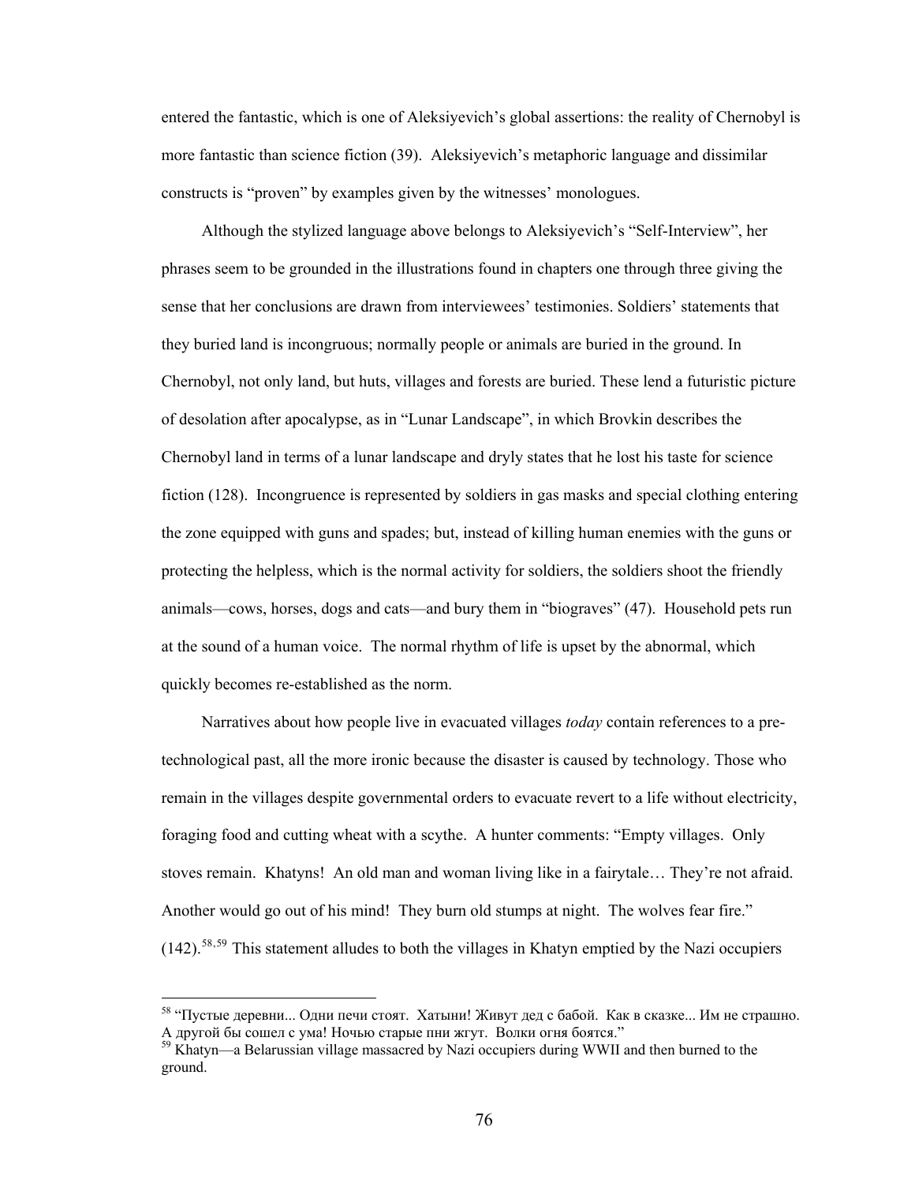entered the fantastic, which is one of Aleksiyevich's global assertions: the reality of Chernobyl is more fantastic than science fiction (39). Aleksiyevich's metaphoric language and dissimilar constructs is "proven" by examples given by the witnesses' monologues.

Although the stylized language above belongs to Aleksiyevich's "Self-Interview", her phrases seem to be grounded in the illustrations found in chapters one through three giving the sense that her conclusions are drawn from interviewees' testimonies. Soldiers' statements that they buried land is incongruous; normally people or animals are buried in the ground. In Chernobyl, not only land, but huts, villages and forests are buried. These lend a futuristic picture of desolation after apocalypse, as in "Lunar Landscape", in which Brovkin describes the Chernobyl land in terms of a lunar landscape and dryly states that he lost his taste for science fiction (128). Incongruence is represented by soldiers in gas masks and special clothing entering the zone equipped with guns and spades; but, instead of killing human enemies with the guns or protecting the helpless, which is the normal activity for soldiers, the soldiers shoot the friendly animals—cows, horses, dogs and cats—and bury them in "biograves" (47). Household pets run at the sound of a human voice. The normal rhythm of life is upset by the abnormal, which quickly becomes re-established as the norm.

Narratives about how people live in evacuated villages *today* contain references to a pre-technological past, all the more ironic because the disaster is caused by technology. Those who remain in the villages despite governmental orders to evacuate revert to a life without electricity, foraging food and cutting wheat with a scythe. A hunter comments: "Empty villages. Only stoves remain. Khatyns! An old man and woman living like in a fairytale… They're not afraid. Another would go out of his mind! They burn old stumps at night. The wolves fear fire." (142).[58,59] This statement alludes to both the villages in Khatyn emptied by the Nazi occupiers

---

[58] "Пустые деревни... Одни печи стоят. Хатыни! Живут дед с бабой. Как в сказке... Им не страшно. А другой бы сошел с ума! Ночью старые пни жгут. Волки огня боятся."

[59] Khatyn—a Belarussian village massacred by Nazi occupiers during WWII and then burned to the ground.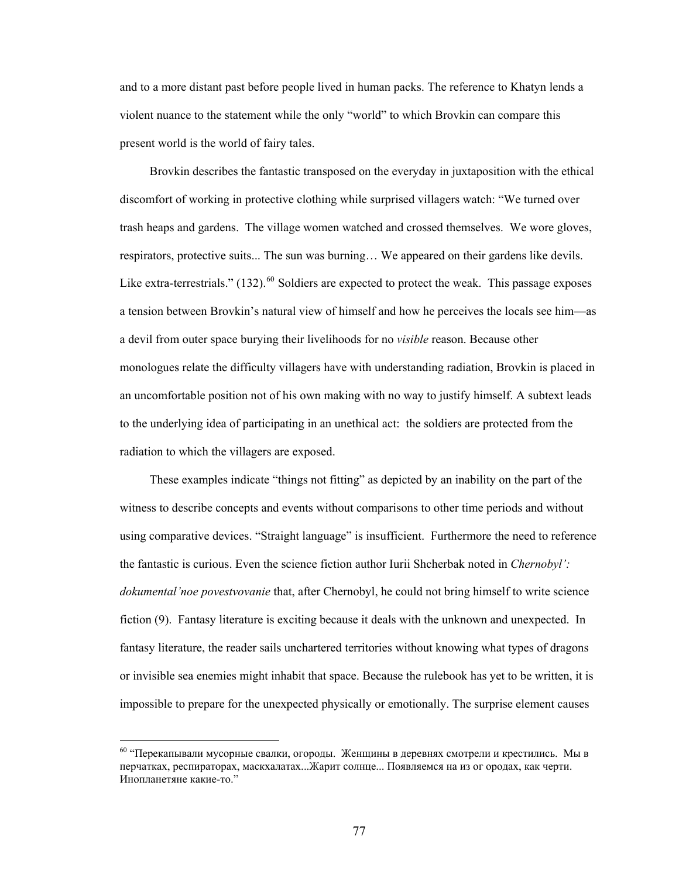and to a more distant past before people lived in human packs. The reference to Khatyn lends a violent nuance to the statement while the only "world" to which Brovkin can compare this present world is the world of fairy tales.

Brovkin describes the fantastic transposed on the everyday in juxtaposition with the ethical discomfort of working in protective clothing while surprised villagers watch: "We turned over trash heaps and gardens. The village women watched and crossed themselves. We wore gloves, respirators, protective suits... The sun was burning… We appeared on their gardens like devils. Like extra-terrestrials." (132).[60] Soldiers are expected to protect the weak. This passage exposes a tension between Brovkin's natural view of himself and how he perceives the locals see him—as a devil from outer space burying their livelihoods for no *visible* reason. Because other monologues relate the difficulty villagers have with understanding radiation, Brovkin is placed in an uncomfortable position not of his own making with no way to justify himself. A subtext leads to the underlying idea of participating in an unethical act: the soldiers are protected from the radiation to which the villagers are exposed.

These examples indicate "things not fitting" as depicted by an inability on the part of the witness to describe concepts and events without comparisons to other time periods and without using comparative devices. "Straight language" is insufficient. Furthermore the need to reference the fantastic is curious. Even the science fiction author Iurii Shcherbak noted in *Chernobyl': dokumental'noe povestvovanie* that, after Chernobyl, he could not bring himself to write science fiction (9). Fantasy literature is exciting because it deals with the unknown and unexpected. In fantasy literature, the reader sails unchartered territories without knowing what types of dragons or invisible sea enemies might inhabit that space. Because the rulebook has yet to be written, it is impossible to prepare for the unexpected physically or emotionally. The surprise element causes

---

[60] "Перекапывали мусорные свалки, огороды. Женщины в деревнях смотрели и крестились. Мы в перчатках, респираторах, маскхалатах...Жарит солнце... Появляемся на из ог ородах, как черти. Инопланетяне какие-то."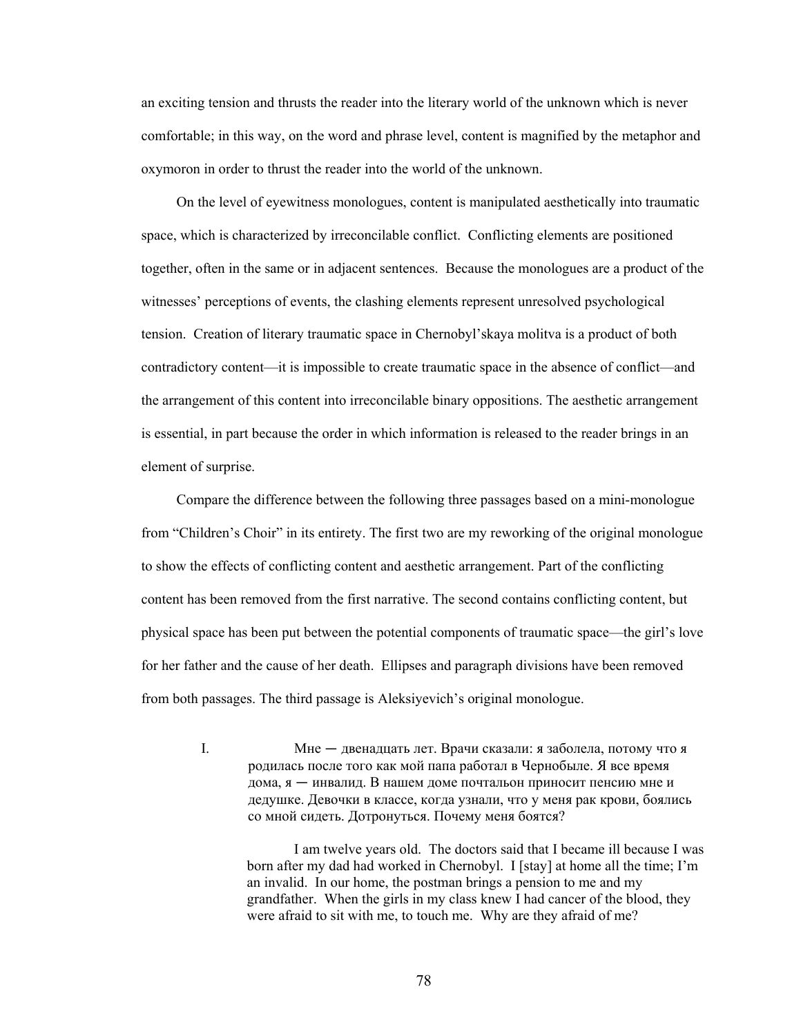an exciting tension and thrusts the reader into the literary world of the unknown which is never comfortable; in this way, on the word and phrase level, content is magnified by the metaphor and oxymoron in order to thrust the reader into the world of the unknown.

On the level of eyewitness monologues, content is manipulated aesthetically into traumatic space, which is characterized by irreconcilable conflict. Conflicting elements are positioned together, often in the same or in adjacent sentences. Because the monologues are a product of the witnesses' perceptions of events, the clashing elements represent unresolved psychological tension. Creation of literary traumatic space in Chernobyl'skaya molitva is a product of both contradictory content—it is impossible to create traumatic space in the absence of conflict—and the arrangement of this content into irreconcilable binary oppositions. The aesthetic arrangement is essential, in part because the order in which information is released to the reader brings in an element of surprise.

Compare the difference between the following three passages based on a mini-monologue from "Children's Choir" in its entirety. The first two are my reworking of the original monologue to show the effects of conflicting content and aesthetic arrangement. Part of the conflicting content has been removed from the first narrative. The second contains conflicting content, but physical space has been put between the potential components of traumatic space—the girl's love for her father and the cause of her death. Ellipses and paragraph divisions have been removed from both passages. The third passage is Aleksiyevich's original monologue.

I. Мне — двенадцать лет. Врачи сказали: я заболела, потому что я родилась после того как мой папа работал в Чернобыле. Я все время дома, я — инвалид. В нашем доме почтальон приносит пенсию мне и дедушке. Девочки в классе, когда узнали, что у меня рак крови, боялись со мной сидеть. Дотронуться. Почему меня боятся?

> I am twelve years old. The doctors said that I became ill because I was born after my dad had worked in Chernobyl. I [stay] at home all the time; I'm an invalid. In our home, the postman brings a pension to me and my grandfather. When the girls in my class knew I had cancer of the blood, they were afraid to sit with me, to touch me. Why are they afraid of me?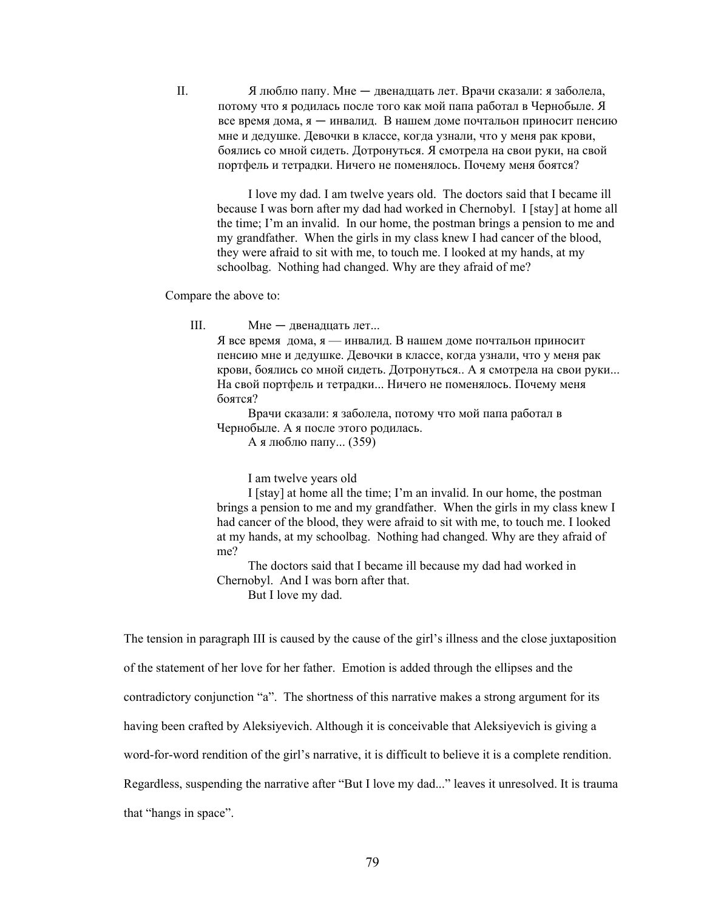II. Я люблю папу. Мне — двенадцать лет. Врачи сказали: я заболела, потому что я родилась после того как мой папа работал в Чернобыле. Я все время дома, я — инвалид. В нашем доме почтальон приносит пенсию мне и дедушке. Девочки в классе, когда узнали, что у меня рак крови, боялись со мной сидеть. Дотронуться. Я смотрела на свои руки, на свой портфель и тетрадки. Ничего не поменялось. Почему меня боятся?

I love my dad. I am twelve years old. The doctors said that I became ill because I was born after my dad had worked in Chernobyl. I [stay] at home all the time; I'm an invalid. In our home, the postman brings a pension to me and my grandfather. When the girls in my class knew I had cancer of the blood, they were afraid to sit with me, to touch me. I looked at my hands, at my schoolbag. Nothing had changed. Why are they afraid of me?

Compare the above to:

III. Мне — двенадцать лет...
Я все время дома, я — инвалид. В нашем доме почтальон приносит пенсию мне и дедушке. Девочки в классе, когда узнали, что у меня рак крови, боялись со мной сидеть. Дотронуться.. А я смотрела на свои руки... На свой портфель и тетрадки... Ничего не поменялось. Почему меня боятся?
Врачи сказали: я заболела, потому что мой папа работал в Чернобыле. А я после этого родилась.
А я люблю папу... (359)

I am twelve years old
I [stay] at home all the time; I'm an invalid. In our home, the postman brings a pension to me and my grandfather. When the girls in my class knew I had cancer of the blood, they were afraid to sit with me, to touch me. I looked at my hands, at my schoolbag. Nothing had changed. Why are they afraid of me?
The doctors said that I became ill because my dad had worked in Chernobyl. And I was born after that.
But I love my dad.

The tension in paragraph III is caused by the cause of the girl's illness and the close juxtaposition of the statement of her love for her father. Emotion is added through the ellipses and the contradictory conjunction "a". The shortness of this narrative makes a strong argument for its having been crafted by Aleksiyevich. Although it is conceivable that Aleksiyevich is giving a word-for-word rendition of the girl's narrative, it is difficult to believe it is a complete rendition. Regardless, suspending the narrative after "But I love my dad..." leaves it unresolved. It is trauma that "hangs in space".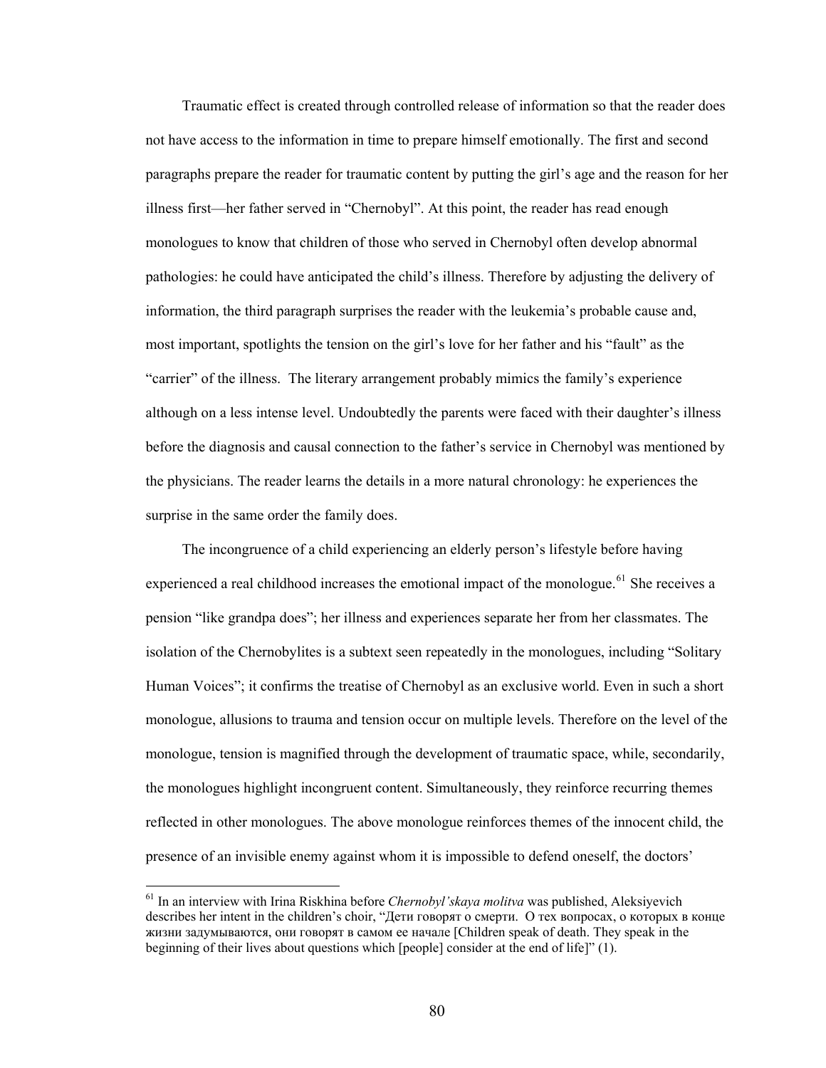Traumatic effect is created through controlled release of information so that the reader does not have access to the information in time to prepare himself emotionally. The first and second paragraphs prepare the reader for traumatic content by putting the girl's age and the reason for her illness first—her father served in "Chernobyl". At this point, the reader has read enough monologues to know that children of those who served in Chernobyl often develop abnormal pathologies: he could have anticipated the child's illness. Therefore by adjusting the delivery of information, the third paragraph surprises the reader with the leukemia's probable cause and, most important, spotlights the tension on the girl's love for her father and his "fault" as the "carrier" of the illness. The literary arrangement probably mimics the family's experience although on a less intense level. Undoubtedly the parents were faced with their daughter's illness before the diagnosis and causal connection to the father's service in Chernobyl was mentioned by the physicians. The reader learns the details in a more natural chronology: he experiences the surprise in the same order the family does.

The incongruence of a child experiencing an elderly person's lifestyle before having experienced a real childhood increases the emotional impact of the monologue.[61] She receives a pension "like grandpa does"; her illness and experiences separate her from her classmates. The isolation of the Chernobylites is a subtext seen repeatedly in the monologues, including "Solitary Human Voices"; it confirms the treatise of Chernobyl as an exclusive world. Even in such a short monologue, allusions to trauma and tension occur on multiple levels. Therefore on the level of the monologue, tension is magnified through the development of traumatic space, while, secondarily, the monologues highlight incongruent content. Simultaneously, they reinforce recurring themes reflected in other monologues. The above monologue reinforces themes of the innocent child, the presence of an invisible enemy against whom it is impossible to defend oneself, the doctors'

---

[61] In an interview with Irina Riskhina before *Chernobyl'skaya molitva* was published, Aleksiyevich describes her intent in the children's choir, "Дети говорят о смерти. О тех вопросах, о которых в конце жизни задумываются, они говорят в самом ее начале [Children speak of death. They speak in the beginning of their lives about questions which [people] consider at the end of life]" (1).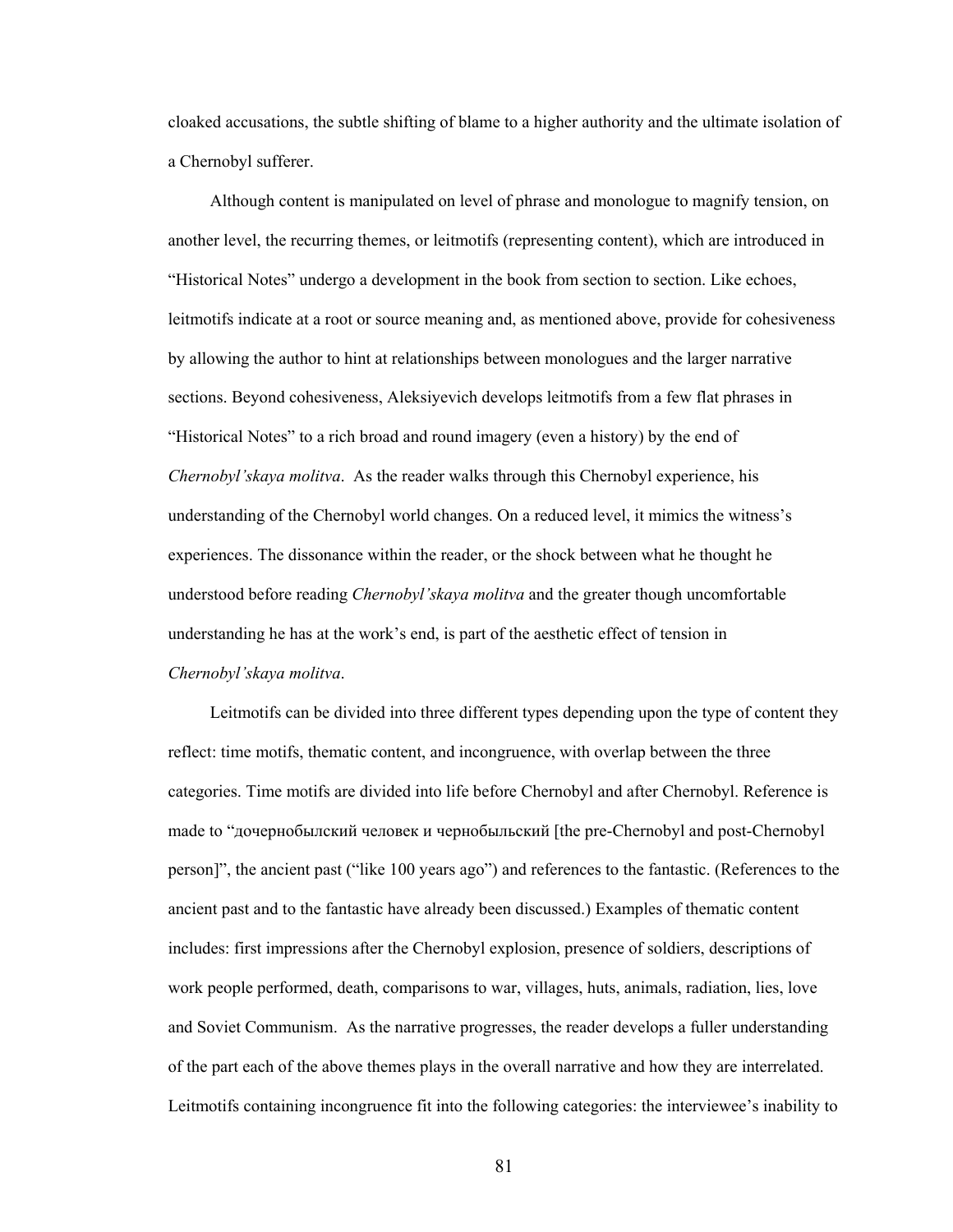cloaked accusations, the subtle shifting of blame to a higher authority and the ultimate isolation of a Chernobyl sufferer.

Although content is manipulated on level of phrase and monologue to magnify tension, on another level, the recurring themes, or leitmotifs (representing content), which are introduced in "Historical Notes" undergo a development in the book from section to section. Like echoes, leitmotifs indicate at a root or source meaning and, as mentioned above, provide for cohesiveness by allowing the author to hint at relationships between monologues and the larger narrative sections. Beyond cohesiveness, Aleksiyevich develops leitmotifs from a few flat phrases in "Historical Notes" to a rich broad and round imagery (even a history) by the end of *Chernobyl'skaya molitva*. As the reader walks through this Chernobyl experience, his understanding of the Chernobyl world changes. On a reduced level, it mimics the witness's experiences. The dissonance within the reader, or the shock between what he thought he understood before reading *Chernobyl'skaya molitva* and the greater though uncomfortable understanding he has at the work's end, is part of the aesthetic effect of tension in *Chernobyl'skaya molitva*.

Leitmotifs can be divided into three different types depending upon the type of content they reflect: time motifs, thematic content, and incongruence, with overlap between the three categories. Time motifs are divided into life before Chernobyl and after Chernobyl. Reference is made to "дочернобылский человек и чернобыльский [the pre-Chernobyl and post-Chernobyl person]", the ancient past ("like 100 years ago") and references to the fantastic. (References to the ancient past and to the fantastic have already been discussed.) Examples of thematic content includes: first impressions after the Chernobyl explosion, presence of soldiers, descriptions of work people performed, death, comparisons to war, villages, huts, animals, radiation, lies, love and Soviet Communism. As the narrative progresses, the reader develops a fuller understanding of the part each of the above themes plays in the overall narrative and how they are interrelated. Leitmotifs containing incongruence fit into the following categories: the interviewee's inability to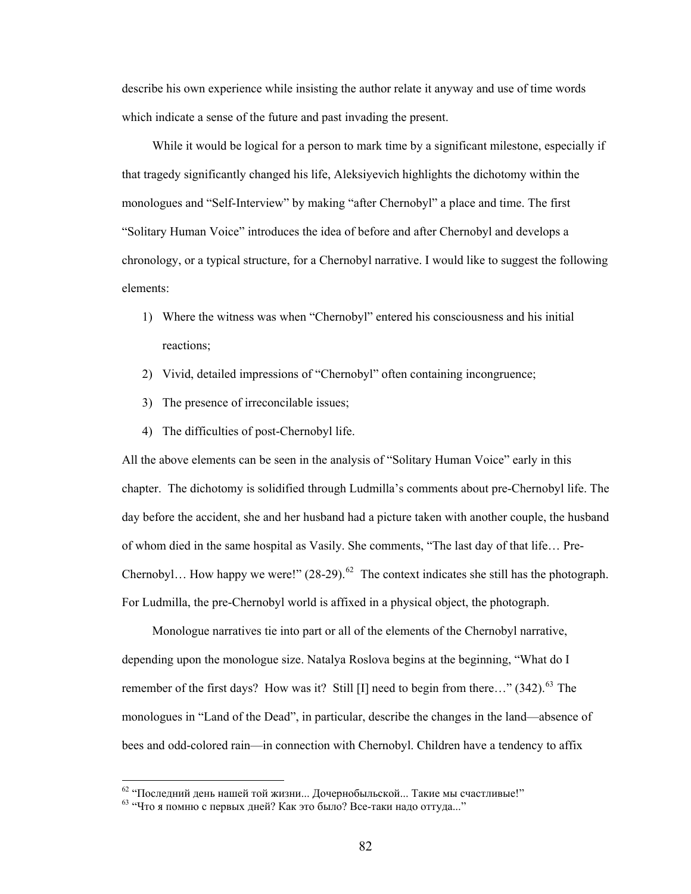describe his own experience while insisting the author relate it anyway and use of time words which indicate a sense of the future and past invading the present.

While it would be logical for a person to mark time by a significant milestone, especially if that tragedy significantly changed his life, Aleksiyevich highlights the dichotomy within the monologues and "Self-Interview" by making "after Chernobyl" a place and time. The first "Solitary Human Voice" introduces the idea of before and after Chernobyl and develops a chronology, or a typical structure, for a Chernobyl narrative. I would like to suggest the following elements:

1) Where the witness was when "Chernobyl" entered his consciousness and his initial reactions;
2) Vivid, detailed impressions of "Chernobyl" often containing incongruence;
3) The presence of irreconcilable issues;
4) The difficulties of post-Chernobyl life.

All the above elements can be seen in the analysis of "Solitary Human Voice" early in this chapter. The dichotomy is solidified through Ludmilla's comments about pre-Chernobyl life. The day before the accident, she and her husband had a picture taken with another couple, the husband of whom died in the same hospital as Vasily. She comments, "The last day of that life… Pre-Chernobyl… How happy we were!" (28-29).[62] The context indicates she still has the photograph. For Ludmilla, the pre-Chernobyl world is affixed in a physical object, the photograph.

Monologue narratives tie into part or all of the elements of the Chernobyl narrative, depending upon the monologue size. Natalya Roslova begins at the beginning, "What do I remember of the first days? How was it? Still [I] need to begin from there…" (342).[63] The monologues in "Land of the Dead", in particular, describe the changes in the land—absence of bees and odd-colored rain—in connection with Chernobyl. Children have a tendency to affix

---

[62] "Последний день нашей той жизни... Дочернобыльской... Такие мы счастливые!"

[63] "Что я помню с первых дней? Как это было? Все-таки надо оттуда..."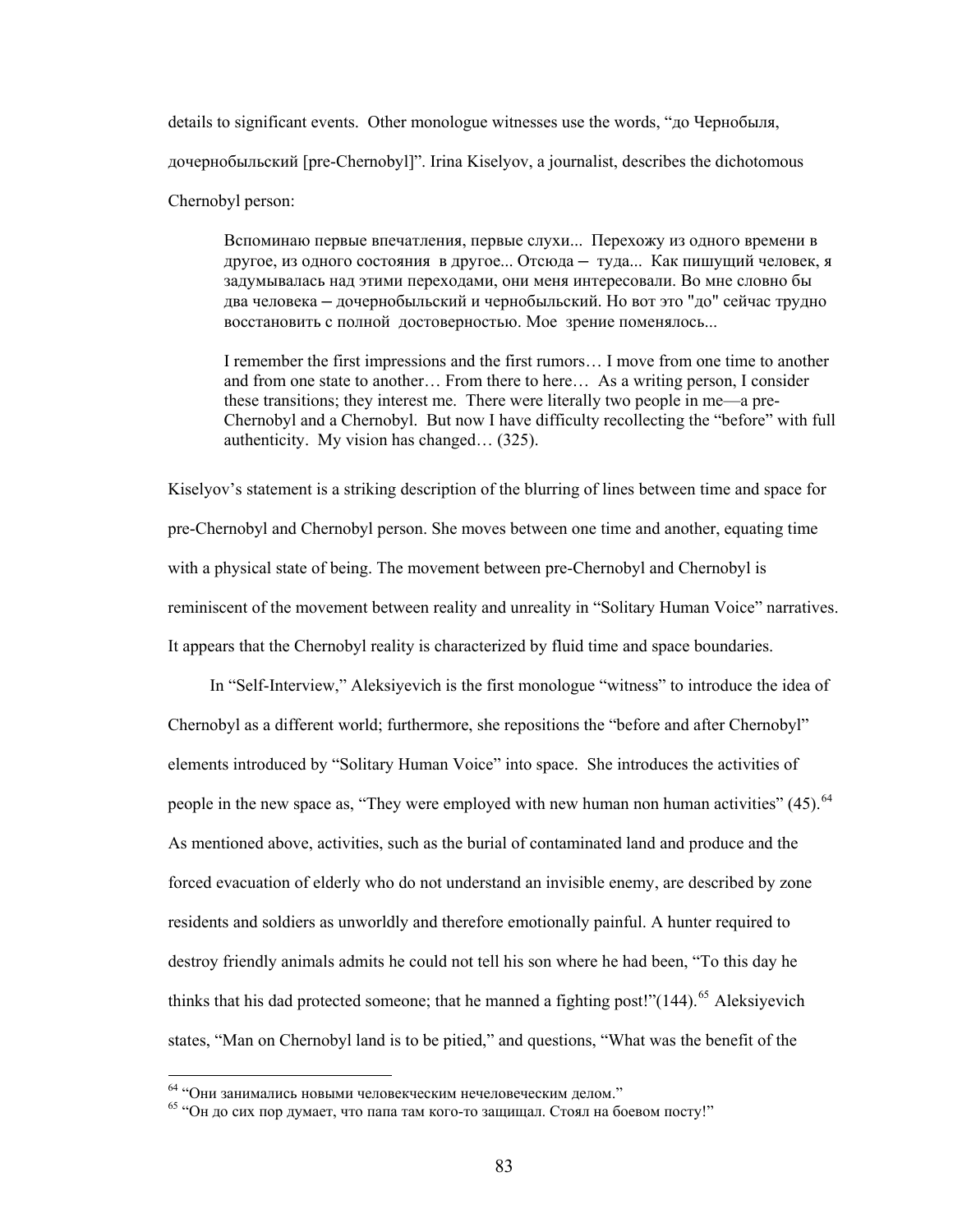details to significant events. Other monologue witnesses use the words, "до Чернобыля, дочернобыльский [pre-Chernobyl]". Irina Kiselyov, a journalist, describes the dichotomous Chernobyl person:

> Вспоминаю первые впечатления, первые слухи... Перехожу из одного времени в другое, из одного состояния в другое... Отсюда ─ туда... Как пишущий человек, я задумывалась над этими переходами, они меня интересовали. Во мне словно бы два человека ─ дочернобыльский и чернобыльский. Но вот это "до" сейчас трудно восстановить с полной достоверностью. Мое зрение поменялось...
>
> I remember the first impressions and the first rumors… I move from one time to another and from one state to another… From there to here… As a writing person, I consider these transitions; they interest me. There were literally two people in me—a pre-Chernobyl and a Chernobyl. But now I have difficulty recollecting the "before" with full authenticity. My vision has changed… (325).

Kiselyov's statement is a striking description of the blurring of lines between time and space for pre-Chernobyl and Chernobyl person. She moves between one time and another, equating time with a physical state of being. The movement between pre-Chernobyl and Chernobyl is reminiscent of the movement between reality and unreality in "Solitary Human Voice" narratives. It appears that the Chernobyl reality is characterized by fluid time and space boundaries.

In "Self-Interview," Aleksiyevich is the first monologue "witness" to introduce the idea of Chernobyl as a different world; furthermore, she repositions the "before and after Chernobyl" elements introduced by "Solitary Human Voice" into space. She introduces the activities of people in the new space as, "They were employed with new human non human activities" (45).[64] As mentioned above, activities, such as the burial of contaminated land and produce and the forced evacuation of elderly who do not understand an invisible enemy, are described by zone residents and soldiers as unworldly and therefore emotionally painful. A hunter required to destroy friendly animals admits he could not tell his son where he had been, "To this day he thinks that his dad protected someone; that he manned a fighting post!"(144).[65] Aleksiyevich states, "Man on Chernobyl land is to be pitied," and questions, "What was the benefit of the

---

[64] "Они занимались новыми человекческим нечеловеческим делом."

[65] "Он до сих пор думает, что папа там кого-то защищал. Стоял на боевом посту!"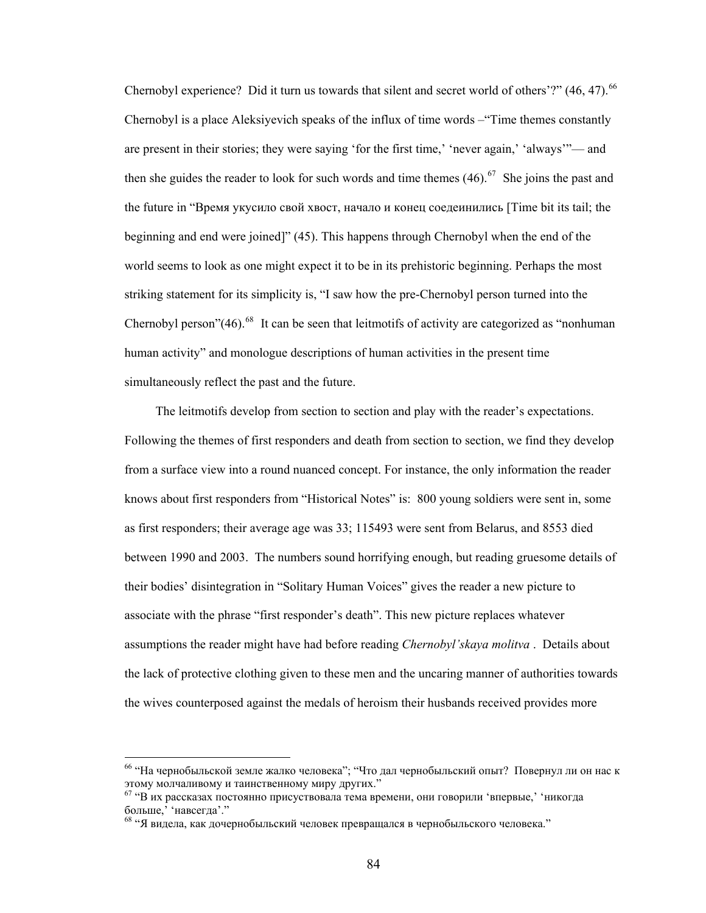Chernobyl experience? Did it turn us towards that silent and secret world of others'?" (46, 47).[66] Chernobyl is a place Aleksiyevich speaks of the influx of time words –"Time themes constantly are present in their stories; they were saying 'for the first time,' 'never again,' 'always'"— and then she guides the reader to look for such words and time themes (46).[67] She joins the past and the future in "Время укусило свой хвост, начало и конец соедеинились [Time bit its tail; the beginning and end were joined]" (45). This happens through Chernobyl when the end of the world seems to look as one might expect it to be in its prehistoric beginning. Perhaps the most striking statement for its simplicity is, "I saw how the pre-Chernobyl person turned into the Chernobyl person"(46).[68] It can be seen that leitmotifs of activity are categorized as "nonhuman human activity" and monologue descriptions of human activities in the present time simultaneously reflect the past and the future.

The leitmotifs develop from section to section and play with the reader's expectations. Following the themes of first responders and death from section to section, we find they develop from a surface view into a round nuanced concept. For instance, the only information the reader knows about first responders from "Historical Notes" is: 800 young soldiers were sent in, some as first responders; their average age was 33; 115493 were sent from Belarus, and 8553 died between 1990 and 2003. The numbers sound horrifying enough, but reading gruesome details of their bodies' disintegration in "Solitary Human Voices" gives the reader a new picture to associate with the phrase "first responder's death". This new picture replaces whatever assumptions the reader might have had before reading *Chernobyl'skaya molitva* . Details about the lack of protective clothing given to these men and the uncaring manner of authorities towards the wives counterposed against the medals of heroism their husbands received provides more

---

[66] "На чернобыльской земле жалко человека"; "Что дал чернобыльский опыт? Повернул ли он нас к этому молчаливому и таинственному миру других."

[67] "В их рассказах постоянно присуствовала тема времени, они говорили 'впервые,' 'никогда больше,' 'навсегда'."

[68] "Я видела, как дочернобыльский человек превращался в чернобыльского человека."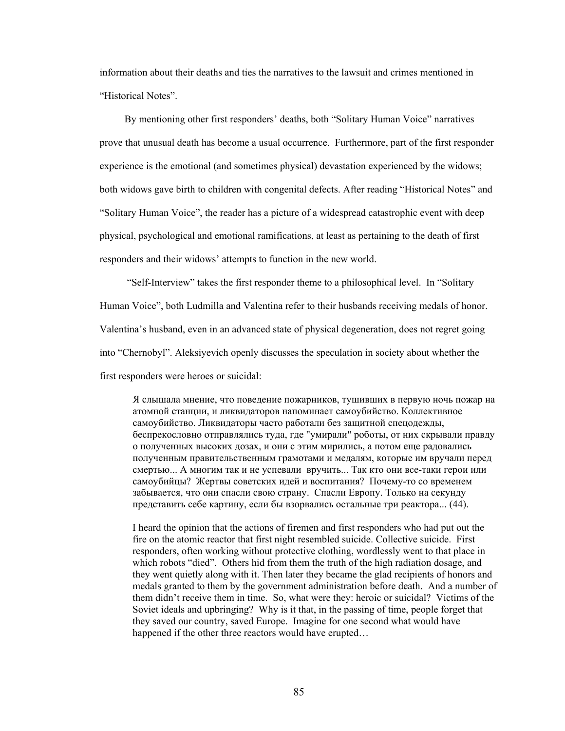information about their deaths and ties the narratives to the lawsuit and crimes mentioned in "Historical Notes".

By mentioning other first responders' deaths, both "Solitary Human Voice" narratives prove that unusual death has become a usual occurrence. Furthermore, part of the first responder experience is the emotional (and sometimes physical) devastation experienced by the widows; both widows gave birth to children with congenital defects. After reading "Historical Notes" and "Solitary Human Voice", the reader has a picture of a widespread catastrophic event with deep physical, psychological and emotional ramifications, at least as pertaining to the death of first responders and their widows' attempts to function in the new world.

"Self-Interview" takes the first responder theme to a philosophical level. In "Solitary Human Voice", both Ludmilla and Valentina refer to their husbands receiving medals of honor. Valentina's husband, even in an advanced state of physical degeneration, does not regret going into "Chernobyl". Aleksiyevich openly discusses the speculation in society about whether the first responders were heroes or suicidal:

> Я слышала мнение, что поведение пожарников, тушивших в первую ночь пожар на атомной станции, и ликвидаторов напоминает самоубийство. Коллективное самоубийство. Ликвидаторы часто работали без защитной спецодежды, беспрекословно отправлялись туда, где "умирали" роботы, от них скрывали правду о полученных высоких дозах, и они с этим мирились, а потом еще радовались полученным правительственным грамотами и медалям, которые им вручали перед смертью... А многим так и не успевали вручить... Так кто они все-таки герои или самоубийцы? Жертвы советских идей и воспитания? Почему-то со временем забывается, что они спасли свою страну. Спасли Европу. Только на секунду представить себе картину, если бы взорвались остальные три реактора... (44).

> I heard the opinion that the actions of firemen and first responders who had put out the fire on the atomic reactor that first night resembled suicide. Collective suicide. First responders, often working without protective clothing, wordlessly went to that place in which robots "died". Others hid from them the truth of the high radiation dosage, and they went quietly along with it. Then later they became the glad recipients of honors and medals granted to them by the government administration before death. And a number of them didn't receive them in time. So, what were they: heroic or suicidal? Victims of the Soviet ideals and upbringing? Why is it that, in the passing of time, people forget that they saved our country, saved Europe. Imagine for one second what would have happened if the other three reactors would have erupted…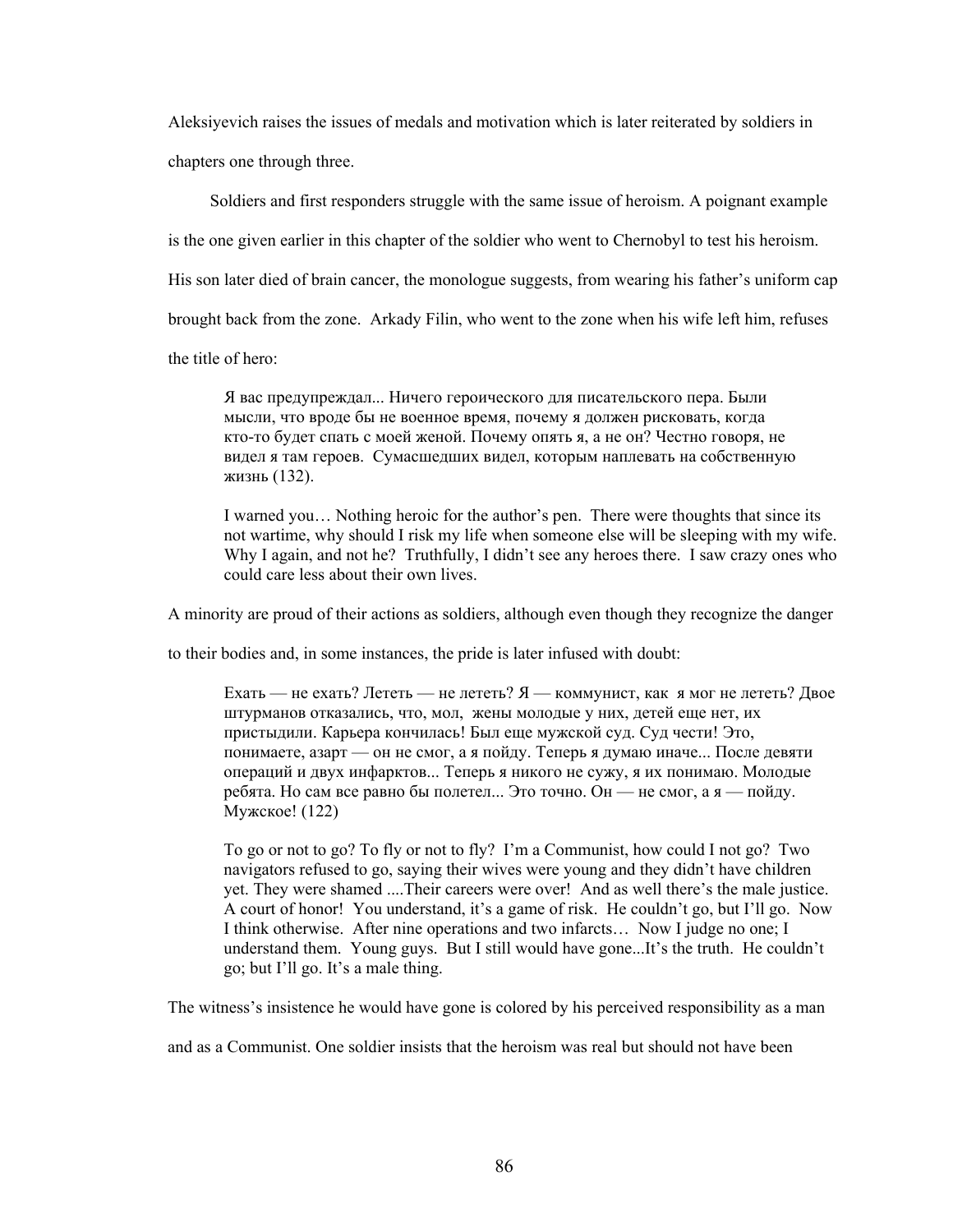Aleksiyevich raises the issues of medals and motivation which is later reiterated by soldiers in chapters one through three.

Soldiers and first responders struggle with the same issue of heroism. A poignant example is the one given earlier in this chapter of the soldier who went to Chernobyl to test his heroism. His son later died of brain cancer, the monologue suggests, from wearing his father's uniform cap brought back from the zone. Arkady Filin, who went to the zone when his wife left him, refuses the title of hero:

> Я вас предупреждал... Ничего героического для писательского пера. Были мысли, что вроде бы не военное время, почему я должен рисковать, когда кто-то будет спать с моей женой. Почему опять я, а не он? Честно говоря, не видел я там героев. Сумасшедших видел, которым наплевать на собственную жизнь (132).
>
> I warned you… Nothing heroic for the author's pen. There were thoughts that since its not wartime, why should I risk my life when someone else will be sleeping with my wife. Why I again, and not he? Truthfully, I didn't see any heroes there. I saw crazy ones who could care less about their own lives.

A minority are proud of their actions as soldiers, although even though they recognize the danger to their bodies and, in some instances, the pride is later infused with doubt:

> Ехать — не ехать? Лететь — не лететь? Я — коммунист, как я мог не лететь? Двое штурманов отказались, что, мол, жены молодые у них, детей еще нет, их пристыдили. Карьера кончилась! Был еще мужской суд. Суд чести! Это, понимаете, азарт — он не смог, а я пойду. Теперь я думаю иначе... После девяти операций и двух инфарктов... Теперь я никого не сужу, я их понимаю. Молодые ребята. Но сам все равно бы полетел... Это точно. Он — не смог, а я — пойду. Мужское! (122)
>
> To go or not to go? To fly or not to fly? I'm a Communist, how could I not go? Two navigators refused to go, saying their wives were young and they didn't have children yet. They were shamed ....Their careers were over! And as well there's the male justice. A court of honor! You understand, it's a game of risk. He couldn't go, but I'll go. Now I think otherwise. After nine operations and two infarcts… Now I judge no one; I understand them. Young guys. But I still would have gone...It's the truth. He couldn't go; but I'll go. It's a male thing.

The witness's insistence he would have gone is colored by his perceived responsibility as a man and as a Communist. One soldier insists that the heroism was real but should not have been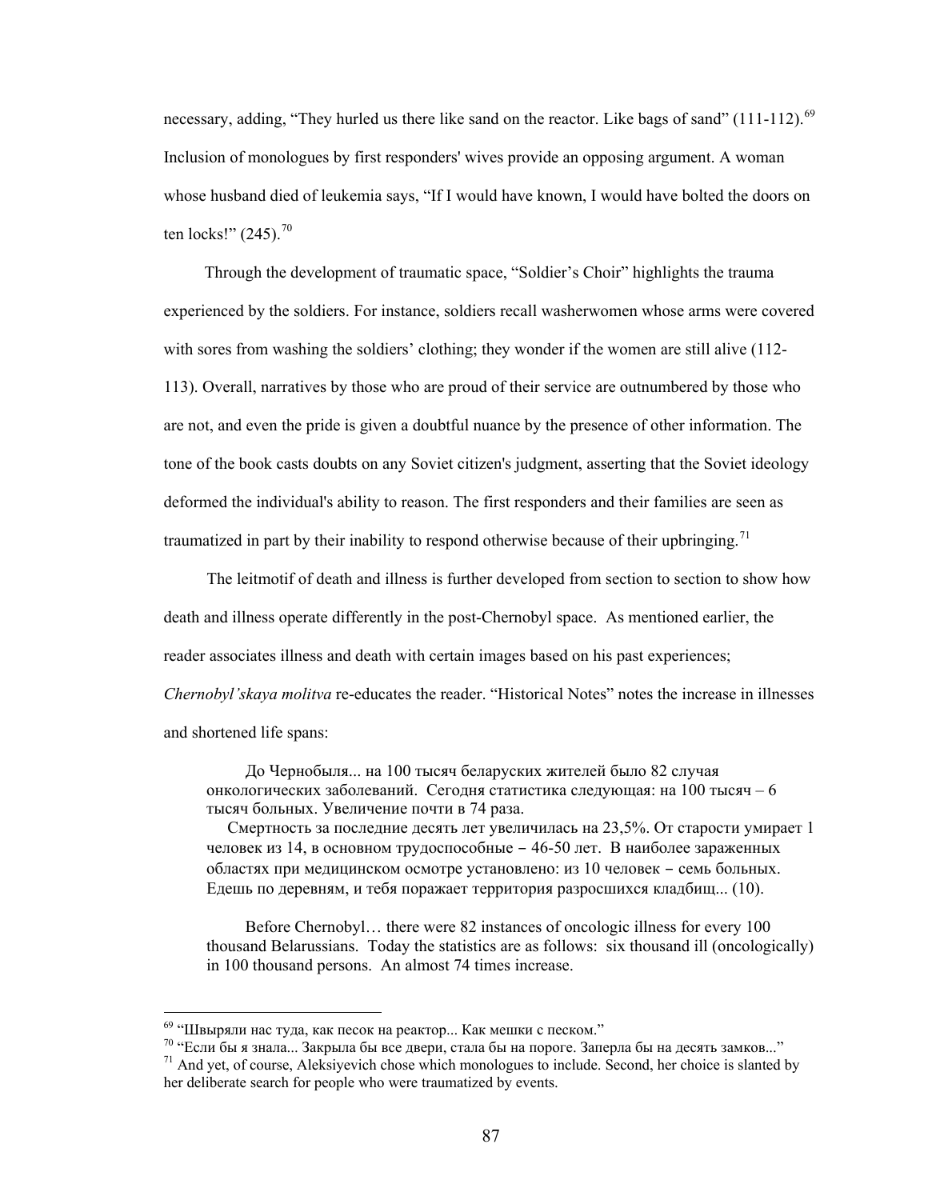necessary, adding, "They hurled us there like sand on the reactor. Like bags of sand" (111-112).[69] Inclusion of monologues by first responders' wives provide an opposing argument. A woman whose husband died of leukemia says, "If I would have known, I would have bolted the doors on ten locks!" (245).[70]

Through the development of traumatic space, "Soldier's Choir" highlights the trauma experienced by the soldiers. For instance, soldiers recall washerwomen whose arms were covered with sores from washing the soldiers' clothing; they wonder if the women are still alive (112-113). Overall, narratives by those who are proud of their service are outnumbered by those who are not, and even the pride is given a doubtful nuance by the presence of other information. The tone of the book casts doubts on any Soviet citizen's judgment, asserting that the Soviet ideology deformed the individual's ability to reason. The first responders and their families are seen as traumatized in part by their inability to respond otherwise because of their upbringing.[71]

The leitmotif of death and illness is further developed from section to section to show how death and illness operate differently in the post-Chernobyl space. As mentioned earlier, the reader associates illness and death with certain images based on his past experiences; *Chernobyl'skaya molitva* re-educates the reader. "Historical Notes" notes the increase in illnesses and shortened life spans:

> До Чернобыля... на 100 тысяч беларуских жителей было 82 случая онкологических заболеваний. Сегодня статистика следующая: на 100 тысяч – 6 тысяч больных. Увеличение почти в 74 раза.
>
> Смертность за последние десять лет увеличилась на 23,5%. От старости умирает 1 человек из 14, в основном трудоспособные – 46-50 лет. В наиболее зараженных областях при медицинском осмотре установлено: из 10 человек – семь больных. Едешь по деревням, и тебя поражает территория разросшихся кладбищ... (10).

> Before Chernobyl… there were 82 instances of oncologic illness for every 100 thousand Belarussians. Today the statistics are as follows: six thousand ill (oncologically) in 100 thousand persons. An almost 74 times increase.

---

[69] "Швыряли нас туда, как песок на реактор... Как мешки с песком."

[70] "Если бы я знала... Закрыла бы все двери, стала бы на пороге. Заперла бы на десять замков..."

[71] And yet, of course, Aleksiyevich chose which monologues to include. Second, her choice is slanted by her deliberate search for people who were traumatized by events.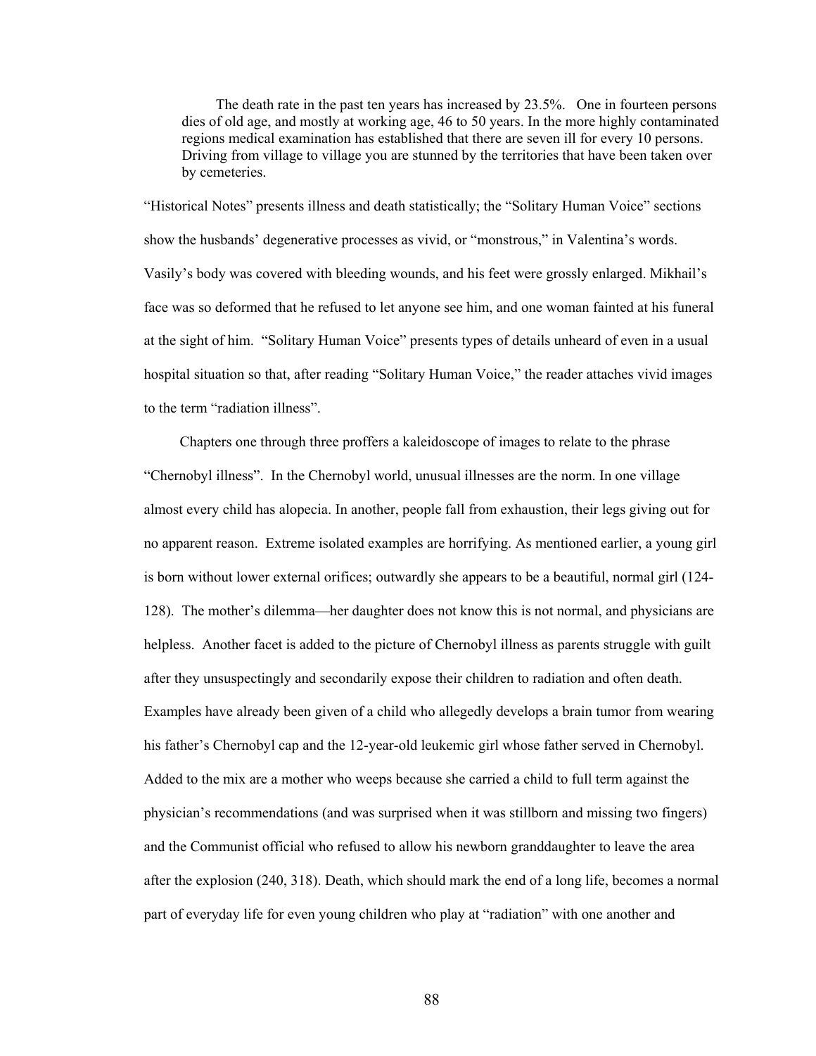> The death rate in the past ten years has increased by 23.5%. One in fourteen persons dies of old age, and mostly at working age, 46 to 50 years. In the more highly contaminated regions medical examination has established that there are seven ill for every 10 persons. Driving from village to village you are stunned by the territories that have been taken over by cemeteries.

"Historical Notes" presents illness and death statistically; the "Solitary Human Voice" sections show the husbands' degenerative processes as vivid, or "monstrous," in Valentina's words. Vasily's body was covered with bleeding wounds, and his feet were grossly enlarged. Mikhail's face was so deformed that he refused to let anyone see him, and one woman fainted at his funeral at the sight of him. "Solitary Human Voice" presents types of details unheard of even in a usual hospital situation so that, after reading "Solitary Human Voice," the reader attaches vivid images to the term "radiation illness".

Chapters one through three proffers a kaleidoscope of images to relate to the phrase "Chernobyl illness". In the Chernobyl world, unusual illnesses are the norm. In one village almost every child has alopecia. In another, people fall from exhaustion, their legs giving out for no apparent reason. Extreme isolated examples are horrifying. As mentioned earlier, a young girl is born without lower external orifices; outwardly she appears to be a beautiful, normal girl (124-128). The mother's dilemma—her daughter does not know this is not normal, and physicians are helpless. Another facet is added to the picture of Chernobyl illness as parents struggle with guilt after they unsuspectingly and secondarily expose their children to radiation and often death. Examples have already been given of a child who allegedly develops a brain tumor from wearing his father's Chernobyl cap and the 12-year-old leukemic girl whose father served in Chernobyl. Added to the mix are a mother who weeps because she carried a child to full term against the physician's recommendations (and was surprised when it was stillborn and missing two fingers) and the Communist official who refused to allow his newborn granddaughter to leave the area after the explosion (240, 318). Death, which should mark the end of a long life, becomes a normal part of everyday life for even young children who play at "radiation" with one another and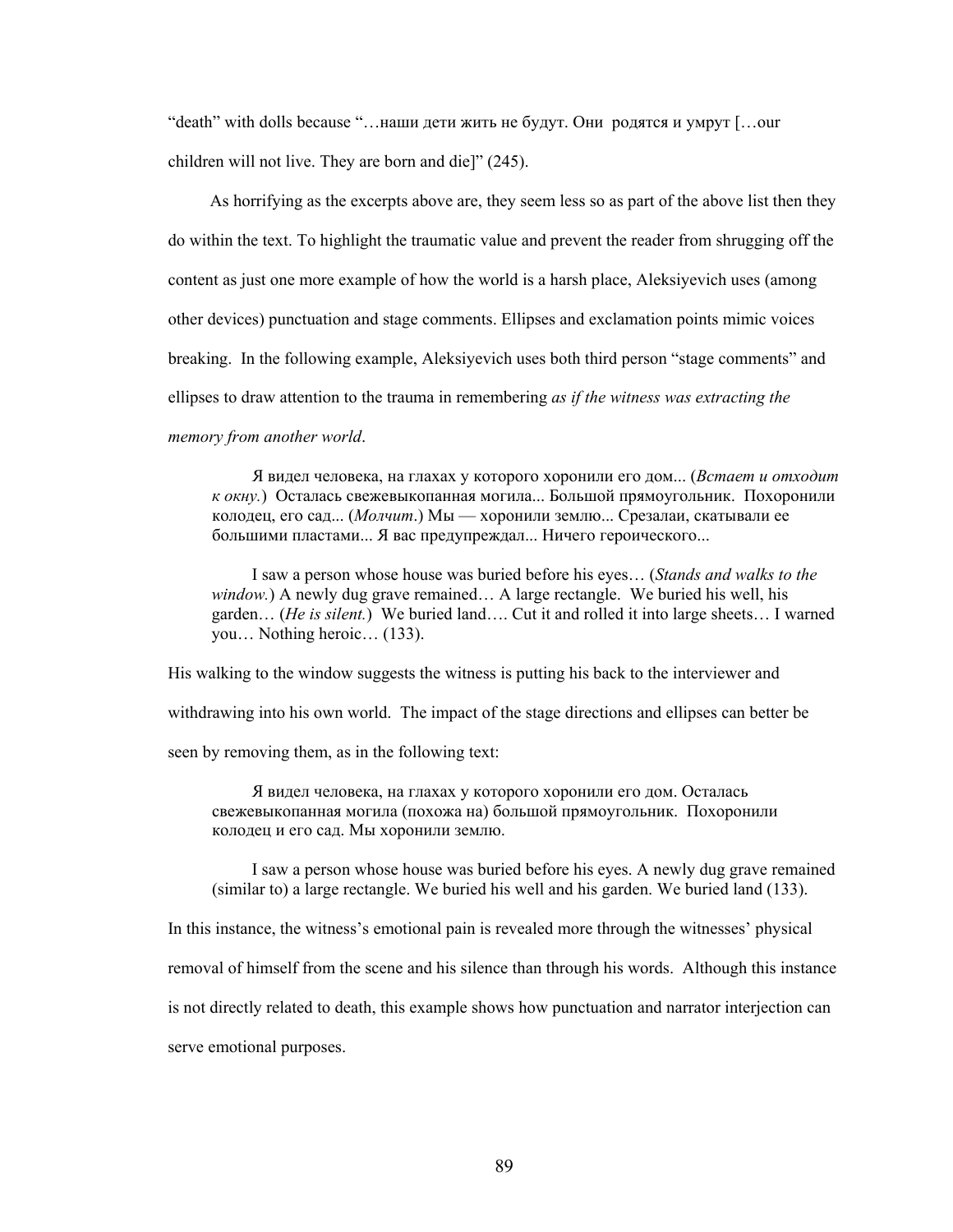"death" with dolls because "…наши дети жить не будут. Они  родятся и умрут […our children will not live. They are born and die]" (245).

As horrifying as the excerpts above are, they seem less so as part of the above list then they do within the text. To highlight the traumatic value and prevent the reader from shrugging off the content as just one more example of how the world is a harsh place, Aleksiyevich uses (among other devices) punctuation and stage comments. Ellipses and exclamation points mimic voices breaking.  In the following example, Aleksiyevich uses both third person "stage comments" and ellipses to draw attention to the trauma in remembering *as if the witness was extracting the memory from another world*.

> Я видел человека, на глахах у которого хоронили его дом... (*Встает и отходит к окну.*)  Осталась свежевыкопанная могила... Большой прямоугольник.  Похоронили колодец, его сад... (*Молчит*.) Мы — хоронили землю... Срезалаи, скатывали ее большими пластами... Я вас предупреждал... Ничего героического...

> I saw a person whose house was buried before his eyes… (*Stands and walks to the window.*) A newly dug grave remained… A large rectangle.  We buried his well, his garden… (*He is silent.*)  We buried land…. Cut it and rolled it into large sheets… I warned you… Nothing heroic… (133).

His walking to the window suggests the witness is putting his back to the interviewer and withdrawing into his own world.  The impact of the stage directions and ellipses can better be seen by removing them, as in the following text:

> Я видел человека, на глахах у которого хоронили его дом. Осталась свежевыкопанная могила (похожа на) большой прямоугольник.  Похоронили колодец и его сад. Мы хоронили землю.

> I saw a person whose house was buried before his eyes. A newly dug grave remained (similar to) a large rectangle. We buried his well and his garden. We buried land (133).

In this instance, the witness's emotional pain is revealed more through the witnesses' physical removal of himself from the scene and his silence than through his words.  Although this instance is not directly related to death, this example shows how punctuation and narrator interjection can serve emotional purposes.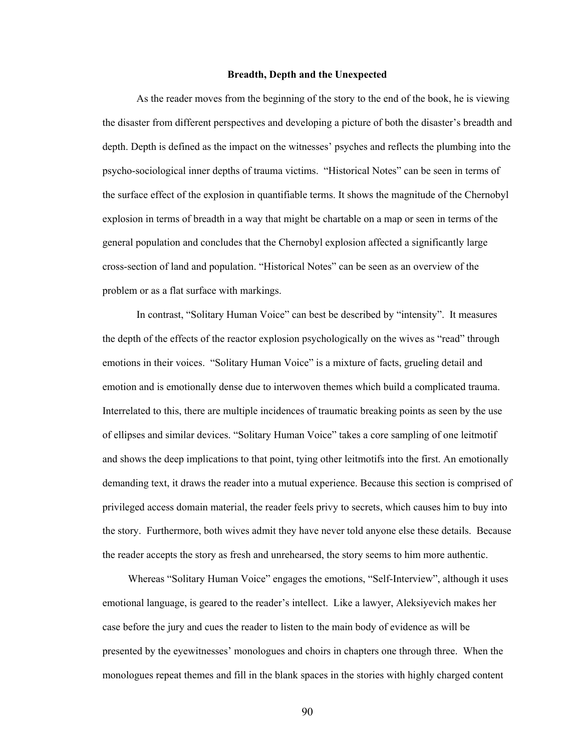### Breadth, Depth and the Unexpected

As the reader moves from the beginning of the story to the end of the book, he is viewing the disaster from different perspectives and developing a picture of both the disaster's breadth and depth. Depth is defined as the impact on the witnesses' psyches and reflects the plumbing into the psycho-sociological inner depths of trauma victims. "Historical Notes" can be seen in terms of the surface effect of the explosion in quantifiable terms. It shows the magnitude of the Chernobyl explosion in terms of breadth in a way that might be chartable on a map or seen in terms of the general population and concludes that the Chernobyl explosion affected a significantly large cross-section of land and population. "Historical Notes" can be seen as an overview of the problem or as a flat surface with markings.

In contrast, "Solitary Human Voice" can best be described by "intensity". It measures the depth of the effects of the reactor explosion psychologically on the wives as "read" through emotions in their voices. "Solitary Human Voice" is a mixture of facts, grueling detail and emotion and is emotionally dense due to interwoven themes which build a complicated trauma. Interrelated to this, there are multiple incidences of traumatic breaking points as seen by the use of ellipses and similar devices. "Solitary Human Voice" takes a core sampling of one leitmotif and shows the deep implications to that point, tying other leitmotifs into the first. An emotionally demanding text, it draws the reader into a mutual experience. Because this section is comprised of privileged access domain material, the reader feels privy to secrets, which causes him to buy into the story. Furthermore, both wives admit they have never told anyone else these details. Because the reader accepts the story as fresh and unrehearsed, the story seems to him more authentic.

Whereas "Solitary Human Voice" engages the emotions, "Self-Interview", although it uses emotional language, is geared to the reader's intellect. Like a lawyer, Aleksiyevich makes her case before the jury and cues the reader to listen to the main body of evidence as will be presented by the eyewitnesses' monologues and choirs in chapters one through three. When the monologues repeat themes and fill in the blank spaces in the stories with highly charged content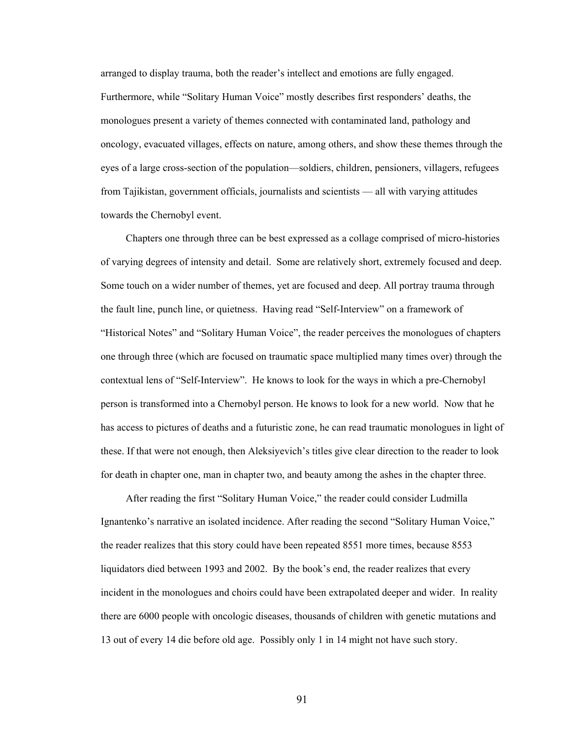arranged to display trauma, both the reader's intellect and emotions are fully engaged. Furthermore, while "Solitary Human Voice" mostly describes first responders' deaths, the monologues present a variety of themes connected with contaminated land, pathology and oncology, evacuated villages, effects on nature, among others, and show these themes through the eyes of a large cross-section of the population—soldiers, children, pensioners, villagers, refugees from Tajikistan, government officials, journalists and scientists — all with varying attitudes towards the Chernobyl event.

Chapters one through three can be best expressed as a collage comprised of micro-histories of varying degrees of intensity and detail. Some are relatively short, extremely focused and deep. Some touch on a wider number of themes, yet are focused and deep. All portray trauma through the fault line, punch line, or quietness. Having read "Self-Interview" on a framework of "Historical Notes" and "Solitary Human Voice", the reader perceives the monologues of chapters one through three (which are focused on traumatic space multiplied many times over) through the contextual lens of "Self-Interview". He knows to look for the ways in which a pre-Chernobyl person is transformed into a Chernobyl person. He knows to look for a new world. Now that he has access to pictures of deaths and a futuristic zone, he can read traumatic monologues in light of these. If that were not enough, then Aleksiyevich's titles give clear direction to the reader to look for death in chapter one, man in chapter two, and beauty among the ashes in the chapter three.

After reading the first "Solitary Human Voice," the reader could consider Ludmilla Ignantenko's narrative an isolated incidence. After reading the second "Solitary Human Voice," the reader realizes that this story could have been repeated 8551 more times, because 8553 liquidators died between 1993 and 2002. By the book's end, the reader realizes that every incident in the monologues and choirs could have been extrapolated deeper and wider. In reality there are 6000 people with oncologic diseases, thousands of children with genetic mutations and 13 out of every 14 die before old age. Possibly only 1 in 14 might not have such story.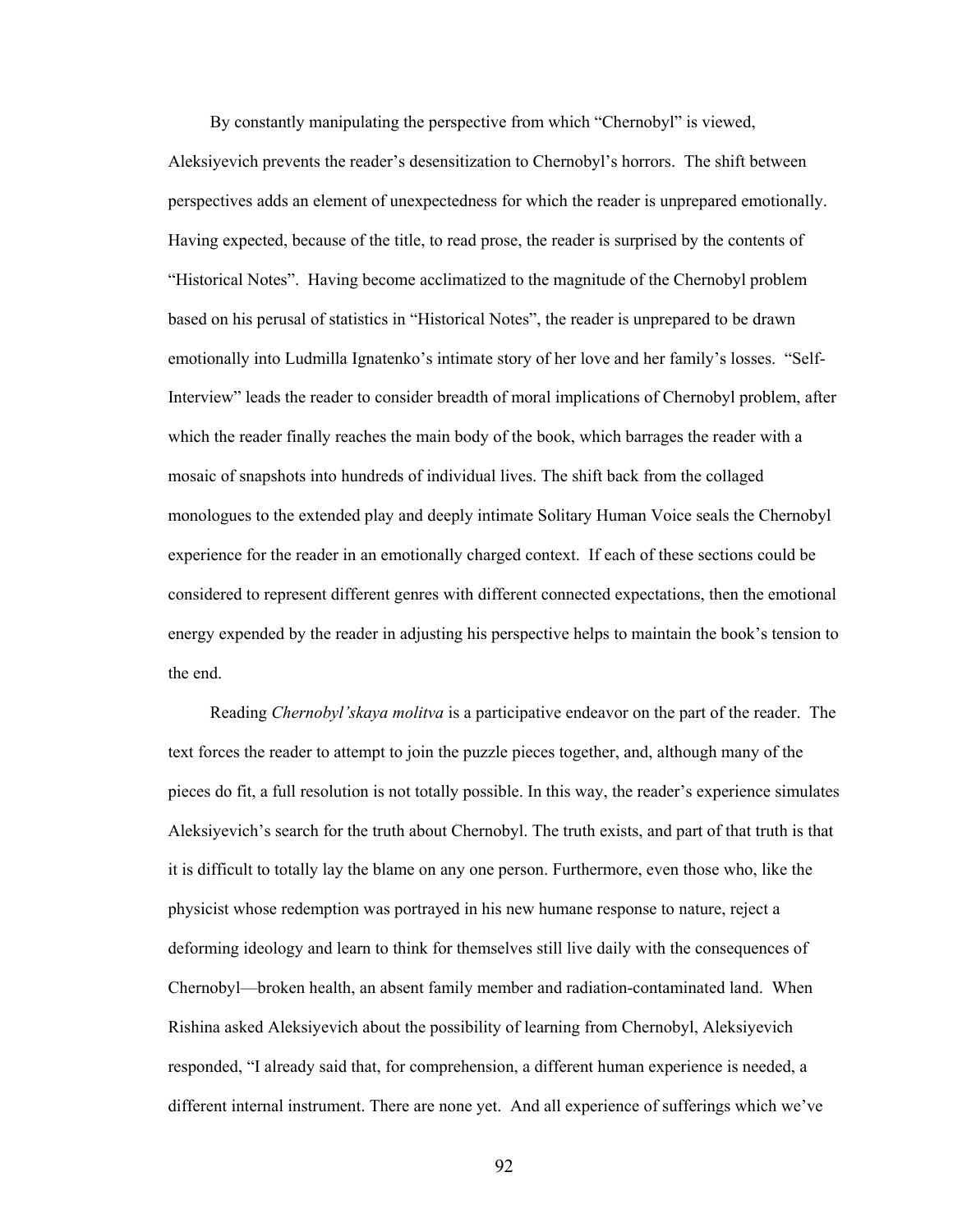By constantly manipulating the perspective from which "Chernobyl" is viewed, Aleksiyevich prevents the reader's desensitization to Chernobyl's horrors. The shift between perspectives adds an element of unexpectedness for which the reader is unprepared emotionally. Having expected, because of the title, to read prose, the reader is surprised by the contents of "Historical Notes". Having become acclimatized to the magnitude of the Chernobyl problem based on his perusal of statistics in "Historical Notes", the reader is unprepared to be drawn emotionally into Ludmilla Ignatenko's intimate story of her love and her family's losses. "Self-Interview" leads the reader to consider breadth of moral implications of Chernobyl problem, after which the reader finally reaches the main body of the book, which barrages the reader with a mosaic of snapshots into hundreds of individual lives. The shift back from the collaged monologues to the extended play and deeply intimate Solitary Human Voice seals the Chernobyl experience for the reader in an emotionally charged context. If each of these sections could be considered to represent different genres with different connected expectations, then the emotional energy expended by the reader in adjusting his perspective helps to maintain the book's tension to the end.

Reading *Chernobyl'skaya molitva* is a participative endeavor on the part of the reader. The text forces the reader to attempt to join the puzzle pieces together, and, although many of the pieces do fit, a full resolution is not totally possible. In this way, the reader's experience simulates Aleksiyevich's search for the truth about Chernobyl. The truth exists, and part of that truth is that it is difficult to totally lay the blame on any one person. Furthermore, even those who, like the physicist whose redemption was portrayed in his new humane response to nature, reject a deforming ideology and learn to think for themselves still live daily with the consequences of Chernobyl—broken health, an absent family member and radiation-contaminated land. When Rishina asked Aleksiyevich about the possibility of learning from Chernobyl, Aleksiyevich responded, "I already said that, for comprehension, a different human experience is needed, a different internal instrument. There are none yet. And all experience of sufferings which we've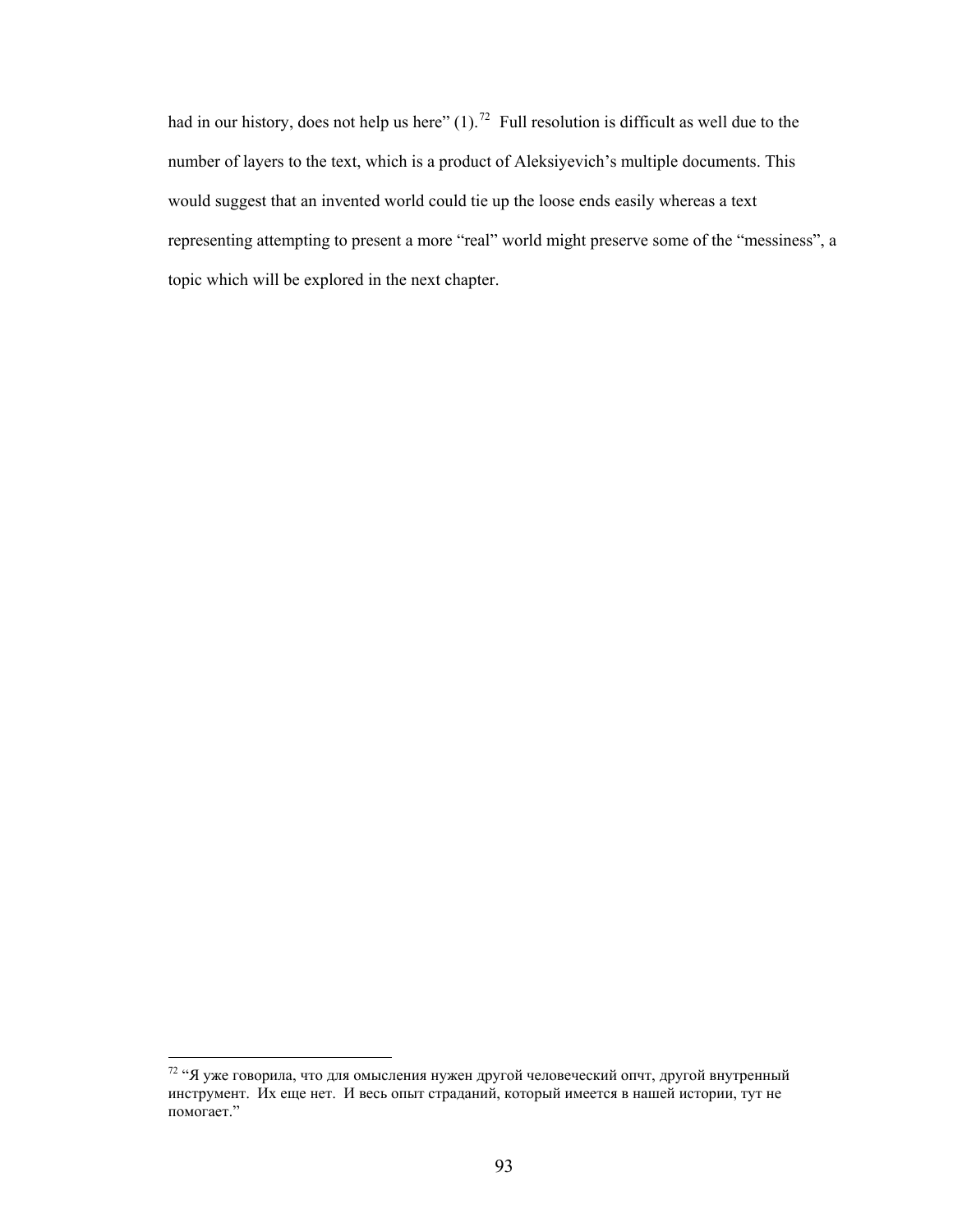had in our history, does not help us here" (1).[72] Full resolution is difficult as well due to the number of layers to the text, which is a product of Aleksiyevich's multiple documents. This would suggest that an invented world could tie up the loose ends easily whereas a text representing attempting to present a more "real" world might preserve some of the "messiness", a topic which will be explored in the next chapter.

---

[72] "Я уже говорила, что для омысления нужен другой человеческий опчт, другой внутренный инструмент. Их еще нет. И весь опыт страданий, который имеется в нашей истории, тут не помогает."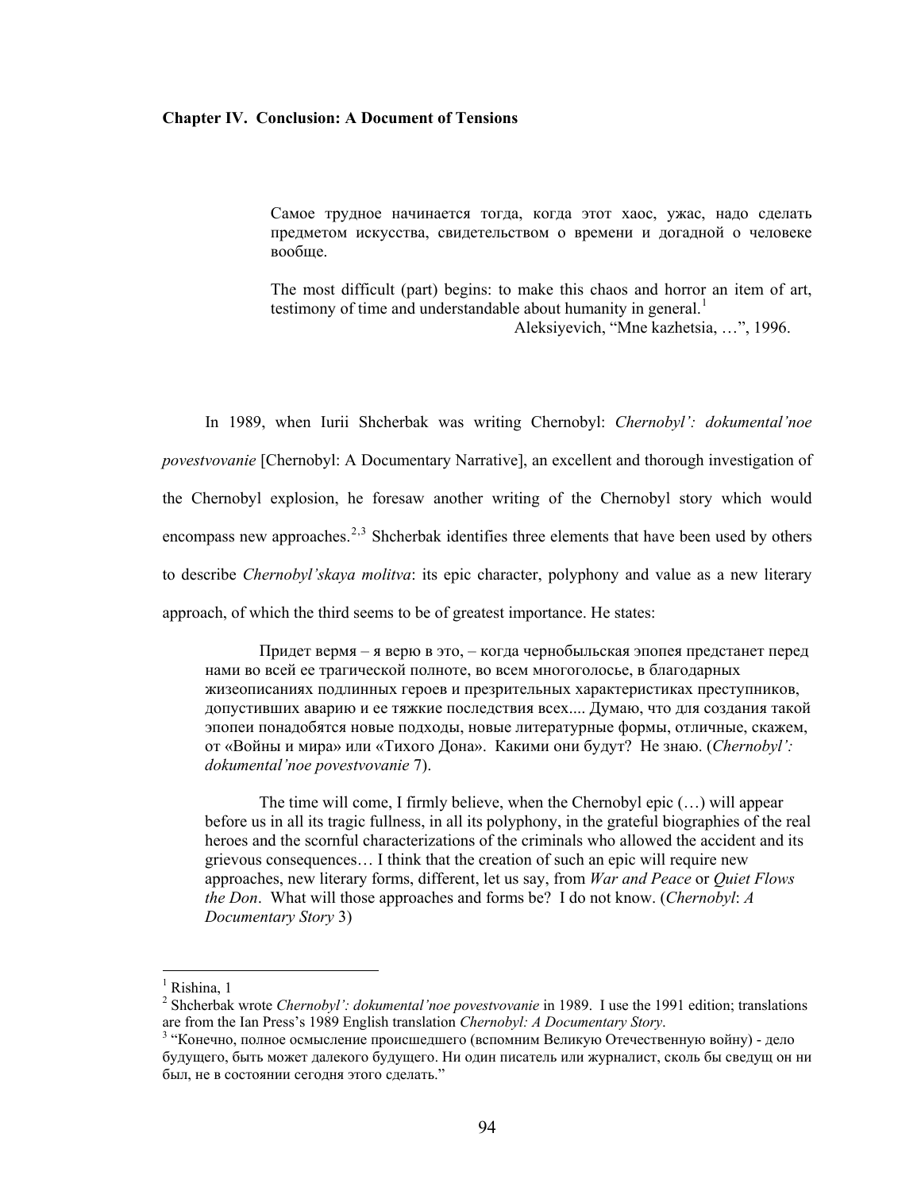## Chapter IV. Conclusion: A Document of Tensions

> Самое трудное начинается тогда, когда этот хаос, ужас, надо сделать предметом искусства, свидетельством о времени и догадной о человеке вообще.
>
> The most difficult (part) begins: to make this chaos and horror an item of art, testimony of time and understandable about humanity in general.[1]
>
> Aleksiyevich, "Mne kazhetsia, …", 1996.

In 1989, when Iurii Shcherbak was writing Chernobyl: *Chernobyl': dokumental'noe povestvovanie* [Chernobyl: A Documentary Narrative], an excellent and thorough investigation of the Chernobyl explosion, he foresaw another writing of the Chernobyl story which would encompass new approaches.[2,3] Shcherbak identifies three elements that have been used by others to describe *Chernobyl'skaya molitva*: its epic character, polyphony and value as a new literary approach, of which the third seems to be of greatest importance. He states:

> Придет вермя – я верю в это, – когда чернобыльская эпопея предстанет перед нами во всей ее трагической полноте, во всем многоголосье, в благодарных жизеописаниях подлинных героев и презрительных характеристиках преступников, допустивших аварию и ее тяжкие последствия всех.... Думаю, что для создания такой эпопеи понадобятся новые подходы, новые литературные формы, отличные, скажем, от «Войны и мира» или «Тихого Дона». Какими они будут? Не знаю. (*Chernobyl': dokumental'noe povestvovanie* 7).
>
> The time will come, I firmly believe, when the Chernobyl epic (…) will appear before us in all its tragic fullness, in all its polyphony, in the grateful biographies of the real heroes and the scornful characterizations of the criminals who allowed the accident and its grievous consequences… I think that the creation of such an epic will require new approaches, new literary forms, different, let us say, from *War and Peace* or *Quiet Flows the Don*. What will those approaches and forms be? I do not know. (*Chernobyl*: *A Documentary Story* 3)

---

[1] Rishina, 1

[2] Shcherbak wrote *Chernobyl': dokumental'noe povestvovanie* in 1989. I use the 1991 edition; translations are from the Ian Press's 1989 English translation *Chernobyl: A Documentary Story*.

[3] "Конечно, полное осмысление происшедшего (вспомним Великую Отечественную войну) - дело будущего, быть может далекого будущего. Ни один писатель или журналист, сколь бы сведущ он ни был, не в состоянии сегодня этого сделать."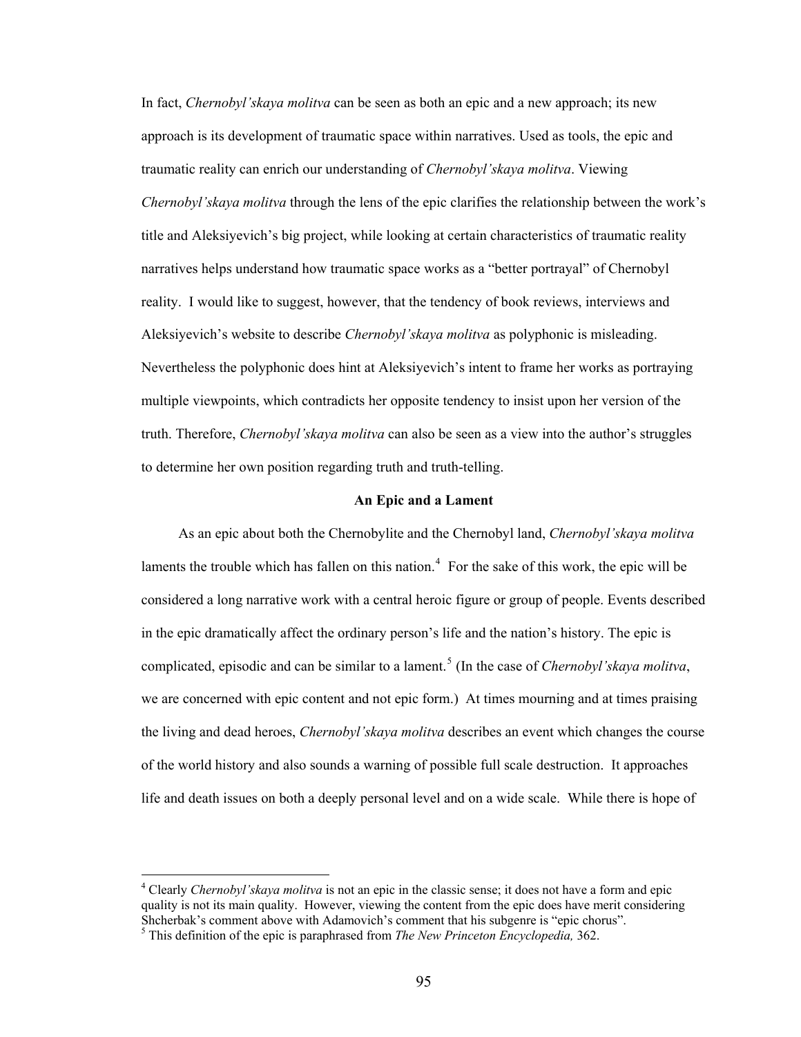In fact, *Chernobyl'skaya molitva* can be seen as both an epic and a new approach; its new approach is its development of traumatic space within narratives. Used as tools, the epic and traumatic reality can enrich our understanding of *Chernobyl'skaya molitva*. Viewing *Chernobyl'skaya molitva* through the lens of the epic clarifies the relationship between the work's title and Aleksiyevich's big project, while looking at certain characteristics of traumatic reality narratives helps understand how traumatic space works as a "better portrayal" of Chernobyl reality. I would like to suggest, however, that the tendency of book reviews, interviews and Aleksiyevich's website to describe *Chernobyl'skaya molitva* as polyphonic is misleading. Nevertheless the polyphonic does hint at Aleksiyevich's intent to frame her works as portraying multiple viewpoints, which contradicts her opposite tendency to insist upon her version of the truth. Therefore, *Chernobyl'skaya molitva* can also be seen as a view into the author's struggles to determine her own position regarding truth and truth-telling.

## An Epic and a Lament

As an epic about both the Chernobylite and the Chernobyl land, *Chernobyl'skaya molitva* laments the trouble which has fallen on this nation.[4] For the sake of this work, the epic will be considered a long narrative work with a central heroic figure or group of people. Events described in the epic dramatically affect the ordinary person's life and the nation's history. The epic is complicated, episodic and can be similar to a lament.[5] (In the case of *Chernobyl'skaya molitva*, we are concerned with epic content and not epic form.) At times mourning and at times praising the living and dead heroes, *Chernobyl'skaya molitva* describes an event which changes the course of the world history and also sounds a warning of possible full scale destruction. It approaches life and death issues on both a deeply personal level and on a wide scale. While there is hope of

---

[4] Clearly *Chernobyl'skaya molitva* is not an epic in the classic sense; it does not have a form and epic quality is not its main quality. However, viewing the content from the epic does have merit considering Shcherbak's comment above with Adamovich's comment that his subgenre is "epic chorus".

[5] This definition of the epic is paraphrased from *The New Princeton Encyclopedia,* 362.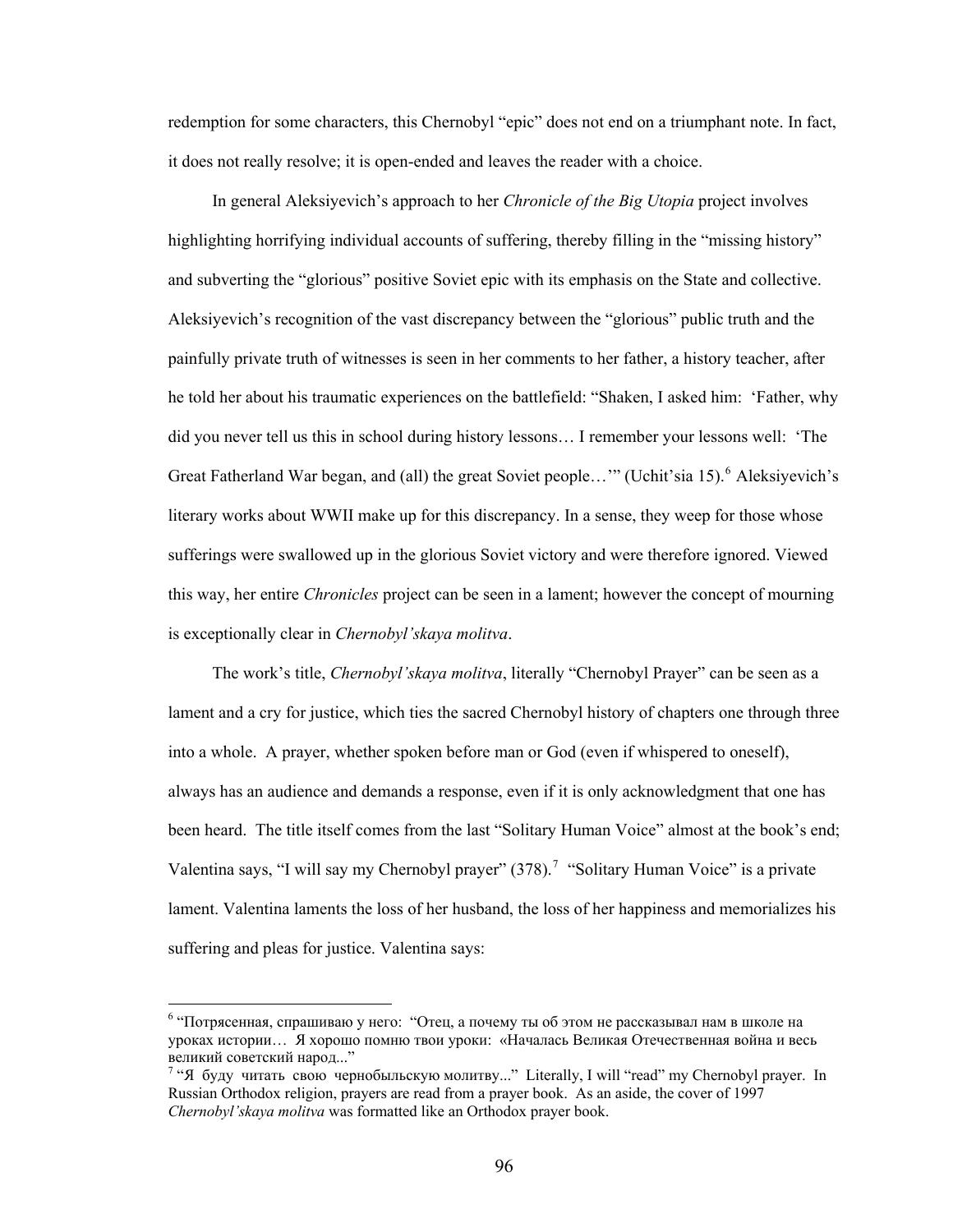redemption for some characters, this Chernobyl "epic" does not end on a triumphant note. In fact, it does not really resolve; it is open-ended and leaves the reader with a choice.

In general Aleksiyevich's approach to her *Chronicle of the Big Utopia* project involves highlighting horrifying individual accounts of suffering, thereby filling in the "missing history" and subverting the "glorious" positive Soviet epic with its emphasis on the State and collective. Aleksiyevich's recognition of the vast discrepancy between the "glorious" public truth and the painfully private truth of witnesses is seen in her comments to her father, a history teacher, after he told her about his traumatic experiences on the battlefield: "Shaken, I asked him: 'Father, why did you never tell us this in school during history lessons… I remember your lessons well: 'The Great Fatherland War began, and (all) the great Soviet people…'" (Uchit'sia 15).[6] Aleksiyevich's literary works about WWII make up for this discrepancy. In a sense, they weep for those whose sufferings were swallowed up in the glorious Soviet victory and were therefore ignored. Viewed this way, her entire *Chronicles* project can be seen in a lament; however the concept of mourning is exceptionally clear in *Chernobyl'skaya molitva*.

The work's title, *Chernobyl'skaya molitva*, literally "Chernobyl Prayer" can be seen as a lament and a cry for justice, which ties the sacred Chernobyl history of chapters one through three into a whole. A prayer, whether spoken before man or God (even if whispered to oneself), always has an audience and demands a response, even if it is only acknowledgment that one has been heard. The title itself comes from the last "Solitary Human Voice" almost at the book's end; Valentina says, "I will say my Chernobyl prayer" (378).[7] "Solitary Human Voice" is a private lament. Valentina laments the loss of her husband, the loss of her happiness and memorializes his suffering and pleas for justice. Valentina says:

---

[6] "Потрясенная, спрашиваю у него: "Отец, а почему ты об этом не рассказывал нам в школе на уроках истории… Я хорошо помню твои уроки: «Началась Великая Отечественная война и весь великий советский народ..."

[7] "Я буду читать свою чернобыльскую молитву..." Literally, I will "read" my Chernobyl prayer. In Russian Orthodox religion, prayers are read from a prayer book. As an aside, the cover of 1997 *Chernobyl'skaya molitva* was formatted like an Orthodox prayer book.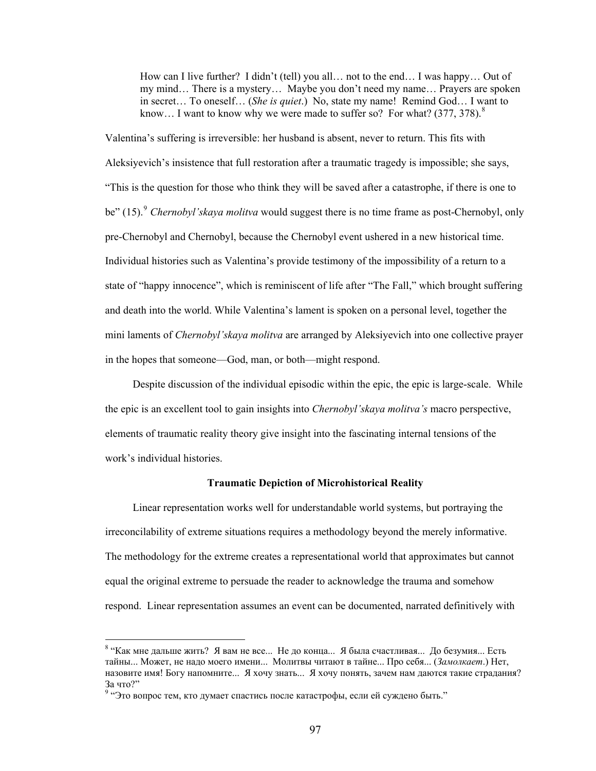> How can I live further? I didn't (tell) you all… not to the end… I was happy… Out of my mind… There is a mystery… Maybe you don't need my name… Prayers are spoken in secret… To oneself… (*She is quiet*.) No, state my name! Remind God… I want to know… I want to know why we were made to suffer so? For what? (377, 378).[8]

Valentina's suffering is irreversible: her husband is absent, never to return. This fits with Aleksiyevich's insistence that full restoration after a traumatic tragedy is impossible; she says, "This is the question for those who think they will be saved after a catastrophe, if there is one to be" (15).[9] *Chernobyl'skaya molitva* would suggest there is no time frame as post-Chernobyl, only pre-Chernobyl and Chernobyl, because the Chernobyl event ushered in a new historical time. Individual histories such as Valentina's provide testimony of the impossibility of a return to a state of "happy innocence", which is reminiscent of life after "The Fall," which brought suffering and death into the world. While Valentina's lament is spoken on a personal level, together the mini laments of *Chernobyl'skaya molitva* are arranged by Aleksiyevich into one collective prayer in the hopes that someone—God, man, or both—might respond.

Despite discussion of the individual episodic within the epic, the epic is large-scale. While the epic is an excellent tool to gain insights into *Chernobyl'skaya molitva's* macro perspective, elements of traumatic reality theory give insight into the fascinating internal tensions of the work's individual histories.

### Traumatic Depiction of Microhistorical Reality

Linear representation works well for understandable world systems, but portraying the irreconcilability of extreme situations requires a methodology beyond the merely informative. The methodology for the extreme creates a representational world that approximates but cannot equal the original extreme to persuade the reader to acknowledge the trauma and somehow respond. Linear representation assumes an event can be documented, narrated definitively with

---

[8] "Как мне дальше жить? Я вам не все... Не до конца... Я была счастливая... До безумия... Есть тайны... Может, не надо моего имени... Молитвы читают в тайне... Про себя... (*Замолкает*.) Нет, назовите имя! Богу напомните... Я хочу знать... Я хочу понять, зачем нам даются такие страдания? За что?"

[9] "Это вопрос тем, кто думает спастись после катастрофы, если ей суждено быть."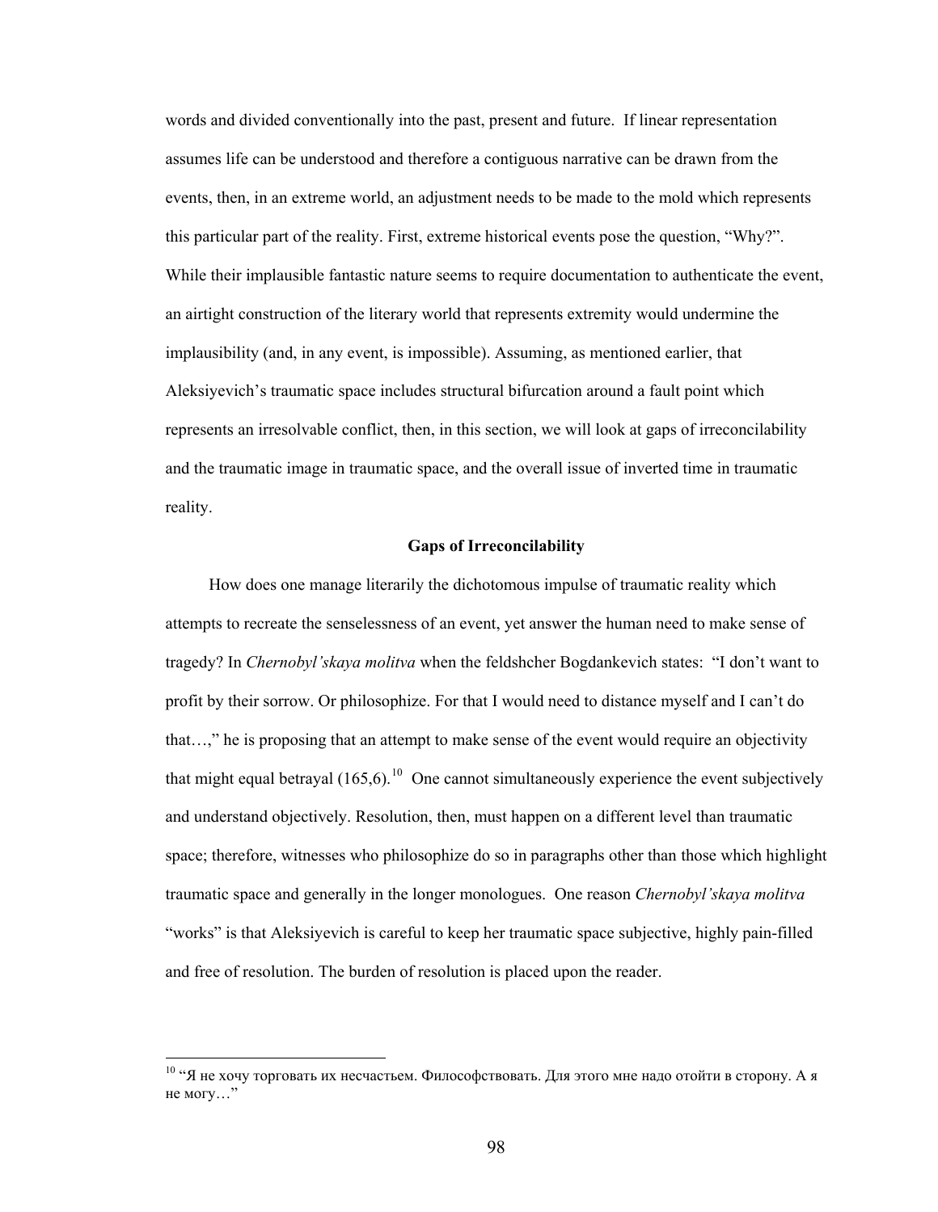words and divided conventionally into the past, present and future. If linear representation assumes life can be understood and therefore a contiguous narrative can be drawn from the events, then, in an extreme world, an adjustment needs to be made to the mold which represents this particular part of the reality. First, extreme historical events pose the question, "Why?". While their implausible fantastic nature seems to require documentation to authenticate the event, an airtight construction of the literary world that represents extremity would undermine the implausibility (and, in any event, is impossible). Assuming, as mentioned earlier, that Aleksiyevich's traumatic space includes structural bifurcation around a fault point which represents an irresolvable conflict, then, in this section, we will look at gaps of irreconcilability and the traumatic image in traumatic space, and the overall issue of inverted time in traumatic reality.

### Gaps of Irreconcilability

How does one manage literarily the dichotomous impulse of traumatic reality which attempts to recreate the senselessness of an event, yet answer the human need to make sense of tragedy? In *Chernobyl'skaya molitva* when the feldshcher Bogdankevich states: "I don't want to profit by their sorrow. Or philosophize. For that I would need to distance myself and I can't do that…," he is proposing that an attempt to make sense of the event would require an objectivity that might equal betrayal (165,6).[10] One cannot simultaneously experience the event subjectively and understand objectively. Resolution, then, must happen on a different level than traumatic space; therefore, witnesses who philosophize do so in paragraphs other than those which highlight traumatic space and generally in the longer monologues. One reason *Chernobyl'skaya molitva* "works" is that Aleksiyevich is careful to keep her traumatic space subjective, highly pain-filled and free of resolution. The burden of resolution is placed upon the reader.

---

[10] "Я не хочу торговать их несчастьем. Философствовать. Для этого мне надо отойти в сторону. А я не могу…"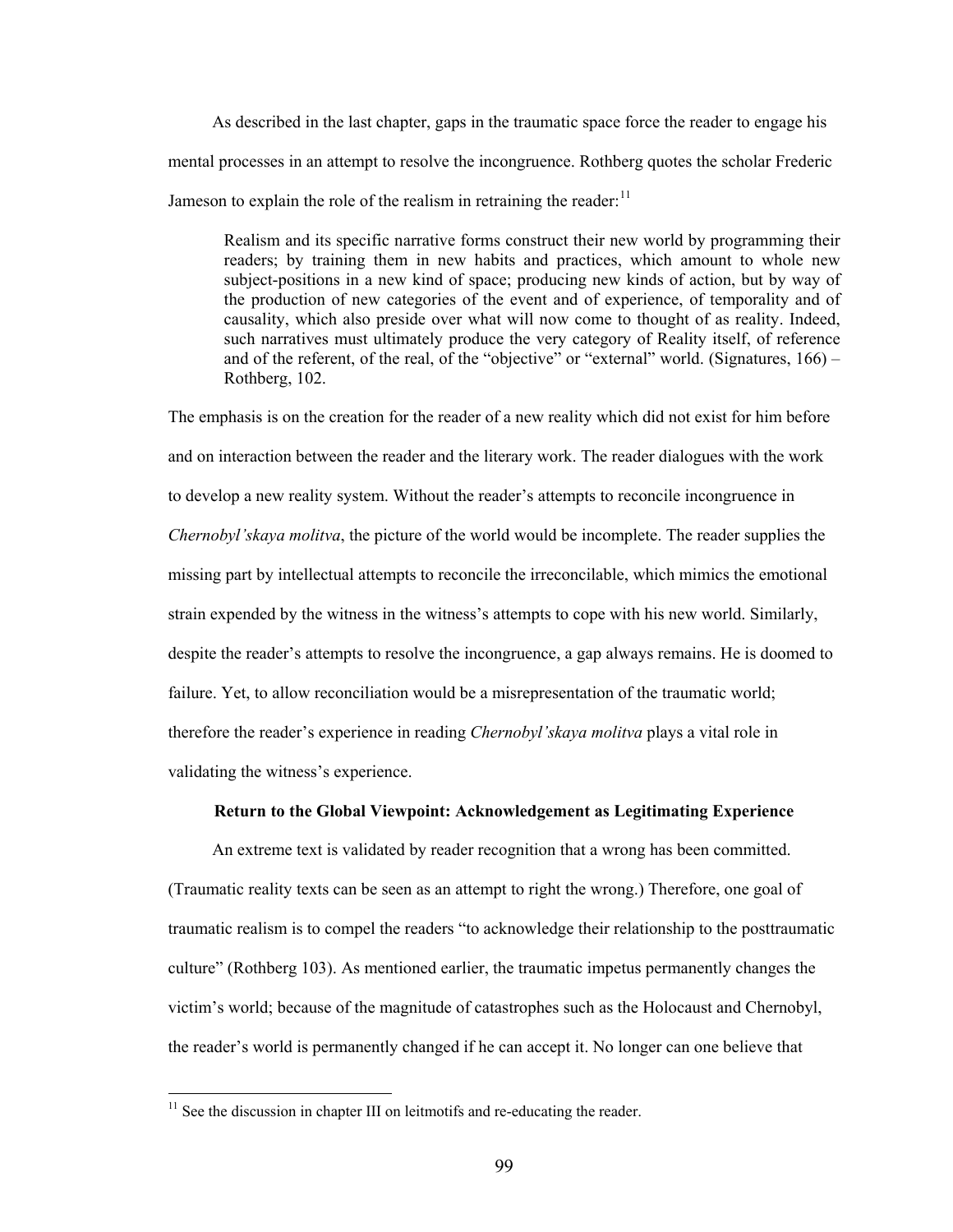As described in the last chapter, gaps in the traumatic space force the reader to engage his mental processes in an attempt to resolve the incongruence. Rothberg quotes the scholar Frederic Jameson to explain the role of the realism in retraining the reader:[11]

> Realism and its specific narrative forms construct their new world by programming their readers; by training them in new habits and practices, which amount to whole new subject-positions in a new kind of space; producing new kinds of action, but by way of the production of new categories of the event and of experience, of temporality and of causality, which also preside over what will now come to thought of as reality. Indeed, such narratives must ultimately produce the very category of Reality itself, of reference and of the referent, of the real, of the "objective" or "external" world. (Signatures, 166) – Rothberg, 102.

The emphasis is on the creation for the reader of a new reality which did not exist for him before and on interaction between the reader and the literary work. The reader dialogues with the work to develop a new reality system. Without the reader's attempts to reconcile incongruence in *Chernobyl'skaya molitva*, the picture of the world would be incomplete. The reader supplies the missing part by intellectual attempts to reconcile the irreconcilable, which mimics the emotional strain expended by the witness in the witness's attempts to cope with his new world. Similarly, despite the reader's attempts to resolve the incongruence, a gap always remains. He is doomed to failure. Yet, to allow reconciliation would be a misrepresentation of the traumatic world; therefore the reader's experience in reading *Chernobyl'skaya molitva* plays a vital role in validating the witness's experience.

### Return to the Global Viewpoint: Acknowledgement as Legitimating Experience

An extreme text is validated by reader recognition that a wrong has been committed. (Traumatic reality texts can be seen as an attempt to right the wrong.) Therefore, one goal of traumatic realism is to compel the readers "to acknowledge their relationship to the posttraumatic culture" (Rothberg 103). As mentioned earlier, the traumatic impetus permanently changes the victim's world; because of the magnitude of catastrophes such as the Holocaust and Chernobyl, the reader's world is permanently changed if he can accept it. No longer can one believe that

---

[11] See the discussion in chapter III on leitmotifs and re-educating the reader.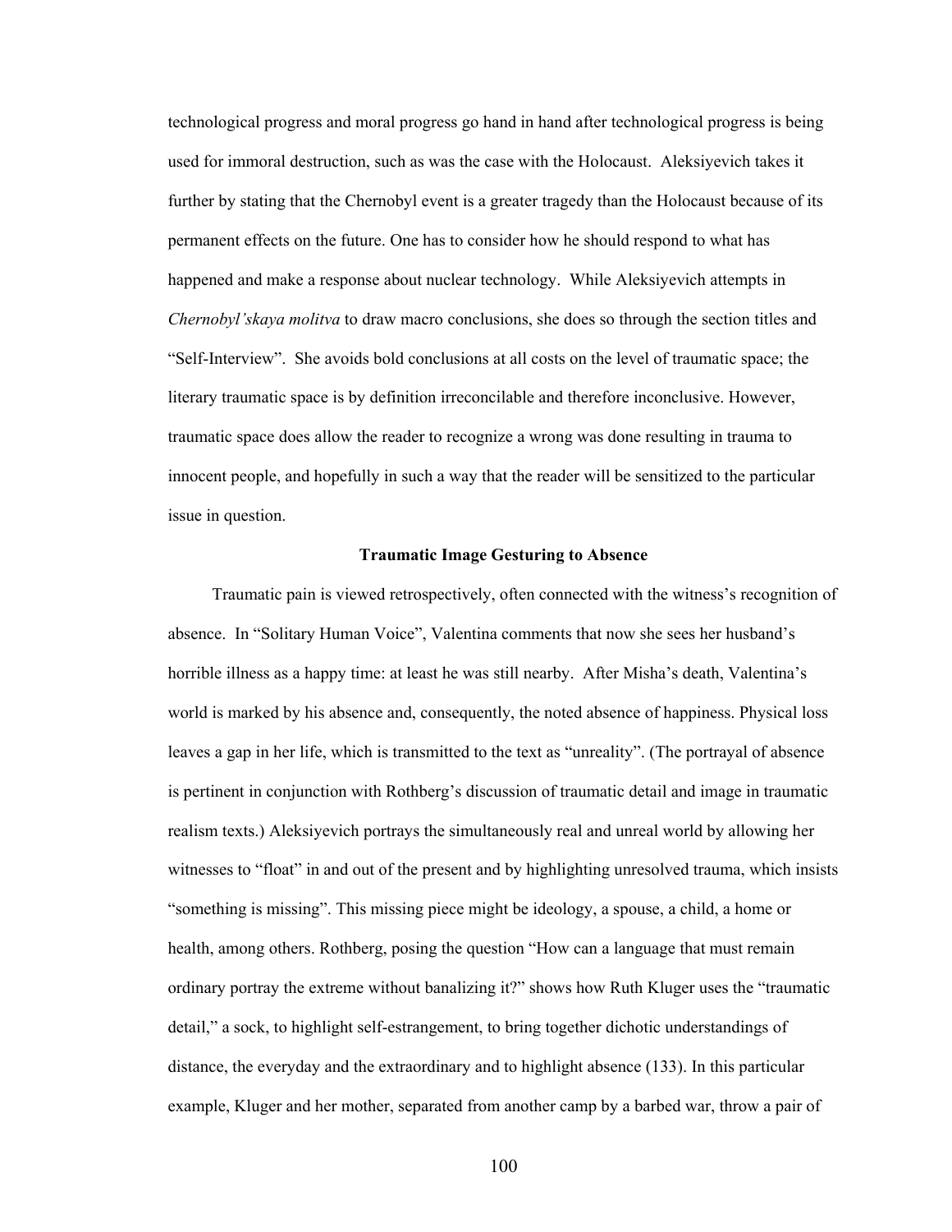technological progress and moral progress go hand in hand after technological progress is being used for immoral destruction, such as was the case with the Holocaust. Aleksiyevich takes it further by stating that the Chernobyl event is a greater tragedy than the Holocaust because of its permanent effects on the future. One has to consider how he should respond to what has happened and make a response about nuclear technology. While Aleksiyevich attempts in *Chernobyl'skaya molitva* to draw macro conclusions, she does so through the section titles and "Self-Interview". She avoids bold conclusions at all costs on the level of traumatic space; the literary traumatic space is by definition irreconcilable and therefore inconclusive. However, traumatic space does allow the reader to recognize a wrong was done resulting in trauma to innocent people, and hopefully in such a way that the reader will be sensitized to the particular issue in question.

### Traumatic Image Gesturing to Absence

Traumatic pain is viewed retrospectively, often connected with the witness's recognition of absence. In "Solitary Human Voice", Valentina comments that now she sees her husband's horrible illness as a happy time: at least he was still nearby. After Misha's death, Valentina's world is marked by his absence and, consequently, the noted absence of happiness. Physical loss leaves a gap in her life, which is transmitted to the text as "unreality". (The portrayal of absence is pertinent in conjunction with Rothberg's discussion of traumatic detail and image in traumatic realism texts.) Aleksiyevich portrays the simultaneously real and unreal world by allowing her witnesses to "float" in and out of the present and by highlighting unresolved trauma, which insists "something is missing". This missing piece might be ideology, a spouse, a child, a home or health, among others. Rothberg, posing the question "How can a language that must remain ordinary portray the extreme without banalizing it?" shows how Ruth Kluger uses the "traumatic detail," a sock, to highlight self-estrangement, to bring together dichotic understandings of distance, the everyday and the extraordinary and to highlight absence (133). In this particular example, Kluger and her mother, separated from another camp by a barbed war, throw a pair of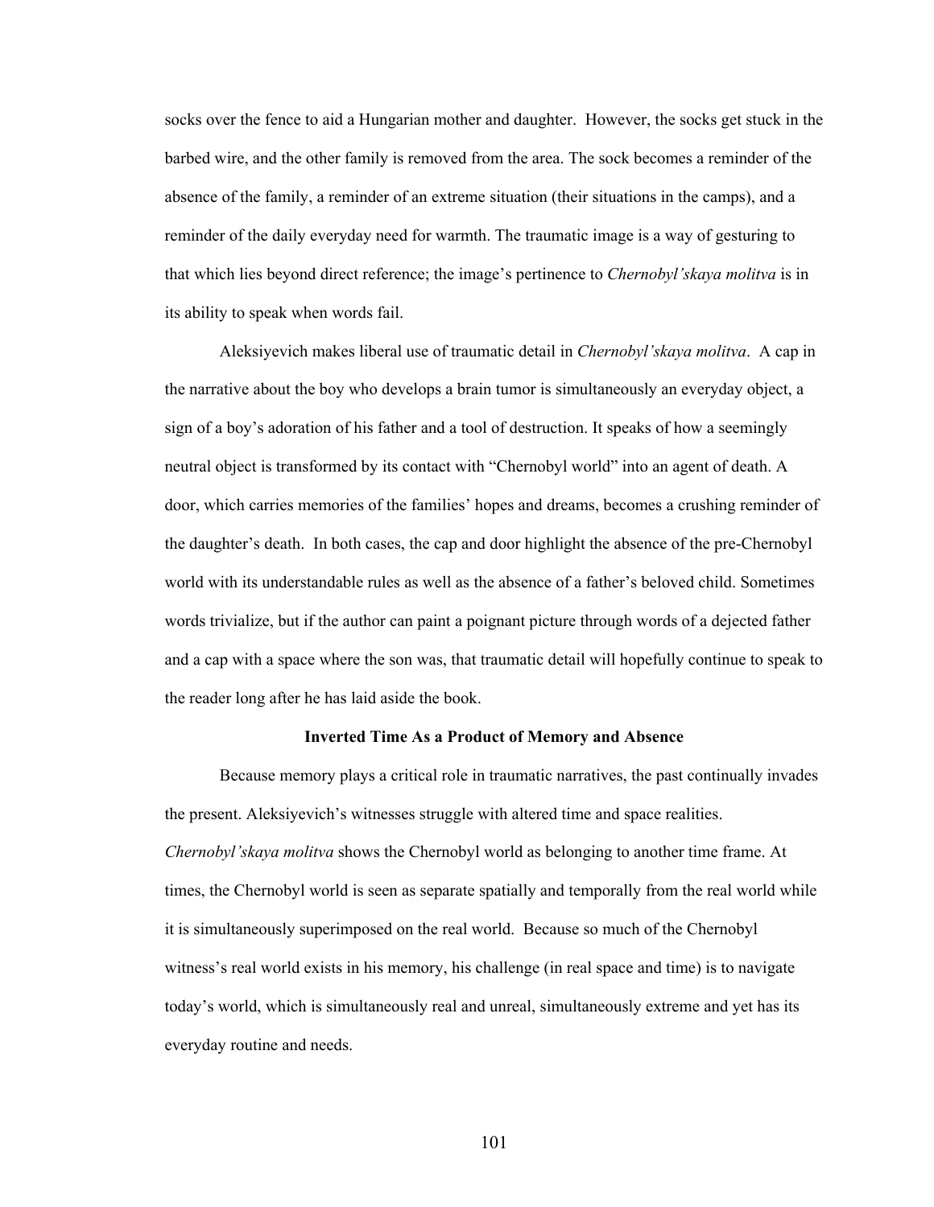socks over the fence to aid a Hungarian mother and daughter. However, the socks get stuck in the barbed wire, and the other family is removed from the area. The sock becomes a reminder of the absence of the family, a reminder of an extreme situation (their situations in the camps), and a reminder of the daily everyday need for warmth. The traumatic image is a way of gesturing to that which lies beyond direct reference; the image's pertinence to *Chernobyl'skaya molitva* is in its ability to speak when words fail.

Aleksiyevich makes liberal use of traumatic detail in *Chernobyl'skaya molitva*. A cap in the narrative about the boy who develops a brain tumor is simultaneously an everyday object, a sign of a boy's adoration of his father and a tool of destruction. It speaks of how a seemingly neutral object is transformed by its contact with "Chernobyl world" into an agent of death. A door, which carries memories of the families' hopes and dreams, becomes a crushing reminder of the daughter's death. In both cases, the cap and door highlight the absence of the pre-Chernobyl world with its understandable rules as well as the absence of a father's beloved child. Sometimes words trivialize, but if the author can paint a poignant picture through words of a dejected father and a cap with a space where the son was, that traumatic detail will hopefully continue to speak to the reader long after he has laid aside the book.

**Inverted Time As a Product of Memory and Absence**

Because memory plays a critical role in traumatic narratives, the past continually invades the present. Aleksiyevich's witnesses struggle with altered time and space realities. *Chernobyl'skaya molitva* shows the Chernobyl world as belonging to another time frame. At times, the Chernobyl world is seen as separate spatially and temporally from the real world while it is simultaneously superimposed on the real world. Because so much of the Chernobyl witness's real world exists in his memory, his challenge (in real space and time) is to navigate today's world, which is simultaneously real and unreal, simultaneously extreme and yet has its everyday routine and needs.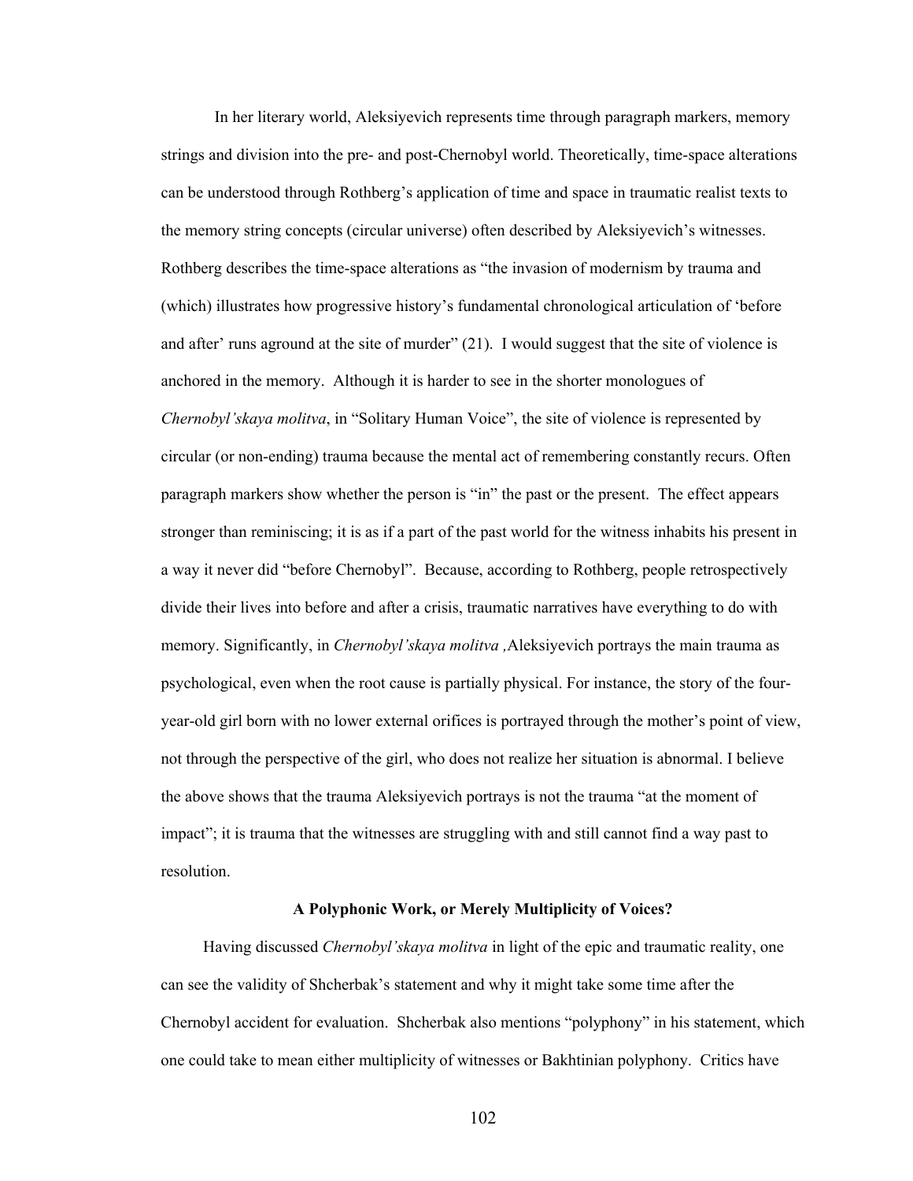In her literary world, Aleksiyevich represents time through paragraph markers, memory strings and division into the pre- and post-Chernobyl world. Theoretically, time-space alterations can be understood through Rothberg's application of time and space in traumatic realist texts to the memory string concepts (circular universe) often described by Aleksiyevich's witnesses. Rothberg describes the time-space alterations as "the invasion of modernism by trauma and (which) illustrates how progressive history's fundamental chronological articulation of 'before and after' runs aground at the site of murder" (21). I would suggest that the site of violence is anchored in the memory. Although it is harder to see in the shorter monologues of *Chernobyl'skaya molitva*, in "Solitary Human Voice", the site of violence is represented by circular (or non-ending) trauma because the mental act of remembering constantly recurs. Often paragraph markers show whether the person is "in" the past or the present. The effect appears stronger than reminiscing; it is as if a part of the past world for the witness inhabits his present in a way it never did "before Chernobyl". Because, according to Rothberg, people retrospectively divide their lives into before and after a crisis, traumatic narratives have everything to do with memory. Significantly, in *Chernobyl'skaya molitva ,*Aleksiyevich portrays the main trauma as psychological, even when the root cause is partially physical. For instance, the story of the four-year-old girl born with no lower external orifices is portrayed through the mother's point of view, not through the perspective of the girl, who does not realize her situation is abnormal. I believe the above shows that the trauma Aleksiyevich portrays is not the trauma "at the moment of impact"; it is trauma that the witnesses are struggling with and still cannot find a way past to resolution.

**A Polyphonic Work, or Merely Multiplicity of Voices?**

Having discussed *Chernobyl'skaya molitva* in light of the epic and traumatic reality, one can see the validity of Shcherbak's statement and why it might take some time after the Chernobyl accident for evaluation. Shcherbak also mentions "polyphony" in his statement, which one could take to mean either multiplicity of witnesses or Bakhtinian polyphony. Critics have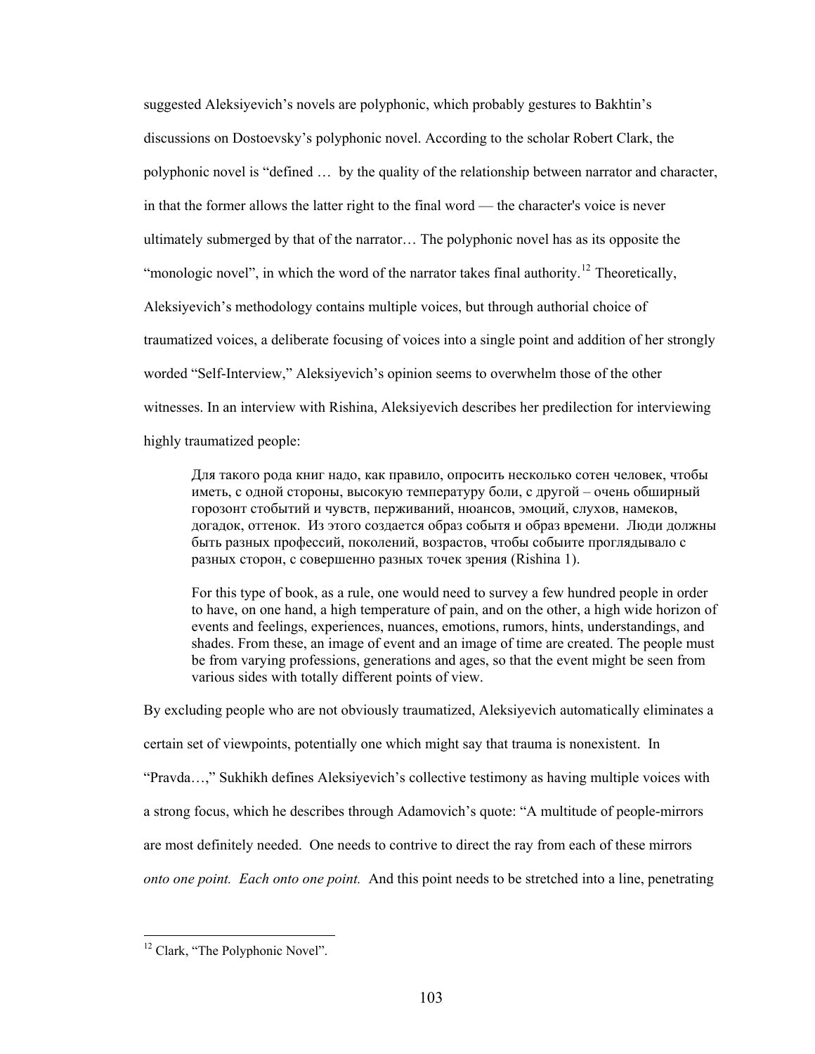suggested Aleksiyevich's novels are polyphonic, which probably gestures to Bakhtin's discussions on Dostoevsky's polyphonic novel. According to the scholar Robert Clark, the polyphonic novel is "defined … by the quality of the relationship between narrator and character, in that the former allows the latter right to the final word — the character's voice is never ultimately submerged by that of the narrator… The polyphonic novel has as its opposite the "monologic novel", in which the word of the narrator takes final authority.[12] Theoretically, Aleksiyevich's methodology contains multiple voices, but through authorial choice of traumatized voices, a deliberate focusing of voices into a single point and addition of her strongly worded "Self-Interview," Aleksiyevich's opinion seems to overwhelm those of the other witnesses. In an interview with Rishina, Aleksiyevich describes her predilection for interviewing highly traumatized people:

> Для такого рода книг надо, как правило, опросить несколько сотен человек, чтобы иметь, с одной стороны, высокую температуру боли, с другой – очень обширный горозонт стобытий и чувств, перживаний, нюансов, эмоций, слухов, намеков, догадок, оттенок. Из этого создается образ собтыя и образ времени. Люди должны быть разных профессий, поколений, возрастов, чтобы собыите проглядывало с разных сторон, с совершенно разных точек зрения (Rishina 1).
>
> For this type of book, as a rule, one would need to survey a few hundred people in order to have, on one hand, a high temperature of pain, and on the other, a high wide horizon of events and feelings, experiences, nuances, emotions, rumors, hints, understandings, and shades. From these, an image of event and an image of time are created. The people must be from varying professions, generations and ages, so that the event might be seen from various sides with totally different points of view.

By excluding people who are not obviously traumatized, Aleksiyevich automatically eliminates a certain set of viewpoints, potentially one which might say that trauma is nonexistent. In "Pravda…," Sukhikh defines Aleksiyevich's collective testimony as having multiple voices with a strong focus, which he describes through Adamovich's quote: "A multitude of people-mirrors are most definitely needed. One needs to contrive to direct the ray from each of these mirrors *onto one point. Each onto one point.* And this point needs to be stretched into a line, penetrating

---

[12] Clark, "The Polyphonic Novel".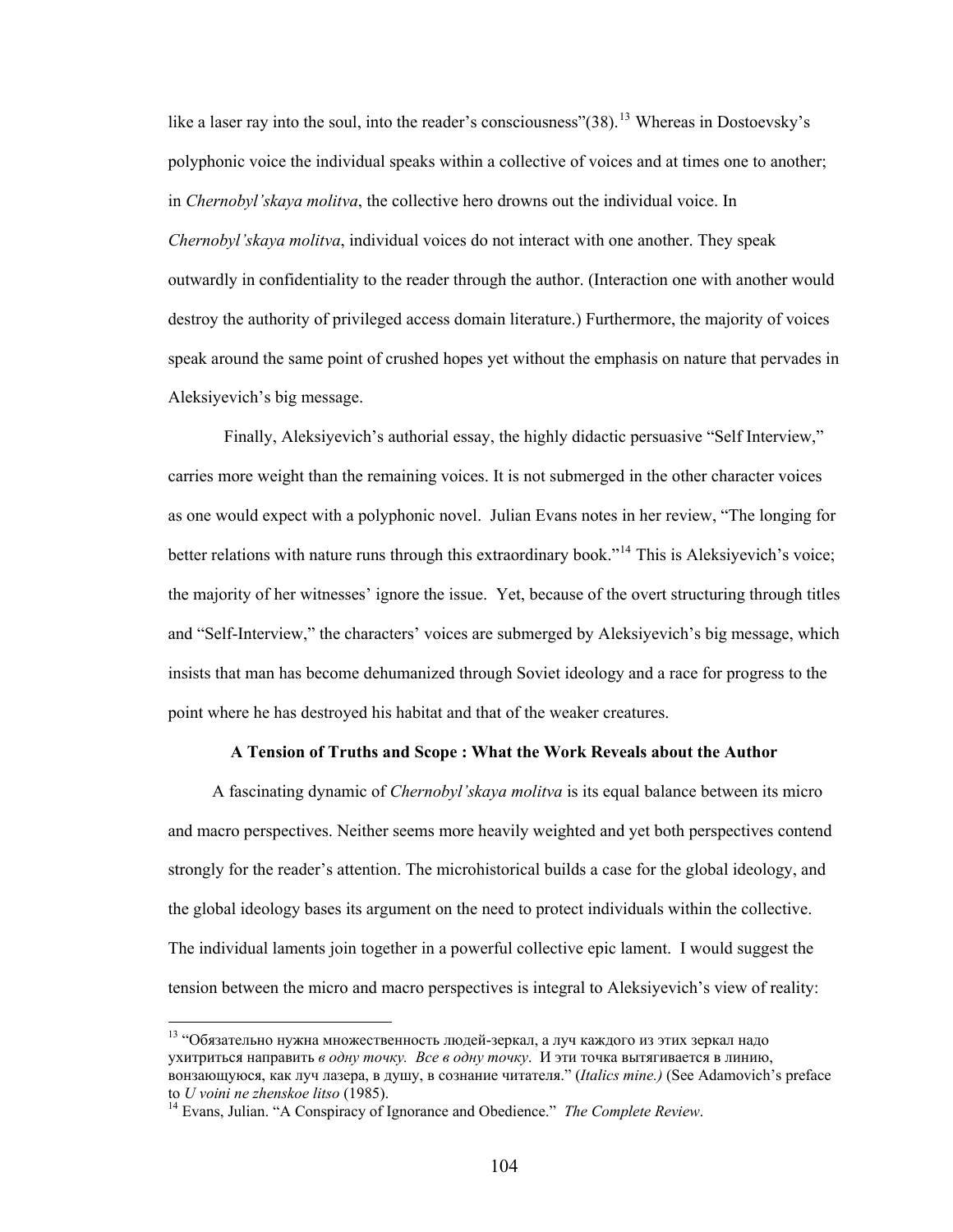like a laser ray into the soul, into the reader's consciousness"(38).[13] Whereas in Dostoevsky's polyphonic voice the individual speaks within a collective of voices and at times one to another; in *Chernobyl'skaya molitva*, the collective hero drowns out the individual voice. In *Chernobyl'skaya molitva*, individual voices do not interact with one another. They speak outwardly in confidentiality to the reader through the author. (Interaction one with another would destroy the authority of privileged access domain literature.) Furthermore, the majority of voices speak around the same point of crushed hopes yet without the emphasis on nature that pervades in Aleksiyevich's big message.

Finally, Aleksiyevich's authorial essay, the highly didactic persuasive "Self Interview," carries more weight than the remaining voices. It is not submerged in the other character voices as one would expect with a polyphonic novel. Julian Evans notes in her review, "The longing for better relations with nature runs through this extraordinary book."[14] This is Aleksiyevich's voice; the majority of her witnesses' ignore the issue. Yet, because of the overt structuring through titles and "Self-Interview," the characters' voices are submerged by Aleksiyevich's big message, which insists that man has become dehumanized through Soviet ideology and a race for progress to the point where he has destroyed his habitat and that of the weaker creatures.

### A Tension of Truths and Scope : What the Work Reveals about the Author

A fascinating dynamic of *Chernobyl'skaya molitva* is its equal balance between its micro and macro perspectives. Neither seems more heavily weighted and yet both perspectives contend strongly for the reader's attention. The microhistorical builds a case for the global ideology, and the global ideology bases its argument on the need to protect individuals within the collective. The individual laments join together in a powerful collective epic lament. I would suggest the tension between the micro and macro perspectives is integral to Aleksiyevich's view of reality:

---

[13] "Обязательно нужна множественность людей-зеркал, а луч каждого из этих зеркал надо ухитриться направить *в одну точку. Все в одну точку*. И эти точка вытягивается в линию, вонзающуюся, как луч лазера, в душу, в сознание читателя." (*Italics mine.)* (See Adamovich's preface to *U voini ne zhenskoe litso* (1985).

[14] Evans, Julian. "A Conspiracy of Ignorance and Obedience." *The Complete Review*.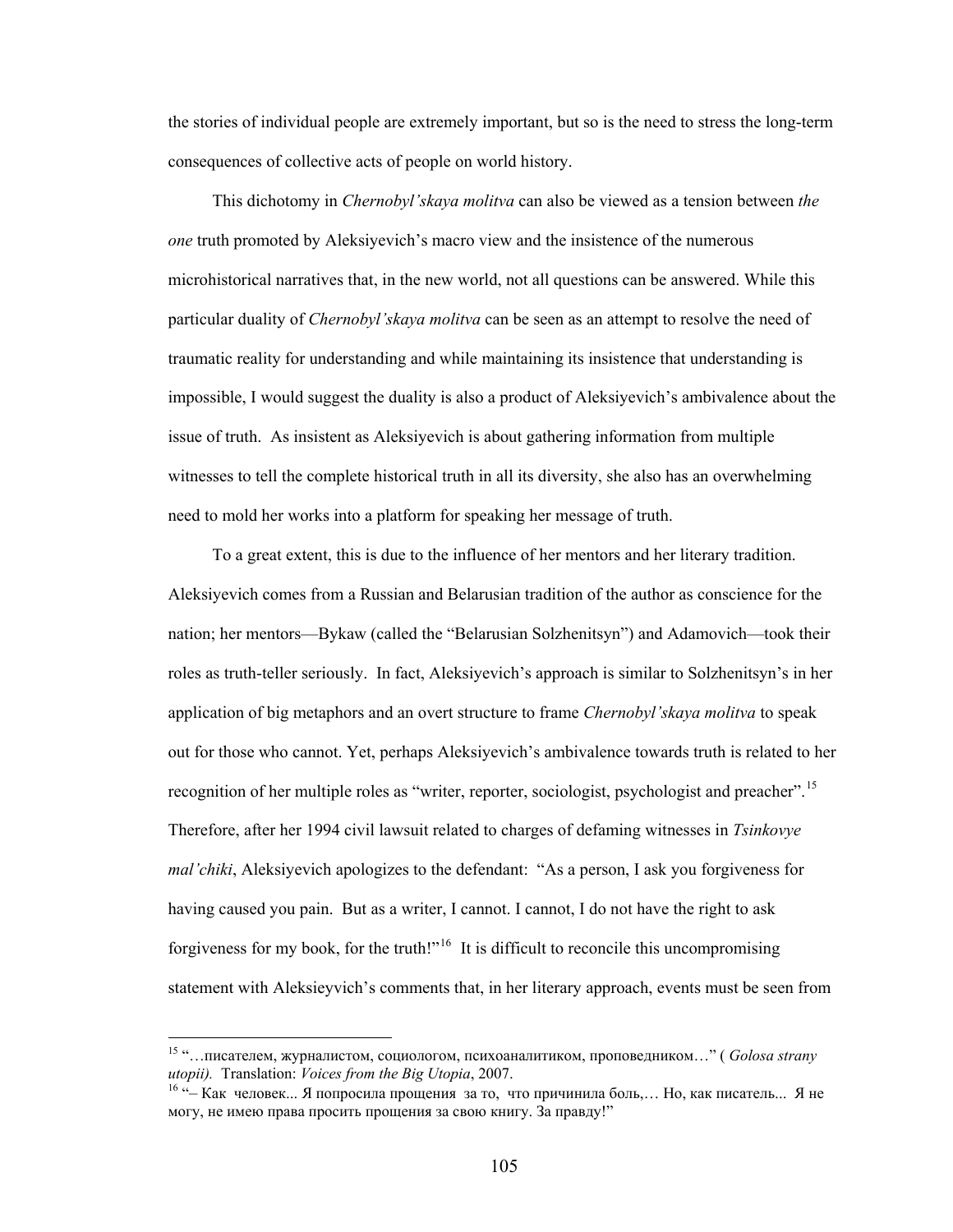the stories of individual people are extremely important, but so is the need to stress the long-term consequences of collective acts of people on world history.

This dichotomy in *Chernobyl'skaya molitva* can also be viewed as a tension between *the one* truth promoted by Aleksiyevich's macro view and the insistence of the numerous microhistorical narratives that, in the new world, not all questions can be answered. While this particular duality of *Chernobyl'skaya molitva* can be seen as an attempt to resolve the need of traumatic reality for understanding and while maintaining its insistence that understanding is impossible, I would suggest the duality is also a product of Aleksiyevich's ambivalence about the issue of truth. As insistent as Aleksiyevich is about gathering information from multiple witnesses to tell the complete historical truth in all its diversity, she also has an overwhelming need to mold her works into a platform for speaking her message of truth.

To a great extent, this is due to the influence of her mentors and her literary tradition. Aleksiyevich comes from a Russian and Belarusian tradition of the author as conscience for the nation; her mentors—Bykaw (called the "Belarusian Solzhenitsyn") and Adamovich—took their roles as truth-teller seriously. In fact, Aleksiyevich's approach is similar to Solzhenitsyn's in her application of big metaphors and an overt structure to frame *Chernobyl'skaya molitva* to speak out for those who cannot. Yet, perhaps Aleksiyevich's ambivalence towards truth is related to her recognition of her multiple roles as "writer, reporter, sociologist, psychologist and preacher".[15] Therefore, after her 1994 civil lawsuit related to charges of defaming witnesses in *Tsinkovye mal'chiki*, Aleksiyevich apologizes to the defendant: "As a person, I ask you forgiveness for having caused you pain. But as a writer, I cannot. I cannot, I do not have the right to ask forgiveness for my book, for the truth!"[16] It is difficult to reconcile this uncompromising statement with Aleksieyvich's comments that, in her literary approach, events must be seen from

---

[15] "…писателем, журналистом, социологом, психоаналитиком, проповедником…" ( *Golosa strany utopii).* Translation: *Voices from the Big Utopia*, 2007.

[16] "– Как человек... Я попросила прощения за то, что причинила боль,… Но, как писатель... Я не могу, не имею права просить прощения за свою книгу. За правду!"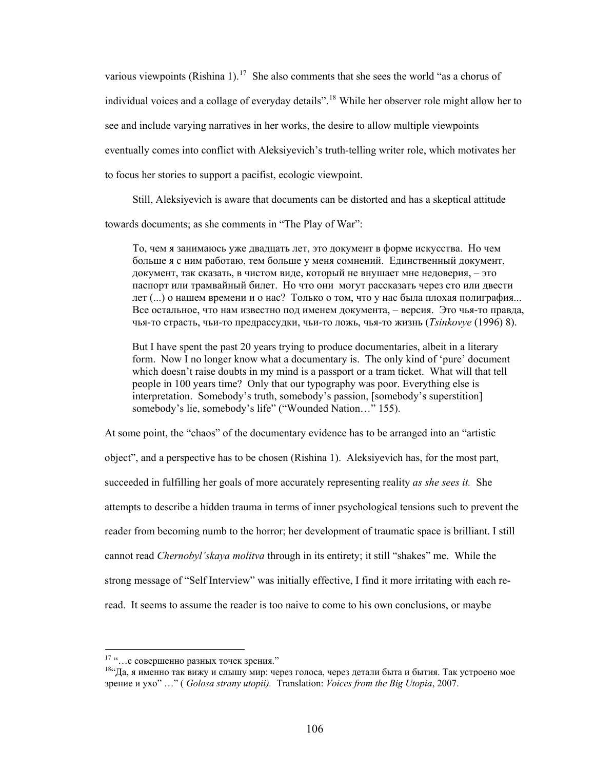various viewpoints (Rishina 1).[17] She also comments that she sees the world "as a chorus of individual voices and a collage of everyday details".[18] While her observer role might allow her to see and include varying narratives in her works, the desire to allow multiple viewpoints eventually comes into conflict with Aleksiyevich's truth-telling writer role, which motivates her to focus her stories to support a pacifist, ecologic viewpoint.

Still, Aleksiyevich is aware that documents can be distorted and has a skeptical attitude towards documents; as she comments in "The Play of War":

> То, чем я занимаюсь уже двадцать лет, это документ в форме искусства. Но чем больше я с ним работаю, тем больше у меня сомнений. Единственный документ, документ, так сказать, в чистом виде, который не внушает мне недоверия, – это паспорт или трамвайный билет. Но что они могут рассказать через сто или двести лет (...) о нашем времени и о нас? Только о том, что у нас была плохая полиграфия... Все остальное, что нам известно под именем документа, – версия. Это чья-то правда, чья-то страсть, чьи-то предрассудки, чья-то ложь, чья-то жизнь (*Tsinkovye* (1996) 8).
>
> But I have spent the past 20 years trying to produce documentaries, albeit in a literary form. Now I no longer know what a documentary is. The only kind of 'pure' document which doesn't raise doubts in my mind is a passport or a tram ticket. What will that tell people in 100 years time? Only that our typography was poor. Everything else is interpretation. Somebody's truth, somebody's passion, [somebody's superstition] somebody's lie, somebody's life" ("Wounded Nation…" 155).

At some point, the "chaos" of the documentary evidence has to be arranged into an "artistic object", and a perspective has to be chosen (Rishina 1). Aleksiyevich has, for the most part, succeeded in fulfilling her goals of more accurately representing reality *as she sees it.* She attempts to describe a hidden trauma in terms of inner psychological tensions such to prevent the reader from becoming numb to the horror; her development of traumatic space is brilliant. I still cannot read *Chernobyl'skaya molitva* through in its entirety; it still "shakes" me. While the strong message of "Self Interview" was initially effective, I find it more irritating with each re-read. It seems to assume the reader is too naive to come to his own conclusions, or maybe

---

[17] "…с совершенно разных точек зрения."

[18] "Да, я именно так вижу и слышу мир: через голоса, через детали быта и бытия. Так устроено мое зрение и ухо" …" ( *Golosa strany utopii).* Translation: *Voices from the Big Utopia*, 2007.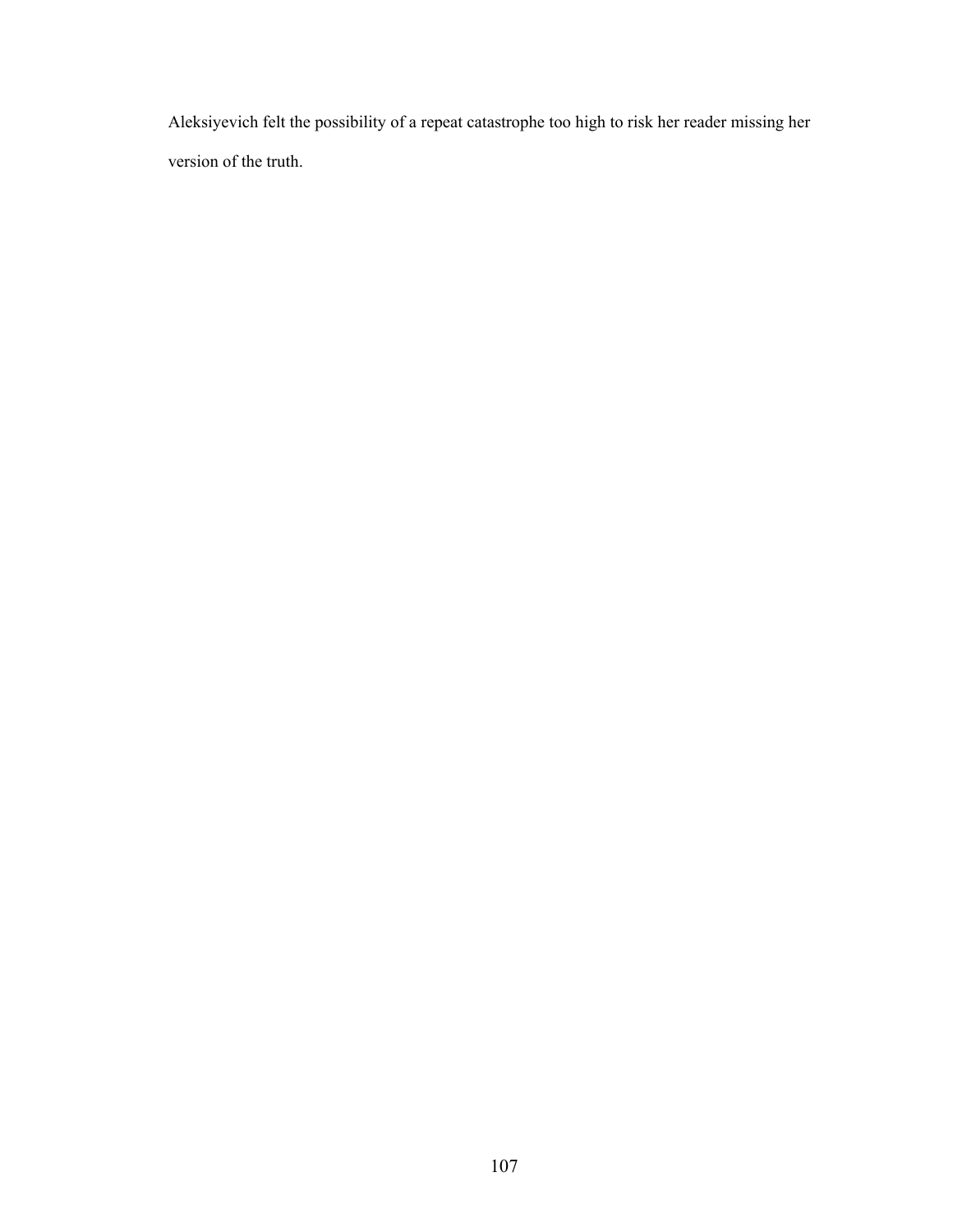Aleksiyevich felt the possibility of a repeat catastrophe too high to risk her reader missing her version of the truth.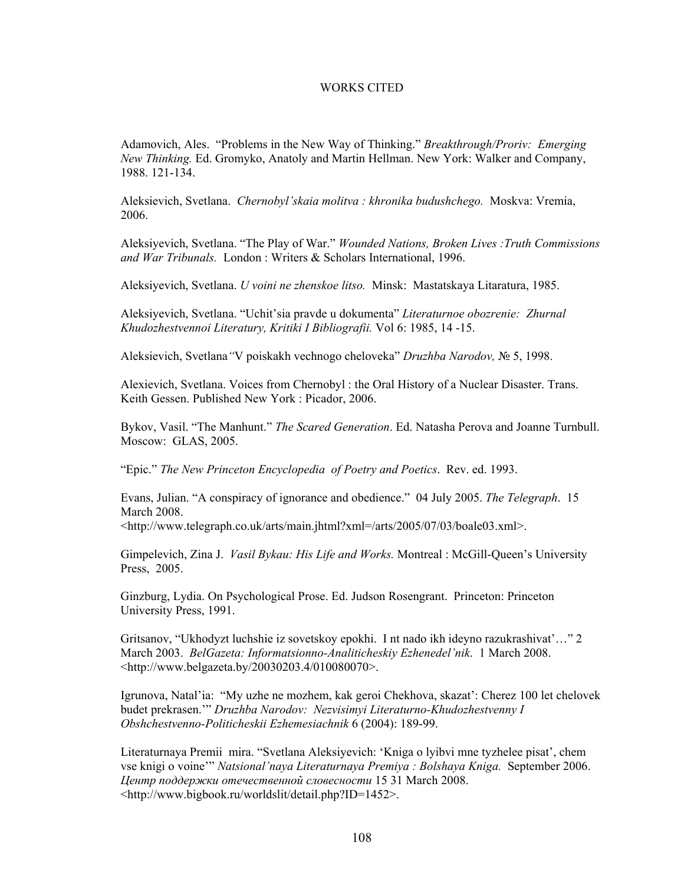# WORKS CITED

Adamovich, Ales. "Problems in the New Way of Thinking." *Breakthrough/Proriv: Emerging New Thinking.* Ed. Gromyko, Anatoly and Martin Hellman. New York: Walker and Company, 1988. 121-134.

Aleksievich, Svetlana. *Chernobyl'skaia molitva : khronika budushchego.* Moskva: Vremia, 2006.

Aleksiyevich, Svetlana. "The Play of War." *Wounded Nations, Broken Lives :Truth Commissions and War Tribunals.* London : Writers & Scholars International, 1996.

Aleksiyevich, Svetlana. *U voini ne zhenskoe litso.* Minsk: Mastatskaya Litaratura, 1985.

Aleksiyevich, Svetlana. "Uchit'sia pravde u dokumenta" *Literaturnoe obozrenie: Zhurnal Khudozhestvennoi Literatury, Kritiki I Bibliografii.* Vol 6: 1985, 14 -15.

Aleksievich, Svetlana*"*V poiskakh vechnogo cheloveka" *Druzhba Narodov,* № 5, 1998.

Alexievich, Svetlana. Voices from Chernobyl : the Oral History of a Nuclear Disaster. Trans. Keith Gessen. Published New York : Picador, 2006.

Bykov, Vasil. "The Manhunt." *The Scared Generation*. Ed. Natasha Perova and Joanne Turnbull. Moscow: GLAS, 2005.

"Epic." *The New Princeton Encyclopedia of Poetry and Poetics*. Rev. ed. 1993.

Evans, Julian. "A conspiracy of ignorance and obedience." 04 July 2005. *The Telegraph*. 15 March 2008. <http://www.telegraph.co.uk/arts/main.jhtml?xml=/arts/2005/07/03/boale03.xml>.

Gimpelevich, Zina J. *Vasil Bykau: His Life and Works.* Montreal : McGill-Queen's University Press, 2005.

Ginzburg, Lydia. On Psychological Prose. Ed. Judson Rosengrant. Princeton: Princeton University Press, 1991.

Gritsanov, "Ukhodyzt luchshie iz sovetskoy epokhi. I nt nado ikh ideyno razukrashivat'…" 2 March 2003. *BelGazeta: Informatsionno-Analiticheskiy Ezhenedel'nik*. 1 March 2008. <http://www.belgazeta.by/20030203.4/010080070>.

Igrunova, Natal'ia: "My uzhe ne mozhem, kak geroi Chekhova, skazat': Cherez 100 let chelovek budet prekrasen.'" *Druzhba Narodov: Nezvisimyi Literaturno-Khudozhestvenny I Obshchestvenno-Politicheskii Ezhemesiachnik* 6 (2004): 189-99.

Literaturnaya Premii mira. "Svetlana Aleksiyevich: 'Kniga o lyibvi mne tyzhelee pisat', chem vse knigi o voine'" *Natsional'naya Literaturnaya Premiya : Bolshaya Kniga.* September 2006. *Центр поддержки отечественной словесности* 15 31 March 2008. <http://www.bigbook.ru/worldslit/detail.php?ID=1452>.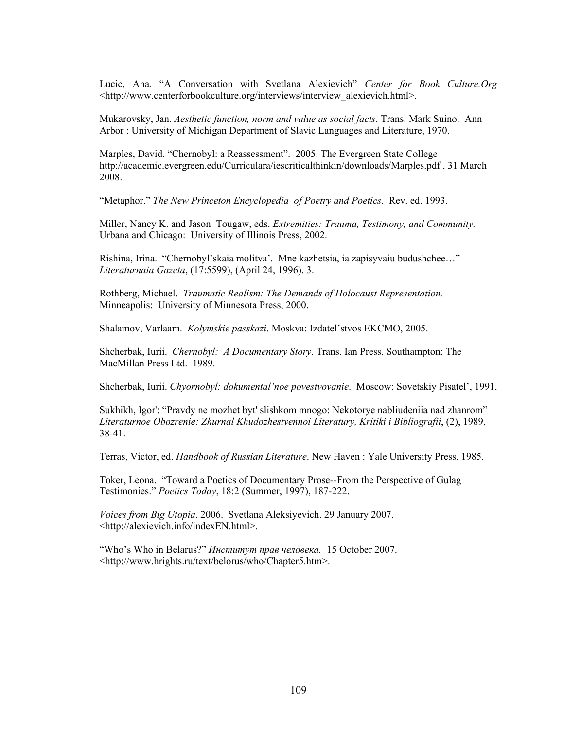Lucic, Ana. "A Conversation with Svetlana Alexievich" *Center for Book Culture.Org* <http://www.centerforbookculture.org/interviews/interview_alexievich.html>.

Mukarovsky, Jan. *Aesthetic function, norm and value as social facts*. Trans. Mark Suino. Ann Arbor : University of Michigan Department of Slavic Languages and Literature, 1970.

Marples, David. "Chernobyl: a Reassessment". 2005. The Evergreen State College http://academic.evergreen.edu/Curriculara/iescriticalthinkin/downloads/Marples.pdf . 31 March 2008.

"Metaphor." *The New Princeton Encyclopedia of Poetry and Poetics*. Rev. ed. 1993.

Miller, Nancy K. and Jason Tougaw, eds. *Extremities: Trauma, Testimony, and Community.* Urbana and Chicago: University of Illinois Press, 2002.

Rishina, Irina. "Chernobyl'skaia molitva'. Mne kazhetsia, ia zapisyvaiu budushchee…" *Literaturnaia Gazeta*, (17:5599), (April 24, 1996). 3.

Rothberg, Michael. *Traumatic Realism: The Demands of Holocaust Representation.* Minneapolis: University of Minnesota Press, 2000.

Shalamov, Varlaam. *Kolymskie passkazi*. Moskva: Izdatel'stvos EKCMO, 2005.

Shcherbak, Iurii. *Chernobyl: A Documentary Story*. Trans. Ian Press. Southampton: The MacMillan Press Ltd. 1989.

Shcherbak, Iurii. *Chyornobyl: dokumental'noe povestvovanie*. Moscow: Sovetskiy Pisatel', 1991.

Sukhikh, Igor': "Pravdy ne mozhet byt' slishkom mnogo: Nekotorye nabliudeniia nad zhanrom" *Literaturnoe Obozrenie: Zhurnal Khudozhestvennoi Literatury, Kritiki i Bibliografii*, (2), 1989, 38-41.

Terras, Victor, ed. *Handbook of Russian Literature*. New Haven : Yale University Press, 1985.

Toker, Leona. "Toward a Poetics of Documentary Prose--From the Perspective of Gulag Testimonies." *Poetics Today*, 18:2 (Summer, 1997), 187-222.

*Voices from Big Utopia*. 2006. Svetlana Aleksiyevich. 29 January 2007. <http://alexievich.info/indexEN.html>.

"Who's Who in Belarus?" *Институт прав человека.* 15 October 2007. <http://www.hrights.ru/text/belorus/who/Chapter5.htm>.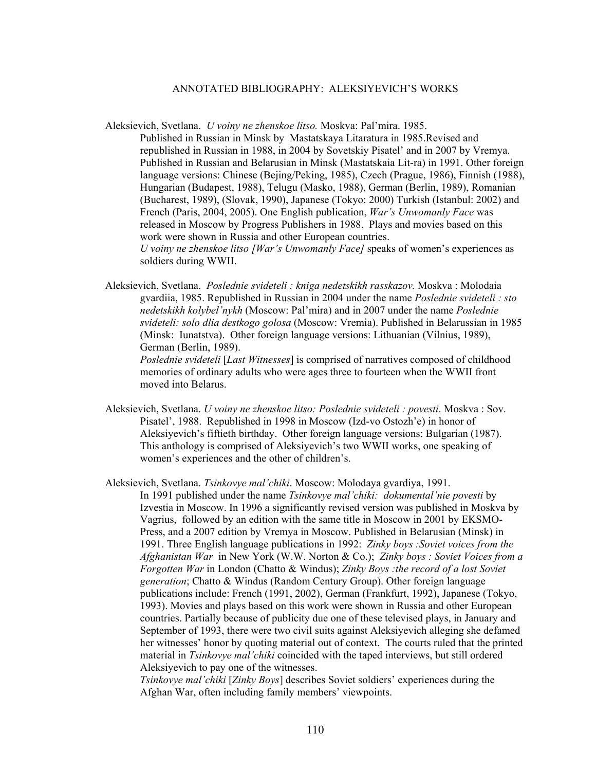ANNOTATED BIBLIOGRAPHY: ALEKSIYEVICH'S WORKS

Aleksievich, Svetlana. *U voiny ne zhenskoe litso.* Moskva: Pal'mira. 1985.
Published in Russian in Minsk by Mastatskaya Litaratura in 1985.Revised and republished in Russian in 1988, in 2004 by Sovetskiy Pisatel' and in 2007 by Vremya. Published in Russian and Belarusian in Minsk (Mastatskaia Lit-ra) in 1991. Other foreign language versions: Chinese (Bejing/Peking, 1985), Czech (Prague, 1986), Finnish (1988), Hungarian (Budapest, 1988), Telugu (Masko, 1988), German (Berlin, 1989), Romanian (Bucharest, 1989), (Slovak, 1990), Japanese (Tokyo: 2000) Turkish (Istanbul: 2002) and French (Paris, 2004, 2005). One English publication, *War's Unwomanly Face* was released in Moscow by Progress Publishers in 1988. Plays and movies based on this work were shown in Russia and other European countries.
*U voiny ne zhenskoe litso [War's Unwomanly Face]* speaks of women's experiences as soldiers during WWII.

Aleksievich, Svetlana. *Poslednie svideteli : kniga nedetskikh rasskazov.* Moskva : Molodaia gvardiia, 1985. Republished in Russian in 2004 under the name *Poslednie svideteli : sto nedetskikh kolybel'nykh* (Moscow: Pal'mira) and in 2007 under the name *Poslednie svideteli: solo dlia destkogo golosa* (Moscow: Vremia). Published in Belarussian in 1985 (Minsk: Iunatstva). Other foreign language versions: Lithuanian (Vilnius, 1989), German (Berlin, 1989).
*Poslednie svideteli* [*Last Witnesses*] is comprised of narratives composed of childhood memories of ordinary adults who were ages three to fourteen when the WWII front moved into Belarus.

Aleksievich, Svetlana. *U voiny ne zhenskoe litso: Poslednie svideteli : povesti*. Moskva : Sov. Pisatel', 1988. Republished in 1998 in Moscow (Izd-vo Ostozh'e) in honor of Aleksiyevich's fiftieth birthday. Other foreign language versions: Bulgarian (1987). This anthology is comprised of Aleksiyevich's two WWII works, one speaking of women's experiences and the other of children's.

Aleksievich, Svetlana. *Tsinkovye mal'chiki*. Moscow: Molodaya gvardiya, 1991.
In 1991 published under the name *Tsinkovye mal'chiki: dokumental'nie povesti* by Izvestia in Moscow. In 1996 a significantly revised version was published in Moskva by Vagrius, followed by an edition with the same title in Moscow in 2001 by EKSMO-Press, and a 2007 edition by Vremya in Moscow. Published in Belarusian (Minsk) in 1991. Three English language publications in 1992: *Zinky boys :Soviet voices from the Afghanistan War* in New York (W.W. Norton & Co.); *Zinky boys : Soviet Voices from a Forgotten War* in London (Chatto & Windus); *Zinky Boys :the record of a lost Soviet generation*; Chatto & Windus (Random Century Group). Other foreign language publications include: French (1991, 2002), German (Frankfurt, 1992), Japanese (Tokyo, 1993). Movies and plays based on this work were shown in Russia and other European countries. Partially because of publicity due one of these televised plays, in January and September of 1993, there were two civil suits against Aleksiyevich alleging she defamed her witnesses' honor by quoting material out of context. The courts ruled that the printed material in *Tsinkovye mal'chiki* coincided with the taped interviews, but still ordered Aleksiyevich to pay one of the witnesses.
*Tsinkovye mal'chiki* [*Zinky Boys*] describes Soviet soldiers' experiences during the Afghan War, often including family members' viewpoints.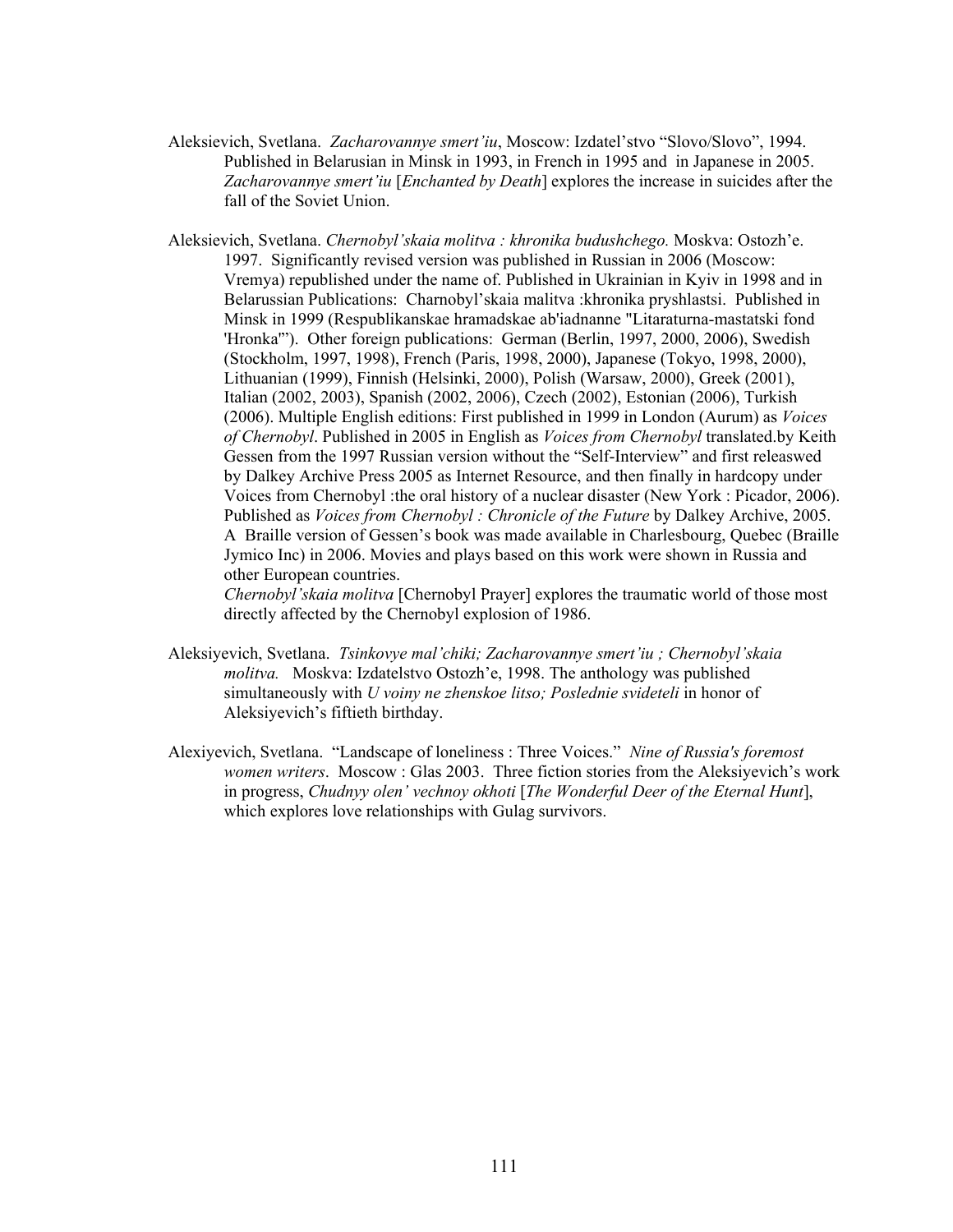Aleksievich, Svetlana. *Zacharovannye smert'iu*, Moscow: Izdatel'stvo "Slovo/Slovo", 1994. Published in Belarusian in Minsk in 1993, in French in 1995 and in Japanese in 2005. *Zacharovannye smert'iu* [*Enchanted by Death*] explores the increase in suicides after the fall of the Soviet Union.

Aleksievich, Svetlana. *Chernobyl'skaia molitva : khronika budushchego.* Moskva: Ostozh'e. 1997. Significantly revised version was published in Russian in 2006 (Moscow: Vremya) republished under the name of. Published in Ukrainian in Kyiv in 1998 and in Belarussian Publications: Charnobyl'skaia malitva :khronika pryshlastsi. Published in Minsk in 1999 (Respublikanskae hramadskae ab'iadnanne "Litaraturna-mastatski fond 'Hronka'"). Other foreign publications: German (Berlin, 1997, 2000, 2006), Swedish (Stockholm, 1997, 1998), French (Paris, 1998, 2000), Japanese (Tokyo, 1998, 2000), Lithuanian (1999), Finnish (Helsinki, 2000), Polish (Warsaw, 2000), Greek (2001), Italian (2002, 2003), Spanish (2002, 2006), Czech (2002), Estonian (2006), Turkish (2006). Multiple English editions: First published in 1999 in London (Aurum) as *Voices of Chernobyl*. Published in 2005 in English as *Voices from Chernobyl* translated.by Keith Gessen from the 1997 Russian version without the "Self-Interview" and first releaswed by Dalkey Archive Press 2005 as Internet Resource, and then finally in hardcopy under Voices from Chernobyl :the oral history of a nuclear disaster (New York : Picador, 2006). Published as *Voices from Chernobyl : Chronicle of the Future* by Dalkey Archive, 2005. A Braille version of Gessen's book was made available in Charlesbourg, Quebec (Braille Jymico Inc) in 2006. Movies and plays based on this work were shown in Russia and other European countries.
*Chernobyl'skaia molitva* [Chernobyl Prayer] explores the traumatic world of those most directly affected by the Chernobyl explosion of 1986.

Aleksiyevich, Svetlana. *Tsinkovye mal'chiki; Zacharovannye smert'iu ; Chernobyl'skaia molitva.* Moskva: Izdatelstvo Ostozh'e, 1998. The anthology was published simultaneously with *U voiny ne zhenskoe litso; Poslednie svideteli* in honor of Aleksiyevich's fiftieth birthday.

Alexiyevich, Svetlana. "Landscape of loneliness : Three Voices." *Nine of Russia's foremost women writers*. Moscow : Glas 2003. Three fiction stories from the Aleksiyevich's work in progress, *Chudnyy olen' vechnoy okhoti* [*The Wonderful Deer of the Eternal Hunt*], which explores love relationships with Gulag survivors.